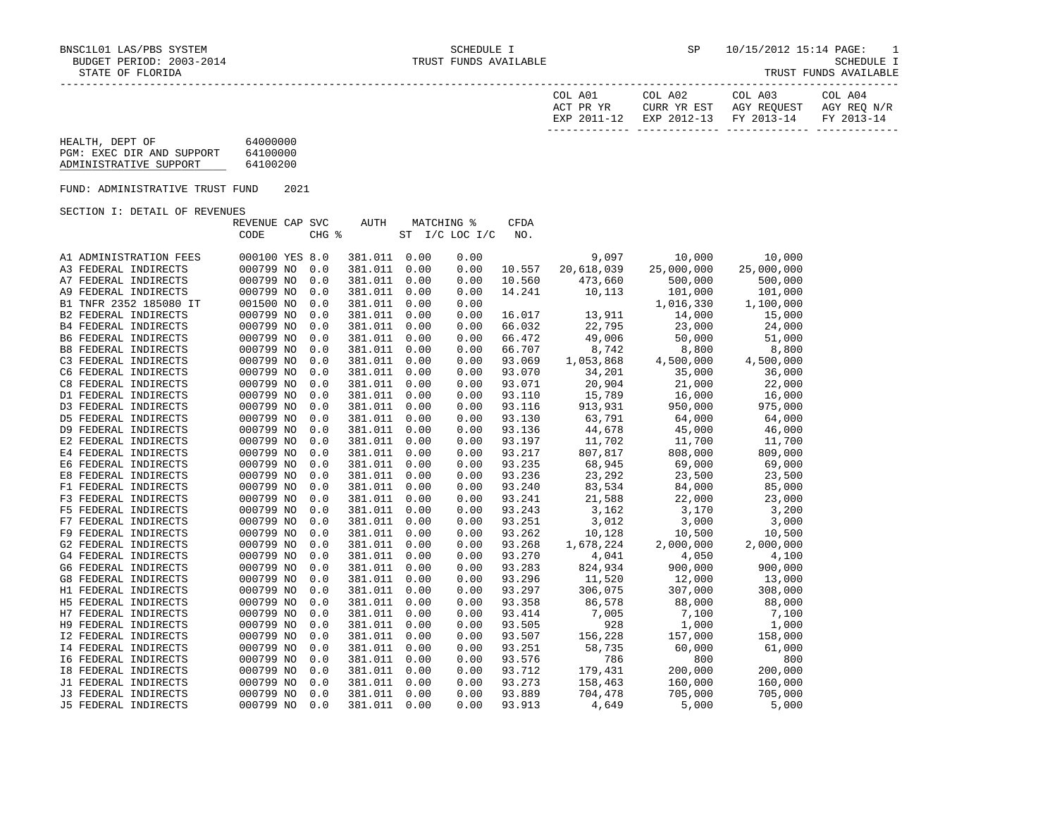BNSC1L01 LAS/PBS SYSTEM — SCHEDULE I — SP 10/15/2012 15:14

BUDGET PERIOD: 2003-2014 — TRUST FUNDS AVAILABLE — SCHEDULE I

STATE OF FLORIDA — TRUST FUNDS AVAILABLE

HEALTH, DEPT OF 64000000
PGM: EXEC DIR AND SUPPORT 64100000
ADMINISTRATIVE SUPPORT 64100200

FUND: ADMINISTRATIVE TRUST FUND 2021

SECTION I: DETAIL OF REVENUES

| | REVENUE CODE | CAP | SVC CHG % | AUTH | MATCHING % ST I/C | LOC I/C | CFDA NO. | COL A01 ACT PR YR EXP 2011-12 | COL A02 CURR YR EST EXP 2012-13 | COL A03 AGY REQUEST FY 2013-14 | COL A04 AGY REQ N/R FY 2013-14 |
|---|---|---|---|---|---|---|---|---|---|---|---|
| A1 ADMINISTRATION FEES | 000100 | YES | 8.0 | 381.011 | 0.00 | 0.00 | | 9,097 | 10,000 | 10,000 | |
| A3 FEDERAL INDIRECTS | 000799 | NO | 0.0 | 381.011 | 0.00 | 0.00 | 10.557 | 20,618,039 | 25,000,000 | 25,000,000 | |
| A7 FEDERAL INDIRECTS | 000799 | NO | 0.0 | 381.011 | 0.00 | 0.00 | 10.560 | 473,660 | 500,000 | 500,000 | |
| A9 FEDERAL INDIRECTS | 000799 | NO | 0.0 | 381.011 | 0.00 | 0.00 | 14.241 | 10,113 | 101,000 | 101,000 | |
| B1 TNFR 2352 185080 IT | 001500 | NO | 0.0 | 381.011 | 0.00 | 0.00 | | | 1,016,330 | 1,100,000 | |
| B2 FEDERAL INDIRECTS | 000799 | NO | 0.0 | 381.011 | 0.00 | 0.00 | 16.017 | 13,911 | 14,000 | 15,000 | |
| B4 FEDERAL INDIRECTS | 000799 | NO | 0.0 | 381.011 | 0.00 | 0.00 | 66.032 | 22,795 | 23,000 | 24,000 | |
| B6 FEDERAL INDIRECTS | 000799 | NO | 0.0 | 381.011 | 0.00 | 0.00 | 66.472 | 49,006 | 50,000 | 51,000 | |
| B8 FEDERAL INDIRECTS | 000799 | NO | 0.0 | 381.011 | 0.00 | 0.00 | 66.707 | 8,742 | 8,800 | 8,800 | |
| C3 FEDERAL INDIRECTS | 000799 | NO | 0.0 | 381.011 | 0.00 | 0.00 | 93.069 | 1,053,868 | 4,500,000 | 4,500,000 | |
| C6 FEDERAL INDIRECTS | 000799 | NO | 0.0 | 381.011 | 0.00 | 0.00 | 93.070 | 34,201 | 35,000 | 36,000 | |
| C8 FEDERAL INDIRECTS | 000799 | NO | 0.0 | 381.011 | 0.00 | 0.00 | 93.071 | 20,904 | 21,000 | 22,000 | |
| D1 FEDERAL INDIRECTS | 000799 | NO | 0.0 | 381.011 | 0.00 | 0.00 | 93.110 | 15,789 | 16,000 | 16,000 | |
| D3 FEDERAL INDIRECTS | 000799 | NO | 0.0 | 381.011 | 0.00 | 0.00 | 93.116 | 913,931 | 950,000 | 975,000 | |
| D5 FEDERAL INDIRECTS | 000799 | NO | 0.0 | 381.011 | 0.00 | 0.00 | 93.130 | 63,791 | 64,000 | 64,000 | |
| D9 FEDERAL INDIRECTS | 000799 | NO | 0.0 | 381.011 | 0.00 | 0.00 | 93.136 | 44,678 | 45,000 | 46,000 | |
| E2 FEDERAL INDIRECTS | 000799 | NO | 0.0 | 381.011 | 0.00 | 0.00 | 93.197 | 11,702 | 11,700 | 11,700 | |
| E4 FEDERAL INDIRECTS | 000799 | NO | 0.0 | 381.011 | 0.00 | 0.00 | 93.217 | 807,817 | 808,000 | 809,000 | |
| E6 FEDERAL INDIRECTS | 000799 | NO | 0.0 | 381.011 | 0.00 | 0.00 | 93.235 | 68,945 | 69,000 | 69,000 | |
| E8 FEDERAL INDIRECTS | 000799 | NO | 0.0 | 381.011 | 0.00 | 0.00 | 93.236 | 23,292 | 23,500 | 23,500 | |
| F1 FEDERAL INDIRECTS | 000799 | NO | 0.0 | 381.011 | 0.00 | 0.00 | 93.240 | 83,534 | 84,000 | 85,000 | |
| F3 FEDERAL INDIRECTS | 000799 | NO | 0.0 | 381.011 | 0.00 | 0.00 | 93.241 | 21,588 | 22,000 | 23,000 | |
| F5 FEDERAL INDIRECTS | 000799 | NO | 0.0 | 381.011 | 0.00 | 0.00 | 93.243 | 3,162 | 3,170 | 3,200 | |
| F7 FEDERAL INDIRECTS | 000799 | NO | 0.0 | 381.011 | 0.00 | 0.00 | 93.251 | 3,012 | 3,000 | 3,000 | |
| F9 FEDERAL INDIRECTS | 000799 | NO | 0.0 | 381.011 | 0.00 | 0.00 | 93.262 | 10,128 | 10,500 | 10,500 | |
| G2 FEDERAL INDIRECTS | 000799 | NO | 0.0 | 381.011 | 0.00 | 0.00 | 93.268 | 1,678,224 | 2,000,000 | 2,000,000 | |
| G4 FEDERAL INDIRECTS | 000799 | NO | 0.0 | 381.011 | 0.00 | 0.00 | 93.270 | 4,041 | 4,050 | 4,100 | |
| G6 FEDERAL INDIRECTS | 000799 | NO | 0.0 | 381.011 | 0.00 | 0.00 | 93.283 | 824,934 | 900,000 | 900,000 | |
| G8 FEDERAL INDIRECTS | 000799 | NO | 0.0 | 381.011 | 0.00 | 0.00 | 93.296 | 11,520 | 12,000 | 13,000 | |
| H1 FEDERAL INDIRECTS | 000799 | NO | 0.0 | 381.011 | 0.00 | 0.00 | 93.297 | 306,075 | 307,000 | 308,000 | |
| H5 FEDERAL INDIRECTS | 000799 | NO | 0.0 | 381.011 | 0.00 | 0.00 | 93.358 | 86,578 | 88,000 | 88,000 | |
| H7 FEDERAL INDIRECTS | 000799 | NO | 0.0 | 381.011 | 0.00 | 0.00 | 93.414 | 7,005 | 7,100 | 7,100 | |
| H9 FEDERAL INDIRECTS | 000799 | NO | 0.0 | 381.011 | 0.00 | 0.00 | 93.505 | 928 | 1,000 | 1,000 | |
| I2 FEDERAL INDIRECTS | 000799 | NO | 0.0 | 381.011 | 0.00 | 0.00 | 93.507 | 156,228 | 157,000 | 158,000 | |
| I4 FEDERAL INDIRECTS | 000799 | NO | 0.0 | 381.011 | 0.00 | 0.00 | 93.251 | 58,735 | 60,000 | 61,000 | |
| I6 FEDERAL INDIRECTS | 000799 | NO | 0.0 | 381.011 | 0.00 | 0.00 | 93.576 | 786 | 800 | 800 | |
| I8 FEDERAL INDIRECTS | 000799 | NO | 0.0 | 381.011 | 0.00 | 0.00 | 93.712 | 179,431 | 200,000 | 200,000 | |
| J1 FEDERAL INDIRECTS | 000799 | NO | 0.0 | 381.011 | 0.00 | 0.00 | 93.273 | 158,463 | 160,000 | 160,000 | |
| J3 FEDERAL INDIRECTS | 000799 | NO | 0.0 | 381.011 | 0.00 | 0.00 | 93.889 | 704,478 | 705,000 | 705,000 | |
| J5 FEDERAL INDIRECTS | 000799 | NO | 0.0 | 381.011 | 0.00 | 0.00 | 93.913 | 4,649 | 5,000 | 5,000 | |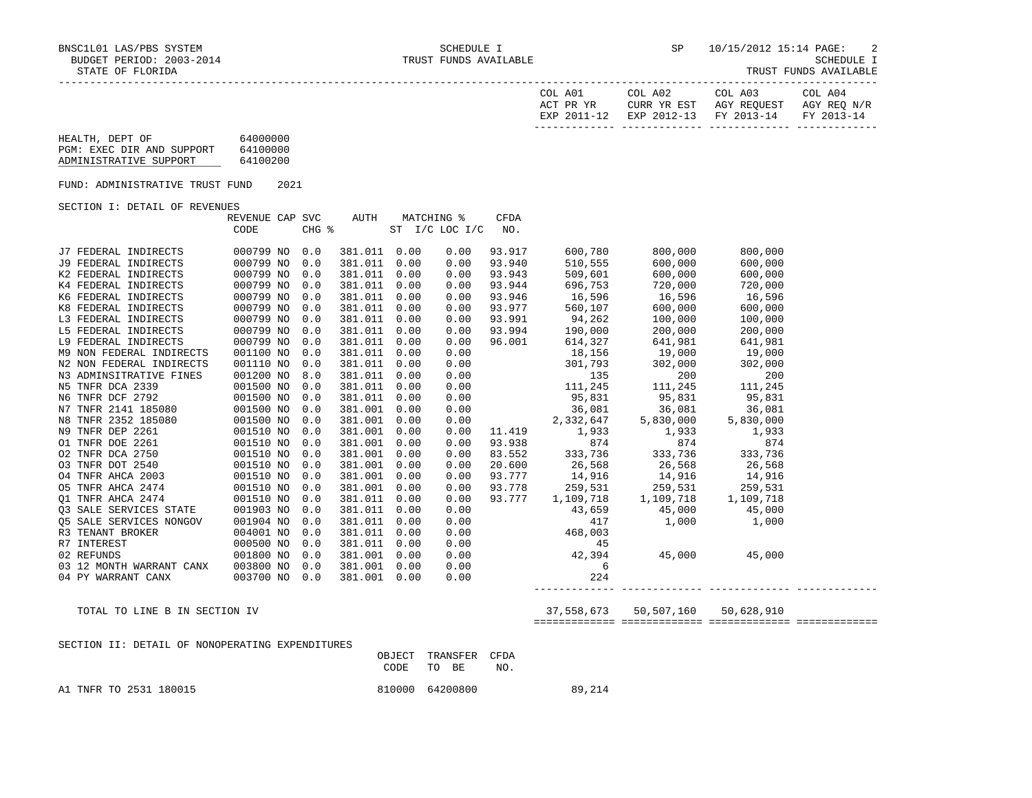BNSC1L01 LAS/PBS SYSTEM
BUDGET PERIOD: 2003-2014
STATE OF FLORIDA

SCHEDULE I
TRUST FUNDS AVAILABLE

SP 10/15/2012 15:14

SCHEDULE I
TRUST FUNDS AVAILABLE

| | |
|---|---|
| HEALTH, DEPT OF | 64000000 |
| PGM: EXEC DIR AND SUPPORT | 64100000 |
| ADMINISTRATIVE SUPPORT | 64100200 |

FUND: ADMINISTRATIVE TRUST FUND 2021

SECTION I: DETAIL OF REVENUES

| | REVENUE CODE | CAP | SVC CHG % | AUTH ST | MATCHING % I/C | LOC I/C | CFDA NO. | COL A01 ACT PR YR EXP 2011-12 | COL A02 CURR YR EST EXP 2012-13 | COL A03 AGY REQUEST FY 2013-14 | COL A04 AGY REQ N/R FY 2013-14 |
|---|---|---|---|---|---|---|---|---|---|---|---|
| J7 FEDERAL INDIRECTS | 000799 | NO | 0.0 | 381.011 | 0.00 | 0.00 | 93.917 | 600,780 | 800,000 | 800,000 | |
| J9 FEDERAL INDIRECTS | 000799 | NO | 0.0 | 381.011 | 0.00 | 0.00 | 93.940 | 510,555 | 600,000 | 600,000 | |
| K2 FEDERAL INDIRECTS | 000799 | NO | 0.0 | 381.011 | 0.00 | 0.00 | 93.943 | 509,601 | 600,000 | 600,000 | |
| K4 FEDERAL INDIRECTS | 000799 | NO | 0.0 | 381.011 | 0.00 | 0.00 | 93.944 | 696,753 | 720,000 | 720,000 | |
| K6 FEDERAL INDIRECTS | 000799 | NO | 0.0 | 381.011 | 0.00 | 0.00 | 93.946 | 16,596 | 16,596 | 16,596 | |
| K8 FEDERAL INDIRECTS | 000799 | NO | 0.0 | 381.011 | 0.00 | 0.00 | 93.977 | 560,107 | 600,000 | 600,000 | |
| L3 FEDERAL INDIRECTS | 000799 | NO | 0.0 | 381.011 | 0.00 | 0.00 | 93.991 | 94,262 | 100,000 | 100,000 | |
| L5 FEDERAL INDIRECTS | 000799 | NO | 0.0 | 381.011 | 0.00 | 0.00 | 93.994 | 190,000 | 200,000 | 200,000 | |
| L9 FEDERAL INDIRECTS | 000799 | NO | 0.0 | 381.011 | 0.00 | 0.00 | 96.001 | 614,327 | 641,981 | 641,981 | |
| M9 NON FEDERAL INDIRECTS | 001100 | NO | 0.0 | 381.011 | 0.00 | 0.00 | | 18,156 | 19,000 | 19,000 | |
| N2 NON FEDERAL INDIRECTS | 001110 | NO | 0.0 | 381.011 | 0.00 | 0.00 | | 301,793 | 302,000 | 302,000 | |
| N3 ADMINSITRATIVE FINES | 001200 | NO | 8.0 | 381.011 | 0.00 | 0.00 | | 135 | 200 | 200 | |
| N5 TNFR DCA 2339 | 001500 | NO | 0.0 | 381.011 | 0.00 | 0.00 | | 111,245 | 111,245 | 111,245 | |
| N6 TNFR DCF 2792 | 001500 | NO | 0.0 | 381.011 | 0.00 | 0.00 | | 95,831 | 95,831 | 95,831 | |
| N7 TNFR 2141 185080 | 001500 | NO | 0.0 | 381.001 | 0.00 | 0.00 | | 36,081 | 36,081 | 36,081 | |
| N8 TNFR 2352 185080 | 001500 | NO | 0.0 | 381.001 | 0.00 | 0.00 | | 2,332,647 | 5,830,000 | 5,830,000 | |
| N9 TNFR DEP 2261 | 001510 | NO | 0.0 | 381.001 | 0.00 | 0.00 | 11.419 | 1,933 | 1,933 | 1,933 | |
| O1 TNFR DOE 2261 | 001510 | NO | 0.0 | 381.001 | 0.00 | 0.00 | 93.938 | 874 | 874 | 874 | |
| O2 TNFR DCA 2750 | 001510 | NO | 0.0 | 381.001 | 0.00 | 0.00 | 83.552 | 333,736 | 333,736 | 333,736 | |
| O3 TNFR DOT 2540 | 001510 | NO | 0.0 | 381.001 | 0.00 | 0.00 | 20.600 | 26,568 | 26,568 | 26,568 | |
| O4 TNFR AHCA 2003 | 001510 | NO | 0.0 | 381.001 | 0.00 | 0.00 | 93.777 | 14,916 | 14,916 | 14,916 | |
| O5 TNFR AHCA 2474 | 001510 | NO | 0.0 | 381.001 | 0.00 | 0.00 | 93.778 | 259,531 | 259,531 | 259,531 | |
| Q1 TNFR AHCA 2474 | 001510 | NO | 0.0 | 381.011 | 0.00 | 0.00 | 93.777 | 1,109,718 | 1,109,718 | 1,109,718 | |
| Q3 SALE SERVICES STATE | 001903 | NO | 0.0 | 381.011 | 0.00 | 0.00 | | 43,659 | 45,000 | 45,000 | |
| Q5 SALE SERVICES NONGOV | 001904 | NO | 0.0 | 381.011 | 0.00 | 0.00 | | 417 | 1,000 | 1,000 | |
| R3 TENANT BROKER | 004001 | NO | 0.0 | 381.011 | 0.00 | 0.00 | | 468,003 | | | |
| R7 INTEREST | 000500 | NO | 0.0 | 381.011 | 0.00 | 0.00 | | 45 | | | |
| 02 REFUNDS | 001800 | NO | 0.0 | 381.001 | 0.00 | 0.00 | | 42,394 | 45,000 | 45,000 | |
| 03 12 MONTH WARRANT CANX | 003800 | NO | 0.0 | 381.001 | 0.00 | 0.00 | | 6 | | | |
| 04 PY WARRANT CANX | 003700 | NO | 0.0 | 381.001 | 0.00 | 0.00 | | 224 | | | |
| TOTAL TO LINE B IN SECTION IV | | | | | | | | 37,558,673 | 50,507,160 | 50,628,910 | |

SECTION II: DETAIL OF NONOPERATING EXPENDITURES

| | OBJECT CODE | TRANSFER TO BE | CFDA NO. | COL A01 | COL A02 | COL A03 | COL A04 |
|---|---|---|---|---|---|---|---|
| A1 TNFR TO 2531 180015 | 810000 | 64200800 | | 89,214 | | | |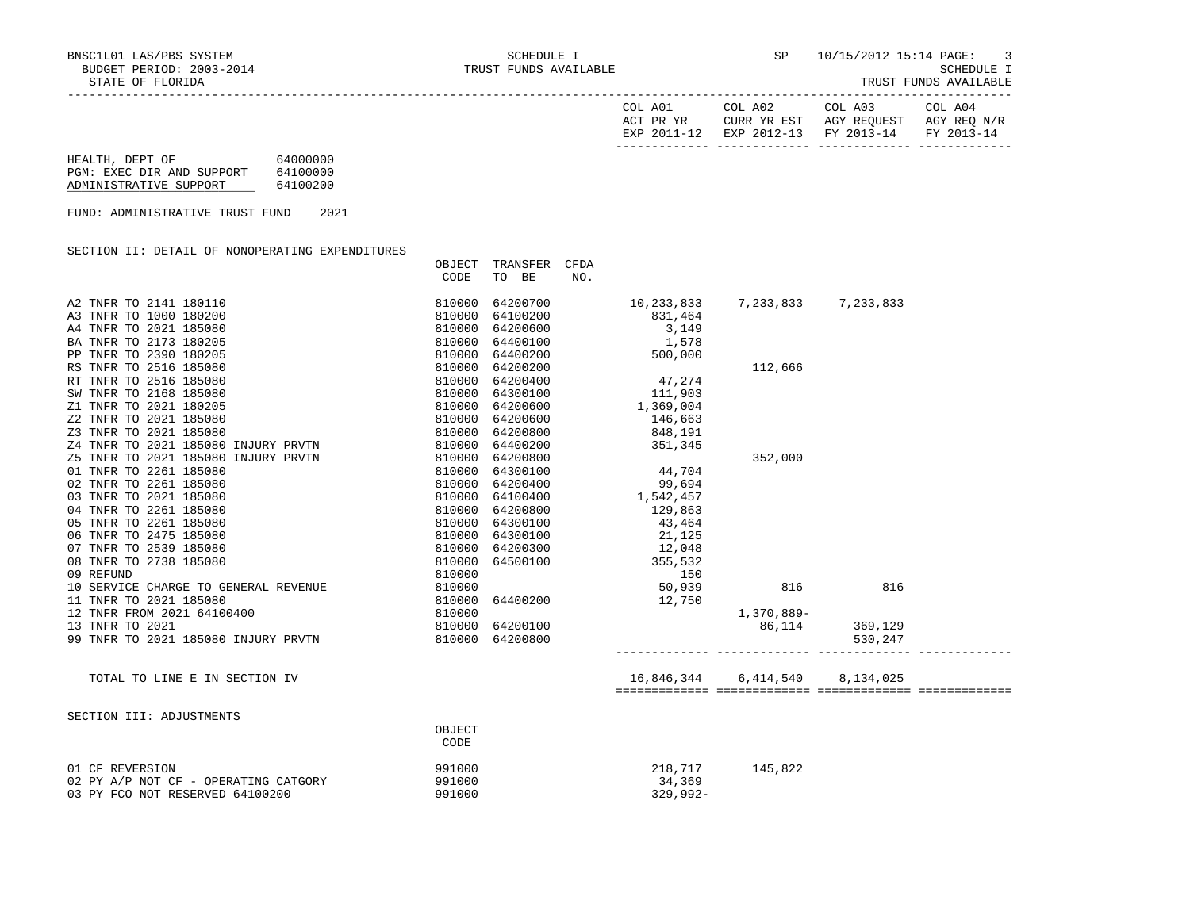BNSC1L01 LAS/PBS SYSTEM — SCHEDULE I — TRUST FUNDS AVAILABLE — SP 10/15/2012 15:14

BUDGET PERIOD: 2003-2014

STATE OF FLORIDA

HEALTH, DEPT OF 64000000
PGM: EXEC DIR AND SUPPORT 64100000
ADMINISTRATIVE SUPPORT 64100200

FUND: ADMINISTRATIVE TRUST FUND 2021

## SECTION II: DETAIL OF NONOPERATING EXPENDITURES

| | OBJECT CODE | TRANSFER TO BE | CFDA NO. | COL A01 ACT PR YR EXP 2011-12 | COL A02 CURR YR EST EXP 2012-13 | COL A03 AGY REQUEST FY 2013-14 | COL A04 AGY REQ N/R FY 2013-14 |
|---|---|---|---|---|---|---|---|
| A2 TNFR TO 2141 180110 | 810000 | 64200700 | | 10,233,833 | 7,233,833 | 7,233,833 | |
| A3 TNFR TO 1000 180200 | 810000 | 64100200 | | 831,464 | | | |
| A4 TNFR TO 2021 185080 | 810000 | 64200600 | | 3,149 | | | |
| BA TNFR TO 2173 180205 | 810000 | 64400100 | | 1,578 | | | |
| PP TNFR TO 2390 180205 | 810000 | 64400200 | | 500,000 | | | |
| RS TNFR TO 2516 185080 | 810000 | 64200200 | | | 112,666 | | |
| RT TNFR TO 2516 185080 | 810000 | 64200400 | | 47,274 | | | |
| SW TNFR TO 2168 185080 | 810000 | 64300100 | | 111,903 | | | |
| Z1 TNFR TO 2021 180205 | 810000 | 64200600 | | 1,369,004 | | | |
| Z2 TNFR TO 2021 185080 | 810000 | 64200600 | | 146,663 | | | |
| Z3 TNFR TO 2021 185080 | 810000 | 64200800 | | 848,191 | | | |
| Z4 TNFR TO 2021 185080 INJURY PRVTN | 810000 | 64400200 | | 351,345 | | | |
| Z5 TNFR TO 2021 185080 INJURY PRVTN | 810000 | 64200800 | | | 352,000 | | |
| 01 TNFR TO 2261 185080 | 810000 | 64300100 | | 44,704 | | | |
| 02 TNFR TO 2261 185080 | 810000 | 64200400 | | 99,694 | | | |
| 03 TNFR TO 2021 185080 | 810000 | 64100400 | | 1,542,457 | | | |
| 04 TNFR TO 2261 185080 | 810000 | 64200800 | | 129,863 | | | |
| 05 TNFR TO 2261 185080 | 810000 | 64300100 | | 43,464 | | | |
| 06 TNFR TO 2475 185080 | 810000 | 64300100 | | 21,125 | | | |
| 07 TNFR TO 2539 185080 | 810000 | 64200300 | | 12,048 | | | |
| 08 TNFR TO 2738 185080 | 810000 | 64500100 | | 355,532 | | | |
| 09 REFUND | 810000 | | | 150 | | | |
| 10 SERVICE CHARGE TO GENERAL REVENUE | 810000 | | | 50,939 | 816 | 816 | |
| 11 TNFR TO 2021 185080 | 810000 | 64400200 | | 12,750 | | | |
| 12 TNFR FROM 2021 64100400 | 810000 | | | | 1,370,889- | | |
| 13 TNFR TO 2021 | 810000 | 64200100 | | | 86,114 | 369,129 | |
| 99 TNFR TO 2021 185080 INJURY PRVTN | 810000 | 64200800 | | | | 530,247 | |
| TOTAL TO LINE E IN SECTION IV | | | | 16,846,344 | 6,414,540 | 8,134,025 | |

## SECTION III: ADJUSTMENTS

| | OBJECT CODE | COL A01 ACT PR YR EXP 2011-12 | COL A02 CURR YR EST EXP 2012-13 | COL A03 AGY REQUEST FY 2013-14 | COL A04 AGY REQ N/R FY 2013-14 |
|---|---|---|---|---|---|
| 01 CF REVERSION | 991000 | 218,717 | 145,822 | | |
| 02 PY A/P NOT CF - OPERATING CATGORY | 991000 | 34,369 | | | |
| 03 PY FCO NOT RESERVED 64100200 | 991000 | 329,992- | | | |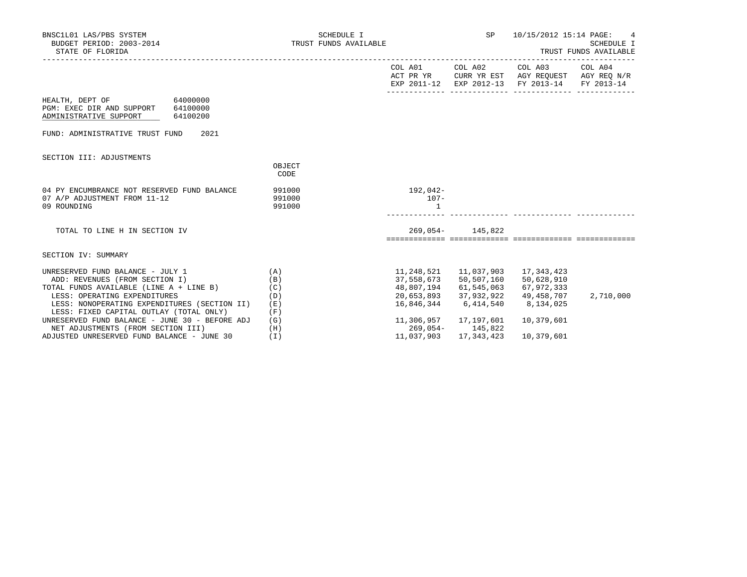BNSC1L01 LAS/PBS SYSTEM — SCHEDULE I — TRUST FUNDS AVAILABLE — SP 10/15/2012 15:14

BUDGET PERIOD: 2003-2014

STATE OF FLORIDA

SCHEDULE I — TRUST FUNDS AVAILABLE

HEALTH, DEPT OF 64000000
PGM: EXEC DIR AND SUPPORT 64100000
ADMINISTRATIVE SUPPORT 64100200

FUND: ADMINISTRATIVE TRUST FUND 2021

## SECTION III: ADJUSTMENTS

| | OBJECT CODE | COL A01 ACT PR YR EXP 2011-12 | COL A02 CURR YR EST EXP 2012-13 | COL A03 AGY REQUEST FY 2013-14 | COL A04 AGY REQ N/R FY 2013-14 |
|---|---|---|---|---|---|
| 04 PY ENCUMBRANCE NOT RESERVED FUND BALANCE | 991000 | 192,042- | | | |
| 07 A/P ADJUSTMENT FROM 11-12 | 991000 | 107- | | | |
| 09 ROUNDING | 991000 | 1 | | | |
| TOTAL TO LINE H IN SECTION IV | | 269,054- | 145,822 | | |

## SECTION IV: SUMMARY

| | | COL A01 ACT PR YR EXP 2011-12 | COL A02 CURR YR EST EXP 2012-13 | COL A03 AGY REQUEST FY 2013-14 | COL A04 AGY REQ N/R FY 2013-14 |
|---|---|---|---|---|---|
| UNRESERVED FUND BALANCE - JULY 1 | (A) | 11,248,521 | 11,037,903 | 17,343,423 | |
| ADD: REVENUES (FROM SECTION I) | (B) | 37,558,673 | 50,507,160 | 50,628,910 | |
| TOTAL FUNDS AVAILABLE (LINE A + LINE B) | (C) | 48,807,194 | 61,545,063 | 67,972,333 | |
| LESS: OPERATING EXPENDITURES | (D) | 20,653,893 | 37,932,922 | 49,458,707 | 2,710,000 |
| LESS: NONOPERATING EXPENDITURES (SECTION II) | (E) | 16,846,344 | 6,414,540 | 8,134,025 | |
| LESS: FIXED CAPITAL OUTLAY (TOTAL ONLY) | (F) | | | | |
| UNRESERVED FUND BALANCE - JUNE 30 - BEFORE ADJ | (G) | 11,306,957 | 17,197,601 | 10,379,601 | |
| NET ADJUSTMENTS (FROM SECTION III) | (H) | 269,054- | 145,822 | | |
| ADJUSTED UNRESERVED FUND BALANCE - JUNE 30 | (I) | 11,037,903 | 17,343,423 | 10,379,601 | |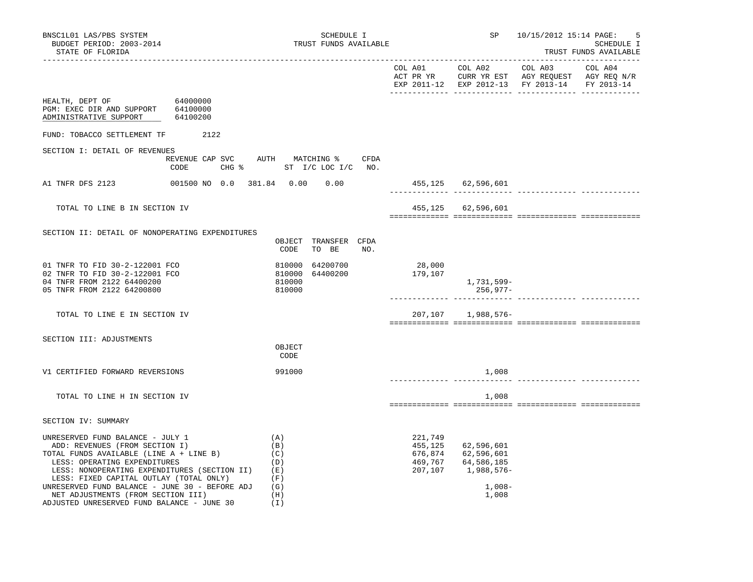BNSC1L01 LAS/PBS SYSTEM — SCHEDULE I — SP 10/15/2012 15:14

BUDGET PERIOD: 2003-2014 — TRUST FUNDS AVAILABLE

STATE OF FLORIDA — SCHEDULE I TRUST FUNDS AVAILABLE

| | COL A01 ACT PR YR EXP 2011-12 | COL A02 CURR YR EST EXP 2012-13 | COL A03 AGY REQUEST FY 2013-14 | COL A04 AGY REQ N/R FY 2013-14 |
|---|---|---|---|---|

HEALTH, DEPT OF 64000000
PGM: EXEC DIR AND SUPPORT 64100000
ADMINISTRATIVE SUPPORT 64100200

FUND: TOBACCO SETTLEMENT TF 2122

## SECTION I: DETAIL OF REVENUES

| | REVENUE CODE | CAP SVC CHG % | AUTH ST | MATCHING % I/C | LOC I/C | CFDA NO. | COL A01 | COL A02 | COL A03 | COL A04 |
|---|---|---|---|---|---|---|---|---|---|---|
| A1 TNFR DFS 2123 | 001500 | NO 0.0 | 381.84 | 0.00 | 0.00 | | 455,125 | 62,596,601 | | |
| TOTAL TO LINE B IN SECTION IV | | | | | | | 455,125 | 62,596,601 | | |

## SECTION II: DETAIL OF NONOPERATING EXPENDITURES

| | OBJECT CODE | TRANSFER TO BE | CFDA NO. | COL A01 | COL A02 | COL A03 | COL A04 |
|---|---|---|---|---|---|---|---|
| 01 TNFR TO FID 30-2-122001 FCO | 810000 | 64200700 | | 28,000 | | | |
| 02 TNFR TO FID 30-2-122001 FCO | 810000 | 64400200 | | 179,107 | | | |
| 04 TNFR FROM 2122 64400200 | 810000 | | | | 1,731,599- | | |
| 05 TNFR FROM 2122 64200800 | 810000 | | | | 256,977- | | |
| TOTAL TO LINE E IN SECTION IV | | | | 207,107 | 1,988,576- | | |

## SECTION III: ADJUSTMENTS

| | OBJECT CODE | COL A01 | COL A02 | COL A03 | COL A04 |
|---|---|---|---|---|---|
| V1 CERTIFIED FORWARD REVERSIONS | 991000 | | 1,008 | | |
| TOTAL TO LINE H IN SECTION IV | | | 1,008 | | |

## SECTION IV: SUMMARY

| | | COL A01 | COL A02 | COL A03 | COL A04 |
|---|---|---|---|---|---|
| UNRESERVED FUND BALANCE - JULY 1 | (A) | 221,749 | | | |
| ADD: REVENUES (FROM SECTION I) | (B) | 455,125 | 62,596,601 | | |
| TOTAL FUNDS AVAILABLE (LINE A + LINE B) | (C) | 676,874 | 62,596,601 | | |
| LESS: OPERATING EXPENDITURES | (D) | 469,767 | 64,586,185 | | |
| LESS: NONOPERATING EXPENDITURES (SECTION II) | (E) | 207,107 | 1,988,576- | | |
| LESS: FIXED CAPITAL OUTLAY (TOTAL ONLY) | (F) | | | | |
| UNRESERVED FUND BALANCE - JUNE 30 - BEFORE ADJ | (G) | | 1,008- | | |
| NET ADJUSTMENTS (FROM SECTION III) | (H) | | 1,008 | | |
| ADJUSTED UNRESERVED FUND BALANCE - JUNE 30 | (I) | | | | |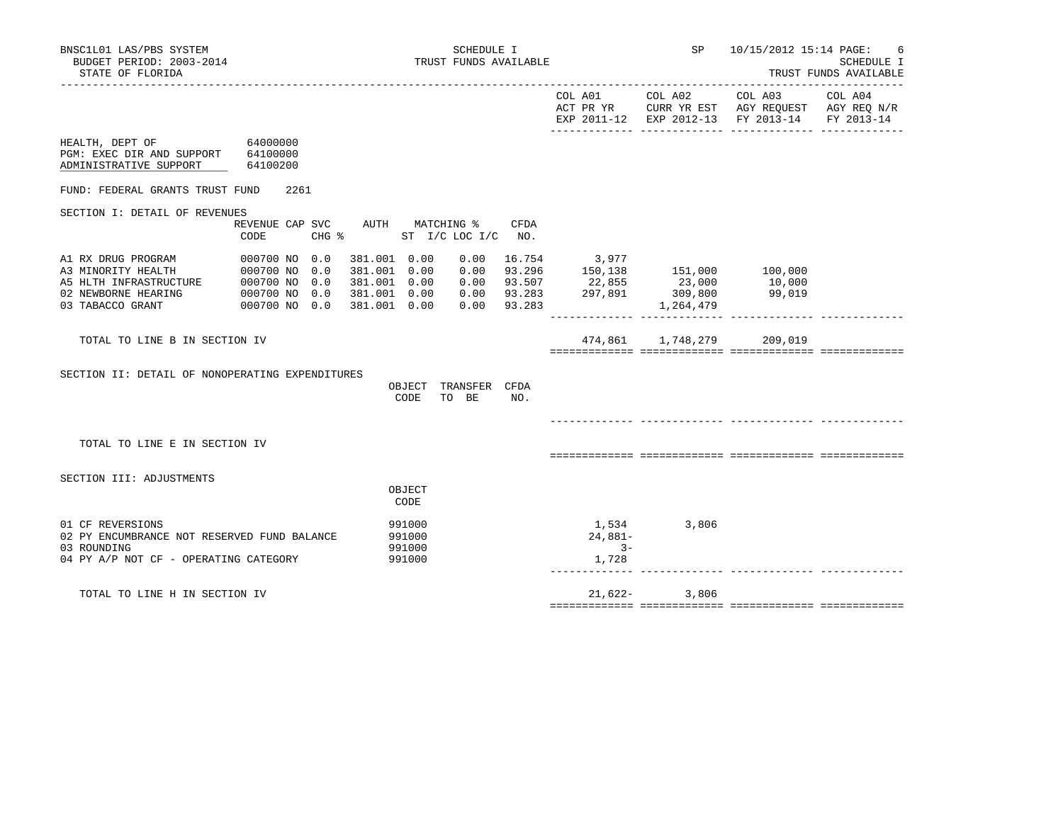BNSC1L01 LAS/PBS SYSTEM — SCHEDULE I — TRUST FUNDS AVAILABLE — SP 10/15/2012 15:14

BUDGET PERIOD: 2003-2014

STATE OF FLORIDA

SCHEDULE I

TRUST FUNDS AVAILABLE

| | COL A01 ACT PR YR EXP 2011-12 | COL A02 CURR YR EST EXP 2012-13 | COL A03 AGY REQUEST FY 2013-14 | COL A04 AGY REQ N/R FY 2013-14 |
|---|---|---|---|---|

HEALTH, DEPT OF 64000000

PGM: EXEC DIR AND SUPPORT 64100000

ADMINISTRATIVE SUPPORT 64100200

FUND: FEDERAL GRANTS TRUST FUND 2261

## SECTION I: DETAIL OF REVENUES

| | REVENUE CODE | CAP | SVC CHG % | AUTH | MATCHING % ST | I/C | LOC I/C | CFDA NO. | COL A01 | COL A02 | COL A03 | COL A04 |
|---|---|---|---|---|---|---|---|---|---|---|---|---|
| A1 RX DRUG PROGRAM | 000700 | NO | 0.0 | 381.001 | 0.00 | | 0.00 | 16.754 | 3,977 | | | |
| A3 MINORITY HEALTH | 000700 | NO | 0.0 | 381.001 | 0.00 | | 0.00 | 93.296 | 150,138 | 151,000 | 100,000 | |
| A5 HLTH INFRASTRUCTURE | 000700 | NO | 0.0 | 381.001 | 0.00 | | 0.00 | 93.507 | 22,855 | 23,000 | 10,000 | |
| 02 NEWBORNE HEARING | 000700 | NO | 0.0 | 381.001 | 0.00 | | 0.00 | 93.283 | 297,891 | 309,800 | 99,019 | |
| 03 TABACCO GRANT | 000700 | NO | 0.0 | 381.001 | 0.00 | | 0.00 | 93.283 | | 1,264,479 | | |
| TOTAL TO LINE B IN SECTION IV | | | | | | | | | 474,861 | 1,748,279 | 209,019 | |

## SECTION II: DETAIL OF NONOPERATING EXPENDITURES

| | OBJECT CODE | TRANSFER TO BE | CFDA NO. | COL A01 | COL A02 | COL A03 | COL A04 |
|---|---|---|---|---|---|---|---|
| TOTAL TO LINE E IN SECTION IV | | | | | | | |

## SECTION III: ADJUSTMENTS

| | OBJECT CODE | COL A01 | COL A02 | COL A03 | COL A04 |
|---|---|---|---|---|---|
| 01 CF REVERSIONS | 991000 | 1,534 | 3,806 | | |
| 02 PY ENCUMBRANCE NOT RESERVED FUND BALANCE | 991000 | 24,881- | | | |
| 03 ROUNDING | 991000 | 3- | | | |
| 04 PY A/P NOT CF - OPERATING CATEGORY | 991000 | 1,728 | | | |
| TOTAL TO LINE H IN SECTION IV | | 21,622- | 3,806 | | |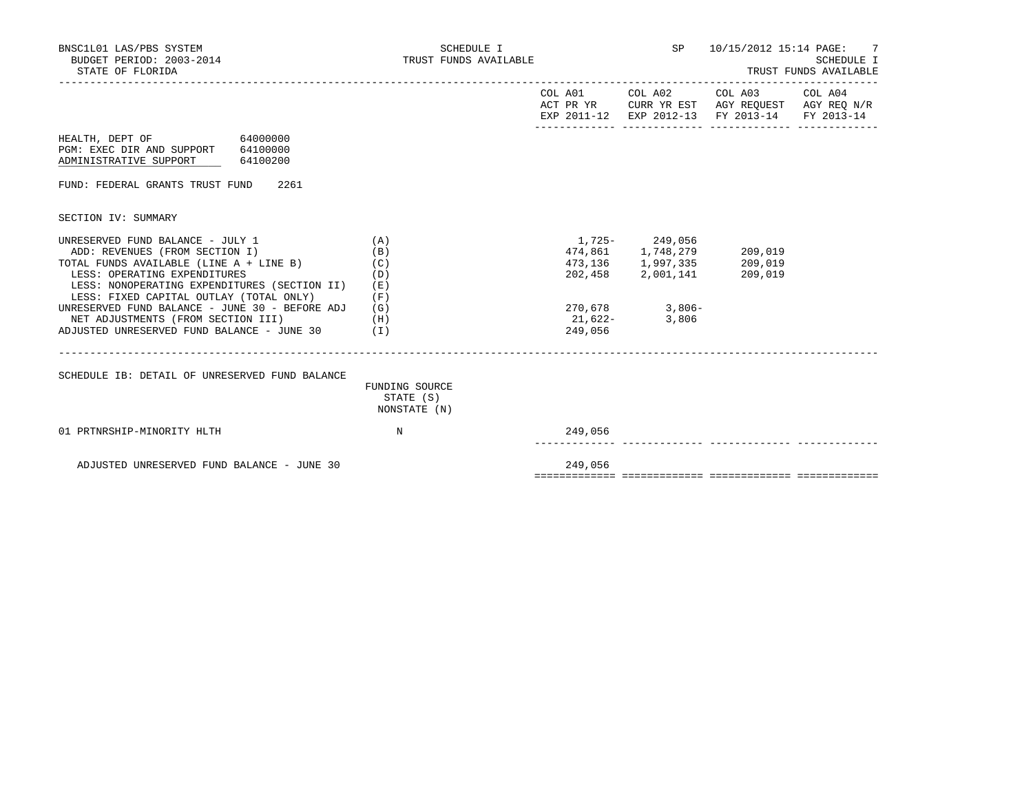BNSC1L01 LAS/PBS SYSTEM
BUDGET PERIOD: 2003-2014
STATE OF FLORIDA

SCHEDULE I
TRUST FUNDS AVAILABLE

SP 10/15/2012 15:14

SCHEDULE I
TRUST FUNDS AVAILABLE

HEALTH, DEPT OF 64000000
PGM: EXEC DIR AND SUPPORT 64100000
ADMINISTRATIVE SUPPORT 64100200

FUND: FEDERAL GRANTS TRUST FUND 2261

SECTION IV: SUMMARY

| | | COL A01 ACT PR YR EXP 2011-12 | COL A02 CURR YR EST EXP 2012-13 | COL A03 AGY REQUEST FY 2013-14 | COL A04 AGY REQ N/R FY 2013-14 |
|---|---|---|---|---|---|
| UNRESERVED FUND BALANCE - JULY 1 | (A) | 1,725- | 249,056 | | |
| ADD: REVENUES (FROM SECTION I) | (B) | 474,861 | 1,748,279 | 209,019 | |
| TOTAL FUNDS AVAILABLE (LINE A + LINE B) | (C) | 473,136 | 1,997,335 | 209,019 | |
| LESS: OPERATING EXPENDITURES | (D) | 202,458 | 2,001,141 | 209,019 | |
| LESS: NONOPERATING EXPENDITURES (SECTION II) | (E) | | | | |
| LESS: FIXED CAPITAL OUTLAY (TOTAL ONLY) | (F) | | | | |
| UNRESERVED FUND BALANCE - JUNE 30 - BEFORE ADJ | (G) | 270,678 | 3,806- | | |
| NET ADJUSTMENTS (FROM SECTION III) | (H) | 21,622- | 3,806 | | |
| ADJUSTED UNRESERVED FUND BALANCE - JUNE 30 | (I) | 249,056 | | | |

SCHEDULE IB: DETAIL OF UNRESERVED FUND BALANCE

| | FUNDING SOURCE STATE (S) NONSTATE (N) | COL A01 | COL A02 | COL A03 | COL A04 |
|---|---|---|---|---|---|
| 01 PRTNRSHIP-MINORITY HLTH | N | 249,056 | | | |
| ADJUSTED UNRESERVED FUND BALANCE - JUNE 30 | | 249,056 | | | |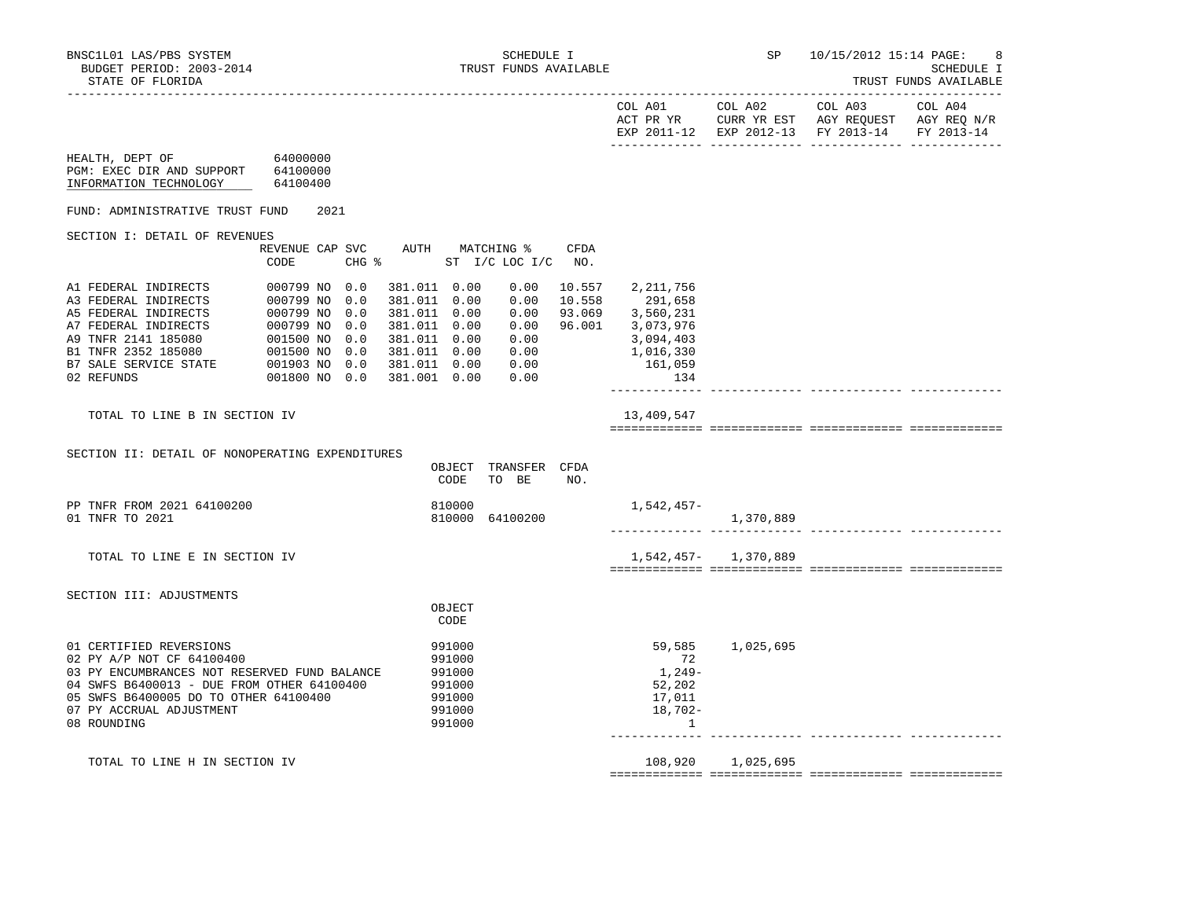BNSC1L01 LAS/PBS SYSTEM — SCHEDULE I — TRUST FUNDS AVAILABLE
BUDGET PERIOD: 2003-2014 — SP 10/15/2012 15:14 PAGE: 8
STATE OF FLORIDA — SCHEDULE I TRUST FUNDS AVAILABLE

| | COL A01 ACT PR YR EXP 2011-12 | COL A02 CURR YR EST EXP 2012-13 | COL A03 AGY REQUEST FY 2013-14 | COL A04 AGY REQ N/R FY 2013-14 |
|---|---|---|---|---|

HEALTH, DEPT OF 64000000
PGM: EXEC DIR AND SUPPORT 64100000
INFORMATION TECHNOLOGY 64100400

FUND: ADMINISTRATIVE TRUST FUND 2021

## SECTION I: DETAIL OF REVENUES

| | REVENUE CODE | CAP | SVC CHG % | AUTH | MATCHING % ST | I/C | LOC I/C | CFDA NO. | COL A01 | COL A02 | COL A03 | COL A04 |
|---|---|---|---|---|---|---|---|---|---|---|---|---|
| A1 FEDERAL INDIRECTS | 000799 | NO | 0.0 | 381.011 | 0.00 | | 0.00 | 10.557 | 2,211,756 | | | |
| A3 FEDERAL INDIRECTS | 000799 | NO | 0.0 | 381.011 | 0.00 | | 0.00 | 10.558 | 291,658 | | | |
| A5 FEDERAL INDIRECTS | 000799 | NO | 0.0 | 381.011 | 0.00 | | 0.00 | 93.069 | 3,560,231 | | | |
| A7 FEDERAL INDIRECTS | 000799 | NO | 0.0 | 381.011 | 0.00 | | 0.00 | 96.001 | 3,073,976 | | | |
| A9 TNFR 2141 185080 | 001500 | NO | 0.0 | 381.011 | 0.00 | | 0.00 | | 3,094,403 | | | |
| B1 TNFR 2352 185080 | 001500 | NO | 0.0 | 381.011 | 0.00 | | 0.00 | | 1,016,330 | | | |
| B7 SALE SERVICE STATE | 001903 | NO | 0.0 | 381.011 | 0.00 | | 0.00 | | 161,059 | | | |
| 02 REFUNDS | 001800 | NO | 0.0 | 381.001 | 0.00 | | 0.00 | | 134 | | | |
| TOTAL TO LINE B IN SECTION IV | | | | | | | | | 13,409,547 | | | |

## SECTION II: DETAIL OF NONOPERATING EXPENDITURES

| | OBJECT CODE | TRANSFER TO BE | CFDA NO. | COL A01 | COL A02 | COL A03 | COL A04 |
|---|---|---|---|---|---|---|---|
| PP TNFR FROM 2021 64100200 | 810000 | | | 1,542,457- | | | |
| 01 TNFR TO 2021 | 810000 | 64100200 | | | 1,370,889 | | |
| TOTAL TO LINE E IN SECTION IV | | | | 1,542,457- | 1,370,889 | | |

## SECTION III: ADJUSTMENTS

| | OBJECT CODE | COL A01 | COL A02 | COL A03 | COL A04 |
|---|---|---|---|---|---|
| 01 CERTIFIED REVERSIONS | 991000 | 59,585 | 1,025,695 | | |
| 02 PY A/P NOT CF 64100400 | 991000 | 72 | | | |
| 03 PY ENCUMBRANCES NOT RESERVED FUND BALANCE | 991000 | 1,249- | | | |
| 04 SWFS B6400013 - DUE FROM OTHER 64100400 | 991000 | 52,202 | | | |
| 05 SWFS B6400005 DO TO OTHER 64100400 | 991000 | 17,011 | | | |
| 07 PY ACCRUAL ADJUSTMENT | 991000 | 18,702- | | | |
| 08 ROUNDING | 991000 | 1 | | | |
| TOTAL TO LINE H IN SECTION IV | | 108,920 | 1,025,695 | | |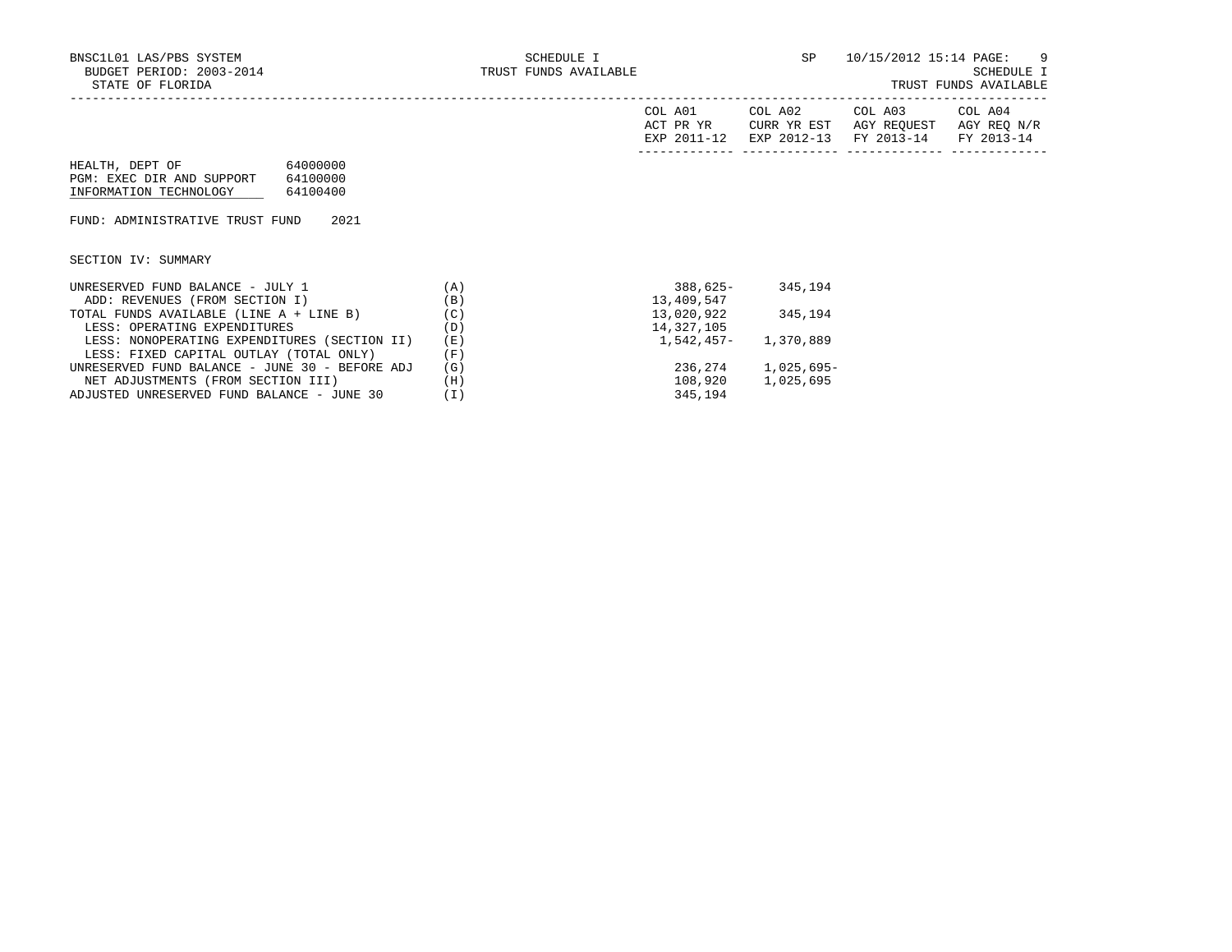BNSC1L01 LAS/PBS SYSTEM
BUDGET PERIOD: 2003-2014
STATE OF FLORIDA

SCHEDULE I
TRUST FUNDS AVAILABLE

SP 10/15/2012 15:14

SCHEDULE I
TRUST FUNDS AVAILABLE

HEALTH, DEPT OF 64000000
PGM: EXEC DIR AND SUPPORT 64100000
INFORMATION TECHNOLOGY 64100400

FUND: ADMINISTRATIVE TRUST FUND 2021

SECTION IV: SUMMARY

| | | COL A01 ACT PR YR EXP 2011-12 | COL A02 CURR YR EST EXP 2012-13 | COL A03 AGY REQUEST FY 2013-14 | COL A04 AGY REQ N/R FY 2013-14 |
|---|---|---|---|---|---|
| UNRESERVED FUND BALANCE - JULY 1 | (A) | 388,625- | 345,194 | | |
| ADD: REVENUES (FROM SECTION I) | (B) | 13,409,547 | | | |
| TOTAL FUNDS AVAILABLE (LINE A + LINE B) | (C) | 13,020,922 | 345,194 | | |
| LESS: OPERATING EXPENDITURES | (D) | 14,327,105 | | | |
| LESS: NONOPERATING EXPENDITURES (SECTION II) | (E) | 1,542,457- | 1,370,889 | | |
| LESS: FIXED CAPITAL OUTLAY (TOTAL ONLY) | (F) | | | | |
| UNRESERVED FUND BALANCE - JUNE 30 - BEFORE ADJ | (G) | 236,274 | 1,025,695- | | |
| NET ADJUSTMENTS (FROM SECTION III) | (H) | 108,920 | 1,025,695 | | |
| ADJUSTED UNRESERVED FUND BALANCE - JUNE 30 | (I) | 345,194 | | | |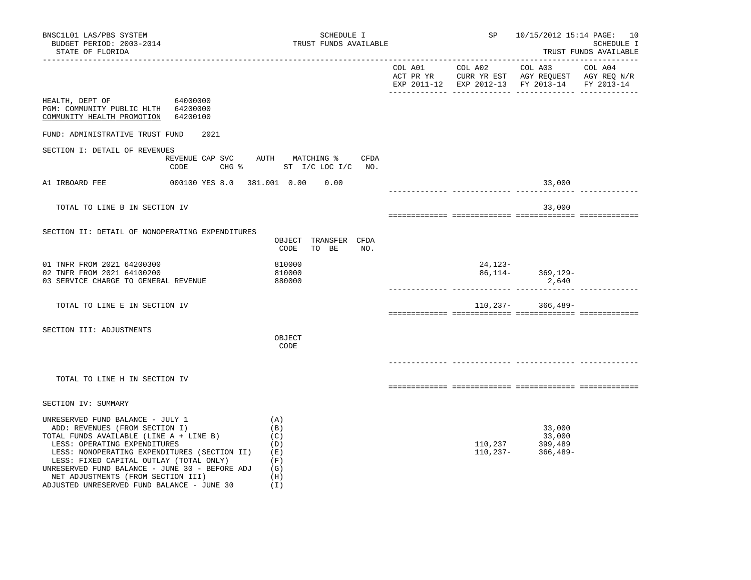BNSC1L01 LAS/PBS SYSTEM
BUDGET PERIOD: 2003-2014
STATE OF FLORIDA

SCHEDULE I
TRUST FUNDS AVAILABLE

SP 10/15/2012 15:14

SCHEDULE I
TRUST FUNDS AVAILABLE

| | COL A01 ACT PR YR EXP 2011-12 | COL A02 CURR YR EST EXP 2012-13 | COL A03 AGY REQUEST FY 2013-14 | COL A04 AGY REQ N/R FY 2013-14 |
|---|---|---|---|---|

HEALTH, DEPT OF 64000000
PGM: COMMUNITY PUBLIC HLTH 64200000
COMMUNITY HEALTH PROMOTION 64200100

FUND: ADMINISTRATIVE TRUST FUND 2021

## SECTION I: DETAIL OF REVENUES

| | REVENUE CODE | CAP | SVC CHG % | AUTH ST | MATCHING % I/C | LOC I/C | CFDA NO. | COL A01 | COL A02 | COL A03 | COL A04 |
|---|---|---|---|---|---|---|---|---|---|---|---|
| A1 IRBOARD FEE | 000100 | YES | 8.0 | 381.001 | 0.00 | 0.00 | | | | 33,000 | |
| TOTAL TO LINE B IN SECTION IV | | | | | | | | | | 33,000 | |

## SECTION II: DETAIL OF NONOPERATING EXPENDITURES

| | OBJECT CODE | TRANSFER TO BE | CFDA NO. | COL A01 | COL A02 | COL A03 | COL A04 |
|---|---|---|---|---|---|---|---|
| 01 TNFR FROM 2021 64200300 | 810000 | | | | 24,123- | | |
| 02 TNFR FROM 2021 64100200 | 810000 | | | | 86,114- | 369,129- | |
| 03 SERVICE CHARGE TO GENERAL REVENUE | 880000 | | | | | 2,640 | |
| TOTAL TO LINE E IN SECTION IV | | | | | 110,237- | 366,489- | |

## SECTION III: ADJUSTMENTS

| | OBJECT CODE | COL A01 | COL A02 | COL A03 | COL A04 |
|---|---|---|---|---|---|
| TOTAL TO LINE H IN SECTION IV | | | | | |

## SECTION IV: SUMMARY

| | | COL A01 | COL A02 | COL A03 | COL A04 |
|---|---|---|---|---|---|
| UNRESERVED FUND BALANCE - JULY 1 | (A) | | | | |
| ADD: REVENUES (FROM SECTION I) | (B) | | | 33,000 | |
| TOTAL FUNDS AVAILABLE (LINE A + LINE B) | (C) | | | 33,000 | |
| LESS: OPERATING EXPENDITURES | (D) | | 110,237 | 399,489 | |
| LESS: NONOPERATING EXPENDITURES (SECTION II) | (E) | | 110,237- | 366,489- | |
| LESS: FIXED CAPITAL OUTLAY (TOTAL ONLY) | (F) | | | | |
| UNRESERVED FUND BALANCE - JUNE 30 - BEFORE ADJ | (G) | | | | |
| NET ADJUSTMENTS (FROM SECTION III) | (H) | | | | |
| ADJUSTED UNRESERVED FUND BALANCE - JUNE 30 | (I) | | | | |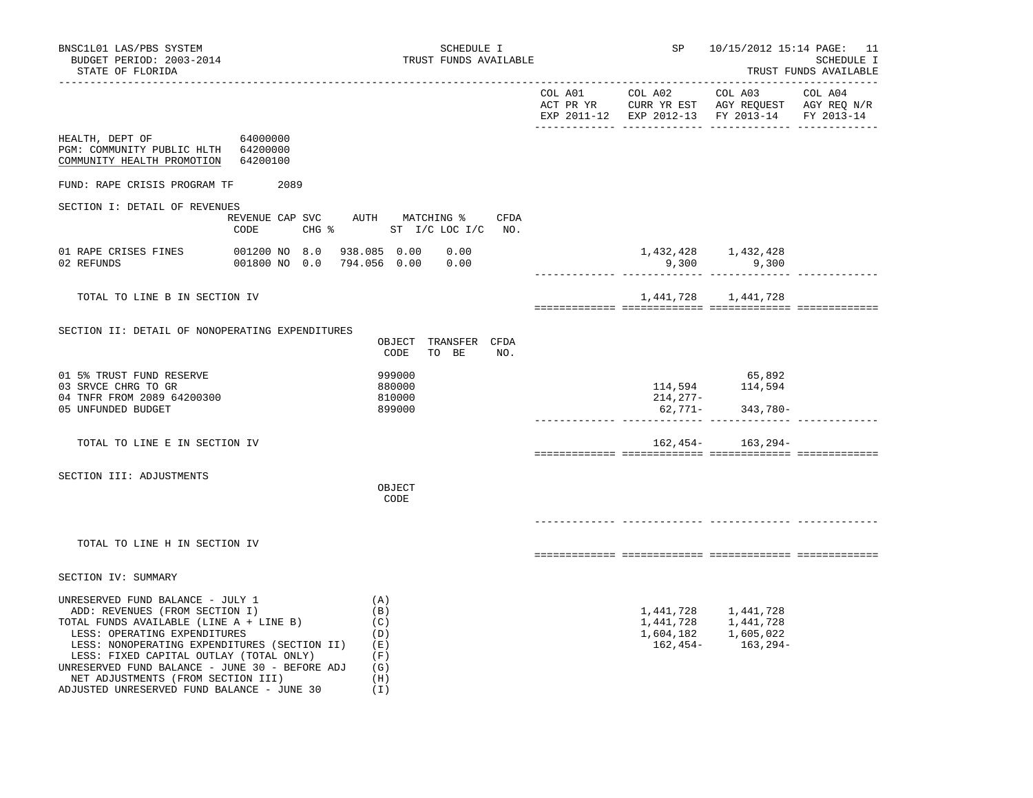BNSC1L01 LAS/PBS SYSTEM
BUDGET PERIOD: 2003-2014
STATE OF FLORIDA

SCHEDULE I
TRUST FUNDS AVAILABLE

SP 10/15/2012 15:14

SCHEDULE I
TRUST FUNDS AVAILABLE

HEALTH, DEPT OF 64000000
PGM: COMMUNITY PUBLIC HLTH 64200000
COMMUNITY HEALTH PROMOTION 64200100

FUND: RAPE CRISIS PROGRAM TF 2089

## SECTION I: DETAIL OF REVENUES

| | REVENUE CODE | CAP | SVC CHG % | AUTH ST | MATCHING % I/C | LOC I/C | CFDA NO. | COL A01 ACT PR YR EXP 2011-12 | COL A02 CURR YR EST EXP 2012-13 | COL A03 AGY REQUEST FY 2013-14 | COL A04 AGY REQ N/R FY 2013-14 |
|---|---|---|---|---|---|---|---|---|---|---|---|
| 01 RAPE CRISES FINES | 001200 | NO | 8.0 | 938.085 | 0.00 | 0.00 | | | 1,432,428 | 1,432,428 | |
| 02 REFUNDS | 001800 | NO | 0.0 | 794.056 | 0.00 | 0.00 | | | 9,300 | 9,300 | |
| TOTAL TO LINE B IN SECTION IV | | | | | | | | | 1,441,728 | 1,441,728 | |

## SECTION II: DETAIL OF NONOPERATING EXPENDITURES

| | OBJECT CODE | TRANSFER TO BE | CFDA NO. | COL A01 ACT PR YR EXP 2011-12 | COL A02 CURR YR EST EXP 2012-13 | COL A03 AGY REQUEST FY 2013-14 | COL A04 AGY REQ N/R FY 2013-14 |
|---|---|---|---|---|---|---|---|
| 01 5% TRUST FUND RESERVE | 999000 | | | | | 65,892 | |
| 03 SRVCE CHRG TO GR | 880000 | | | | 114,594 | 114,594 | |
| 04 TNFR FROM 2089 64200300 | 810000 | | | | 214,277- | | |
| 05 UNFUNDED BUDGET | 899000 | | | | 62,771- | 343,780- | |
| TOTAL TO LINE E IN SECTION IV | | | | | 162,454- | 163,294- | |

## SECTION III: ADJUSTMENTS

| | OBJECT CODE | COL A01 | COL A02 | COL A03 | COL A04 |
|---|---|---|---|---|---|
| TOTAL TO LINE H IN SECTION IV | | | | | |

## SECTION IV: SUMMARY

| | | COL A01 ACT PR YR EXP 2011-12 | COL A02 CURR YR EST EXP 2012-13 | COL A03 AGY REQUEST FY 2013-14 | COL A04 AGY REQ N/R FY 2013-14 |
|---|---|---|---|---|---|
| UNRESERVED FUND BALANCE - JULY 1 | (A) | | | | |
| ADD: REVENUES (FROM SECTION I) | (B) | | 1,441,728 | 1,441,728 | |
| TOTAL FUNDS AVAILABLE (LINE A + LINE B) | (C) | | 1,441,728 | 1,441,728 | |
| LESS: OPERATING EXPENDITURES | (D) | | 1,604,182 | 1,605,022 | |
| LESS: NONOPERATING EXPENDITURES (SECTION II) | (E) | | 162,454- | 163,294- | |
| LESS: FIXED CAPITAL OUTLAY (TOTAL ONLY) | (F) | | | | |
| UNRESERVED FUND BALANCE - JUNE 30 - BEFORE ADJ | (G) | | | | |
| NET ADJUSTMENTS (FROM SECTION III) | (H) | | | | |
| ADJUSTED UNRESERVED FUND BALANCE - JUNE 30 | (I) | | | | |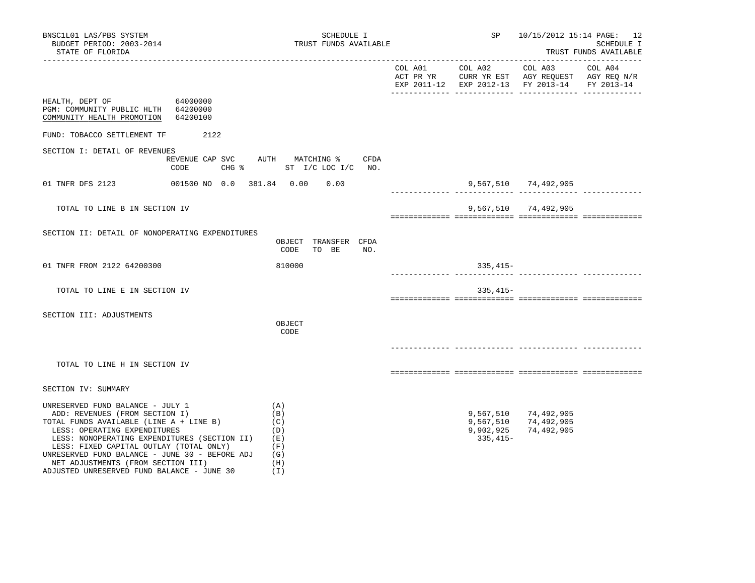BNSC1L01 LAS/PBS SYSTEM | SCHEDULE I | SP 10/15/2012 15:14
BUDGET PERIOD: 2003-2014 | TRUST FUNDS AVAILABLE | SCHEDULE I
STATE OF FLORIDA | | TRUST FUNDS AVAILABLE

HEALTH, DEPT OF 64000000
PGM: COMMUNITY PUBLIC HLTH 64200000
COMMUNITY HEALTH PROMOTION 64200100

FUND: TOBACCO SETTLEMENT TF 2122

## SECTION I: DETAIL OF REVENUES

| | REVENUE CODE | CAP | SVC CHG % | AUTH ST | MATCHING % I/C | LOC I/C | CFDA NO. | COL A01 ACT PR YR EXP 2011-12 | COL A02 CURR YR EST EXP 2012-13 | COL A03 AGY REQUEST FY 2013-14 | COL A04 AGY REQ N/R FY 2013-14 |
|---|---|---|---|---|---|---|---|---|---|---|---|
| 01 TNFR DFS 2123 | 001500 | NO | 0.0 | 381.84 | 0.00 | 0.00 | | | 9,567,510 | 74,492,905 | |
| TOTAL TO LINE B IN SECTION IV | | | | | | | | | 9,567,510 | 74,492,905 | |

## SECTION II: DETAIL OF NONOPERATING EXPENDITURES

| | OBJECT CODE | TRANSFER TO BE | CFDA NO. | COL A01 | COL A02 | COL A03 | COL A04 |
|---|---|---|---|---|---|---|---|
| 01 TNFR FROM 2122 64200300 | 810000 | | | | 335,415- | | |
| TOTAL TO LINE E IN SECTION IV | | | | | 335,415- | | |

## SECTION III: ADJUSTMENTS

| | OBJECT CODE | COL A01 | COL A02 | COL A03 | COL A04 |
|---|---|---|---|---|---|
| TOTAL TO LINE H IN SECTION IV | | | | | |

## SECTION IV: SUMMARY

| | | COL A01 | COL A02 | COL A03 | COL A04 |
|---|---|---|---|---|---|
| UNRESERVED FUND BALANCE - JULY 1 | (A) | | | | |
| ADD: REVENUES (FROM SECTION I) | (B) | | 9,567,510 | 74,492,905 | |
| TOTAL FUNDS AVAILABLE (LINE A + LINE B) | (C) | | 9,567,510 | 74,492,905 | |
| LESS: OPERATING EXPENDITURES | (D) | | 9,902,925 | 74,492,905 | |
| LESS: NONOPERATING EXPENDITURES (SECTION II) | (E) | | 335,415- | | |
| LESS: FIXED CAPITAL OUTLAY (TOTAL ONLY) | (F) | | | | |
| UNRESERVED FUND BALANCE - JUNE 30 - BEFORE ADJ | (G) | | | | |
| NET ADJUSTMENTS (FROM SECTION III) | (H) | | | | |
| ADJUSTED UNRESERVED FUND BALANCE - JUNE 30 | (I) | | | | |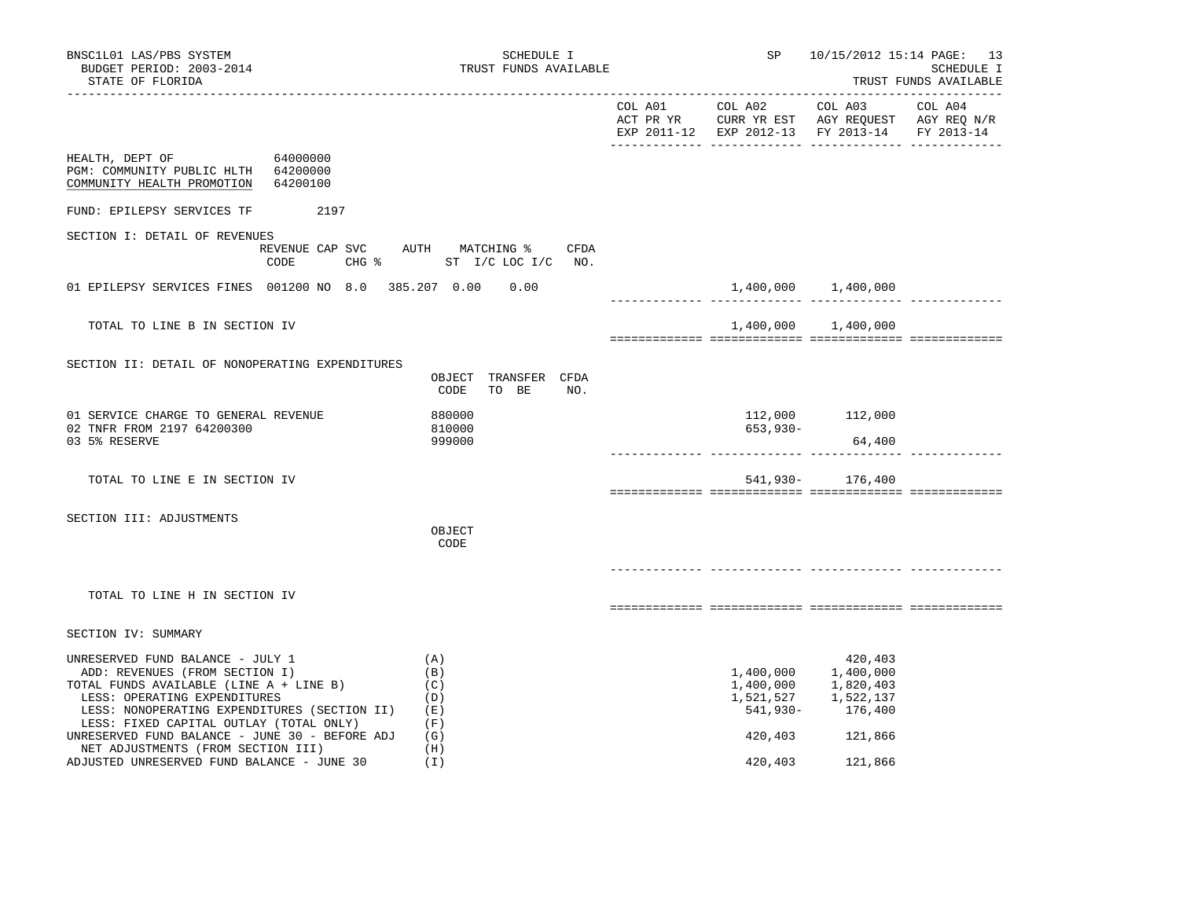BNSC1L01 LAS/PBS SYSTEM
BUDGET PERIOD: 2003-2014
STATE OF FLORIDA

SCHEDULE I
TRUST FUNDS AVAILABLE

SP 10/15/2012 15:14

SCHEDULE I
TRUST FUNDS AVAILABLE

HEALTH, DEPT OF 64000000
PGM: COMMUNITY PUBLIC HLTH 64200000
COMMUNITY HEALTH PROMOTION 64200100

FUND: EPILEPSY SERVICES TF 2197

## SECTION I: DETAIL OF REVENUES

| | REVENUE CODE | CAP | SVC CHG % | AUTH ST | MATCHING % I/C | LOC I/C | CFDA NO. | COL A01 ACT PR YR EXP 2011-12 | COL A02 CURR YR EST EXP 2012-13 | COL A03 AGY REQUEST FY 2013-14 | COL A04 AGY REQ N/R FY 2013-14 |
|---|---|---|---|---|---|---|---|---|---|---|---|
| 01 EPILEPSY SERVICES FINES | 001200 | NO | 8.0 | 385.207 | 0.00 | 0.00 | | | 1,400,000 | 1,400,000 | |
| TOTAL TO LINE B IN SECTION IV | | | | | | | | | 1,400,000 | 1,400,000 | |

## SECTION II: DETAIL OF NONOPERATING EXPENDITURES

| | OBJECT CODE | TRANSFER TO BE | CFDA NO. | COL A01 | COL A02 | COL A03 | COL A04 |
|---|---|---|---|---|---|---|---|
| 01 SERVICE CHARGE TO GENERAL REVENUE | 880000 | | | | 112,000 | 112,000 | |
| 02 TNFR FROM 2197 64200300 | 810000 | | | | 653,930- | | |
| 03 5% RESERVE | 999000 | | | | | 64,400 | |
| TOTAL TO LINE E IN SECTION IV | | | | | 541,930- | 176,400 | |

## SECTION III: ADJUSTMENTS

| | OBJECT CODE | COL A01 | COL A02 | COL A03 | COL A04 |
|---|---|---|---|---|---|
| TOTAL TO LINE H IN SECTION IV | | | | | |

## SECTION IV: SUMMARY

| | | COL A01 | COL A02 | COL A03 | COL A04 |
|---|---|---|---|---|---|
| UNRESERVED FUND BALANCE - JULY 1 | (A) | | | 420,403 | |
| ADD: REVENUES (FROM SECTION I) | (B) | | 1,400,000 | 1,400,000 | |
| TOTAL FUNDS AVAILABLE (LINE A + LINE B) | (C) | | 1,400,000 | 1,820,403 | |
| LESS: OPERATING EXPENDITURES | (D) | | 1,521,527 | 1,522,137 | |
| LESS: NONOPERATING EXPENDITURES (SECTION II) | (E) | | 541,930- | 176,400 | |
| LESS: FIXED CAPITAL OUTLAY (TOTAL ONLY) | (F) | | | | |
| UNRESERVED FUND BALANCE - JUNE 30 - BEFORE ADJ | (G) | | 420,403 | 121,866 | |
| NET ADJUSTMENTS (FROM SECTION III) | (H) | | | | |
| ADJUSTED UNRESERVED FUND BALANCE - JUNE 30 | (I) | | 420,403 | 121,866 | |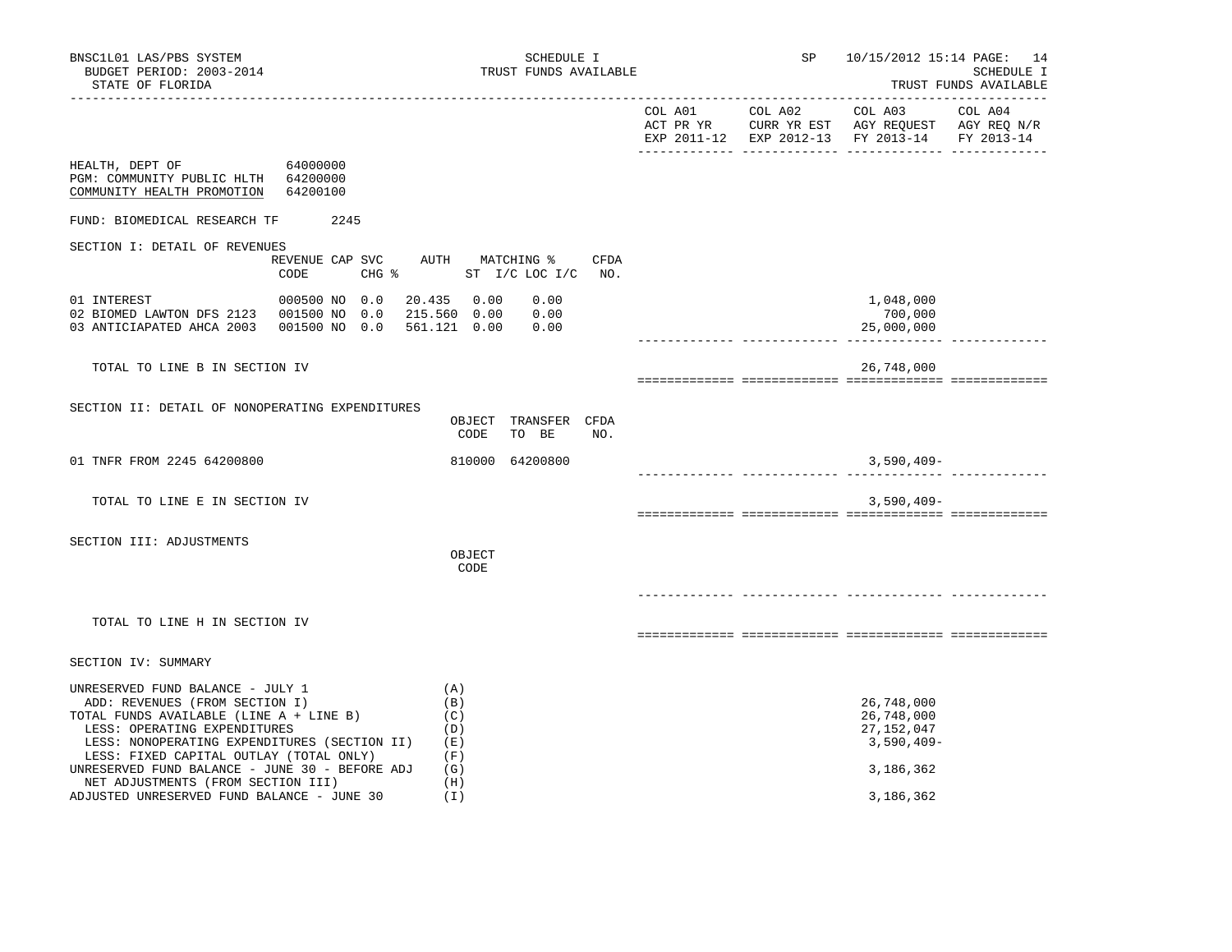HEALTH, DEPT OF 64000000
PGM: COMMUNITY PUBLIC HLTH 64200000
COMMUNITY HEALTH PROMOTION 64200100

FUND: BIOMEDICAL RESEARCH TF 2245

## SECTION I: DETAIL OF REVENUES

| | REVENUE CODE | CAP | SVC CHG % | AUTH ST | MATCHING % I/C | LOC I/C | CFDA NO. | COL A01 ACT PR YR EXP 2011-12 | COL A02 CURR YR EST EXP 2012-13 | COL A03 AGY REQUEST FY 2013-14 | COL A04 AGY REQ N/R FY 2013-14 |
|---|---|---|---|---|---|---|---|---|---|---|---|
| 01 INTEREST | 000500 | NO | 0.0 | 20.435 | 0.00 | 0.00 | | | | 1,048,000 | |
| 02 BIOMED LAWTON DFS 2123 | 001500 | NO | 0.0 | 215.560 | 0.00 | 0.00 | | | | 700,000 | |
| 03 ANTICIAPATED AHCA 2003 | 001500 | NO | 0.0 | 561.121 | 0.00 | 0.00 | | | | 25,000,000 | |
| TOTAL TO LINE B IN SECTION IV | | | | | | | | | | 26,748,000 | |

## SECTION II: DETAIL OF NONOPERATING EXPENDITURES

| | OBJECT CODE | TRANSFER TO BE | CFDA NO. | COL A01 | COL A02 | COL A03 | COL A04 |
|---|---|---|---|---|---|---|---|
| 01 TNFR FROM 2245 64200800 | 810000 | 64200800 | | | | 3,590,409- | |
| TOTAL TO LINE E IN SECTION IV | | | | | | 3,590,409- | |

## SECTION III: ADJUSTMENTS

| | OBJECT CODE | COL A01 | COL A02 | COL A03 | COL A04 |
|---|---|---|---|---|---|
| TOTAL TO LINE H IN SECTION IV | | | | | |

## SECTION IV: SUMMARY

| | | COL A01 | COL A02 | COL A03 | COL A04 |
|---|---|---|---|---|---|
| UNRESERVED FUND BALANCE - JULY 1 | (A) | | | | |
| ADD: REVENUES (FROM SECTION I) | (B) | | | 26,748,000 | |
| TOTAL FUNDS AVAILABLE (LINE A + LINE B) | (C) | | | 26,748,000 | |
| LESS: OPERATING EXPENDITURES | (D) | | | 27,152,047 | |
| LESS: NONOPERATING EXPENDITURES (SECTION II) | (E) | | | 3,590,409- | |
| LESS: FIXED CAPITAL OUTLAY (TOTAL ONLY) | (F) | | | | |
| UNRESERVED FUND BALANCE - JUNE 30 - BEFORE ADJ | (G) | | | 3,186,362 | |
| NET ADJUSTMENTS (FROM SECTION III) | (H) | | | | |
| ADJUSTED UNRESERVED FUND BALANCE - JUNE 30 | (I) | | | 3,186,362 | |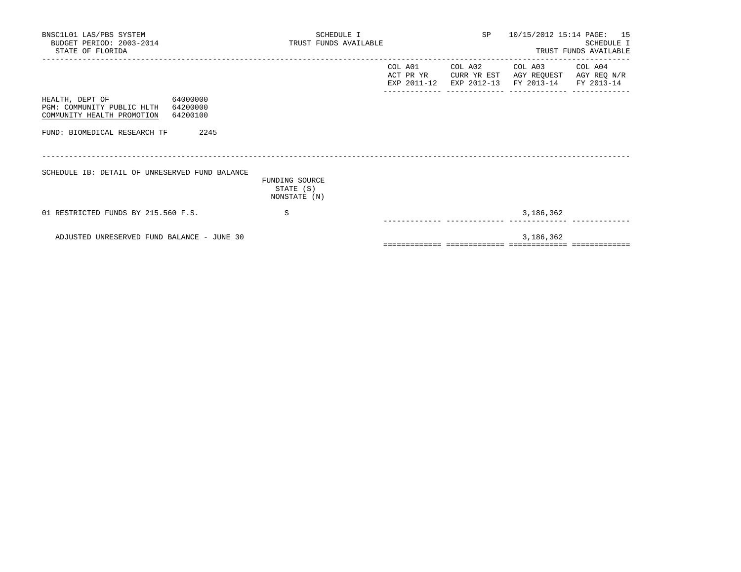SCHEDULE I
TRUST FUNDS AVAILABLE

| | | COL A01 ACT PR YR EXP 2011-12 | COL A02 CURR YR EST EXP 2012-13 | COL A03 AGY REQUEST FY 2013-14 | COL A04 AGY REQ N/R FY 2013-14 |
|---|---|---|---|---|---|
| HEALTH, DEPT OF 64000000 | | | | | |
| PGM: COMMUNITY PUBLIC HLTH 64200000 | | | | | |
| COMMUNITY HEALTH PROMOTION 64200100 | | | | | |
| FUND: BIOMEDICAL RESEARCH TF 2245 | | | | | |

SCHEDULE IB: DETAIL OF UNRESERVED FUND BALANCE

| | FUNDING SOURCE STATE (S) NONSTATE (N) | COL A01 | COL A02 | COL A03 | COL A04 |
|---|---|---|---|---|---|
| 01 RESTRICTED FUNDS BY 215.560 F.S. | S | | | 3,186,362 | |
| ADJUSTED UNRESERVED FUND BALANCE - JUNE 30 | | | | 3,186,362 | |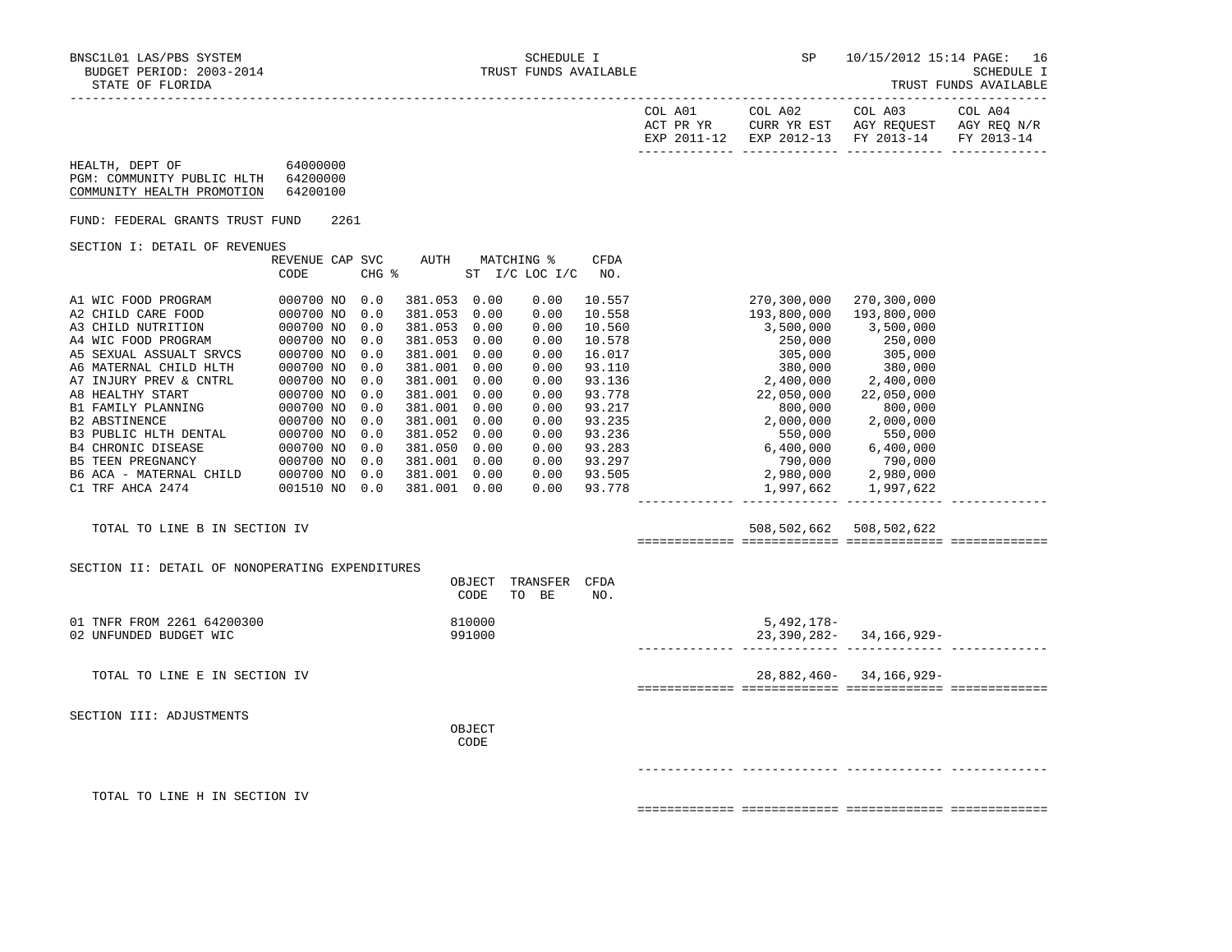SCHEDULE I
TRUST FUNDS AVAILABLE

BNSC1L01 LAS/PBS SYSTEM
BUDGET PERIOD: 2003-2014
STATE OF FLORIDA

SP 10/15/2012 15:14

HEALTH, DEPT OF 64000000
PGM: COMMUNITY PUBLIC HLTH 64200000
COMMUNITY HEALTH PROMOTION 64200100

FUND: FEDERAL GRANTS TRUST FUND 2261

SECTION I: DETAIL OF REVENUES

| | REVENUE CODE | CAP SVC CHG % | | AUTH ST | MATCHING % I/C | LOC I/C | CFDA NO. | COL A01 ACT PR YR EXP 2011-12 | COL A02 CURR YR EST EXP 2012-13 | COL A03 AGY REQUEST FY 2013-14 | COL A04 AGY REQ N/R FY 2013-14 |
|---|---|---|---|---|---|---|---|---|---|---|---|
| A1 WIC FOOD PROGRAM | 000700 | NO | 0.0 | 381.053 | 0.00 | 0.00 | 10.557 | | 270,300,000 | 270,300,000 | |
| A2 CHILD CARE FOOD | 000700 | NO | 0.0 | 381.053 | 0.00 | 0.00 | 10.558 | | 193,800,000 | 193,800,000 | |
| A3 CHILD NUTRITION | 000700 | NO | 0.0 | 381.053 | 0.00 | 0.00 | 10.560 | | 3,500,000 | 3,500,000 | |
| A4 WIC FOOD PROGRAM | 000700 | NO | 0.0 | 381.053 | 0.00 | 0.00 | 10.578 | | 250,000 | 250,000 | |
| A5 SEXUAL ASSUALT SRVCS | 000700 | NO | 0.0 | 381.001 | 0.00 | 0.00 | 16.017 | | 305,000 | 305,000 | |
| A6 MATERNAL CHILD HLTH | 000700 | NO | 0.0 | 381.001 | 0.00 | 0.00 | 93.110 | | 380,000 | 380,000 | |
| A7 INJURY PREV & CNTRL | 000700 | NO | 0.0 | 381.001 | 0.00 | 0.00 | 93.136 | | 2,400,000 | 2,400,000 | |
| A8 HEALTHY START | 000700 | NO | 0.0 | 381.001 | 0.00 | 0.00 | 93.778 | | 22,050,000 | 22,050,000 | |
| B1 FAMILY PLANNING | 000700 | NO | 0.0 | 381.001 | 0.00 | 0.00 | 93.217 | | 800,000 | 800,000 | |
| B2 ABSTINENCE | 000700 | NO | 0.0 | 381.001 | 0.00 | 0.00 | 93.235 | | 2,000,000 | 2,000,000 | |
| B3 PUBLIC HLTH DENTAL | 000700 | NO | 0.0 | 381.052 | 0.00 | 0.00 | 93.236 | | 550,000 | 550,000 | |
| B4 CHRONIC DISEASE | 000700 | NO | 0.0 | 381.050 | 0.00 | 0.00 | 93.283 | | 6,400,000 | 6,400,000 | |
| B5 TEEN PREGNANCY | 000700 | NO | 0.0 | 381.001 | 0.00 | 0.00 | 93.297 | | 790,000 | 790,000 | |
| B6 ACA - MATERNAL CHILD | 000700 | NO | 0.0 | 381.001 | 0.00 | 0.00 | 93.505 | | 2,980,000 | 2,980,000 | |
| C1 TRF AHCA 2474 | 001510 | NO | 0.0 | 381.001 | 0.00 | 0.00 | 93.778 | | 1,997,662 | 1,997,622 | |
| TOTAL TO LINE B IN SECTION IV | | | | | | | | | 508,502,662 | 508,502,622 | |

SECTION II: DETAIL OF NONOPERATING EXPENDITURES

| | OBJECT CODE | TRANSFER TO BE | CFDA NO. | COL A01 | COL A02 | COL A03 | COL A04 |
|---|---|---|---|---|---|---|---|
| 01 TNFR FROM 2261 64200300 | 810000 | | | | 5,492,178- | | |
| 02 UNFUNDED BUDGET WIC | 991000 | | | | 23,390,282- | 34,166,929- | |
| TOTAL TO LINE E IN SECTION IV | | | | | 28,882,460- | 34,166,929- | |

SECTION III: ADJUSTMENTS

| | OBJECT CODE | COL A01 | COL A02 | COL A03 | COL A04 |
|---|---|---|---|---|---|
| TOTAL TO LINE H IN SECTION IV | | | | | |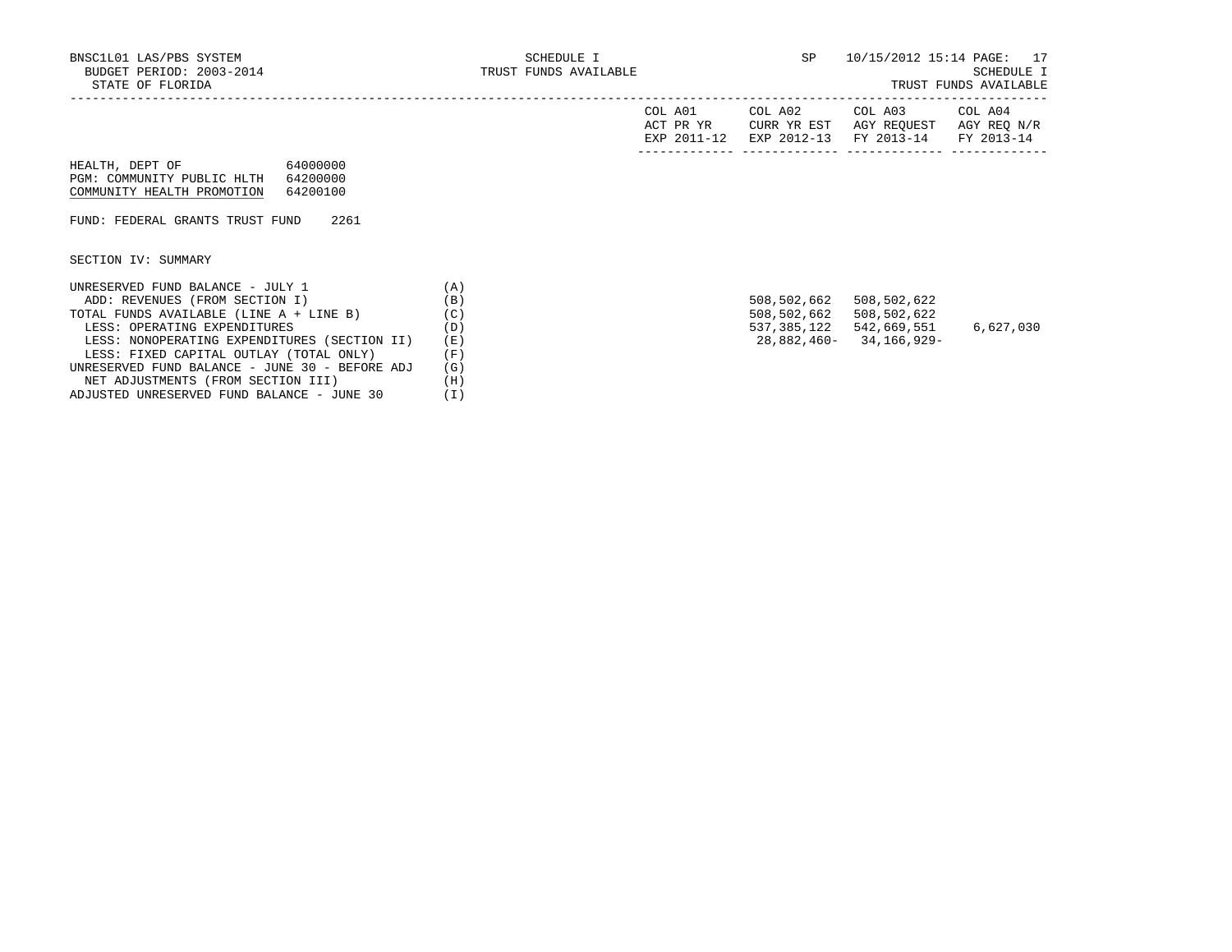BNSC1L01 LAS/PBS SYSTEM
BUDGET PERIOD: 2003-2014
STATE OF FLORIDA

SCHEDULE I
TRUST FUNDS AVAILABLE

SP 10/15/2012 15:14
SCHEDULE I
TRUST FUNDS AVAILABLE

HEALTH, DEPT OF 64000000
PGM: COMMUNITY PUBLIC HLTH 64200000
COMMUNITY HEALTH PROMOTION 64200100

FUND: FEDERAL GRANTS TRUST FUND 2261

SECTION IV: SUMMARY

| | | COL A01 ACT PR YR EXP 2011-12 | COL A02 CURR YR EST EXP 2012-13 | COL A03 AGY REQUEST FY 2013-14 | COL A04 AGY REQ N/R FY 2013-14 |
|---|---|---|---|---|---|
| UNRESERVED FUND BALANCE - JULY 1 | (A) | | | | |
| ADD: REVENUES (FROM SECTION I) | (B) | | 508,502,662 | 508,502,622 | |
| TOTAL FUNDS AVAILABLE (LINE A + LINE B) | (C) | | 508,502,662 | 508,502,622 | |
| LESS: OPERATING EXPENDITURES | (D) | | 537,385,122 | 542,669,551 | 6,627,030 |
| LESS: NONOPERATING EXPENDITURES (SECTION II) | (E) | | 28,882,460- | 34,166,929- | |
| LESS: FIXED CAPITAL OUTLAY (TOTAL ONLY) | (F) | | | | |
| UNRESERVED FUND BALANCE - JUNE 30 - BEFORE ADJ | (G) | | | | |
| NET ADJUSTMENTS (FROM SECTION III) | (H) | | | | |
| ADJUSTED UNRESERVED FUND BALANCE - JUNE 30 | (I) | | | | |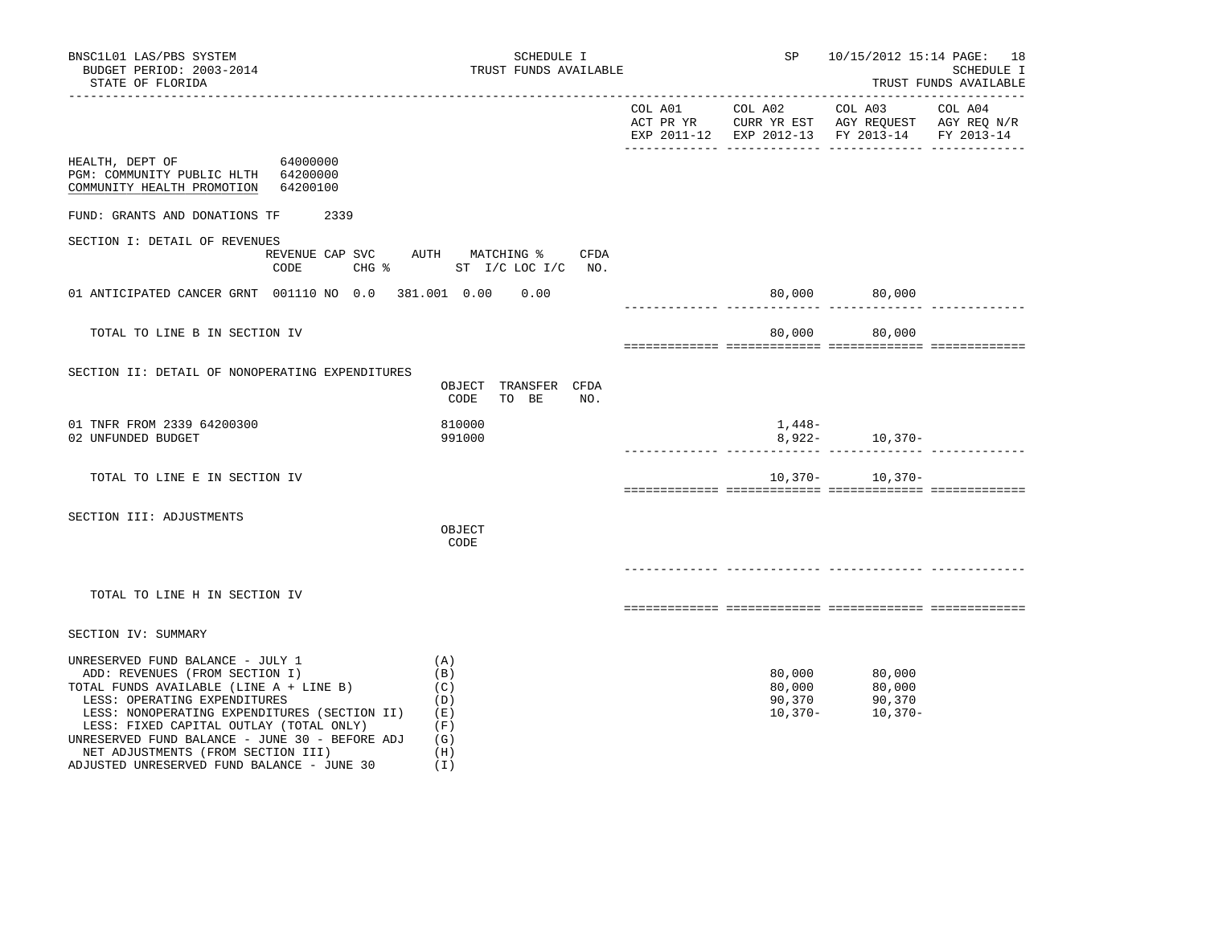BNSC1L01 LAS/PBS SYSTEM
BUDGET PERIOD: 2003-2014
STATE OF FLORIDA

SCHEDULE I
TRUST FUNDS AVAILABLE

SP 10/15/2012 15:14
SCHEDULE I
TRUST FUNDS AVAILABLE

| | COL A01 ACT PR YR EXP 2011-12 | COL A02 CURR YR EST EXP 2012-13 | COL A03 AGY REQUEST FY 2013-14 | COL A04 AGY REQ N/R FY 2013-14 |
|---|---|---|---|---|

HEALTH, DEPT OF 64000000
PGM: COMMUNITY PUBLIC HLTH 64200000
COMMUNITY HEALTH PROMOTION 64200100

FUND: GRANTS AND DONATIONS TF 2339

## SECTION I: DETAIL OF REVENUES

| | REVENUE CODE | CAP SVC CHG % | AUTH ST | MATCHING % I/C | LOC I/C | CFDA NO. | COL A01 | COL A02 | COL A03 | COL A04 |
|---|---|---|---|---|---|---|---|---|---|---|
| 01 ANTICIPATED CANCER GRNT | 001110 | NO 0.0 | | 381.001 0.00 | 0.00 | | | 80,000 | 80,000 | |
| TOTAL TO LINE B IN SECTION IV | | | | | | | | 80,000 | 80,000 | |

## SECTION II: DETAIL OF NONOPERATING EXPENDITURES

| | OBJECT CODE | TRANSFER TO BE | CFDA NO. | COL A01 | COL A02 | COL A03 | COL A04 |
|---|---|---|---|---|---|---|---|
| 01 TNFR FROM 2339 64200300 | 810000 | | | | 1,448- | | |
| 02 UNFUNDED BUDGET | 991000 | | | | 8,922- | 10,370- | |
| TOTAL TO LINE E IN SECTION IV | | | | | 10,370- | 10,370- | |

## SECTION III: ADJUSTMENTS

| | OBJECT CODE | COL A01 | COL A02 | COL A03 | COL A04 |
|---|---|---|---|---|---|
| TOTAL TO LINE H IN SECTION IV | | | | | |

## SECTION IV: SUMMARY

| | | COL A01 | COL A02 | COL A03 | COL A04 |
|---|---|---|---|---|---|
| UNRESERVED FUND BALANCE - JULY 1 | (A) | | | | |
| ADD: REVENUES (FROM SECTION I) | (B) | | 80,000 | 80,000 | |
| TOTAL FUNDS AVAILABLE (LINE A + LINE B) | (C) | | 80,000 | 80,000 | |
| LESS: OPERATING EXPENDITURES | (D) | | 90,370 | 90,370 | |
| LESS: NONOPERATING EXPENDITURES (SECTION II) | (E) | | 10,370- | 10,370- | |
| LESS: FIXED CAPITAL OUTLAY (TOTAL ONLY) | (F) | | | | |
| UNRESERVED FUND BALANCE - JUNE 30 - BEFORE ADJ | (G) | | | | |
| NET ADJUSTMENTS (FROM SECTION III) | (H) | | | | |
| ADJUSTED UNRESERVED FUND BALANCE - JUNE 30 | (I) | | | | |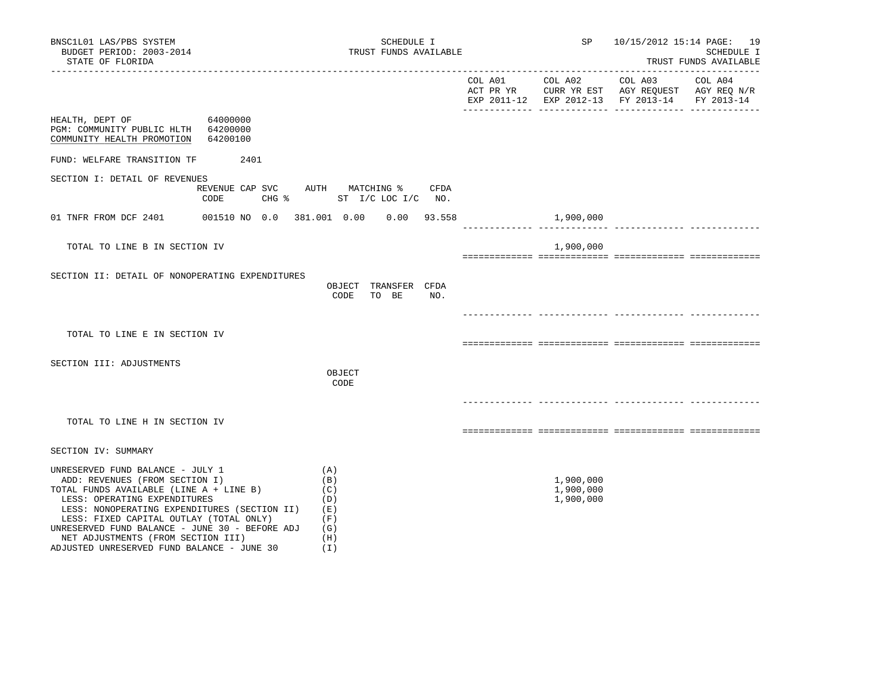BNSC1L01 LAS/PBS SYSTEM
BUDGET PERIOD: 2003-2014
STATE OF FLORIDA

SCHEDULE I
TRUST FUNDS AVAILABLE

SP 10/15/2012 15:14

SCHEDULE I
TRUST FUNDS AVAILABLE

HEALTH, DEPT OF 64000000
PGM: COMMUNITY PUBLIC HLTH 64200000
COMMUNITY HEALTH PROMOTION 64200100

FUND: WELFARE TRANSITION TF 2401

## SECTION I: DETAIL OF REVENUES

| | REVENUE CODE | CAP | SVC CHG % | AUTH ST | MATCHING % I/C | LOC I/C | CFDA NO. | COL A01 ACT PR YR EXP 2011-12 | COL A02 CURR YR EST EXP 2012-13 | COL A03 AGY REQUEST FY 2013-14 | COL A04 AGY REQ N/R FY 2013-14 |
|---|---|---|---|---|---|---|---|---|---|---|---|
| 01 TNFR FROM DCF 2401 | 001510 | NO | 0.0 | 381.001 | 0.00 | 0.00 | 93.558 | | 1,900,000 | | |
| TOTAL TO LINE B IN SECTION IV | | | | | | | | | 1,900,000 | | |

## SECTION II: DETAIL OF NONOPERATING EXPENDITURES

| | OBJECT CODE | TRANSFER TO BE | CFDA NO. | COL A01 | COL A02 | COL A03 | COL A04 |
|---|---|---|---|---|---|---|---|
| TOTAL TO LINE E IN SECTION IV | | | | | | | |

## SECTION III: ADJUSTMENTS

| | OBJECT CODE | COL A01 | COL A02 | COL A03 | COL A04 |
|---|---|---|---|---|---|
| TOTAL TO LINE H IN SECTION IV | | | | | |

## SECTION IV: SUMMARY

| | | COL A01 | COL A02 | COL A03 | COL A04 |
|---|---|---|---|---|---|
| UNRESERVED FUND BALANCE - JULY 1 | (A) | | | | |
| ADD: REVENUES (FROM SECTION I) | (B) | | 1,900,000 | | |
| TOTAL FUNDS AVAILABLE (LINE A + LINE B) | (C) | | 1,900,000 | | |
| LESS: OPERATING EXPENDITURES | (D) | | 1,900,000 | | |
| LESS: NONOPERATING EXPENDITURES (SECTION II) | (E) | | | | |
| LESS: FIXED CAPITAL OUTLAY (TOTAL ONLY) | (F) | | | | |
| UNRESERVED FUND BALANCE - JUNE 30 - BEFORE ADJ | (G) | | | | |
| NET ADJUSTMENTS (FROM SECTION III) | (H) | | | | |
| ADJUSTED UNRESERVED FUND BALANCE - JUNE 30 | (I) | | | | |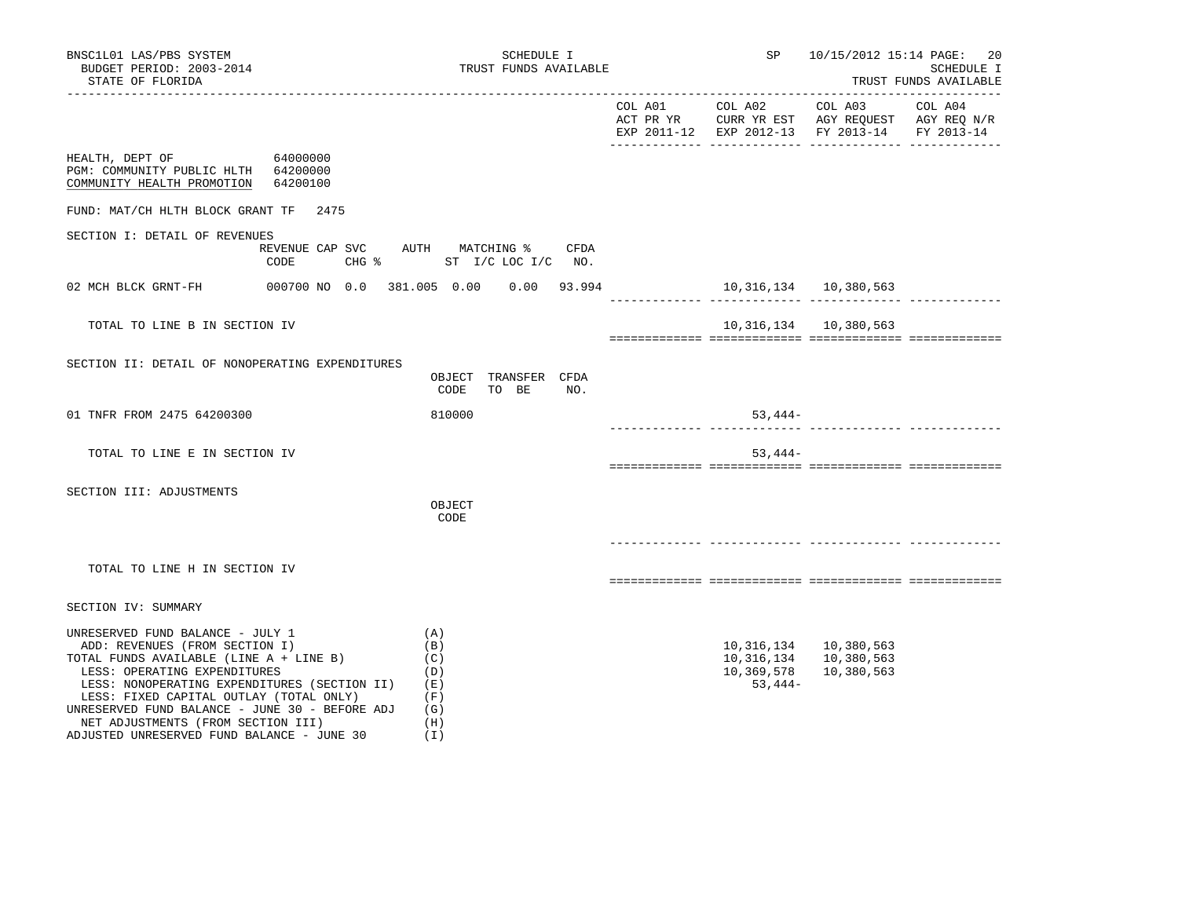BNSC1L01 LAS/PBS SYSTEM
BUDGET PERIOD: 2003-2014
STATE OF FLORIDA

SCHEDULE I
TRUST FUNDS AVAILABLE

SP 10/15/2012 15:14

SCHEDULE I
TRUST FUNDS AVAILABLE

| | COL A01 ACT PR YR EXP 2011-12 | COL A02 CURR YR EST EXP 2012-13 | COL A03 AGY REQUEST FY 2013-14 | COL A04 AGY REQ N/R FY 2013-14 |
|---|---|---|---|---|

HEALTH, DEPT OF 64000000
PGM: COMMUNITY PUBLIC HLTH 64200000
COMMUNITY HEALTH PROMOTION 64200100

FUND: MAT/CH HLTH BLOCK GRANT TF 2475

SECTION I: DETAIL OF REVENUES

| | REVENUE CODE | CAP | SVC CHG % | AUTH ST | MATCHING % I/C | LOC I/C | CFDA NO. | COL A01 | COL A02 | COL A03 | COL A04 |
|---|---|---|---|---|---|---|---|---|---|---|---|
| 02 MCH BLCK GRNT-FH | 000700 | NO | 0.0 | 381.005 | 0.00 | 0.00 | 93.994 | | 10,316,134 | 10,380,563 | |
| TOTAL TO LINE B IN SECTION IV | | | | | | | | | 10,316,134 | 10,380,563 | |

SECTION II: DETAIL OF NONOPERATING EXPENDITURES

| | OBJECT CODE | TRANSFER TO BE | CFDA NO. | COL A01 | COL A02 | COL A03 | COL A04 |
|---|---|---|---|---|---|---|---|
| 01 TNFR FROM 2475 64200300 | 810000 | | | | 53,444- | | |
| TOTAL TO LINE E IN SECTION IV | | | | | 53,444- | | |

SECTION III: ADJUSTMENTS

| | OBJECT CODE | COL A01 | COL A02 | COL A03 | COL A04 |
|---|---|---|---|---|---|
| TOTAL TO LINE H IN SECTION IV | | | | | |

SECTION IV: SUMMARY

| | | COL A01 | COL A02 | COL A03 | COL A04 |
|---|---|---|---|---|---|
| UNRESERVED FUND BALANCE - JULY 1 | (A) | | | | |
| ADD: REVENUES (FROM SECTION I) | (B) | | 10,316,134 | 10,380,563 | |
| TOTAL FUNDS AVAILABLE (LINE A + LINE B) | (C) | | 10,316,134 | 10,380,563 | |
| LESS: OPERATING EXPENDITURES | (D) | | 10,369,578 | 10,380,563 | |
| LESS: NONOPERATING EXPENDITURES (SECTION II) | (E) | | 53,444- | | |
| LESS: FIXED CAPITAL OUTLAY (TOTAL ONLY) | (F) | | | | |
| UNRESERVED FUND BALANCE - JUNE 30 - BEFORE ADJ | (G) | | | | |
| NET ADJUSTMENTS (FROM SECTION III) | (H) | | | | |
| ADJUSTED UNRESERVED FUND BALANCE - JUNE 30 | (I) | | | | |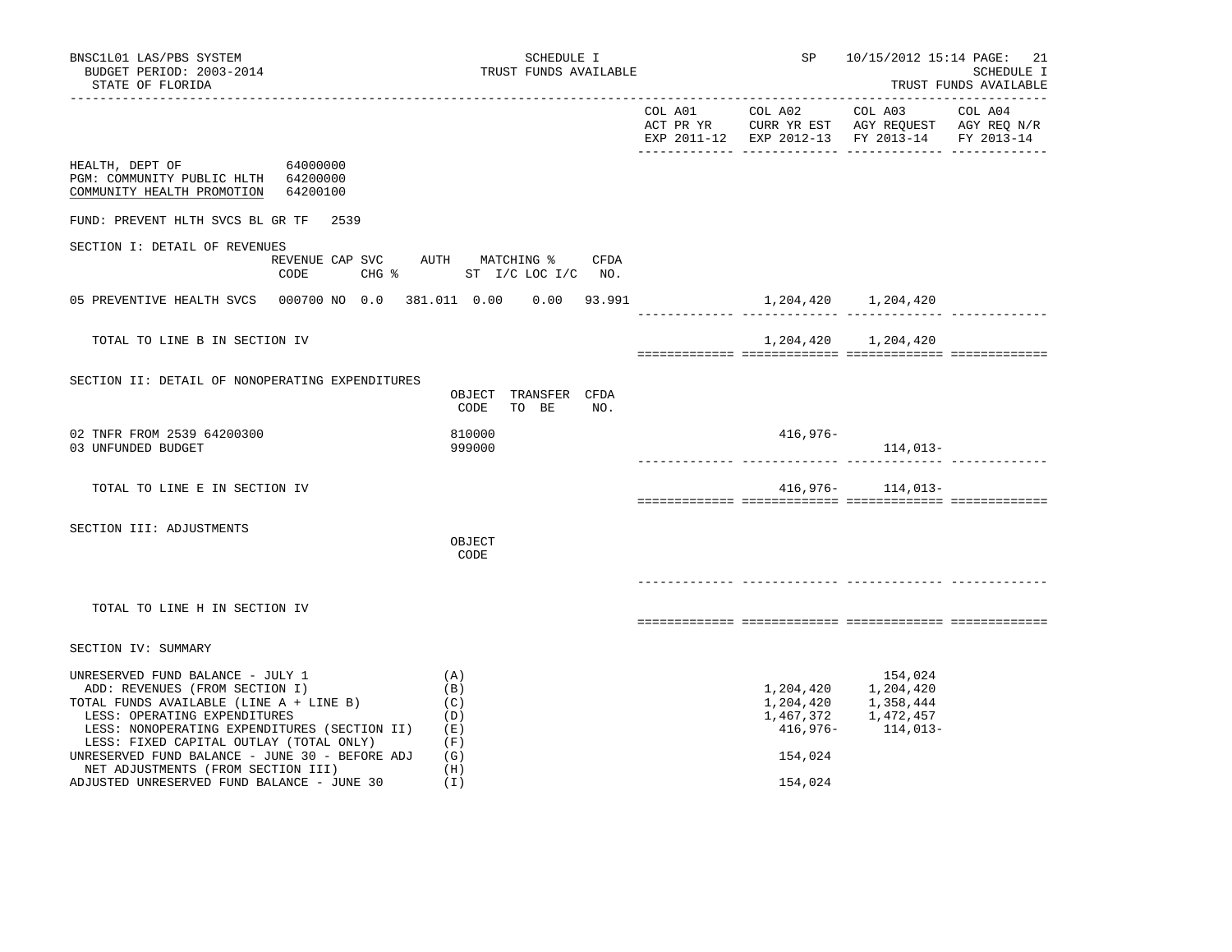BNSC1L01 LAS/PBS SYSTEM
BUDGET PERIOD: 2003-2014
STATE OF FLORIDA

SCHEDULE I
TRUST FUNDS AVAILABLE

SP 10/15/2012 15:14

SCHEDULE I
TRUST FUNDS AVAILABLE

| | COL A01 ACT PR YR EXP 2011-12 | COL A02 CURR YR EST EXP 2012-13 | COL A03 AGY REQUEST FY 2013-14 | COL A04 AGY REQ N/R FY 2013-14 |
|---|---|---|---|---|

HEALTH, DEPT OF 64000000
PGM: COMMUNITY PUBLIC HLTH 64200000
COMMUNITY HEALTH PROMOTION 64200100

FUND: PREVENT HLTH SVCS BL GR TF 2539

## SECTION I: DETAIL OF REVENUES

| | REVENUE CODE | CAP SVC CHG % | AUTH ST | MATCHING % I/C | LOC I/C | CFDA NO. | COL A01 | COL A02 | COL A03 | COL A04 |
|---|---|---|---|---|---|---|---|---|---|---|
| 05 PREVENTIVE HEALTH SVCS | 000700 | NO 0.0 | 381.011 | 0.00 | 0.00 | 93.991 | | 1,204,420 | 1,204,420 | |
| TOTAL TO LINE B IN SECTION IV | | | | | | | | 1,204,420 | 1,204,420 | |

## SECTION II: DETAIL OF NONOPERATING EXPENDITURES

| | OBJECT CODE | TRANSFER TO BE | CFDA NO. | COL A01 | COL A02 | COL A03 | COL A04 |
|---|---|---|---|---|---|---|---|
| 02 TNFR FROM 2539 64200300 | 810000 | | | | 416,976- | | |
| 03 UNFUNDED BUDGET | 999000 | | | | | 114,013- | |
| TOTAL TO LINE E IN SECTION IV | | | | | 416,976- | 114,013- | |

## SECTION III: ADJUSTMENTS

| | OBJECT CODE | COL A01 | COL A02 | COL A03 | COL A04 |
|---|---|---|---|---|---|
| TOTAL TO LINE H IN SECTION IV | | | | | |

## SECTION IV: SUMMARY

| | | COL A01 | COL A02 | COL A03 | COL A04 |
|---|---|---|---|---|---|
| UNRESERVED FUND BALANCE - JULY 1 | (A) | | | 154,024 | |
| ADD: REVENUES (FROM SECTION I) | (B) | | 1,204,420 | 1,204,420 | |
| TOTAL FUNDS AVAILABLE (LINE A + LINE B) | (C) | | 1,204,420 | 1,358,444 | |
| LESS: OPERATING EXPENDITURES | (D) | | 1,467,372 | 1,472,457 | |
| LESS: NONOPERATING EXPENDITURES (SECTION II) | (E) | | 416,976- | 114,013- | |
| LESS: FIXED CAPITAL OUTLAY (TOTAL ONLY) | (F) | | | | |
| UNRESERVED FUND BALANCE - JUNE 30 - BEFORE ADJ | (G) | | 154,024 | | |
| NET ADJUSTMENTS (FROM SECTION III) | (H) | | | | |
| ADJUSTED UNRESERVED FUND BALANCE - JUNE 30 | (I) | | 154,024 | | |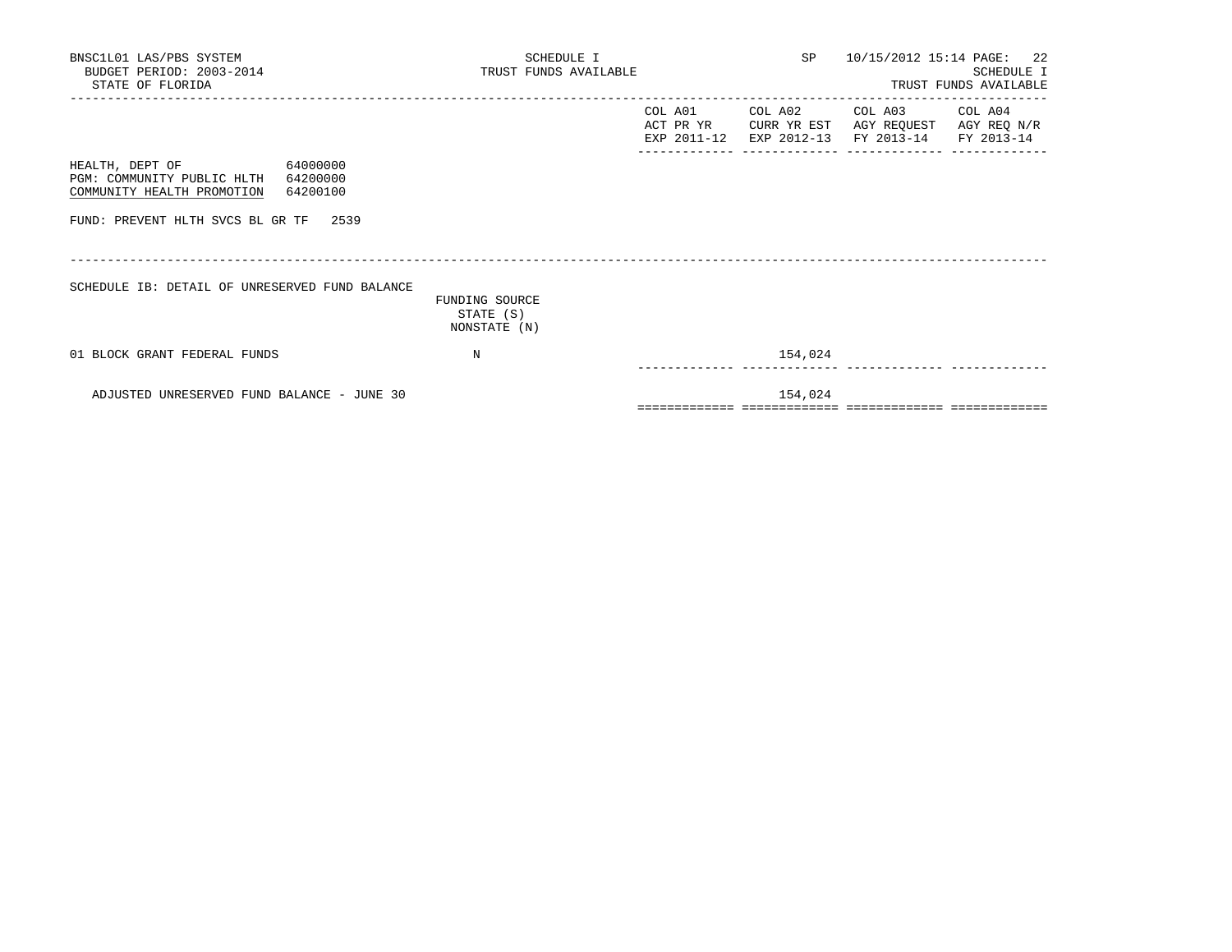BNSC1L01 LAS/PBS SYSTEM
BUDGET PERIOD: 2003-2014
STATE OF FLORIDA

SCHEDULE I
TRUST FUNDS AVAILABLE

SP 10/15/2012 15:14

SCHEDULE I
TRUST FUNDS AVAILABLE

HEALTH, DEPT OF 64000000
PGM: COMMUNITY PUBLIC HLTH 64200000
COMMUNITY HEALTH PROMOTION 64200100

FUND: PREVENT HLTH SVCS BL GR TF 2539

SCHEDULE IB: DETAIL OF UNRESERVED FUND BALANCE

| | FUNDING SOURCE STATE (S) NONSTATE (N) | COL A01 ACT PR YR EXP 2011-12 | COL A02 CURR YR EST EXP 2012-13 | COL A03 AGY REQUEST FY 2013-14 | COL A04 AGY REQ N/R FY 2013-14 |
|---|---|---|---|---|---|
| 01 BLOCK GRANT FEDERAL FUNDS | N | | 154,024 | | |
| ADJUSTED UNRESERVED FUND BALANCE - JUNE 30 | | | 154,024 | | |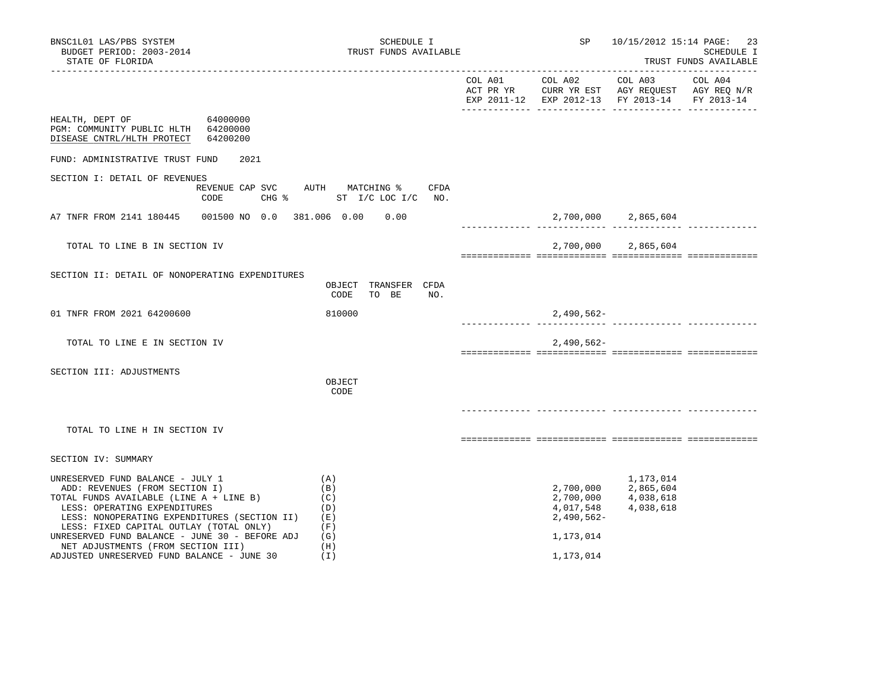BNSC1L01 LAS/PBS SYSTEM
BUDGET PERIOD: 2003-2014
STATE OF FLORIDA

SCHEDULE I
TRUST FUNDS AVAILABLE

SP 10/15/2012 15:14
SCHEDULE I
TRUST FUNDS AVAILABLE

HEALTH, DEPT OF 64000000
PGM: COMMUNITY PUBLIC HLTH 64200000
DISEASE CNTRL/HLTH PROTECT 64200200

FUND: ADMINISTRATIVE TRUST FUND 2021

## SECTION I: DETAIL OF REVENUES

| | REVENUE CODE | CAP SVC CHG % | AUTH ST | MATCHING % I/C | LOC I/C | CFDA NO. | COL A01 ACT PR YR EXP 2011-12 | COL A02 CURR YR EST EXP 2012-13 | COL A03 AGY REQUEST FY 2013-14 | COL A04 AGY REQ N/R FY 2013-14 |
|---|---|---|---|---|---|---|---|---|---|---|
| A7 TNFR FROM 2141 180445 | 001500 | NO 0.0 | 381.006 | 0.00 | 0.00 | | | 2,700,000 | 2,865,604 | |
| TOTAL TO LINE B IN SECTION IV | | | | | | | | 2,700,000 | 2,865,604 | |

## SECTION II: DETAIL OF NONOPERATING EXPENDITURES

| | OBJECT CODE | TRANSFER TO BE | CFDA NO. | COL A01 | COL A02 | COL A03 | COL A04 |
|---|---|---|---|---|---|---|---|
| 01 TNFR FROM 2021 64200600 | 810000 | | | | 2,490,562- | | |
| TOTAL TO LINE E IN SECTION IV | | | | | 2,490,562- | | |

## SECTION III: ADJUSTMENTS

| | OBJECT CODE | COL A01 | COL A02 | COL A03 | COL A04 |
|---|---|---|---|---|---|
| TOTAL TO LINE H IN SECTION IV | | | | | |

## SECTION IV: SUMMARY

| | | COL A01 | COL A02 | COL A03 | COL A04 |
|---|---|---|---|---|---|
| UNRESERVED FUND BALANCE - JULY 1 | (A) | | | 1,173,014 | |
| ADD: REVENUES (FROM SECTION I) | (B) | | 2,700,000 | 2,865,604 | |
| TOTAL FUNDS AVAILABLE (LINE A + LINE B) | (C) | | 2,700,000 | 4,038,618 | |
| LESS: OPERATING EXPENDITURES | (D) | | 4,017,548 | 4,038,618 | |
| LESS: NONOPERATING EXPENDITURES (SECTION II) | (E) | | 2,490,562- | | |
| LESS: FIXED CAPITAL OUTLAY (TOTAL ONLY) | (F) | | | | |
| UNRESERVED FUND BALANCE - JUNE 30 - BEFORE ADJ | (G) | | 1,173,014 | | |
| NET ADJUSTMENTS (FROM SECTION III) | (H) | | | | |
| ADJUSTED UNRESERVED FUND BALANCE - JUNE 30 | (I) | | 1,173,014 | | |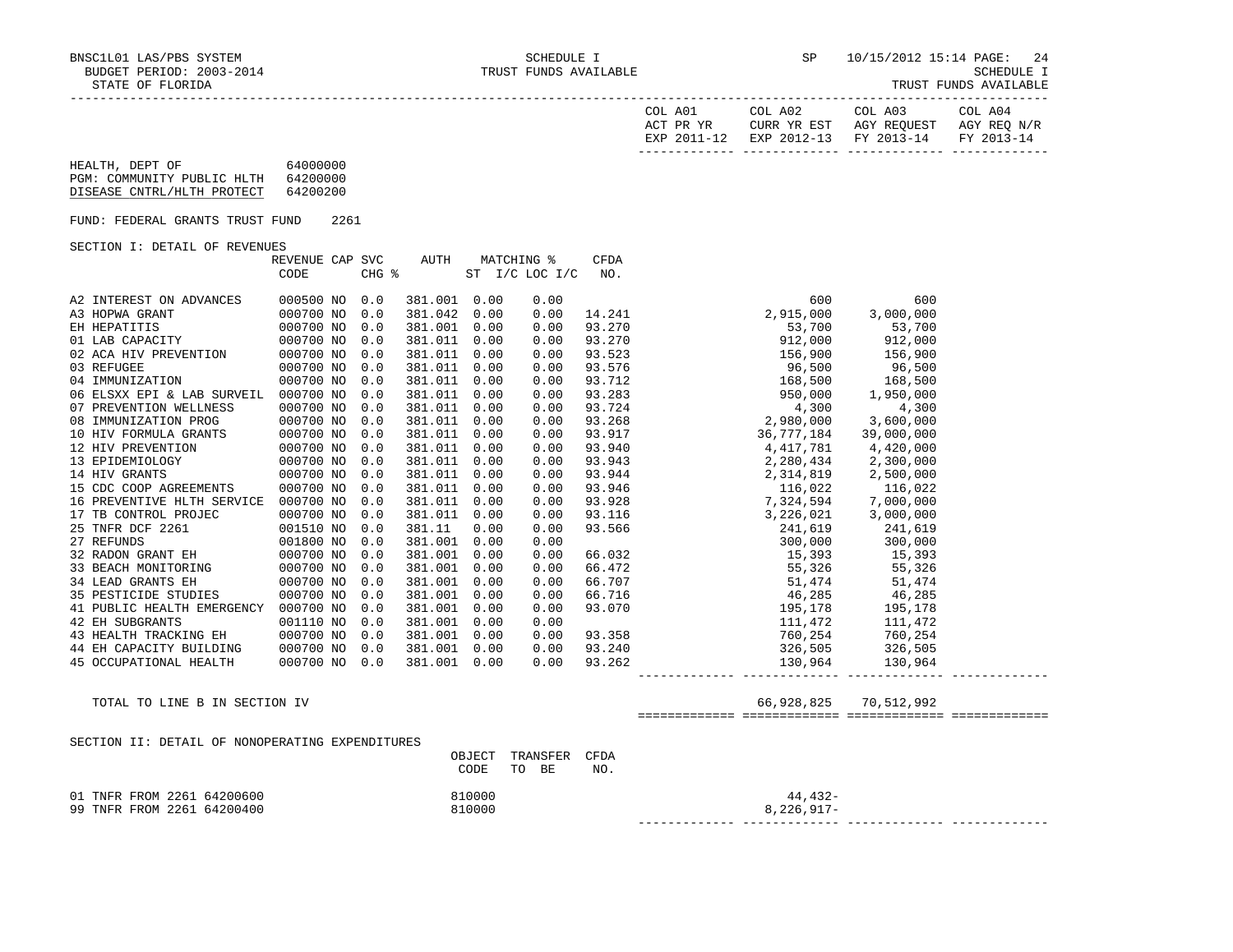BNSC1L01 LAS/PBS SYSTEM | SCHEDULE I | SP 10/15/2012 15:14
BUDGET PERIOD: 2003-2014 | TRUST FUNDS AVAILABLE | SCHEDULE I
STATE OF FLORIDA | | TRUST FUNDS AVAILABLE

| | COL A01 ACT PR YR EXP 2011-12 | COL A02 CURR YR EST EXP 2012-13 | COL A03 AGY REQUEST FY 2013-14 | COL A04 AGY REQ N/R FY 2013-14 |
|---|---|---|---|---|

HEALTH, DEPT OF 64000000
PGM: COMMUNITY PUBLIC HLTH 64200000
DISEASE CNTRL/HLTH PROTECT 64200200

FUND: FEDERAL GRANTS TRUST FUND 2261

SECTION I: DETAIL OF REVENUES

| | REVENUE CODE | CAP | SVC CHG % | AUTH | MATCHING % ST | I/C LOC I/C | CFDA NO. | COL A01 | COL A02 | COL A03 | COL A04 |
|---|---|---|---|---|---|---|---|---|---|---|---|
| A2 INTEREST ON ADVANCES | 000500 | NO | 0.0 | 381.001 | 0.00 | 0.00 | | | 600 | 600 | |
| A3 HOPWA GRANT | 000700 | NO | 0.0 | 381.042 | 0.00 | 0.00 | 14.241 | | 2,915,000 | 3,000,000 | |
| EH HEPATITIS | 000700 | NO | 0.0 | 381.001 | 0.00 | 0.00 | 93.270 | | 53,700 | 53,700 | |
| 01 LAB CAPACITY | 000700 | NO | 0.0 | 381.011 | 0.00 | 0.00 | 93.270 | | 912,000 | 912,000 | |
| 02 ACA HIV PREVENTION | 000700 | NO | 0.0 | 381.011 | 0.00 | 0.00 | 93.523 | | 156,900 | 156,900 | |
| 03 REFUGEE | 000700 | NO | 0.0 | 381.011 | 0.00 | 0.00 | 93.576 | | 96,500 | 96,500 | |
| 04 IMMUNIZATION | 000700 | NO | 0.0 | 381.011 | 0.00 | 0.00 | 93.712 | | 168,500 | 168,500 | |
| 06 ELSXX EPI & LAB SURVEIL | 000700 | NO | 0.0 | 381.011 | 0.00 | 0.00 | 93.283 | | 950,000 | 1,950,000 | |
| 07 PREVENTION WELLNESS | 000700 | NO | 0.0 | 381.011 | 0.00 | 0.00 | 93.724 | | 4,300 | 4,300 | |
| 08 IMMUNIZATION PROG | 000700 | NO | 0.0 | 381.011 | 0.00 | 0.00 | 93.268 | | 2,980,000 | 3,600,000 | |
| 10 HIV FORMULA GRANTS | 000700 | NO | 0.0 | 381.011 | 0.00 | 0.00 | 93.917 | | 36,777,184 | 39,000,000 | |
| 12 HIV PREVENTION | 000700 | NO | 0.0 | 381.011 | 0.00 | 0.00 | 93.940 | | 4,417,781 | 4,420,000 | |
| 13 EPIDEMIOLOGY | 000700 | NO | 0.0 | 381.011 | 0.00 | 0.00 | 93.943 | | 2,280,434 | 2,300,000 | |
| 14 HIV GRANTS | 000700 | NO | 0.0 | 381.011 | 0.00 | 0.00 | 93.944 | | 2,314,819 | 2,500,000 | |
| 15 CDC COOP AGREEMENTS | 000700 | NO | 0.0 | 381.011 | 0.00 | 0.00 | 93.946 | | 116,022 | 116,022 | |
| 16 PREVENTIVE HLTH SERVICE | 000700 | NO | 0.0 | 381.011 | 0.00 | 0.00 | 93.928 | | 7,324,594 | 7,000,000 | |
| 17 TB CONTROL PROJEC | 000700 | NO | 0.0 | 381.011 | 0.00 | 0.00 | 93.116 | | 3,226,021 | 3,000,000 | |
| 25 TNFR DCF 2261 | 001510 | NO | 0.0 | 381.11 | 0.00 | 0.00 | 93.566 | | 241,619 | 241,619 | |
| 27 REFUNDS | 001800 | NO | 0.0 | 381.001 | 0.00 | 0.00 | | | 300,000 | 300,000 | |
| 32 RADON GRANT EH | 000700 | NO | 0.0 | 381.001 | 0.00 | 0.00 | 66.032 | | 15,393 | 15,393 | |
| 33 BEACH MONITORING | 000700 | NO | 0.0 | 381.001 | 0.00 | 0.00 | 66.472 | | 55,326 | 55,326 | |
| 34 LEAD GRANTS EH | 000700 | NO | 0.0 | 381.001 | 0.00 | 0.00 | 66.707 | | 51,474 | 51,474 | |
| 35 PESTICIDE STUDIES | 000700 | NO | 0.0 | 381.001 | 0.00 | 0.00 | 66.716 | | 46,285 | 46,285 | |
| 41 PUBLIC HEALTH EMERGENCY | 000700 | NO | 0.0 | 381.001 | 0.00 | 0.00 | 93.070 | | 195,178 | 195,178 | |
| 42 EH SUBGRANTS | 001110 | NO | 0.0 | 381.001 | 0.00 | 0.00 | | | 111,472 | 111,472 | |
| 43 HEALTH TRACKING EH | 000700 | NO | 0.0 | 381.001 | 0.00 | 0.00 | 93.358 | | 760,254 | 760,254 | |
| 44 EH CAPACITY BUILDING | 000700 | NO | 0.0 | 381.001 | 0.00 | 0.00 | 93.240 | | 326,505 | 326,505 | |
| 45 OCCUPATIONAL HEALTH | 000700 | NO | 0.0 | 381.001 | 0.00 | 0.00 | 93.262 | | 130,964 | 130,964 | |
| TOTAL TO LINE B IN SECTION IV | | | | | | | | | 66,928,825 | 70,512,992 | |

SECTION II: DETAIL OF NONOPERATING EXPENDITURES

| | OBJECT CODE | TRANSFER TO BE | CFDA NO. | COL A01 | COL A02 | COL A03 | COL A04 |
|---|---|---|---|---|---|---|---|
| 01 TNFR FROM 2261 64200600 | 810000 | | | | 44,432- | | |
| 99 TNFR FROM 2261 64200400 | 810000 | | | | 8,226,917- | | |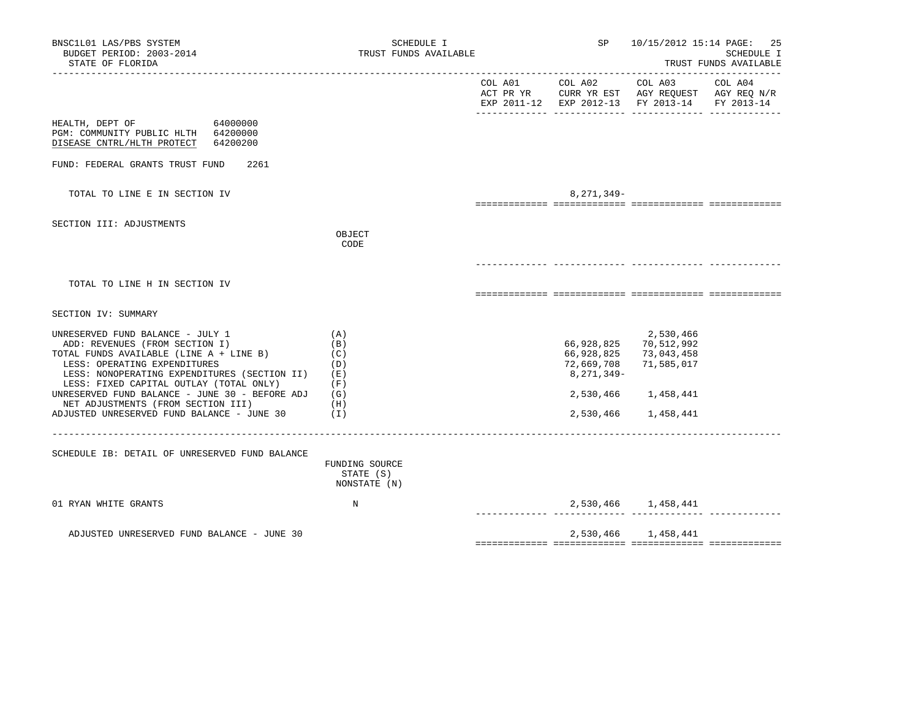BNSC1L01 LAS/PBS SYSTEM
BUDGET PERIOD: 2003-2014
STATE OF FLORIDA

SCHEDULE I
TRUST FUNDS AVAILABLE

SP 10/15/2012 15:14
SCHEDULE I
TRUST FUNDS AVAILABLE

HEALTH, DEPT OF 64000000
PGM: COMMUNITY PUBLIC HLTH 64200000
DISEASE CNTRL/HLTH PROTECT 64200200

FUND: FEDERAL GRANTS TRUST FUND 2261

| | | COL A01 ACT PR YR EXP 2011-12 | COL A02 CURR YR EST EXP 2012-13 | COL A03 AGY REQUEST FY 2013-14 | COL A04 AGY REQ N/R FY 2013-14 |
|---|---|---|---|---|---|
| TOTAL TO LINE E IN SECTION IV | | | 8,271,349- | | |

SECTION III: ADJUSTMENTS

| | OBJECT CODE | COL A01 | COL A02 | COL A03 | COL A04 |
|---|---|---|---|---|---|
| TOTAL TO LINE H IN SECTION IV | | | | | |

SECTION IV: SUMMARY

| | | COL A01 | COL A02 | COL A03 | COL A04 |
|---|---|---|---|---|---|
| UNRESERVED FUND BALANCE - JULY 1 | (A) | | | 2,530,466 | |
| ADD: REVENUES (FROM SECTION I) | (B) | | 66,928,825 | 70,512,992 | |
| TOTAL FUNDS AVAILABLE (LINE A + LINE B) | (C) | | 66,928,825 | 73,043,458 | |
| LESS: OPERATING EXPENDITURES | (D) | | 72,669,708 | 71,585,017 | |
| LESS: NONOPERATING EXPENDITURES (SECTION II) | (E) | | 8,271,349- | | |
| LESS: FIXED CAPITAL OUTLAY (TOTAL ONLY) | (F) | | | | |
| UNRESERVED FUND BALANCE - JUNE 30 - BEFORE ADJ | (G) | | 2,530,466 | 1,458,441 | |
| NET ADJUSTMENTS (FROM SECTION III) | (H) | | | | |
| ADJUSTED UNRESERVED FUND BALANCE - JUNE 30 | (I) | | 2,530,466 | 1,458,441 | |

SCHEDULE IB: DETAIL OF UNRESERVED FUND BALANCE

| | FUNDING SOURCE STATE (S) NONSTATE (N) | COL A01 | COL A02 | COL A03 | COL A04 |
|---|---|---|---|---|---|
| 01 RYAN WHITE GRANTS | N | | 2,530,466 | 1,458,441 | |
| ADJUSTED UNRESERVED FUND BALANCE - JUNE 30 | | | 2,530,466 | 1,458,441 | |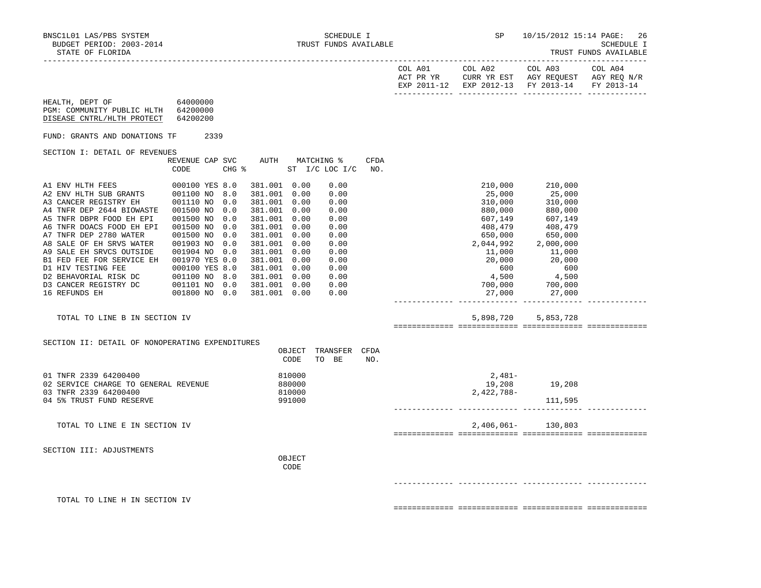BNSC1L01 LAS/PBS SYSTEM
BUDGET PERIOD: 2003-2014
STATE OF FLORIDA

SCHEDULE I
TRUST FUNDS AVAILABLE

SP 10/15/2012 15:14

SCHEDULE I
TRUST FUNDS AVAILABLE

HEALTH, DEPT OF 64000000
PGM: COMMUNITY PUBLIC HLTH 64200000
DISEASE CNTRL/HLTH PROTECT 64200200

FUND: GRANTS AND DONATIONS TF 2339

## SECTION I: DETAIL OF REVENUES

| | REVENUE CODE | CAP | SVC CHG % | AUTH ST | MATCHING % I/C | LOC I/C | CFDA NO. | COL A01 ACT PR YR EXP 2011-12 | COL A02 CURR YR EST EXP 2012-13 | COL A03 AGY REQUEST FY 2013-14 | COL A04 AGY REQ N/R FY 2013-14 |
|---|---|---|---|---|---|---|---|---|---|---|---|
| A1 ENV HLTH FEES | 000100 | YES | 8.0 | 381.001 | 0.00 | 0.00 | | | 210,000 | 210,000 | |
| A2 ENV HLTH SUB GRANTS | 001100 | NO | 8.0 | 381.001 | 0.00 | 0.00 | | | 25,000 | 25,000 | |
| A3 CANCER REGISTRY EH | 001110 | NO | 0.0 | 381.001 | 0.00 | 0.00 | | | 310,000 | 310,000 | |
| A4 TNFR DEP 2644 BIOWASTE | 001500 | NO | 0.0 | 381.001 | 0.00 | 0.00 | | | 880,000 | 880,000 | |
| A5 TNFR DBPR FOOD EH EPI | 001500 | NO | 0.0 | 381.001 | 0.00 | 0.00 | | | 607,149 | 607,149 | |
| A6 TNFR DOACS FOOD EH EPI | 001500 | NO | 0.0 | 381.001 | 0.00 | 0.00 | | | 408,479 | 408,479 | |
| A7 TNFR DEP 2780 WATER | 001500 | NO | 0.0 | 381.001 | 0.00 | 0.00 | | | 650,000 | 650,000 | |
| A8 SALE OF EH SRVS WATER | 001903 | NO | 0.0 | 381.001 | 0.00 | 0.00 | | | 2,044,992 | 2,000,000 | |
| A9 SALE EH SRVCS OUTSIDE | 001904 | NO | 0.0 | 381.001 | 0.00 | 0.00 | | | 11,000 | 11,000 | |
| B1 FED FEE FOR SERVICE EH | 001970 | YES | 0.0 | 381.001 | 0.00 | 0.00 | | | 20,000 | 20,000 | |
| D1 HIV TESTING FEE | 000100 | YES | 8.0 | 381.001 | 0.00 | 0.00 | | | 600 | 600 | |
| D2 BEHAVORIAL RISK DC | 001100 | NO | 8.0 | 381.001 | 0.00 | 0.00 | | | 4,500 | 4,500 | |
| D3 CANCER REGISTRY DC | 001101 | NO | 0.0 | 381.001 | 0.00 | 0.00 | | | 700,000 | 700,000 | |
| 16 REFUNDS EH | 001800 | NO | 0.0 | 381.001 | 0.00 | 0.00 | | | 27,000 | 27,000 | |
| TOTAL TO LINE B IN SECTION IV | | | | | | | | | 5,898,720 | 5,853,728 | |

## SECTION II: DETAIL OF NONOPERATING EXPENDITURES

| | OBJECT CODE | TRANSFER TO BE | CFDA NO. | COL A01 | COL A02 | COL A03 | COL A04 |
|---|---|---|---|---|---|---|---|
| 01 TNFR 2339 64200400 | 810000 | | | | 2,481- | | |
| 02 SERVICE CHARGE TO GENERAL REVENUE | 880000 | | | | 19,208 | 19,208 | |
| 03 TNFR 2339 64200400 | 810000 | | | | 2,422,788- | | |
| 04 5% TRUST FUND RESERVE | 991000 | | | | | 111,595 | |
| TOTAL TO LINE E IN SECTION IV | | | | | 2,406,061- | 130,803 | |

## SECTION III: ADJUSTMENTS

| | OBJECT CODE | COL A01 | COL A02 | COL A03 | COL A04 |
|---|---|---|---|---|---|
| TOTAL TO LINE H IN SECTION IV | | | | | |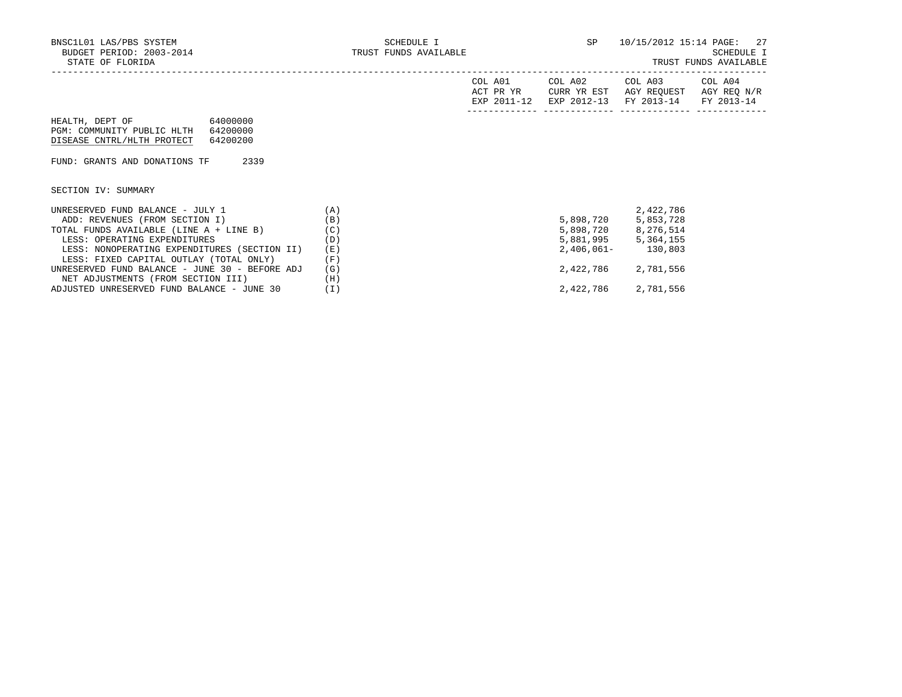BNSC1L01 LAS/PBS SYSTEM
BUDGET PERIOD: 2003-2014
STATE OF FLORIDA

SCHEDULE I
TRUST FUNDS AVAILABLE

SP 10/15/2012 15:14

SCHEDULE I
TRUST FUNDS AVAILABLE

HEALTH, DEPT OF 64000000
PGM: COMMUNITY PUBLIC HLTH 64200000
DISEASE CNTRL/HLTH PROTECT 64200200

FUND: GRANTS AND DONATIONS TF 2339

SECTION IV: SUMMARY

| | | COL A01 ACT PR YR EXP 2011-12 | COL A02 CURR YR EST EXP 2012-13 | COL A03 AGY REQUEST FY 2013-14 | COL A04 AGY REQ N/R FY 2013-14 |
|---|---|---|---|---|---|
| UNRESERVED FUND BALANCE - JULY 1 | (A) | | | 2,422,786 | |
| ADD: REVENUES (FROM SECTION I) | (B) | | 5,898,720 | 5,853,728 | |
| TOTAL FUNDS AVAILABLE (LINE A + LINE B) | (C) | | 5,898,720 | 8,276,514 | |
| LESS: OPERATING EXPENDITURES | (D) | | 5,881,995 | 5,364,155 | |
| LESS: NONOPERATING EXPENDITURES (SECTION II) | (E) | | 2,406,061- | 130,803 | |
| LESS: FIXED CAPITAL OUTLAY (TOTAL ONLY) | (F) | | | | |
| UNRESERVED FUND BALANCE - JUNE 30 - BEFORE ADJ | (G) | | 2,422,786 | 2,781,556 | |
| NET ADJUSTMENTS (FROM SECTION III) | (H) | | | | |
| ADJUSTED UNRESERVED FUND BALANCE - JUNE 30 | (I) | | 2,422,786 | 2,781,556 | |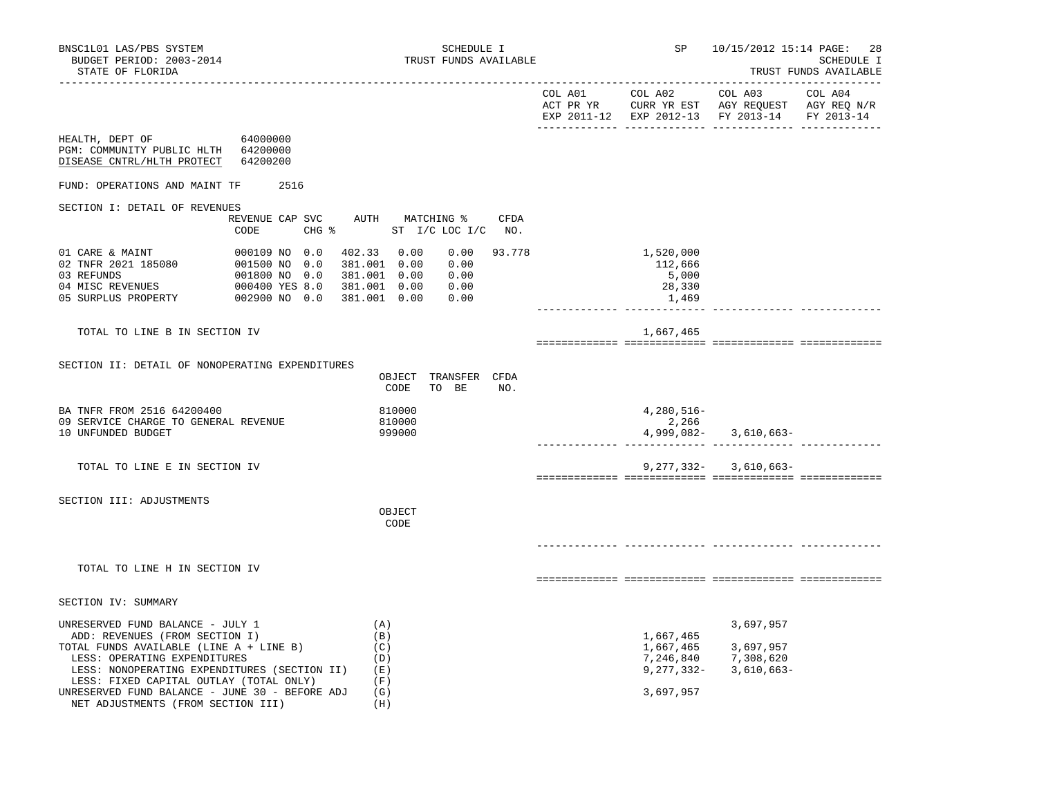BNSC1L01 LAS/PBS SYSTEM — SCHEDULE I — TRUST FUNDS AVAILABLE — SP 10/15/2012 15:14

BUDGET PERIOD: 2003-2014

STATE OF FLORIDA

| | COL A01 ACT PR YR EXP 2011-12 | COL A02 CURR YR EST EXP 2012-13 | COL A03 AGY REQUEST FY 2013-14 | COL A04 AGY REQ N/R FY 2013-14 |
|---|---|---|---|---|

HEALTH, DEPT OF 64000000
PGM: COMMUNITY PUBLIC HLTH 64200000
DISEASE CNTRL/HLTH PROTECT 64200200

FUND: OPERATIONS AND MAINT TF 2516

## SECTION I: DETAIL OF REVENUES

| | REVENUE CODE | CAP | SVC CHG % | AUTH | MATCHING % ST I/C | LOC I/C | CFDA NO. | COL A01 | COL A02 | COL A03 | COL A04 |
|---|---|---|---|---|---|---|---|---|---|---|---|
| 01 CARE & MAINT | 000109 | NO | 0.0 | 402.33 | 0.00 | 0.00 | 93.778 | | 1,520,000 | | |
| 02 TNFR 2021 185080 | 001500 | NO | 0.0 | 381.001 | 0.00 | 0.00 | | | 112,666 | | |
| 03 REFUNDS | 001800 | NO | 0.0 | 381.001 | 0.00 | 0.00 | | | 5,000 | | |
| 04 MISC REVENUES | 000400 | YES | 8.0 | 381.001 | 0.00 | 0.00 | | | 28,330 | | |
| 05 SURPLUS PROPERTY | 002900 | NO | 0.0 | 381.001 | 0.00 | 0.00 | | | 1,469 | | |
| TOTAL TO LINE B IN SECTION IV | | | | | | | | | 1,667,465 | | |

## SECTION II: DETAIL OF NONOPERATING EXPENDITURES

| | OBJECT CODE | TRANSFER TO BE | CFDA NO. | COL A01 | COL A02 | COL A03 | COL A04 |
|---|---|---|---|---|---|---|---|
| BA TNFR FROM 2516 64200400 | 810000 | | | | 4,280,516- | | |
| 09 SERVICE CHARGE TO GENERAL REVENUE | 810000 | | | | 2,266 | | |
| 10 UNFUNDED BUDGET | 999000 | | | | 4,999,082- | 3,610,663- | |
| TOTAL TO LINE E IN SECTION IV | | | | | 9,277,332- | 3,610,663- | |

## SECTION III: ADJUSTMENTS

| | OBJECT CODE | COL A01 | COL A02 | COL A03 | COL A04 |
|---|---|---|---|---|---|
| TOTAL TO LINE H IN SECTION IV | | | | | |

## SECTION IV: SUMMARY

| | | COL A01 | COL A02 | COL A03 | COL A04 |
|---|---|---|---|---|---|
| UNRESERVED FUND BALANCE - JULY 1 | (A) | | | 3,697,957 | |
| ADD: REVENUES (FROM SECTION I) | (B) | | 1,667,465 | | |
| TOTAL FUNDS AVAILABLE (LINE A + LINE B) | (C) | | 1,667,465 | 3,697,957 | |
| LESS: OPERATING EXPENDITURES | (D) | | 7,246,840 | 7,308,620 | |
| LESS: NONOPERATING EXPENDITURES (SECTION II) | (E) | | 9,277,332- | 3,610,663- | |
| LESS: FIXED CAPITAL OUTLAY (TOTAL ONLY) | (F) | | | | |
| UNRESERVED FUND BALANCE - JUNE 30 - BEFORE ADJ | (G) | | 3,697,957 | | |
| NET ADJUSTMENTS (FROM SECTION III) | (H) | | | | |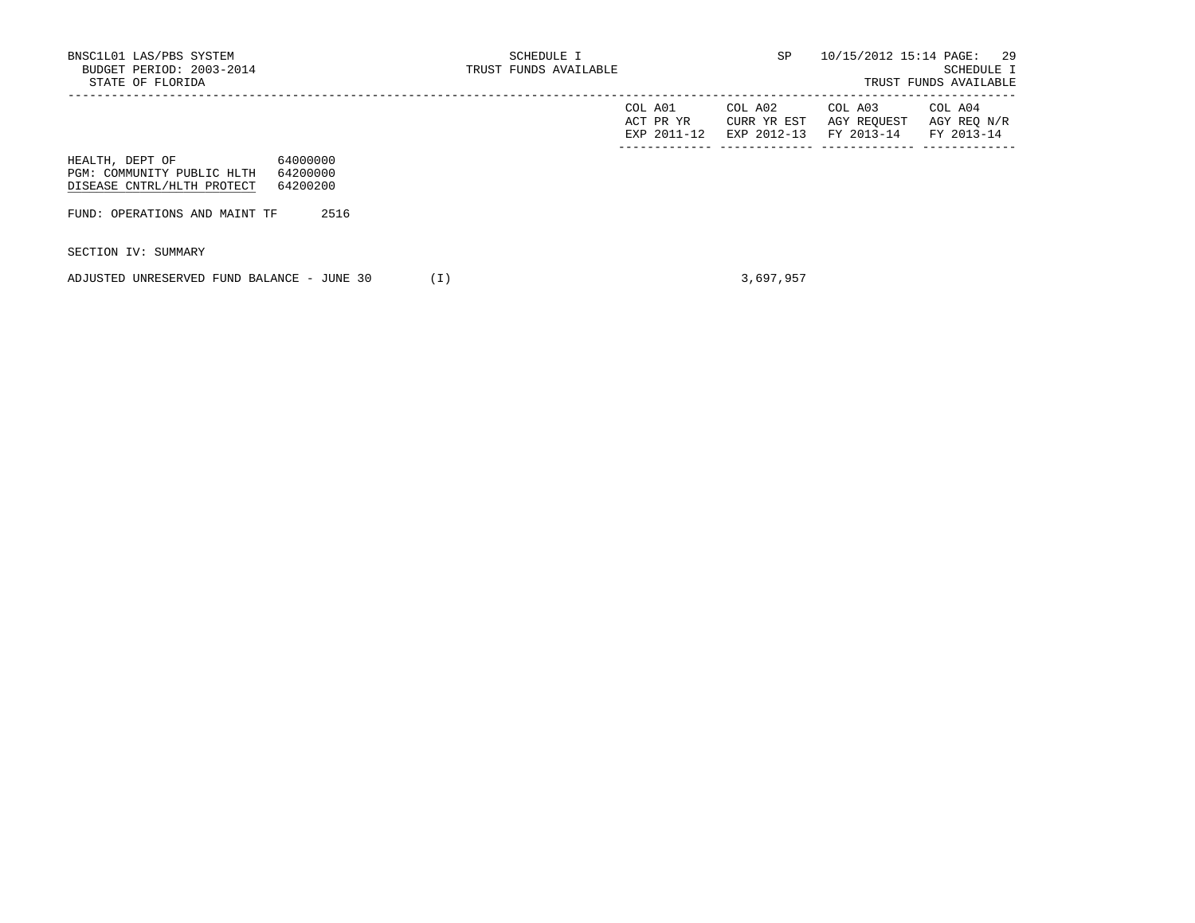| | | COL A01 ACT PR YR EXP 2011-12 | COL A02 CURR YR EST EXP 2012-13 | COL A03 AGY REQUEST FY 2013-14 | COL A04 AGY REQ N/R FY 2013-14 |
|---|---|---|---|---|---|
| HEALTH, DEPT OF | 64000000 | | | | |
| PGM: COMMUNITY PUBLIC HLTH | 64200000 | | | | |
| DISEASE CNTRL/HLTH PROTECT | 64200200 | | | | |
| FUND: OPERATIONS AND MAINT TF | 2516 | | | | |
| SECTION IV: SUMMARY | | | | | |
| ADJUSTED UNRESERVED FUND BALANCE - JUNE 30 | (I) | | 3,697,957 | | |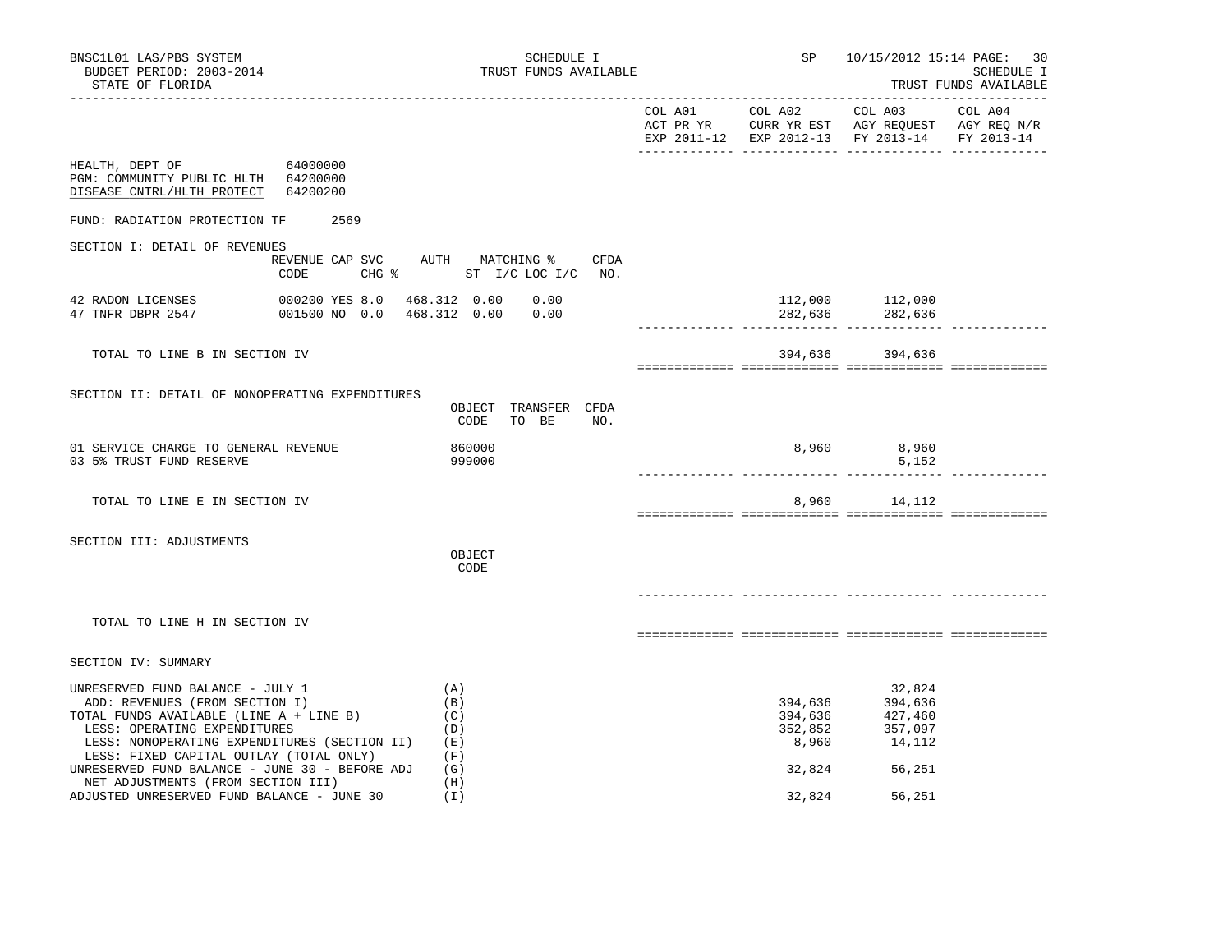BNSC1L01 LAS/PBS SYSTEM
BUDGET PERIOD: 2003-2014
STATE OF FLORIDA

SCHEDULE I
TRUST FUNDS AVAILABLE

SP 10/15/2012 15:14

SCHEDULE I
TRUST FUNDS AVAILABLE

HEALTH, DEPT OF 64000000
PGM: COMMUNITY PUBLIC HLTH 64200000
DISEASE CNTRL/HLTH PROTECT 64200200

FUND: RADIATION PROTECTION TF 2569

## SECTION I: DETAIL OF REVENUES

| | REVENUE CODE | CAP | SVC CHG % | AUTH ST | MATCHING % I/C | LOC I/C | CFDA NO. | COL A01 ACT PR YR EXP 2011-12 | COL A02 CURR YR EST EXP 2012-13 | COL A03 AGY REQUEST FY 2013-14 | COL A04 AGY REQ N/R FY 2013-14 |
|---|---|---|---|---|---|---|---|---|---|---|---|
| 42 RADON LICENSES | 000200 | YES | 8.0 | 468.312 | 0.00 | 0.00 | | | 112,000 | 112,000 | |
| 47 TNFR DBPR 2547 | 001500 | NO | 0.0 | 468.312 | 0.00 | 0.00 | | | 282,636 | 282,636 | |
| TOTAL TO LINE B IN SECTION IV | | | | | | | | | 394,636 | 394,636 | |

## SECTION II: DETAIL OF NONOPERATING EXPENDITURES

| | OBJECT CODE | TRANSFER TO BE | CFDA NO. | COL A01 | COL A02 | COL A03 | COL A04 |
|---|---|---|---|---|---|---|---|
| 01 SERVICE CHARGE TO GENERAL REVENUE | 860000 | | | | 8,960 | 8,960 | |
| 03 5% TRUST FUND RESERVE | 999000 | | | | | 5,152 | |
| TOTAL TO LINE E IN SECTION IV | | | | | 8,960 | 14,112 | |

## SECTION III: ADJUSTMENTS

| | OBJECT CODE | COL A01 | COL A02 | COL A03 | COL A04 |
|---|---|---|---|---|---|
| TOTAL TO LINE H IN SECTION IV | | | | | |

## SECTION IV: SUMMARY

| | | COL A01 | COL A02 | COL A03 | COL A04 |
|---|---|---|---|---|---|
| UNRESERVED FUND BALANCE - JULY 1 | (A) | | | 32,824 | |
| ADD: REVENUES (FROM SECTION I) | (B) | | 394,636 | 394,636 | |
| TOTAL FUNDS AVAILABLE (LINE A + LINE B) | (C) | | 394,636 | 427,460 | |
| LESS: OPERATING EXPENDITURES | (D) | | 352,852 | 357,097 | |
| LESS: NONOPERATING EXPENDITURES (SECTION II) | (E) | | 8,960 | 14,112 | |
| LESS: FIXED CAPITAL OUTLAY (TOTAL ONLY) | (F) | | | | |
| UNRESERVED FUND BALANCE - JUNE 30 - BEFORE ADJ | (G) | | 32,824 | 56,251 | |
| NET ADJUSTMENTS (FROM SECTION III) | (H) | | | | |
| ADJUSTED UNRESERVED FUND BALANCE - JUNE 30 | (I) | | 32,824 | 56,251 | |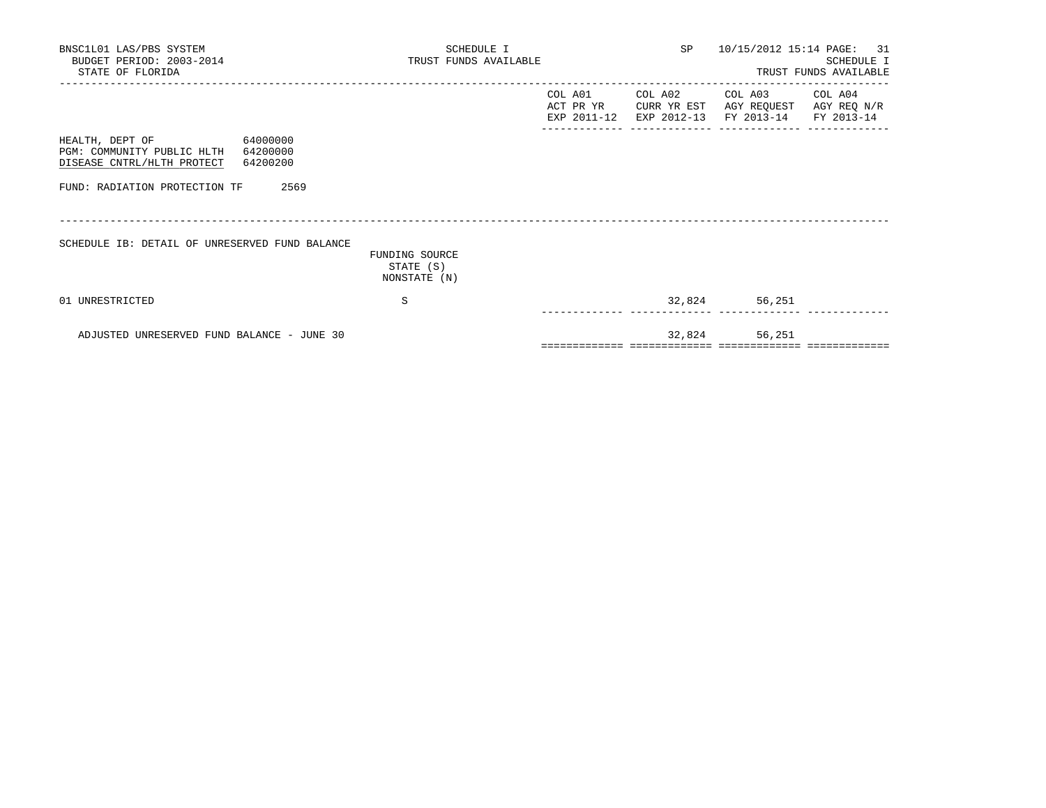BNSC1L01 LAS/PBS SYSTEM
BUDGET PERIOD: 2003-2014
STATE OF FLORIDA

SCHEDULE I
TRUST FUNDS AVAILABLE

SP 10/15/2012 15:14

SCHEDULE I
TRUST FUNDS AVAILABLE

HEALTH, DEPT OF 64000000
PGM: COMMUNITY PUBLIC HLTH 64200000
DISEASE CNTRL/HLTH PROTECT 64200200

FUND: RADIATION PROTECTION TF 2569

SCHEDULE IB: DETAIL OF UNRESERVED FUND BALANCE

| | FUNDING SOURCE STATE (S) NONSTATE (N) | COL A01 ACT PR YR EXP 2011-12 | COL A02 CURR YR EST EXP 2012-13 | COL A03 AGY REQUEST FY 2013-14 | COL A04 AGY REQ N/R FY 2013-14 |
|---|---|---|---|---|---|
| 01 UNRESTRICTED | S | | 32,824 | 56,251 | |
| ADJUSTED UNRESERVED FUND BALANCE - JUNE 30 | | | 32,824 | 56,251 | |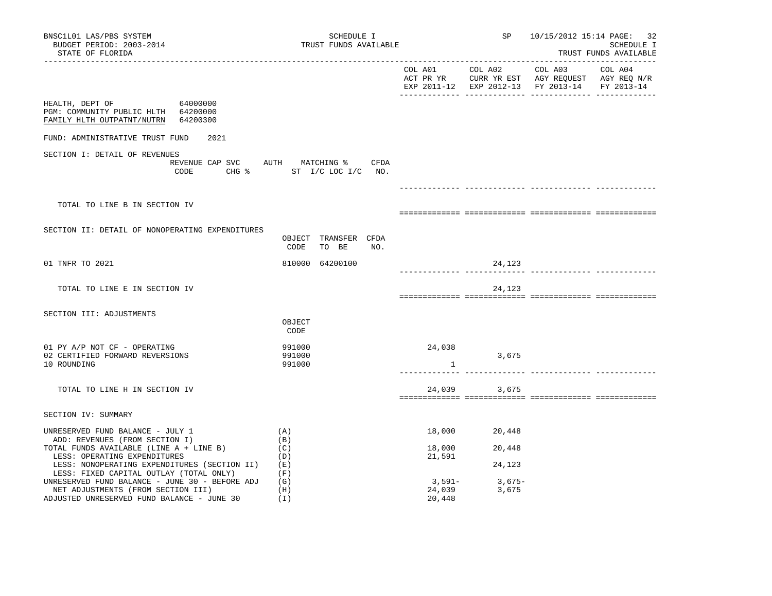BNSC1L01 LAS/PBS SYSTEM — SCHEDULE I — TRUST FUNDS AVAILABLE — SP 10/15/2012 15:14

BUDGET PERIOD: 2003-2014

STATE OF FLORIDA

SCHEDULE I — TRUST FUNDS AVAILABLE

HEALTH, DEPT OF 64000000
PGM: COMMUNITY PUBLIC HLTH 64200000
FAMILY HLTH OUTPATNT/NUTRN 64200300

FUND: ADMINISTRATIVE TRUST FUND 2021

| | | COL A01 ACT PR YR EXP 2011-12 | COL A02 CURR YR EST EXP 2012-13 | COL A03 AGY REQUEST FY 2013-14 | COL A04 AGY REQ N/R FY 2013-14 |
|---|---|---|---|---|---|
| **SECTION I: DETAIL OF REVENUES** | REVENUE CODE / CAP SVC CHG % / AUTH ST / MATCHING % I/C LOC I/C / CFDA NO. | | | | |
| TOTAL TO LINE B IN SECTION IV | | | | | |
| **SECTION II: DETAIL OF NONOPERATING EXPENDITURES** | OBJECT CODE / TRANSFER TO BE / CFDA NO. | | | | |
| 01 TNFR TO 2021 | 810000 64200100 | | 24,123 | | |
| TOTAL TO LINE E IN SECTION IV | | | 24,123 | | |
| **SECTION III: ADJUSTMENTS** | OBJECT CODE | | | | |
| 01 PY A/P NOT CF - OPERATING | 991000 | 24,038 | | | |
| 02 CERTIFIED FORWARD REVERSIONS | 991000 | | 3,675 | | |
| 10 ROUNDING | 991000 | 1 | | | |
| TOTAL TO LINE H IN SECTION IV | | 24,039 | 3,675 | | |
| **SECTION IV: SUMMARY** | | | | | |
| UNRESERVED FUND BALANCE - JULY 1 | (A) | 18,000 | 20,448 | | |
| ADD: REVENUES (FROM SECTION I) | (B) | | | | |
| TOTAL FUNDS AVAILABLE (LINE A + LINE B) | (C) | 18,000 | 20,448 | | |
| LESS: OPERATING EXPENDITURES | (D) | 21,591 | | | |
| LESS: NONOPERATING EXPENDITURES (SECTION II) | (E) | | 24,123 | | |
| LESS: FIXED CAPITAL OUTLAY (TOTAL ONLY) | (F) | | | | |
| UNRESERVED FUND BALANCE - JUNE 30 - BEFORE ADJ | (G) | 3,591- | 3,675- | | |
| NET ADJUSTMENTS (FROM SECTION III) | (H) | 24,039 | 3,675 | | |
| ADJUSTED UNRESERVED FUND BALANCE - JUNE 30 | (I) | 20,448 | | | |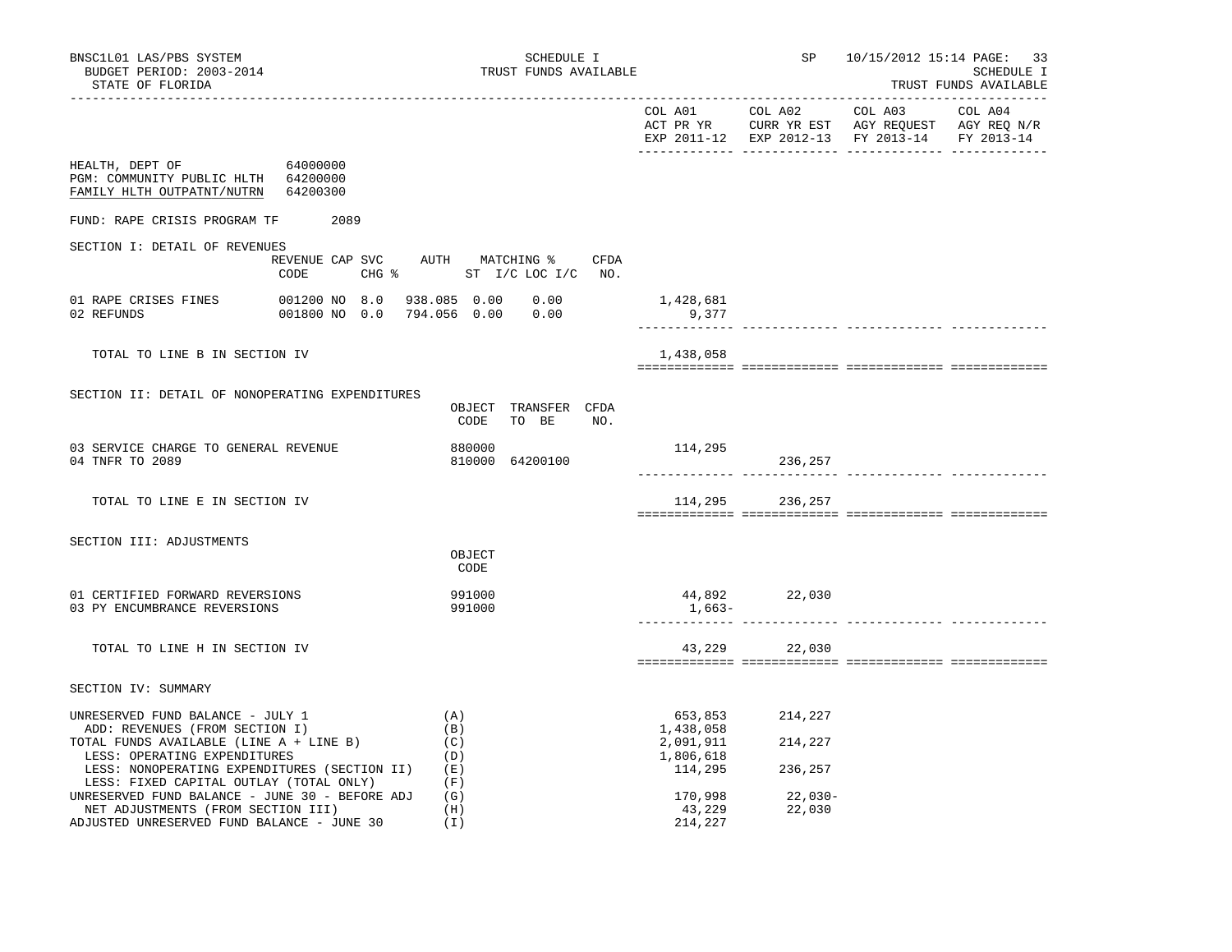BNSC1L01 LAS/PBS SYSTEM  
BUDGET PERIOD: 2003-2014  
STATE OF FLORIDA

SCHEDULE I  
TRUST FUNDS AVAILABLE

SP 10/15/2012 15:14

SCHEDULE I  
TRUST FUNDS AVAILABLE

HEALTH, DEPT OF 64000000  
PGM: COMMUNITY PUBLIC HLTH 64200000  
FAMILY HLTH OUTPATNT/NUTRN 64200300

FUND: RAPE CRISIS PROGRAM TF 2089

## SECTION I: DETAIL OF REVENUES

| | REVENUE CODE | CAP | SVC CHG % | AUTH | MATCHING % ST I/C | LOC I/C | CFDA NO. | COL A01 ACT PR YR EXP 2011-12 | COL A02 CURR YR EST EXP 2012-13 | COL A03 AGY REQUEST FY 2013-14 | COL A04 AGY REQ N/R FY 2013-14 |
|---|---|---|---|---|---|---|---|---|---|---|---|
| 01 RAPE CRISES FINES | 001200 | NO | 8.0 | 938.085 | 0.00 | 0.00 | | 1,428,681 | | | |
| 02 REFUNDS | 001800 | NO | 0.0 | 794.056 | 0.00 | 0.00 | | 9,377 | | | |
| TOTAL TO LINE B IN SECTION IV | | | | | | | | 1,438,058 | | | |

## SECTION II: DETAIL OF NONOPERATING EXPENDITURES

| | OBJECT CODE | TRANSFER TO BE | CFDA NO. | COL A01 | COL A02 | COL A03 | COL A04 |
|---|---|---|---|---|---|---|---|
| 03 SERVICE CHARGE TO GENERAL REVENUE | 880000 | | | 114,295 | | | |
| 04 TNFR TO 2089 | 810000 | 64200100 | | | 236,257 | | |
| TOTAL TO LINE E IN SECTION IV | | | | 114,295 | 236,257 | | |

## SECTION III: ADJUSTMENTS

| | OBJECT CODE | COL A01 | COL A02 | COL A03 | COL A04 |
|---|---|---|---|---|---|
| 01 CERTIFIED FORWARD REVERSIONS | 991000 | 44,892 | 22,030 | | |
| 03 PY ENCUMBRANCE REVERSIONS | 991000 | 1,663- | | | |
| TOTAL TO LINE H IN SECTION IV | | 43,229 | 22,030 | | |

## SECTION IV: SUMMARY

| | | COL A01 | COL A02 | COL A03 | COL A04 |
|---|---|---|---|---|---|
| UNRESERVED FUND BALANCE - JULY 1 | (A) | 653,853 | 214,227 | | |
| ADD: REVENUES (FROM SECTION I) | (B) | 1,438,058 | | | |
| TOTAL FUNDS AVAILABLE (LINE A + LINE B) | (C) | 2,091,911 | 214,227 | | |
| LESS: OPERATING EXPENDITURES | (D) | 1,806,618 | | | |
| LESS: NONOPERATING EXPENDITURES (SECTION II) | (E) | 114,295 | 236,257 | | |
| LESS: FIXED CAPITAL OUTLAY (TOTAL ONLY) | (F) | | | | |
| UNRESERVED FUND BALANCE - JUNE 30 - BEFORE ADJ | (G) | 170,998 | 22,030- | | |
| NET ADJUSTMENTS (FROM SECTION III) | (H) | 43,229 | 22,030 | | |
| ADJUSTED UNRESERVED FUND BALANCE - JUNE 30 | (I) | 214,227 | | | |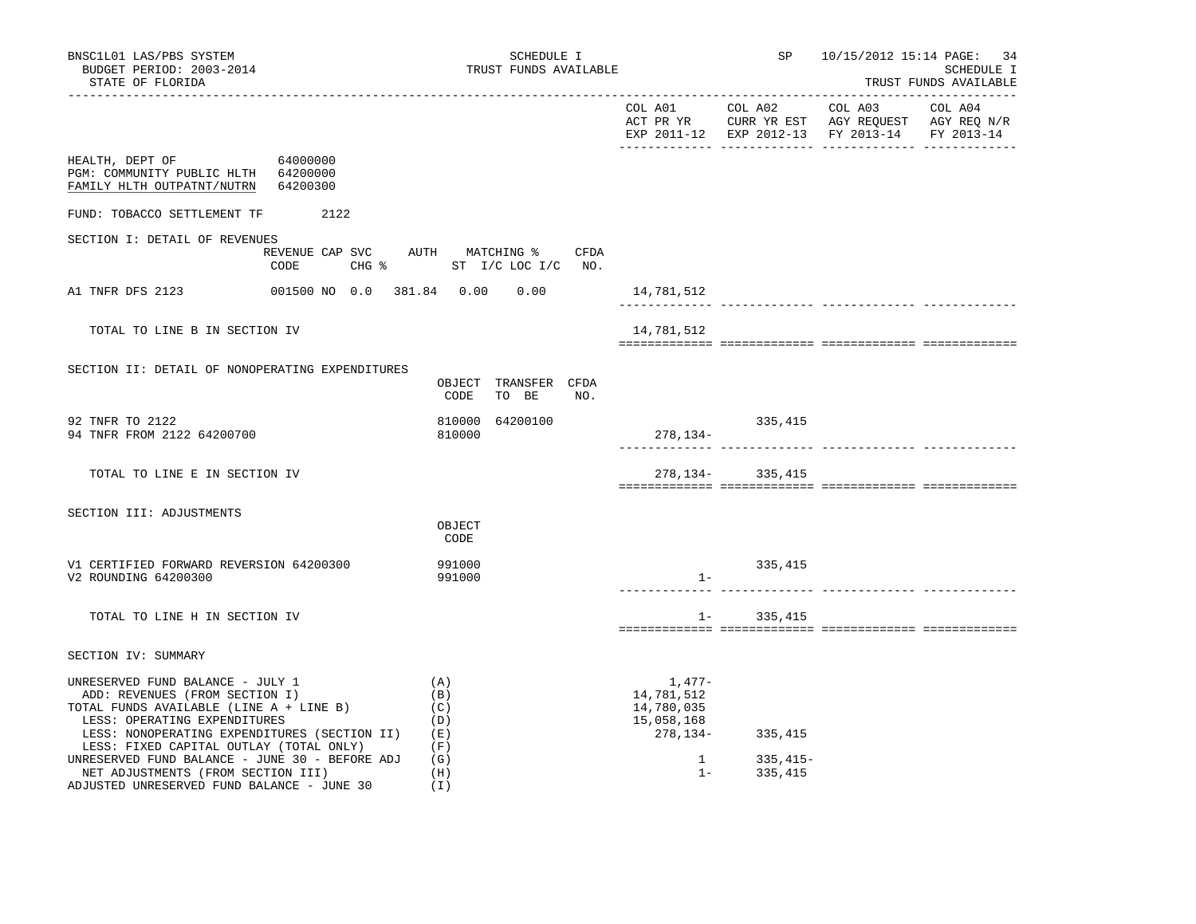BNSC1L01 LAS/PBS SYSTEM — SCHEDULE I — TRUST FUNDS AVAILABLE — SP 10/15/2012 15:14

BUDGET PERIOD: 2003-2014

STATE OF FLORIDA

| | COL A01 ACT PR YR EXP 2011-12 | COL A02 CURR YR EST EXP 2012-13 | COL A03 AGY REQUEST FY 2013-14 | COL A04 AGY REQ N/R FY 2013-14 |
|---|---|---|---|---|

HEALTH, DEPT OF 64000000
PGM: COMMUNITY PUBLIC HLTH 64200000
FAMILY HLTH OUTPATNT/NUTRN 64200300

FUND: TOBACCO SETTLEMENT TF 2122

## SECTION I: DETAIL OF REVENUES

| | REVENUE CODE | CAP | SVC CHG % | AUTH ST | MATCHING % I/C | LOC I/C | CFDA NO. | COL A01 | COL A02 | COL A03 | COL A04 |
|---|---|---|---|---|---|---|---|---|---|---|---|
| A1 TNFR DFS 2123 | 001500 | NO | 0.0 | 381.84 | 0.00 | 0.00 | | 14,781,512 | | | |
| TOTAL TO LINE B IN SECTION IV | | | | | | | | 14,781,512 | | | |

## SECTION II: DETAIL OF NONOPERATING EXPENDITURES

| | OBJECT CODE | TRANSFER TO BE | CFDA NO. | COL A01 | COL A02 | COL A03 | COL A04 |
|---|---|---|---|---|---|---|---|
| 92 TNFR TO 2122 | 810000 | 64200100 | | | 335,415 | | |
| 94 TNFR FROM 2122 64200700 | 810000 | | | 278,134- | | | |
| TOTAL TO LINE E IN SECTION IV | | | | 278,134- | 335,415 | | |

## SECTION III: ADJUSTMENTS

| | OBJECT CODE | COL A01 | COL A02 | COL A03 | COL A04 |
|---|---|---|---|---|---|
| V1 CERTIFIED FORWARD REVERSION 64200300 | 991000 | | 335,415 | | |
| V2 ROUNDING 64200300 | 991000 | 1- | | | |
| TOTAL TO LINE H IN SECTION IV | | 1- | 335,415 | | |

## SECTION IV: SUMMARY

| | | COL A01 | COL A02 | COL A03 | COL A04 |
|---|---|---|---|---|---|
| UNRESERVED FUND BALANCE - JULY 1 | (A) | 1,477- | | | |
| ADD: REVENUES (FROM SECTION I) | (B) | 14,781,512 | | | |
| TOTAL FUNDS AVAILABLE (LINE A + LINE B) | (C) | 14,780,035 | | | |
| LESS: OPERATING EXPENDITURES | (D) | 15,058,168 | | | |
| LESS: NONOPERATING EXPENDITURES (SECTION II) | (E) | 278,134- | 335,415 | | |
| LESS: FIXED CAPITAL OUTLAY (TOTAL ONLY) | (F) | | | | |
| UNRESERVED FUND BALANCE - JUNE 30 - BEFORE ADJ | (G) | 1 | 335,415- | | |
| NET ADJUSTMENTS (FROM SECTION III) | (H) | 1- | 335,415 | | |
| ADJUSTED UNRESERVED FUND BALANCE - JUNE 30 | (I) | | | | |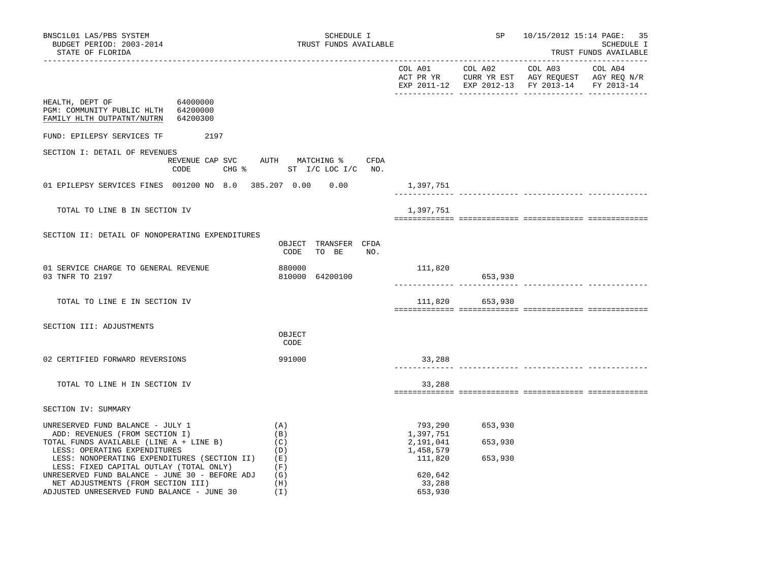BNSC1L01 LAS/PBS SYSTEM — SCHEDULE I — SP 10/15/2012 15:14

BUDGET PERIOD: 2003-2014 — TRUST FUNDS AVAILABLE — SCHEDULE I

STATE OF FLORIDA — TRUST FUNDS AVAILABLE

| | COL A01 ACT PR YR EXP 2011-12 | COL A02 CURR YR EST EXP 2012-13 | COL A03 AGY REQUEST FY 2013-14 | COL A04 AGY REQ N/R FY 2013-14 |
|---|---|---|---|---|

HEALTH, DEPT OF 64000000
PGM: COMMUNITY PUBLIC HLTH 64200000
FAMILY HLTH OUTPATNT/NUTRN 64200300

FUND: EPILEPSY SERVICES TF 2197

## SECTION I: DETAIL OF REVENUES

| | REVENUE CODE | CAP | SVC CHG % | AUTH ST | MATCHING % I/C | LOC I/C | CFDA NO. | COL A01 | COL A02 | COL A03 | COL A04 |
|---|---|---|---|---|---|---|---|---|---|---|---|
| 01 EPILEPSY SERVICES FINES | 001200 | NO | 8.0 | 385.207 | 0.00 | 0.00 | | 1,397,751 | | | |
| TOTAL TO LINE B IN SECTION IV | | | | | | | | 1,397,751 | | | |

## SECTION II: DETAIL OF NONOPERATING EXPENDITURES

| | OBJECT CODE | TRANSFER TO BE | CFDA NO. | COL A01 | COL A02 | COL A03 | COL A04 |
|---|---|---|---|---|---|---|---|
| 01 SERVICE CHARGE TO GENERAL REVENUE | 880000 | | | 111,820 | | | |
| 03 TNFR TO 2197 | 810000 | 64200100 | | | 653,930 | | |
| TOTAL TO LINE E IN SECTION IV | | | | 111,820 | 653,930 | | |

## SECTION III: ADJUSTMENTS

| | OBJECT CODE | COL A01 | COL A02 | COL A03 | COL A04 |
|---|---|---|---|---|---|
| 02 CERTIFIED FORWARD REVERSIONS | 991000 | 33,288 | | | |
| TOTAL TO LINE H IN SECTION IV | | 33,288 | | | |

## SECTION IV: SUMMARY

| | | COL A01 | COL A02 | COL A03 | COL A04 |
|---|---|---|---|---|---|
| UNRESERVED FUND BALANCE - JULY 1 | (A) | 793,290 | 653,930 | | |
| ADD: REVENUES (FROM SECTION I) | (B) | 1,397,751 | | | |
| TOTAL FUNDS AVAILABLE (LINE A + LINE B) | (C) | 2,191,041 | 653,930 | | |
| LESS: OPERATING EXPENDITURES | (D) | 1,458,579 | | | |
| LESS: NONOPERATING EXPENDITURES (SECTION II) | (E) | 111,820 | 653,930 | | |
| LESS: FIXED CAPITAL OUTLAY (TOTAL ONLY) | (F) | | | | |
| UNRESERVED FUND BALANCE - JUNE 30 - BEFORE ADJ | (G) | 620,642 | | | |
| NET ADJUSTMENTS (FROM SECTION III) | (H) | 33,288 | | | |
| ADJUSTED UNRESERVED FUND BALANCE - JUNE 30 | (I) | 653,930 | | | |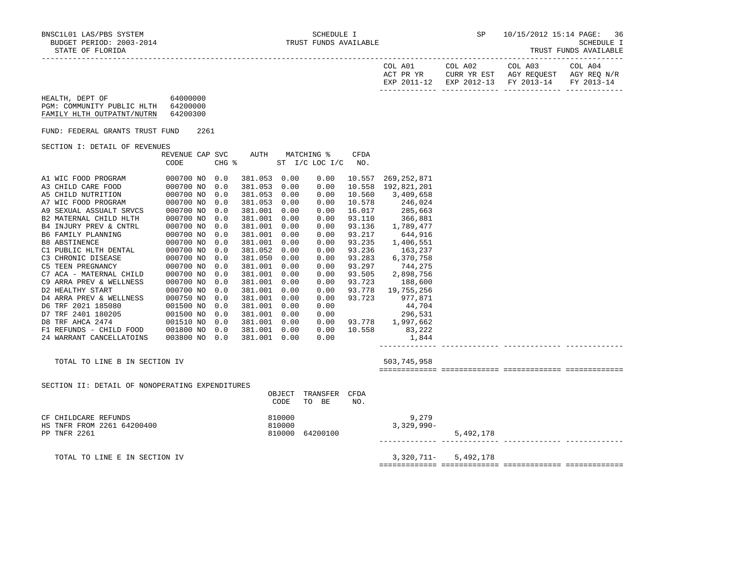SCHEDULE I
TRUST FUNDS AVAILABLE

BNSC1L01 LAS/PBS SYSTEM
BUDGET PERIOD: 2003-2014
STATE OF FLORIDA

SP 10/15/2012 15:14

| | COL A01 ACT PR YR EXP 2011-12 | COL A02 CURR YR EST EXP 2012-13 | COL A03 AGY REQUEST FY 2013-14 | COL A04 AGY REQ N/R FY 2013-14 |
|---|---|---|---|---|

HEALTH, DEPT OF 64000000
PGM: COMMUNITY PUBLIC HLTH 64200000
FAMILY HLTH OUTPATNT/NUTRN 64200300

FUND: FEDERAL GRANTS TRUST FUND 2261

SECTION I: DETAIL OF REVENUES

| | REVENUE CODE | CAP | SVC CHG % | AUTH ST | MATCHING % I/C | LOC I/C | CFDA NO. | COL A01 | COL A02 | COL A03 | COL A04 |
|---|---|---|---|---|---|---|---|---|---|---|---|
| A1 WIC FOOD PROGRAM | 000700 | NO | 0.0 | 381.053 | 0.00 | 0.00 | 10.557 | 269,252,871 | | | |
| A3 CHILD CARE FOOD | 000700 | NO | 0.0 | 381.053 | 0.00 | 0.00 | 10.558 | 192,821,201 | | | |
| A5 CHILD NUTRITION | 000700 | NO | 0.0 | 381.053 | 0.00 | 0.00 | 10.560 | 3,409,658 | | | |
| A7 WIC FOOD PROGRAM | 000700 | NO | 0.0 | 381.053 | 0.00 | 0.00 | 10.578 | 246,024 | | | |
| A9 SEXUAL ASSUALT SRVCS | 000700 | NO | 0.0 | 381.001 | 0.00 | 0.00 | 16.017 | 285,663 | | | |
| B2 MATERNAL CHILD HLTH | 000700 | NO | 0.0 | 381.001 | 0.00 | 0.00 | 93.110 | 366,881 | | | |
| B4 INJURY PREV & CNTRL | 000700 | NO | 0.0 | 381.001 | 0.00 | 0.00 | 93.136 | 1,789,477 | | | |
| B6 FAMILY PLANNING | 000700 | NO | 0.0 | 381.001 | 0.00 | 0.00 | 93.217 | 644,916 | | | |
| B8 ABSTINENCE | 000700 | NO | 0.0 | 381.001 | 0.00 | 0.00 | 93.235 | 1,406,551 | | | |
| C1 PUBLIC HLTH DENTAL | 000700 | NO | 0.0 | 381.052 | 0.00 | 0.00 | 93.236 | 163,237 | | | |
| C3 CHRONIC DISEASE | 000700 | NO | 0.0 | 381.050 | 0.00 | 0.00 | 93.283 | 6,370,758 | | | |
| C5 TEEN PREGNANCY | 000700 | NO | 0.0 | 381.001 | 0.00 | 0.00 | 93.297 | 744,275 | | | |
| C7 ACA - MATERNAL CHILD | 000700 | NO | 0.0 | 381.001 | 0.00 | 0.00 | 93.505 | 2,898,756 | | | |
| C9 ARRA PREV & WELLNESS | 000700 | NO | 0.0 | 381.001 | 0.00 | 0.00 | 93.723 | 188,600 | | | |
| D2 HEALTHY START | 000700 | NO | 0.0 | 381.001 | 0.00 | 0.00 | 93.778 | 19,755,256 | | | |
| D4 ARRA PREV & WELLNESS | 000750 | NO | 0.0 | 381.001 | 0.00 | 0.00 | 93.723 | 977,871 | | | |
| D6 TRF 2021 185080 | 001500 | NO | 0.0 | 381.001 | 0.00 | 0.00 | | 44,704 | | | |
| D7 TRF 2401 180205 | 001500 | NO | 0.0 | 381.001 | 0.00 | 0.00 | | 296,531 | | | |
| D8 TRF AHCA 2474 | 001510 | NO | 0.0 | 381.001 | 0.00 | 0.00 | 93.778 | 1,997,662 | | | |
| F1 REFUNDS - CHILD FOOD | 001800 | NO | 0.0 | 381.001 | 0.00 | 0.00 | 10.558 | 83,222 | | | |
| 24 WARRANT CANCELLATOINS | 003800 | NO | 0.0 | 381.001 | 0.00 | 0.00 | | 1,844 | | | |
| TOTAL TO LINE B IN SECTION IV | | | | | | | | 503,745,958 | | | |

SECTION II: DETAIL OF NONOPERATING EXPENDITURES

| | OBJECT CODE | TRANSFER TO BE | CFDA NO. | COL A01 | COL A02 | COL A03 | COL A04 |
|---|---|---|---|---|---|---|---|
| CF CHILDCARE REFUNDS | 810000 | | | 9,279 | | | |
| HS TNFR FROM 2261 64200400 | 810000 | | | 3,329,990- | | | |
| PP TNFR 2261 | 810000 | 64200100 | | | 5,492,178 | | |
| TOTAL TO LINE E IN SECTION IV | | | | 3,320,711- | 5,492,178 | | |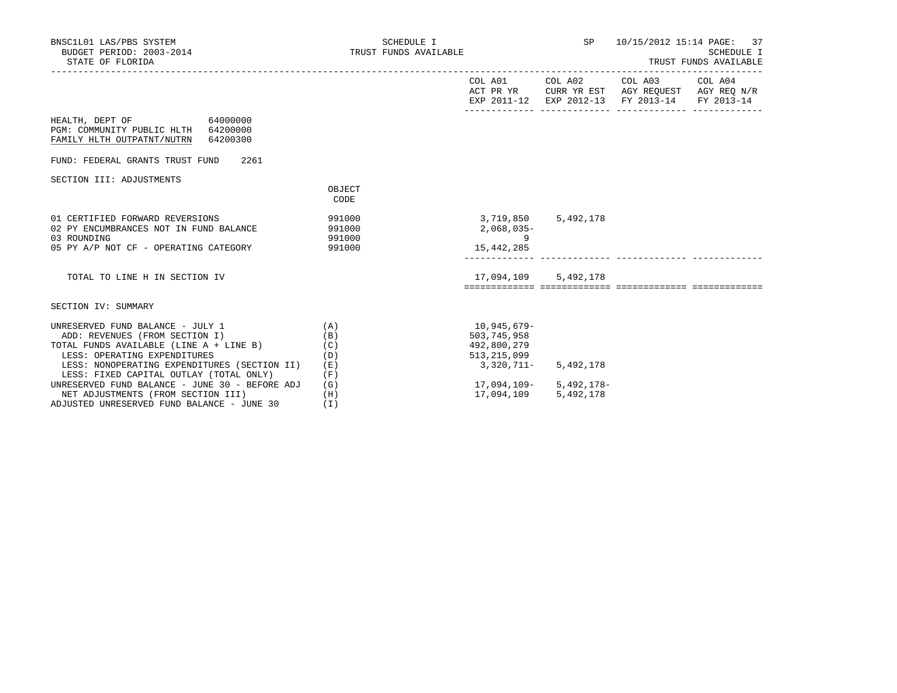BNSC1L01 LAS/PBS SYSTEM
BUDGET PERIOD: 2003-2014
STATE OF FLORIDA

SCHEDULE I
TRUST FUNDS AVAILABLE

SP 10/15/2012 15:14

SCHEDULE I
TRUST FUNDS AVAILABLE

HEALTH, DEPT OF 64000000
PGM: COMMUNITY PUBLIC HLTH 64200000
FAMILY HLTH OUTPATNT/NUTRN 64200300

FUND: FEDERAL GRANTS TRUST FUND 2261

SECTION III: ADJUSTMENTS

| | OBJECT CODE | COL A01 ACT PR YR EXP 2011-12 | COL A02 CURR YR EST EXP 2012-13 | COL A03 AGY REQUEST FY 2013-14 | COL A04 AGY REQ N/R FY 2013-14 |
|---|---|---|---|---|---|
| 01 CERTIFIED FORWARD REVERSIONS | 991000 | 3,719,850 | 5,492,178 | | |
| 02 PY ENCUMBRANCES NOT IN FUND BALANCE | 991000 | 2,068,035- | | | |
| 03 ROUNDING | 991000 | 9 | | | |
| 05 PY A/P NOT CF - OPERATING CATEGORY | 991000 | 15,442,285 | | | |
| TOTAL TO LINE H IN SECTION IV | | 17,094,109 | 5,492,178 | | |

SECTION IV: SUMMARY

| | | COL A01 | COL A02 | COL A03 | COL A04 |
|---|---|---|---|---|---|
| UNRESERVED FUND BALANCE - JULY 1 | (A) | 10,945,679- | | | |
| ADD: REVENUES (FROM SECTION I) | (B) | 503,745,958 | | | |
| TOTAL FUNDS AVAILABLE (LINE A + LINE B) | (C) | 492,800,279 | | | |
| LESS: OPERATING EXPENDITURES | (D) | 513,215,099 | | | |
| LESS: NONOPERATING EXPENDITURES (SECTION II) | (E) | 3,320,711- | 5,492,178 | | |
| LESS: FIXED CAPITAL OUTLAY (TOTAL ONLY) | (F) | | | | |
| UNRESERVED FUND BALANCE - JUNE 30 - BEFORE ADJ | (G) | 17,094,109- | 5,492,178- | | |
| NET ADJUSTMENTS (FROM SECTION III) | (H) | 17,094,109 | 5,492,178 | | |
| ADJUSTED UNRESERVED FUND BALANCE - JUNE 30 | (I) | | | | |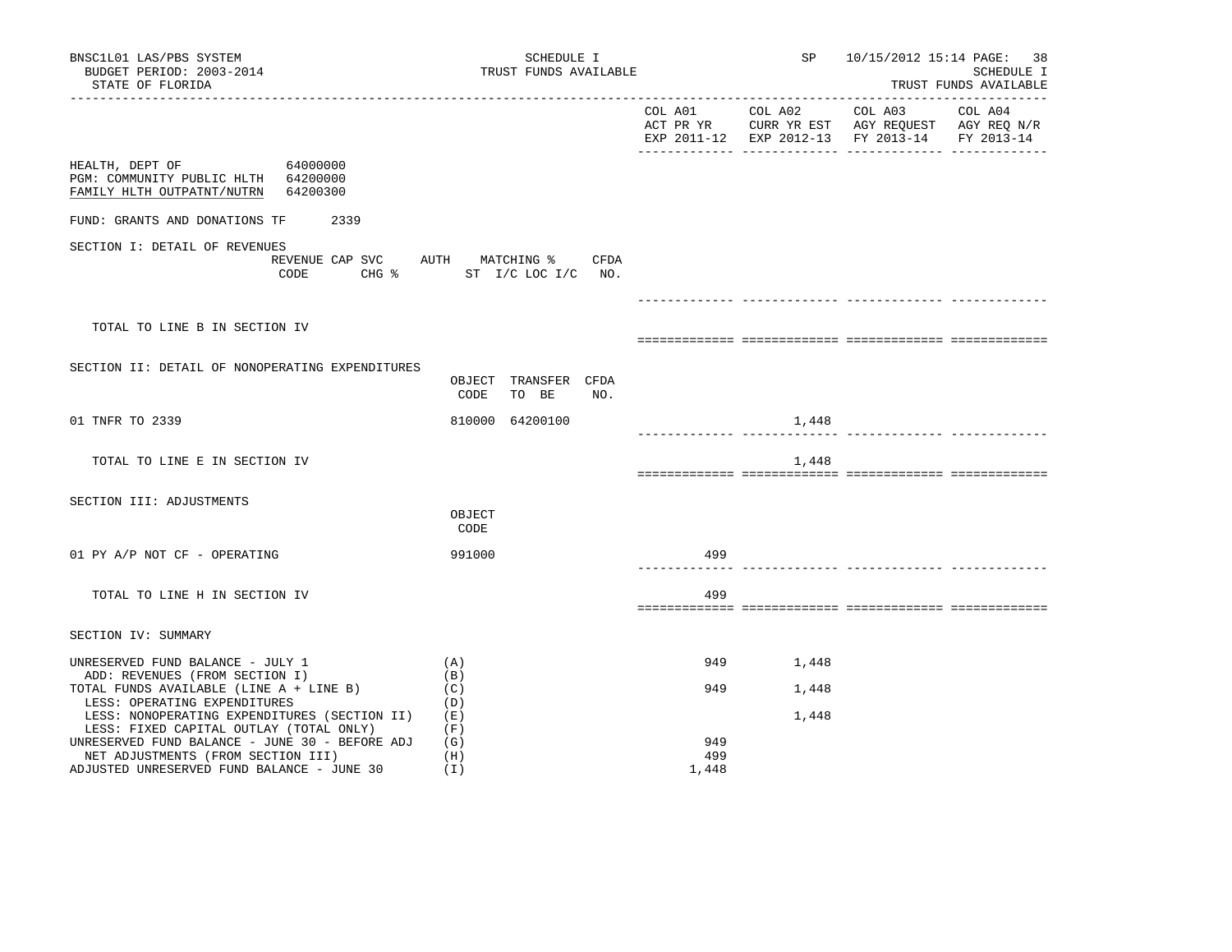BNSC1L01 LAS/PBS SYSTEM
BUDGET PERIOD: 2003-2014
STATE OF FLORIDA

SCHEDULE I
TRUST FUNDS AVAILABLE

SP 10/15/2012 15:14
SCHEDULE I
TRUST FUNDS AVAILABLE

HEALTH, DEPT OF 64000000
PGM: COMMUNITY PUBLIC HLTH 64200000
FAMILY HLTH OUTPATNT/NUTRN 64200300

FUND: GRANTS AND DONATIONS TF 2339

| | | COL A01 ACT PR YR EXP 2011-12 | COL A02 CURR YR EST EXP 2012-13 | COL A03 AGY REQUEST FY 2013-14 | COL A04 AGY REQ N/R FY 2013-14 |
|---|---|---|---|---|---|
| **SECTION I: DETAIL OF REVENUES** | REVENUE CODE / CAP SVC CHG % / AUTH ST / MATCHING % I/C LOC I/C / CFDA NO. | | | | |
| TOTAL TO LINE B IN SECTION IV | | | | | |
| **SECTION II: DETAIL OF NONOPERATING EXPENDITURES** | OBJECT CODE / TRANSFER TO BE / CFDA NO. | | | | |
| 01 TNFR TO 2339 | 810000 64200100 | | 1,448 | | |
| TOTAL TO LINE E IN SECTION IV | | | 1,448 | | |
| **SECTION III: ADJUSTMENTS** | OBJECT CODE | | | | |
| 01 PY A/P NOT CF - OPERATING | 991000 | 499 | | | |
| TOTAL TO LINE H IN SECTION IV | | 499 | | | |
| **SECTION IV: SUMMARY** | | | | | |
| UNRESERVED FUND BALANCE - JULY 1 | (A) | 949 | 1,448 | | |
| ADD: REVENUES (FROM SECTION I) | (B) | | | | |
| TOTAL FUNDS AVAILABLE (LINE A + LINE B) | (C) | 949 | 1,448 | | |
| LESS: OPERATING EXPENDITURES | (D) | | | | |
| LESS: NONOPERATING EXPENDITURES (SECTION II) | (E) | | 1,448 | | |
| LESS: FIXED CAPITAL OUTLAY (TOTAL ONLY) | (F) | | | | |
| UNRESERVED FUND BALANCE - JUNE 30 - BEFORE ADJ | (G) | 949 | | | |
| NET ADJUSTMENTS (FROM SECTION III) | (H) | 499 | | | |
| ADJUSTED UNRESERVED FUND BALANCE - JUNE 30 | (I) | 1,448 | | | |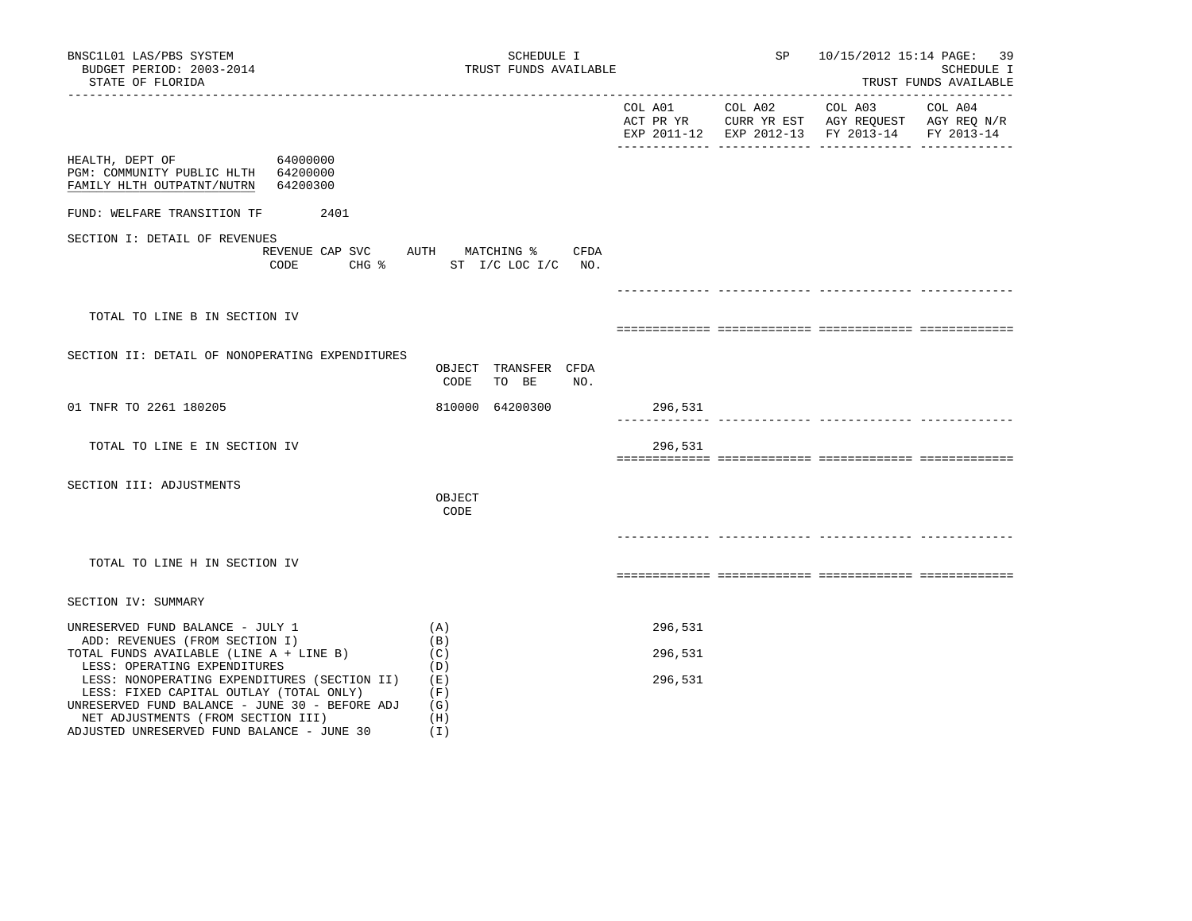BNSC1L01 LAS/PBS SYSTEM
BUDGET PERIOD: 2003-2014
STATE OF FLORIDA

SCHEDULE I
TRUST FUNDS AVAILABLE

SP 10/15/2012 15:14

SCHEDULE I
TRUST FUNDS AVAILABLE

| | COL A01 ACT PR YR EXP 2011-12 | COL A02 CURR YR EST EXP 2012-13 | COL A03 AGY REQUEST FY 2013-14 | COL A04 AGY REQ N/R FY 2013-14 |
|---|---|---|---|---|

HEALTH, DEPT OF 64000000
PGM: COMMUNITY PUBLIC HLTH 64200000
FAMILY HLTH OUTPATNT/NUTRN 64200300

FUND: WELFARE TRANSITION TF 2401

## SECTION I: DETAIL OF REVENUES

| REVENUE CODE | CAP SVC CHG % | AUTH ST | MATCHING % I/C LOC I/C | CFDA NO. | COL A01 | COL A02 | COL A03 | COL A04 |
|---|---|---|---|---|---|---|---|---|
| TOTAL TO LINE B IN SECTION IV | | | | | | | | |

## SECTION II: DETAIL OF NONOPERATING EXPENDITURES

| | OBJECT CODE | TRANSFER TO BE | CFDA NO. | COL A01 | COL A02 | COL A03 | COL A04 |
|---|---|---|---|---|---|---|---|
| 01 TNFR TO 2261 180205 | 810000 | 64200300 | | 296,531 | | | |
| TOTAL TO LINE E IN SECTION IV | | | | 296,531 | | | |

## SECTION III: ADJUSTMENTS

| | OBJECT CODE | COL A01 | COL A02 | COL A03 | COL A04 |
|---|---|---|---|---|---|
| TOTAL TO LINE H IN SECTION IV | | | | | |

## SECTION IV: SUMMARY

| | | COL A01 | COL A02 | COL A03 | COL A04 |
|---|---|---|---|---|---|
| UNRESERVED FUND BALANCE - JULY 1 | (A) | 296,531 | | | |
| ADD: REVENUES (FROM SECTION I) | (B) | | | | |
| TOTAL FUNDS AVAILABLE (LINE A + LINE B) | (C) | 296,531 | | | |
| LESS: OPERATING EXPENDITURES | (D) | | | | |
| LESS: NONOPERATING EXPENDITURES (SECTION II) | (E) | 296,531 | | | |
| LESS: FIXED CAPITAL OUTLAY (TOTAL ONLY) | (F) | | | | |
| UNRESERVED FUND BALANCE - JUNE 30 - BEFORE ADJ | (G) | | | | |
| NET ADJUSTMENTS (FROM SECTION III) | (H) | | | | |
| ADJUSTED UNRESERVED FUND BALANCE - JUNE 30 | (I) | | | | |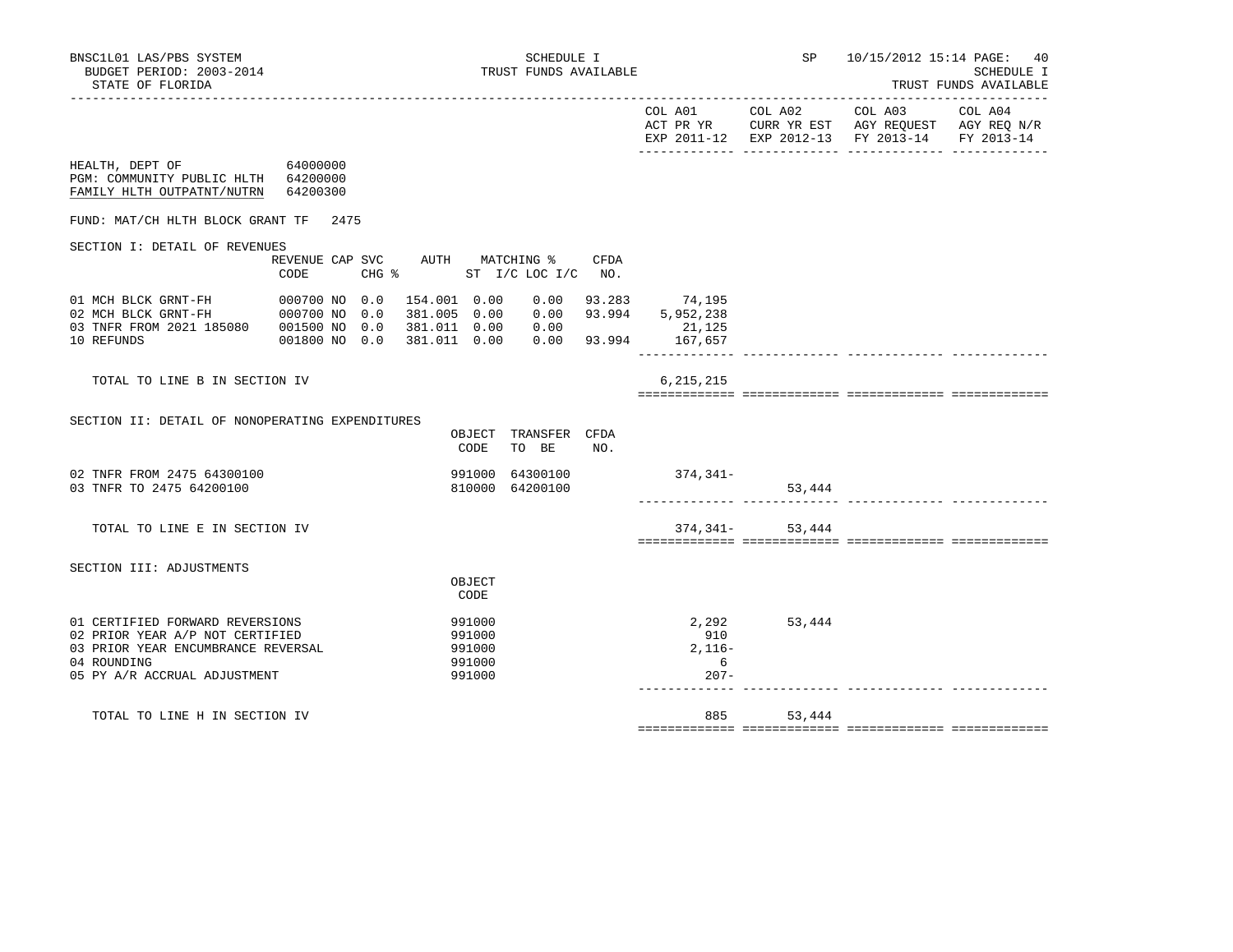BNSC1L01 LAS/PBS SYSTEM | SCHEDULE I | SP 10/15/2012 15:14
BUDGET PERIOD: 2003-2014 | TRUST FUNDS AVAILABLE | SCHEDULE I
STATE OF FLORIDA | | TRUST FUNDS AVAILABLE

| | COL A01 ACT PR YR EXP 2011-12 | COL A02 CURR YR EST EXP 2012-13 | COL A03 AGY REQUEST FY 2013-14 | COL A04 AGY REQ N/R FY 2013-14 |
|---|---|---|---|---|

HEALTH, DEPT OF 64000000
PGM: COMMUNITY PUBLIC HLTH 64200000
FAMILY HLTH OUTPATNT/NUTRN 64200300

FUND: MAT/CH HLTH BLOCK GRANT TF 2475

## SECTION I: DETAIL OF REVENUES

| | REVENUE CODE | CAP SVC | CHG % | AUTH | MATCHING % ST | I/C LOC I/C | CFDA NO. | COL A01 | COL A02 | COL A03 | COL A04 |
|---|---|---|---|---|---|---|---|---|---|---|---|
| 01 MCH BLCK GRNT-FH | 000700 | NO | 0.0 | 154.001 | 0.00 | 0.00 | 93.283 | 74,195 | | | |
| 02 MCH BLCK GRNT-FH | 000700 | NO | 0.0 | 381.005 | 0.00 | 0.00 | 93.994 | 5,952,238 | | | |
| 03 TNFR FROM 2021 185080 | 001500 | NO | 0.0 | 381.011 | 0.00 | 0.00 | | 21,125 | | | |
| 10 REFUNDS | 001800 | NO | 0.0 | 381.011 | 0.00 | 0.00 | 93.994 | 167,657 | | | |
| TOTAL TO LINE B IN SECTION IV | | | | | | | | 6,215,215 | | | |

## SECTION II: DETAIL OF NONOPERATING EXPENDITURES

| | OBJECT CODE | TRANSFER TO BE | CFDA NO. | COL A01 | COL A02 | COL A03 | COL A04 |
|---|---|---|---|---|---|---|---|
| 02 TNFR FROM 2475 64300100 | 991000 | 64300100 | | 374,341- | | | |
| 03 TNFR TO 2475 64200100 | 810000 | 64200100 | | | 53,444 | | |
| TOTAL TO LINE E IN SECTION IV | | | | 374,341- | 53,444 | | |

## SECTION III: ADJUSTMENTS

| | OBJECT CODE | COL A01 | COL A02 | COL A03 | COL A04 |
|---|---|---|---|---|---|
| 01 CERTIFIED FORWARD REVERSIONS | 991000 | 2,292 | 53,444 | | |
| 02 PRIOR YEAR A/P NOT CERTIFIED | 991000 | 910 | | | |
| 03 PRIOR YEAR ENCUMBRANCE REVERSAL | 991000 | 2,116- | | | |
| 04 ROUNDING | 991000 | 6 | | | |
| 05 PY A/R ACCRUAL ADJUSTMENT | 991000 | 207- | | | |
| TOTAL TO LINE H IN SECTION IV | | 885 | 53,444 | | |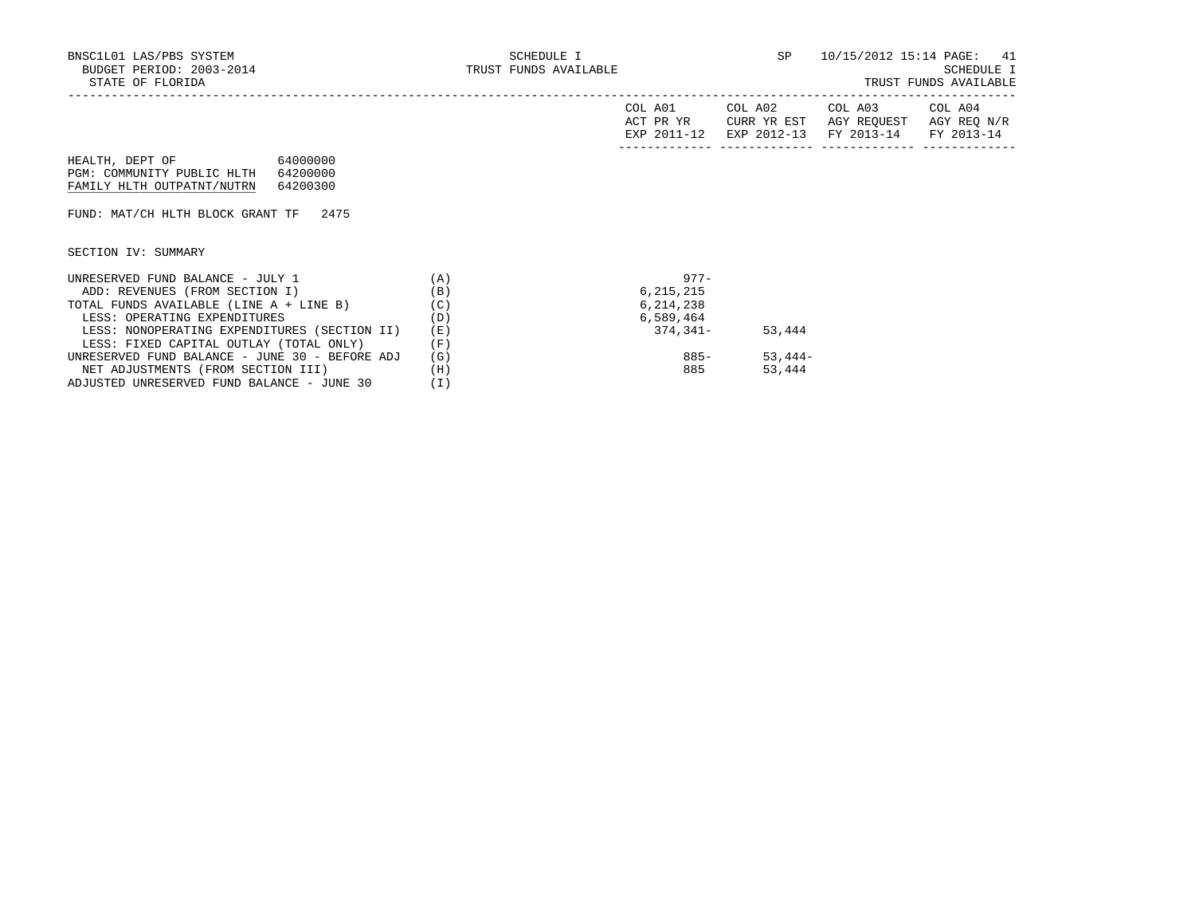BNSC1L01 LAS/PBS SYSTEM
BUDGET PERIOD: 2003-2014
STATE OF FLORIDA

SCHEDULE I
TRUST FUNDS AVAILABLE

SP 10/15/2012 15:14 PAGE: 41
SCHEDULE I
TRUST FUNDS AVAILABLE

HEALTH, DEPT OF 64000000
PGM: COMMUNITY PUBLIC HLTH 64200000
FAMILY HLTH OUTPATNT/NUTRN 64200300

FUND: MAT/CH HLTH BLOCK GRANT TF 2475

SECTION IV: SUMMARY

| | | COL A01 ACT PR YR EXP 2011-12 | COL A02 CURR YR EST EXP 2012-13 | COL A03 AGY REQUEST FY 2013-14 | COL A04 AGY REQ N/R FY 2013-14 |
|---|---|---|---|---|---|
| UNRESERVED FUND BALANCE - JULY 1 | (A) | 977- | | | |
| ADD: REVENUES (FROM SECTION I) | (B) | 6,215,215 | | | |
| TOTAL FUNDS AVAILABLE (LINE A + LINE B) | (C) | 6,214,238 | | | |
| LESS: OPERATING EXPENDITURES | (D) | 6,589,464 | | | |
| LESS: NONOPERATING EXPENDITURES (SECTION II) | (E) | 374,341- | 53,444 | | |
| LESS: FIXED CAPITAL OUTLAY (TOTAL ONLY) | (F) | | | | |
| UNRESERVED FUND BALANCE - JUNE 30 - BEFORE ADJ | (G) | 885- | 53,444- | | |
| NET ADJUSTMENTS (FROM SECTION III) | (H) | 885 | 53,444 | | |
| ADJUSTED UNRESERVED FUND BALANCE - JUNE 30 | (I) | | | | |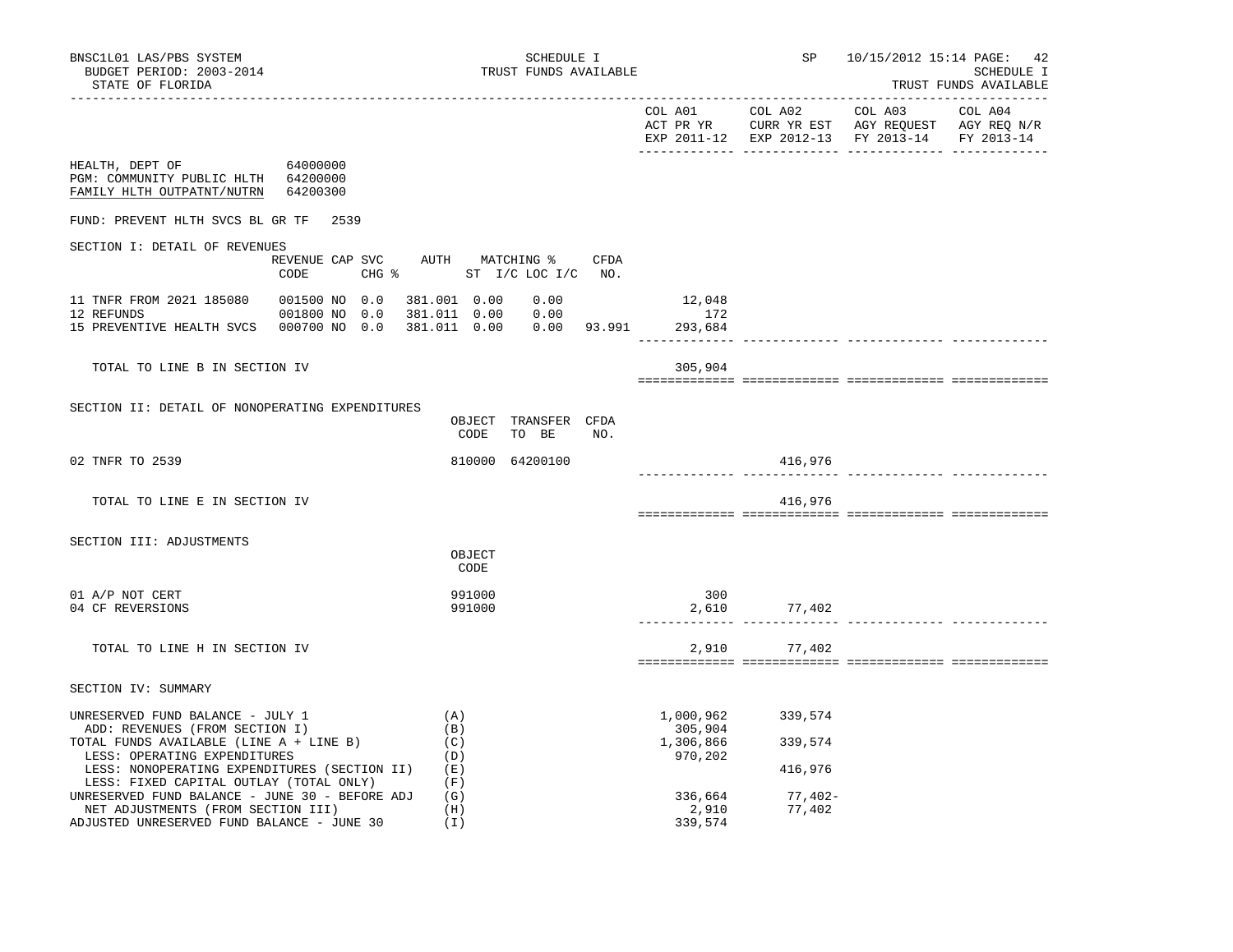BNSC1L01 LAS/PBS SYSTEM — SCHEDULE I — TRUST FUNDS AVAILABLE — SP 10/15/2012 15:14

BUDGET PERIOD: 2003-2014

STATE OF FLORIDA

HEALTH, DEPT OF 64000000
PGM: COMMUNITY PUBLIC HLTH 64200000
FAMILY HLTH OUTPATNT/NUTRN 64200300

FUND: PREVENT HLTH SVCS BL GR TF 2539

## SECTION I: DETAIL OF REVENUES

| | REVENUE CODE | CAP SVC CHG % | | AUTH ST | MATCHING % I/C | LOC I/C | CFDA NO. | COL A01 ACT PR YR EXP 2011-12 | COL A02 CURR YR EST EXP 2012-13 | COL A03 AGY REQUEST FY 2013-14 | COL A04 AGY REQ N/R FY 2013-14 |
|---|---|---|---|---|---|---|---|---|---|---|---|
| 11 TNFR FROM 2021 185080 | 001500 | NO | 0.0 | 381.001 | 0.00 | 0.00 | | 12,048 | | | |
| 12 REFUNDS | 001800 | NO | 0.0 | 381.011 | 0.00 | 0.00 | | 172 | | | |
| 15 PREVENTIVE HEALTH SVCS | 000700 | NO | 0.0 | 381.011 | 0.00 | 0.00 | 93.991 | 293,684 | | | |
| TOTAL TO LINE B IN SECTION IV | | | | | | | | 305,904 | | | |

## SECTION II: DETAIL OF NONOPERATING EXPENDITURES

| | OBJECT CODE | TRANSFER TO BE | CFDA NO. | COL A01 | COL A02 | COL A03 | COL A04 |
|---|---|---|---|---|---|---|---|
| 02 TNFR TO 2539 | 810000 | 64200100 | | | 416,976 | | |
| TOTAL TO LINE E IN SECTION IV | | | | | 416,976 | | |

## SECTION III: ADJUSTMENTS

| | OBJECT CODE | COL A01 | COL A02 | COL A03 | COL A04 |
|---|---|---|---|---|---|
| 01 A/P NOT CERT | 991000 | 300 | | | |
| 04 CF REVERSIONS | 991000 | 2,610 | 77,402 | | |
| TOTAL TO LINE H IN SECTION III | | 2,910 | 77,402 | | |

## SECTION IV: SUMMARY

| | | COL A01 | COL A02 | COL A03 | COL A04 |
|---|---|---|---|---|---|
| UNRESERVED FUND BALANCE - JULY 1 | (A) | 1,000,962 | 339,574 | | |
| ADD: REVENUES (FROM SECTION I) | (B) | 305,904 | | | |
| TOTAL FUNDS AVAILABLE (LINE A + LINE B) | (C) | 1,306,866 | 339,574 | | |
| LESS: OPERATING EXPENDITURES | (D) | 970,202 | | | |
| LESS: NONOPERATING EXPENDITURES (SECTION II) | (E) | | 416,976 | | |
| LESS: FIXED CAPITAL OUTLAY (TOTAL ONLY) | (F) | | | | |
| UNRESERVED FUND BALANCE - JUNE 30 - BEFORE ADJ | (G) | 336,664 | 77,402- | | |
| NET ADJUSTMENTS (FROM SECTION III) | (H) | 2,910 | 77,402 | | |
| ADJUSTED UNRESERVED FUND BALANCE - JUNE 30 | (I) | 339,574 | | | |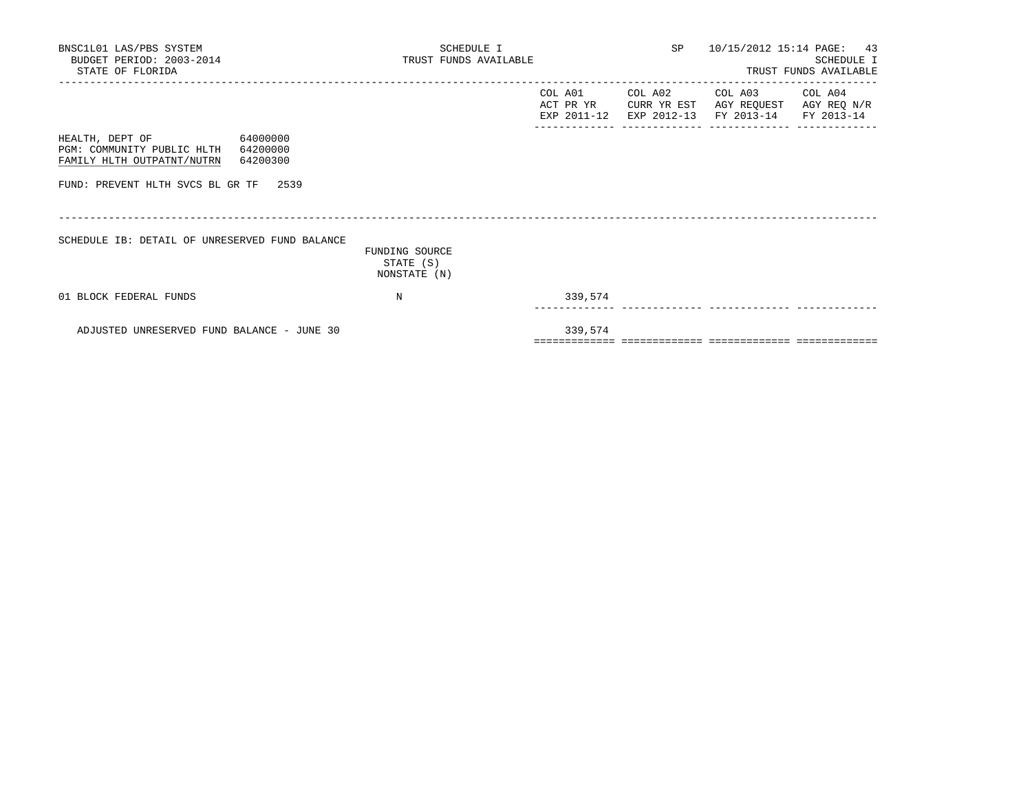BNSC1L01 LAS/PBS SYSTEM
BUDGET PERIOD: 2003-2014
STATE OF FLORIDA

SCHEDULE I
TRUST FUNDS AVAILABLE

SP 10/15/2012 15:14

HEALTH, DEPT OF 64000000
PGM: COMMUNITY PUBLIC HLTH 64200000
FAMILY HLTH OUTPATNT/NUTRN 64200300

FUND: PREVENT HLTH SVCS BL GR TF 2539

## SCHEDULE IB: DETAIL OF UNRESERVED FUND BALANCE

| | FUNDING SOURCE STATE (S) NONSTATE (N) | COL A01 ACT PR YR EXP 2011-12 | COL A02 CURR YR EST EXP 2012-13 | COL A03 AGY REQUEST FY 2013-14 | COL A04 AGY REQ N/R FY 2013-14 |
|---|---|---|---|---|---|
| 01 BLOCK FEDERAL FUNDS | N | 339,574 | | | |
| ADJUSTED UNRESERVED FUND BALANCE - JUNE 30 | | 339,574 | | | |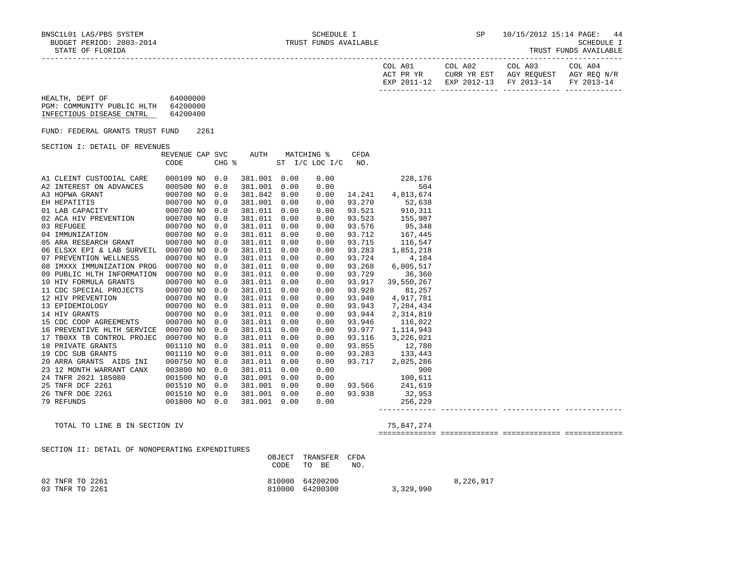BNSC1L01 LAS/PBS SYSTEM | SCHEDULE I | SP 10/15/2012 15:14

BUDGET PERIOD: 2003-2014 | TRUST FUNDS AVAILABLE | SCHEDULE I

STATE OF FLORIDA | TRUST FUNDS AVAILABLE

HEALTH, DEPT OF 64000000
PGM: COMMUNITY PUBLIC HLTH 64200000
INFECTIOUS DISEASE CNTRL 64200400

FUND: FEDERAL GRANTS TRUST FUND 2261

SECTION I: DETAIL OF REVENUES

| | REVENUE CODE | CAP | SVC CHG % | AUTH | MATCHING % ST I/C | LOC I/C | CFDA NO. | COL A01 ACT PR YR EXP 2011-12 | COL A02 CURR YR EST EXP 2012-13 | COL A03 AGY REQUEST FY 2013-14 | COL A04 AGY REQ N/R FY 2013-14 |
|---|---|---|---|---|---|---|---|---|---|---|---|
| A1 CLEINT CUSTODIAL CARE | 000109 | NO | 0.0 | 381.001 | 0.00 | 0.00 | | 228,176 | | | |
| A2 INTEREST ON ADVANCES | 000500 | NO | 0.0 | 381.001 | 0.00 | 0.00 | | 504 | | | |
| A3 HOPWA GRANT | 000700 | NO | 0.0 | 381.042 | 0.00 | 0.00 | 14.241 | 4,813,674 | | | |
| EH HEPATITIS | 000700 | NO | 0.0 | 381.001 | 0.00 | 0.00 | 93.270 | 52,638 | | | |
| 01 LAB CAPACITY | 000700 | NO | 0.0 | 381.011 | 0.00 | 0.00 | 93.521 | 910,311 | | | |
| 02 ACA HIV PREVENTION | 000700 | NO | 0.0 | 381.011 | 0.00 | 0.00 | 93.523 | 155,987 | | | |
| 03 REFUGEE | 000700 | NO | 0.0 | 381.011 | 0.00 | 0.00 | 93.576 | 95,348 | | | |
| 04 IMMUNIZATION | 000700 | NO | 0.0 | 381.011 | 0.00 | 0.00 | 93.712 | 167,445 | | | |
| 05 ARA RESEARCH GRANT | 000700 | NO | 0.0 | 381.011 | 0.00 | 0.00 | 93.715 | 116,547 | | | |
| 06 ELSXX EPI & LAB SURVEIL | 000700 | NO | 0.0 | 381.011 | 0.00 | 0.00 | 93.283 | 1,851,218 | | | |
| 07 PREVENTION WELLNESS | 000700 | NO | 0.0 | 381.011 | 0.00 | 0.00 | 93.724 | 4,184 | | | |
| 08 IMXXX IMMUNIZATION PROG | 000700 | NO | 0.0 | 381.011 | 0.00 | 0.00 | 93.268 | 6,005,517 | | | |
| 09 PUBLIC HLTH INFORMATION | 000700 | NO | 0.0 | 381.011 | 0.00 | 0.00 | 93.729 | 36,360 | | | |
| 10 HIV FORMULA GRANTS | 000700 | NO | 0.0 | 381.011 | 0.00 | 0.00 | 93.917 | 39,550,267 | | | |
| 11 CDC SPECIAL PROJECTS | 000700 | NO | 0.0 | 381.011 | 0.00 | 0.00 | 93.928 | 81,257 | | | |
| 12 HIV PREVENTION | 000700 | NO | 0.0 | 381.011 | 0.00 | 0.00 | 93.940 | 4,917,781 | | | |
| 13 EPIDEMIOLOGY | 000700 | NO | 0.0 | 381.011 | 0.00 | 0.00 | 93.943 | 7,284,434 | | | |
| 14 HIV GRANTS | 000700 | NO | 0.0 | 381.011 | 0.00 | 0.00 | 93.944 | 2,314,819 | | | |
| 15 CDC COOP AGREEMENTS | 000700 | NO | 0.0 | 381.011 | 0.00 | 0.00 | 93.946 | 116,022 | | | |
| 16 PREVENTIVE HLTH SERVICE | 000700 | NO | 0.0 | 381.011 | 0.00 | 0.00 | 93.977 | 1,114,943 | | | |
| 17 TB0XX TB CONTROL PROJEC | 000700 | NO | 0.0 | 381.011 | 0.00 | 0.00 | 93.116 | 3,226,021 | | | |
| 18 PRIVATE GRANTS | 001110 | NO | 0.0 | 381.011 | 0.00 | 0.00 | 93.855 | 12,780 | | | |
| 19 CDC SUB GRANTS | 001110 | NO | 0.0 | 381.011 | 0.00 | 0.00 | 93.283 | 133,443 | | | |
| 20 ARRA GRANTS AIDS INI | 000750 | NO | 0.0 | 381.011 | 0.00 | 0.00 | 93.717 | 2,025,286 | | | |
| 23 12 MONTH WARRANT CANX | 003800 | NO | 0.0 | 381.011 | 0.00 | 0.00 | | 900 | | | |
| 24 TNFR 2021 185080 | 001500 | NO | 0.0 | 381.001 | 0.00 | 0.00 | | 100,611 | | | |
| 25 TNFR DCF 2261 | 001510 | NO | 0.0 | 381.001 | 0.00 | 0.00 | 93.566 | 241,619 | | | |
| 26 TNFR DOE 2261 | 001510 | NO | 0.0 | 381.001 | 0.00 | 0.00 | 93.938 | 32,953 | | | |
| 79 REFUNDS | 001800 | NO | 0.0 | 381.001 | 0.00 | 0.00 | | 256,229 | | | |
| TOTAL TO LINE B IN SECTION IV | | | | | | | | 75,847,274 | | | |

SECTION II: DETAIL OF NONOPERATING EXPENDITURES

| | OBJECT CODE | TRANSFER TO BE | CFDA NO. | COL A01 | COL A02 | COL A03 | COL A04 |
|---|---|---|---|---|---|---|---|
| 02 TNFR TO 2261 | 810000 | 64200200 | | | 8,226,917 | | |
| 03 TNFR TO 2261 | 810000 | 64200300 | | 3,329,990 | | | |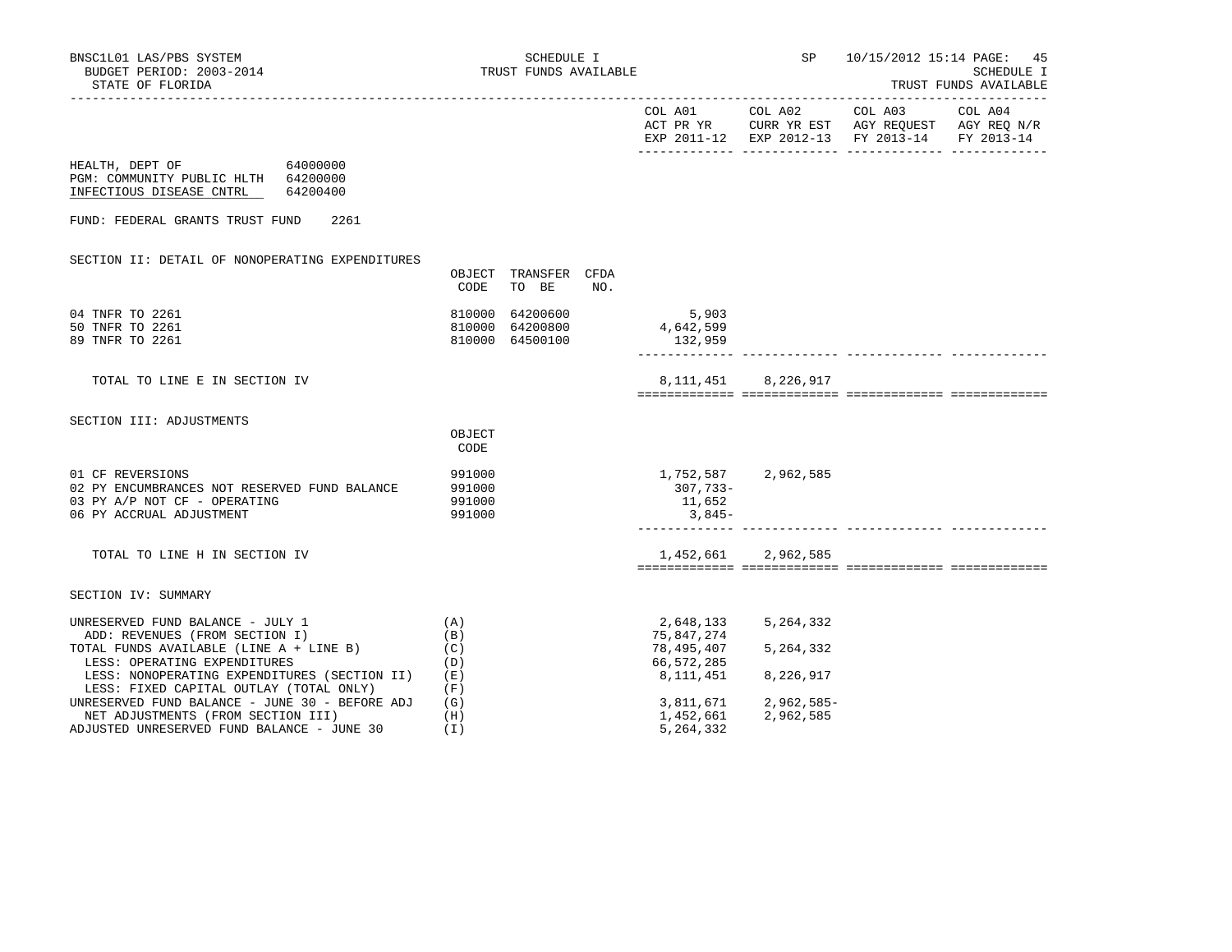BNSC1L01 LAS/PBS SYSTEM
BUDGET PERIOD: 2003-2014
STATE OF FLORIDA

SCHEDULE I
TRUST FUNDS AVAILABLE

SP 10/15/2012 15:14 PAGE: 45
SCHEDULE I
TRUST FUNDS AVAILABLE

HEALTH, DEPT OF 64000000
PGM: COMMUNITY PUBLIC HLTH 64200000
INFECTIOUS DISEASE CNTRL 64200400

FUND: FEDERAL GRANTS TRUST FUND 2261

## SECTION II: DETAIL OF NONOPERATING EXPENDITURES

| | OBJECT CODE | TRANSFER TO BE | CFDA NO. | COL A01 ACT PR YR EXP 2011-12 | COL A02 CURR YR EST EXP 2012-13 | COL A03 AGY REQUEST FY 2013-14 | COL A04 AGY REQ N/R FY 2013-14 |
|---|---|---|---|---|---|---|---|
| 04 TNFR TO 2261 | 810000 | 64200600 | | 5,903 | | | |
| 50 TNFR TO 2261 | 810000 | 64200800 | | 4,642,599 | | | |
| 89 TNFR TO 2261 | 810000 | 64500100 | | 132,959 | | | |
| TOTAL TO LINE E IN SECTION IV | | | | 8,111,451 | 8,226,917 | | |

## SECTION III: ADJUSTMENTS

| | OBJECT CODE | COL A01 | COL A02 | COL A03 | COL A04 |
|---|---|---|---|---|---|
| 01 CF REVERSIONS | 991000 | 1,752,587 | 2,962,585 | | |
| 02 PY ENCUMBRANCES NOT RESERVED FUND BALANCE | 991000 | 307,733- | | | |
| 03 PY A/P NOT CF - OPERATING | 991000 | 11,652 | | | |
| 06 PY ACCRUAL ADJUSTMENT | 991000 | 3,845- | | | |
| TOTAL TO LINE H IN SECTION IV | | 1,452,661 | 2,962,585 | | |

## SECTION IV: SUMMARY

| | | COL A01 | COL A02 | COL A03 | COL A04 |
|---|---|---|---|---|---|
| UNRESERVED FUND BALANCE - JULY 1 | (A) | 2,648,133 | 5,264,332 | | |
| ADD: REVENUES (FROM SECTION I) | (B) | 75,847,274 | | | |
| TOTAL FUNDS AVAILABLE (LINE A + LINE B) | (C) | 78,495,407 | 5,264,332 | | |
| LESS: OPERATING EXPENDITURES | (D) | 66,572,285 | | | |
| LESS: NONOPERATING EXPENDITURES (SECTION II) | (E) | 8,111,451 | 8,226,917 | | |
| LESS: FIXED CAPITAL OUTLAY (TOTAL ONLY) | (F) | | | | |
| UNRESERVED FUND BALANCE - JUNE 30 - BEFORE ADJ | (G) | 3,811,671 | 2,962,585- | | |
| NET ADJUSTMENTS (FROM SECTION III) | (H) | 1,452,661 | 2,962,585 | | |
| ADJUSTED UNRESERVED FUND BALANCE - JUNE 30 | (I) | 5,264,332 | | | |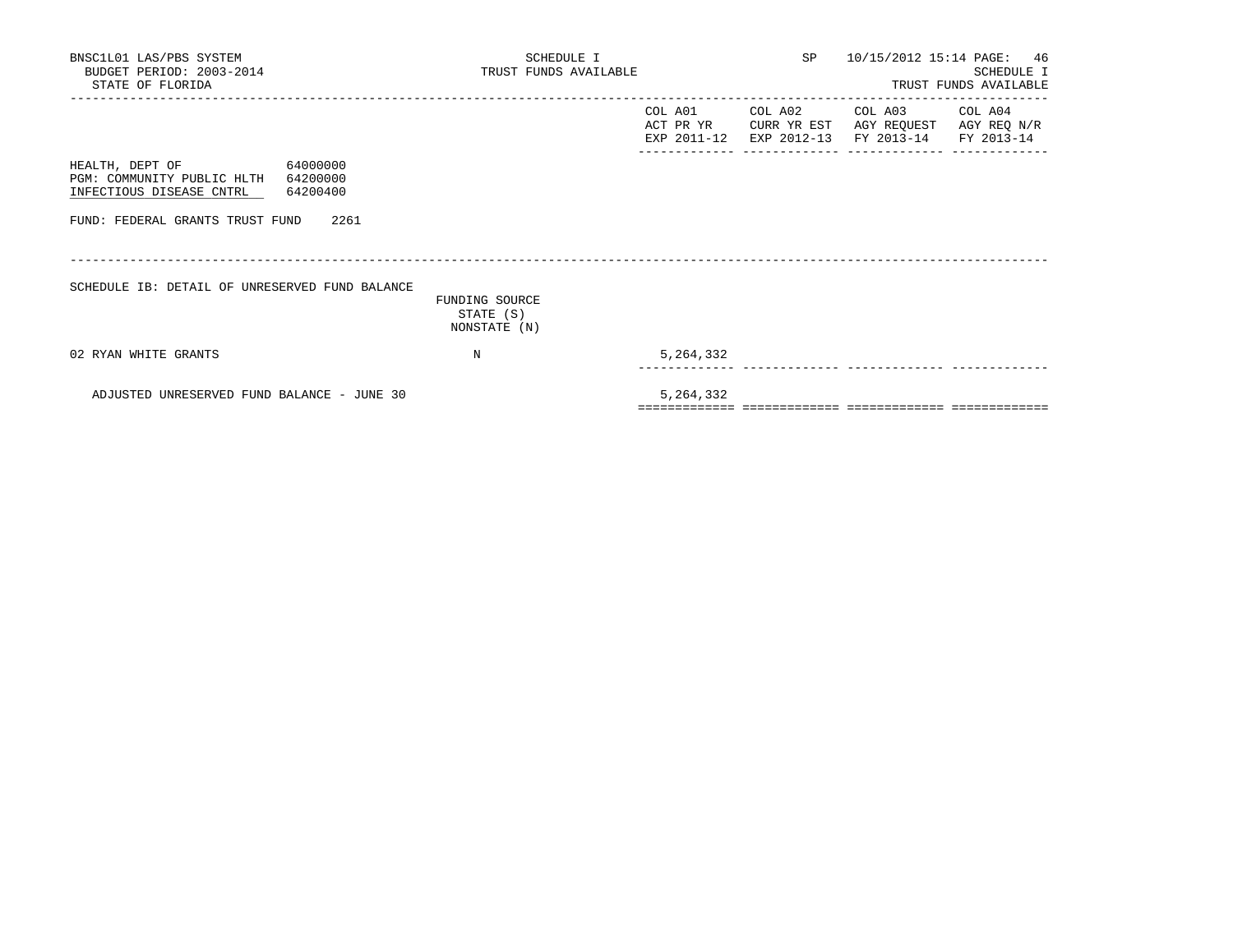BNSC1L01 LAS/PBS SYSTEM
BUDGET PERIOD: 2003-2014
STATE OF FLORIDA

SCHEDULE I
TRUST FUNDS AVAILABLE

SP 10/15/2012 15:14

SCHEDULE I
TRUST FUNDS AVAILABLE

HEALTH, DEPT OF 64000000
PGM: COMMUNITY PUBLIC HLTH 64200000
INFECTIOUS DISEASE CNTRL 64200400

FUND: FEDERAL GRANTS TRUST FUND 2261

SCHEDULE IB: DETAIL OF UNRESERVED FUND BALANCE

| | FUNDING SOURCE STATE (S) NONSTATE (N) | COL A01 ACT PR YR EXP 2011-12 | COL A02 CURR YR EST EXP 2012-13 | COL A03 AGY REQUEST FY 2013-14 | COL A04 AGY REQ N/R FY 2013-14 |
|---|---|---|---|---|---|
| 02 RYAN WHITE GRANTS | N | 5,264,332 | | | |
| ADJUSTED UNRESERVED FUND BALANCE - JUNE 30 | | 5,264,332 | | | |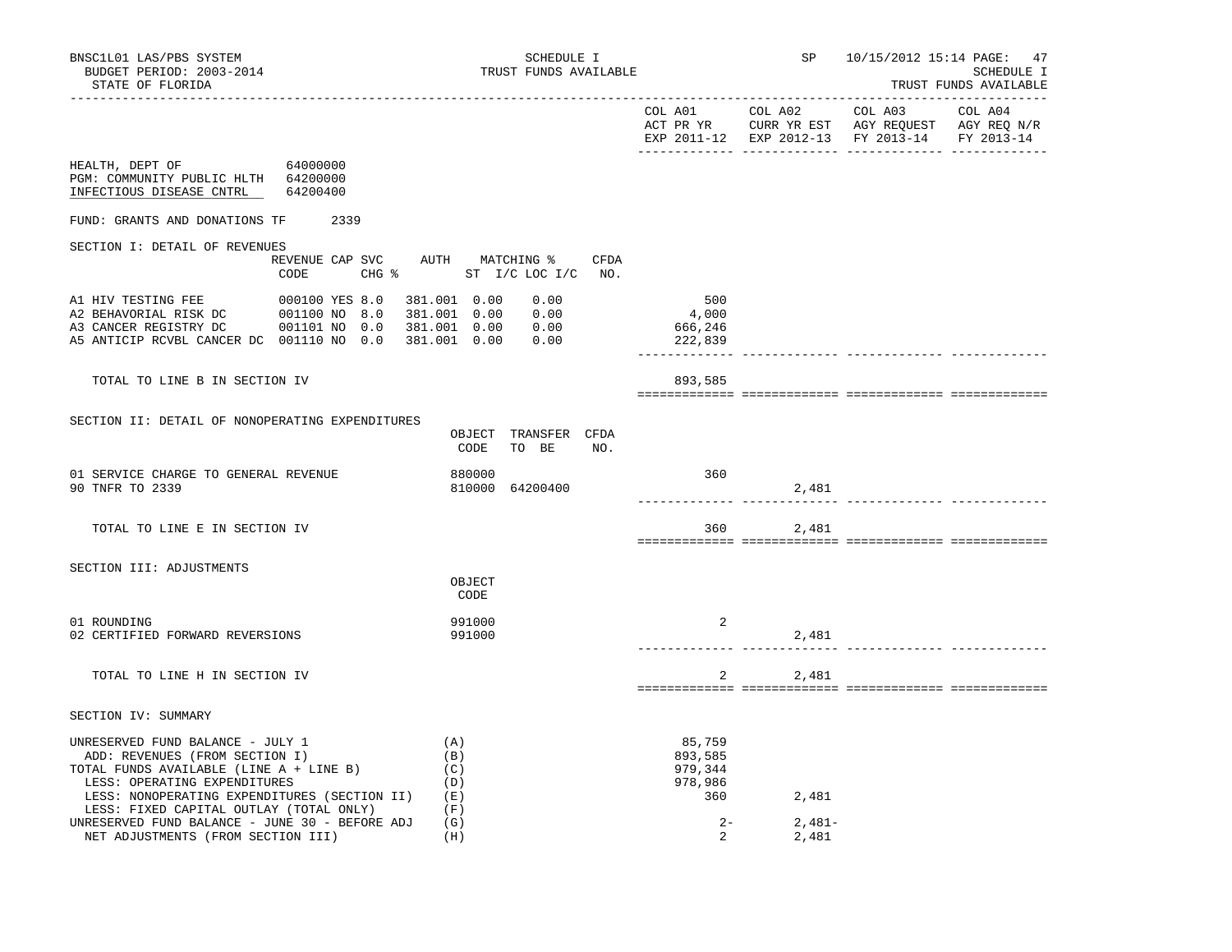BNSC1L01 LAS/PBS SYSTEM
BUDGET PERIOD: 2003-2014
STATE OF FLORIDA

SCHEDULE I
TRUST FUNDS AVAILABLE

SP 10/15/2012 15:14

SCHEDULE I
TRUST FUNDS AVAILABLE

HEALTH, DEPT OF 64000000
PGM: COMMUNITY PUBLIC HLTH 64200000
INFECTIOUS DISEASE CNTRL 64200400

FUND: GRANTS AND DONATIONS TF 2339

## SECTION I: DETAIL OF REVENUES

| | REVENUE CODE | CAP | SVC CHG % | AUTH ST | MATCHING % I/C | LOC I/C | CFDA NO. | COL A01 ACT PR YR EXP 2011-12 | COL A02 CURR YR EST EXP 2012-13 | COL A03 AGY REQUEST FY 2013-14 | COL A04 AGY REQ N/R FY 2013-14 |
|---|---|---|---|---|---|---|---|---|---|---|---|
| A1 HIV TESTING FEE | 000100 | YES | 8.0 | 381.001 | 0.00 | 0.00 | | 500 | | | |
| A2 BEHAVORIAL RISK DC | 001100 | NO | 8.0 | 381.001 | 0.00 | 0.00 | | 4,000 | | | |
| A3 CANCER REGISTRY DC | 001101 | NO | 0.0 | 381.001 | 0.00 | 0.00 | | 666,246 | | | |
| A5 ANTICIP RCVBL CANCER DC | 001110 | NO | 0.0 | 381.001 | 0.00 | 0.00 | | 222,839 | | | |
| TOTAL TO LINE B IN SECTION IV | | | | | | | | 893,585 | | | |

## SECTION II: DETAIL OF NONOPERATING EXPENDITURES

| | OBJECT CODE | TRANSFER TO BE | CFDA NO. | COL A01 | COL A02 | COL A03 | COL A04 |
|---|---|---|---|---|---|---|---|
| 01 SERVICE CHARGE TO GENERAL REVENUE | 880000 | | | 360 | | | |
| 90 TNFR TO 2339 | 810000 | 64200400 | | | 2,481 | | |
| TOTAL TO LINE E IN SECTION IV | | | | 360 | 2,481 | | |

## SECTION III: ADJUSTMENTS

| | OBJECT CODE | COL A01 | COL A02 | COL A03 | COL A04 |
|---|---|---|---|---|---|
| 01 ROUNDING | 991000 | 2 | | | |
| 02 CERTIFIED FORWARD REVERSIONS | 991000 | | 2,481 | | |
| TOTAL TO LINE H IN SECTION IV | | 2 | 2,481 | | |

## SECTION IV: SUMMARY

| | | COL A01 | COL A02 | COL A03 | COL A04 |
|---|---|---|---|---|---|
| UNRESERVED FUND BALANCE - JULY 1 | (A) | 85,759 | | | |
| ADD: REVENUES (FROM SECTION I) | (B) | 893,585 | | | |
| TOTAL FUNDS AVAILABLE (LINE A + LINE B) | (C) | 979,344 | | | |
| LESS: OPERATING EXPENDITURES | (D) | 978,986 | | | |
| LESS: NONOPERATING EXPENDITURES (SECTION II) | (E) | 360 | 2,481 | | |
| LESS: FIXED CAPITAL OUTLAY (TOTAL ONLY) | (F) | | | | |
| UNRESERVED FUND BALANCE - JUNE 30 - BEFORE ADJ | (G) | 2- | 2,481- | | |
| NET ADJUSTMENTS (FROM SECTION III) | (H) | 2 | 2,481 | | |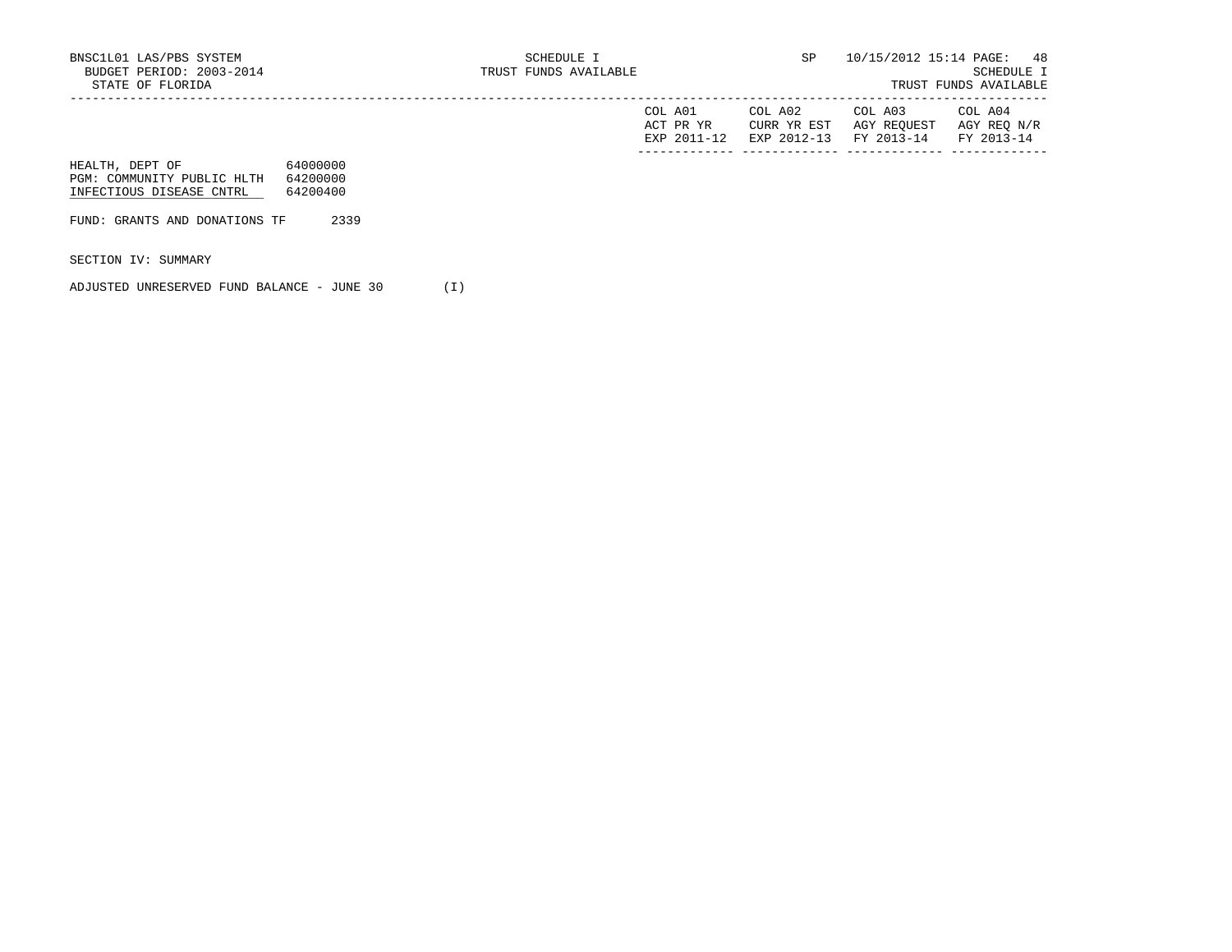| | | COL A01 ACT PR YR EXP 2011-12 | COL A02 CURR YR EST EXP 2012-13 | COL A03 AGY REQUEST FY 2013-14 | COL A04 AGY REQ N/R FY 2013-14 |
|---|---|---|---|---|---|
| HEALTH, DEPT OF | 64000000 | | | | |
| PGM: COMMUNITY PUBLIC HLTH | 64200000 | | | | |
| INFECTIOUS DISEASE CNTRL | 64200400 | | | | |

FUND: GRANTS AND DONATIONS TF 2339

SECTION IV: SUMMARY

ADJUSTED UNRESERVED FUND BALANCE - JUNE 30 (I)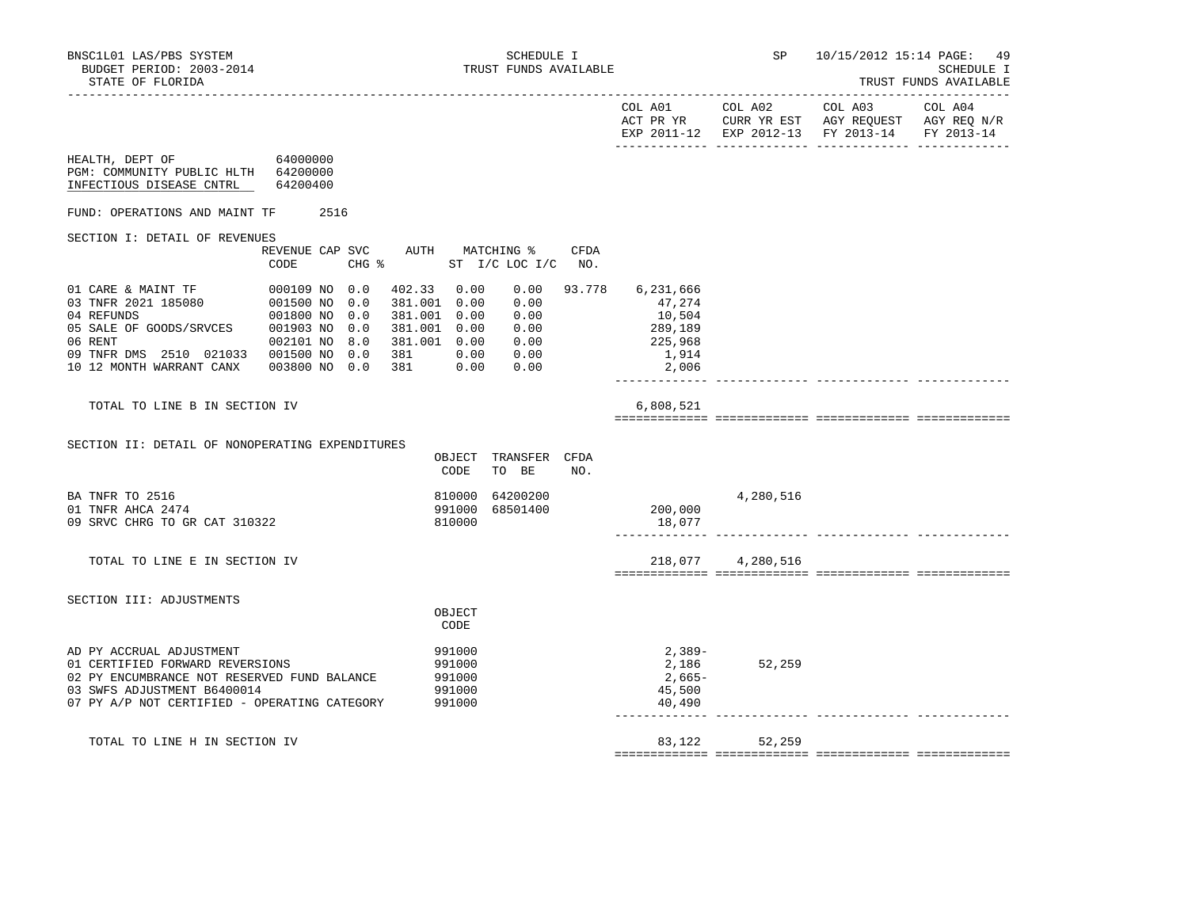BNSC1L01 LAS/PBS SYSTEM | SCHEDULE I | SP 10/15/2012 15:14

BUDGET PERIOD: 2003-2014 | TRUST FUNDS AVAILABLE | SCHEDULE I

STATE OF FLORIDA | | TRUST FUNDS AVAILABLE

HEALTH, DEPT OF 64000000
PGM: COMMUNITY PUBLIC HLTH 64200000
INFECTIOUS DISEASE CNTRL 64200400

FUND: OPERATIONS AND MAINT TF 2516

## SECTION I: DETAIL OF REVENUES

| | REVENUE CODE | CAP | SVC CHG % | AUTH | MATCHING % ST I/C | LOC I/C | CFDA NO. | COL A01 ACT PR YR EXP 2011-12 | COL A02 CURR YR EST EXP 2012-13 | COL A03 AGY REQUEST FY 2013-14 | COL A04 AGY REQ N/R FY 2013-14 |
|---|---|---|---|---|---|---|---|---|---|---|---|
| 01 CARE & MAINT TF | 000109 | NO | 0.0 | 402.33 | 0.00 | 0.00 | 93.778 | 6,231,666 | | | |
| 03 TNFR 2021 185080 | 001500 | NO | 0.0 | 381.001 | 0.00 | 0.00 | | 47,274 | | | |
| 04 REFUNDS | 001800 | NO | 0.0 | 381.001 | 0.00 | 0.00 | | 10,504 | | | |
| 05 SALE OF GOODS/SRVCES | 001903 | NO | 0.0 | 381.001 | 0.00 | 0.00 | | 289,189 | | | |
| 06 RENT | 002101 | NO | 8.0 | 381.001 | 0.00 | 0.00 | | 225,968 | | | |
| 09 TNFR DMS 2510 021033 | 001500 | NO | 0.0 | 381 | 0.00 | 0.00 | | 1,914 | | | |
| 10 12 MONTH WARRANT CANX | 003800 | NO | 0.0 | 381 | 0.00 | 0.00 | | 2,006 | | | |
| TOTAL TO LINE B IN SECTION IV | | | | | | | | 6,808,521 | | | |

## SECTION II: DETAIL OF NONOPERATING EXPENDITURES

| | OBJECT CODE | TRANSFER TO BE | CFDA NO. | COL A01 ACT PR YR EXP 2011-12 | COL A02 CURR YR EST EXP 2012-13 | COL A03 AGY REQUEST FY 2013-14 | COL A04 AGY REQ N/R FY 2013-14 |
|---|---|---|---|---|---|---|---|
| BA TNFR TO 2516 | 810000 | 64200200 | | | 4,280,516 | | |
| 01 TNFR AHCA 2474 | 991000 | 68501400 | | 200,000 | | | |
| 09 SRVC CHRG TO GR CAT 310322 | 810000 | | | 18,077 | | | |
| TOTAL TO LINE E IN SECTION IV | | | | 218,077 | 4,280,516 | | |

## SECTION III: ADJUSTMENTS

| | OBJECT CODE | COL A01 ACT PR YR EXP 2011-12 | COL A02 CURR YR EST EXP 2012-13 | COL A03 AGY REQUEST FY 2013-14 | COL A04 AGY REQ N/R FY 2013-14 |
|---|---|---|---|---|---|
| AD PY ACCRUAL ADJUSTMENT | 991000 | 2,389- | | | |
| 01 CERTIFIED FORWARD REVERSIONS | 991000 | 2,186 | 52,259 | | |
| 02 PY ENCUMBRANCE NOT RESERVED FUND BALANCE | 991000 | 2,665- | | | |
| 03 SWFS ADJUSTMENT B6400014 | 991000 | 45,500 | | | |
| 07 PY A/P NOT CERTIFIED - OPERATING CATEGORY | 991000 | 40,490 | | | |
| TOTAL TO LINE H IN SECTION IV | | 83,122 | 52,259 | | |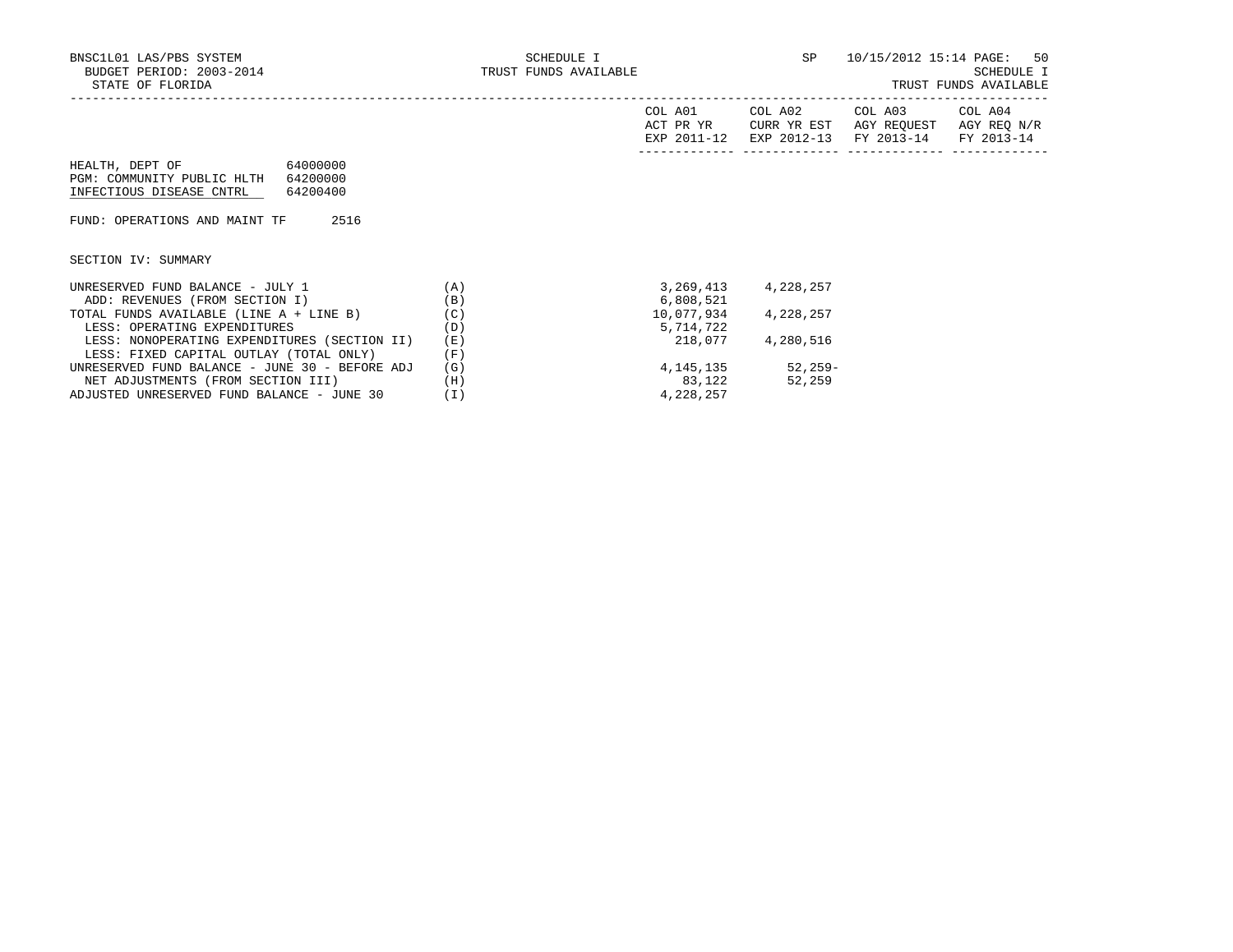BNSC1L01 LAS/PBS SYSTEM — SCHEDULE I — TRUST FUNDS AVAILABLE — SP 10/15/2012 15:14

BUDGET PERIOD: 2003-2014

STATE OF FLORIDA

HEALTH, DEPT OF 64000000
PGM: COMMUNITY PUBLIC HLTH 64200000
INFECTIOUS DISEASE CNTRL 64200400

FUND: OPERATIONS AND MAINT TF 2516

SECTION IV: SUMMARY

| | | COL A01 ACT PR YR EXP 2011-12 | COL A02 CURR YR EST EXP 2012-13 | COL A03 AGY REQUEST FY 2013-14 | COL A04 AGY REQ N/R FY 2013-14 |
|---|---|---|---|---|---|
| UNRESERVED FUND BALANCE - JULY 1 | (A) | 3,269,413 | 4,228,257 | | |
| ADD: REVENUES (FROM SECTION I) | (B) | 6,808,521 | | | |
| TOTAL FUNDS AVAILABLE (LINE A + LINE B) | (C) | 10,077,934 | 4,228,257 | | |
| LESS: OPERATING EXPENDITURES | (D) | 5,714,722 | | | |
| LESS: NONOPERATING EXPENDITURES (SECTION II) | (E) | 218,077 | 4,280,516 | | |
| LESS: FIXED CAPITAL OUTLAY (TOTAL ONLY) | (F) | | | | |
| UNRESERVED FUND BALANCE - JUNE 30 - BEFORE ADJ | (G) | 4,145,135 | 52,259- | | |
| NET ADJUSTMENTS (FROM SECTION III) | (H) | 83,122 | 52,259 | | |
| ADJUSTED UNRESERVED FUND BALANCE - JUNE 30 | (I) | 4,228,257 | | | |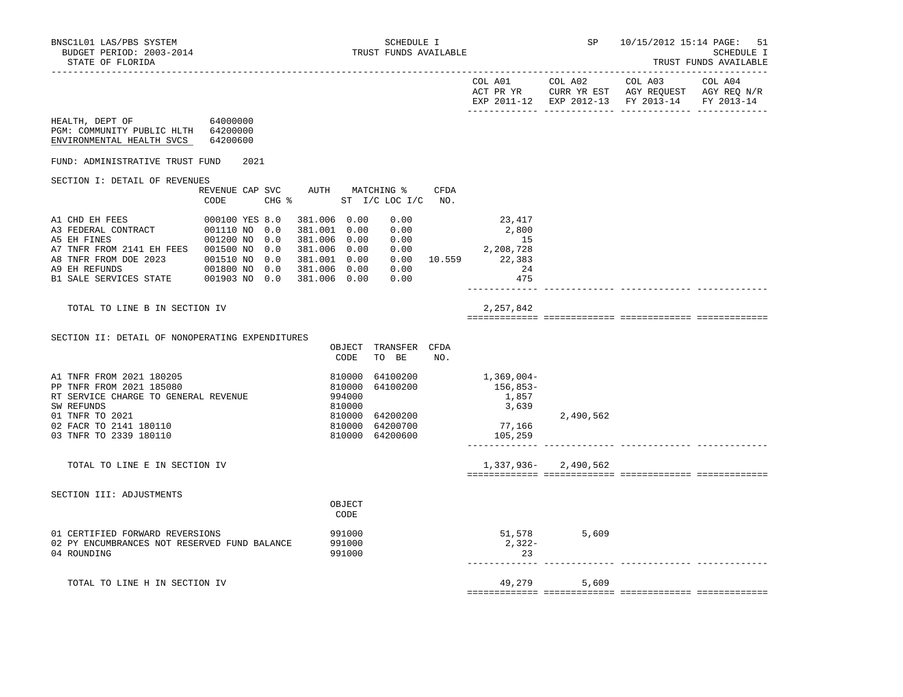BNSC1L01 LAS/PBS SYSTEM
BUDGET PERIOD: 2003-2014
STATE OF FLORIDA

SCHEDULE I
TRUST FUNDS AVAILABLE

SP 10/15/2012 15:14

SCHEDULE I
TRUST FUNDS AVAILABLE

| | COL A01 ACT PR YR EXP 2011-12 | COL A02 CURR YR EST EXP 2012-13 | COL A03 AGY REQUEST FY 2013-14 | COL A04 AGY REQ N/R FY 2013-14 |
|---|---|---|---|---|

HEALTH, DEPT OF 64000000
PGM: COMMUNITY PUBLIC HLTH 64200000
ENVIRONMENTAL HEALTH SVCS 64200600

FUND: ADMINISTRATIVE TRUST FUND 2021

SECTION I: DETAIL OF REVENUES

| | REVENUE CODE | CAP | SVC CHG % | AUTH | MATCHING % ST I/C | LOC I/C | CFDA NO. | COL A01 | COL A02 | COL A03 | COL A04 |
|---|---|---|---|---|---|---|---|---|---|---|---|
| A1 CHD EH FEES | 000100 | YES | 8.0 | 381.006 | 0.00 | 0.00 | | 23,417 | | | |
| A3 FEDERAL CONTRACT | 001110 | NO | 0.0 | 381.001 | 0.00 | 0.00 | | 2,800 | | | |
| A5 EH FINES | 001200 | NO | 0.0 | 381.006 | 0.00 | 0.00 | | 15 | | | |
| A7 TNFR FROM 2141 EH FEES | 001500 | NO | 0.0 | 381.006 | 0.00 | 0.00 | | 2,208,728 | | | |
| A8 TNFR FROM DOE 2023 | 001510 | NO | 0.0 | 381.001 | 0.00 | 0.00 | 10.559 | 22,383 | | | |
| A9 EH REFUNDS | 001800 | NO | 0.0 | 381.006 | 0.00 | 0.00 | | 24 | | | |
| B1 SALE SERVICES STATE | 001903 | NO | 0.0 | 381.006 | 0.00 | 0.00 | | 475 | | | |
| TOTAL TO LINE B IN SECTION IV | | | | | | | | 2,257,842 | | | |

SECTION II: DETAIL OF NONOPERATING EXPENDITURES

| | OBJECT CODE | TRANSFER TO BE | CFDA NO. | COL A01 | COL A02 | COL A03 | COL A04 |
|---|---|---|---|---|---|---|---|
| A1 TNFR FROM 2021 180205 | 810000 | 64100200 | | 1,369,004- | | | |
| PP TNFR FROM 2021 185080 | 810000 | 64100200 | | 156,853- | | | |
| RT SERVICE CHARGE TO GENERAL REVENUE | 994000 | | | 1,857 | | | |
| SW REFUNDS | 810000 | | | 3,639 | | | |
| 01 TNFR TO 2021 | 810000 | 64200200 | | | 2,490,562 | | |
| 02 FACR TO 2141 180110 | 810000 | 64200700 | | 77,166 | | | |
| 03 TNFR TO 2339 180110 | 810000 | 64200600 | | 105,259 | | | |
| TOTAL TO LINE E IN SECTION IV | | | | 1,337,936- | 2,490,562 | | |

SECTION III: ADJUSTMENTS

| | OBJECT CODE | COL A01 | COL A02 | COL A03 | COL A04 |
|---|---|---|---|---|---|
| 01 CERTIFIED FORWARD REVERSIONS | 991000 | 51,578 | 5,609 | | |
| 02 PY ENCUMBRANCES NOT RESERVED FUND BALANCE | 991000 | 2,322- | | | |
| 04 ROUNDING | 991000 | 23 | | | |
| TOTAL TO LINE H IN SECTION IV | | 49,279 | 5,609 | | |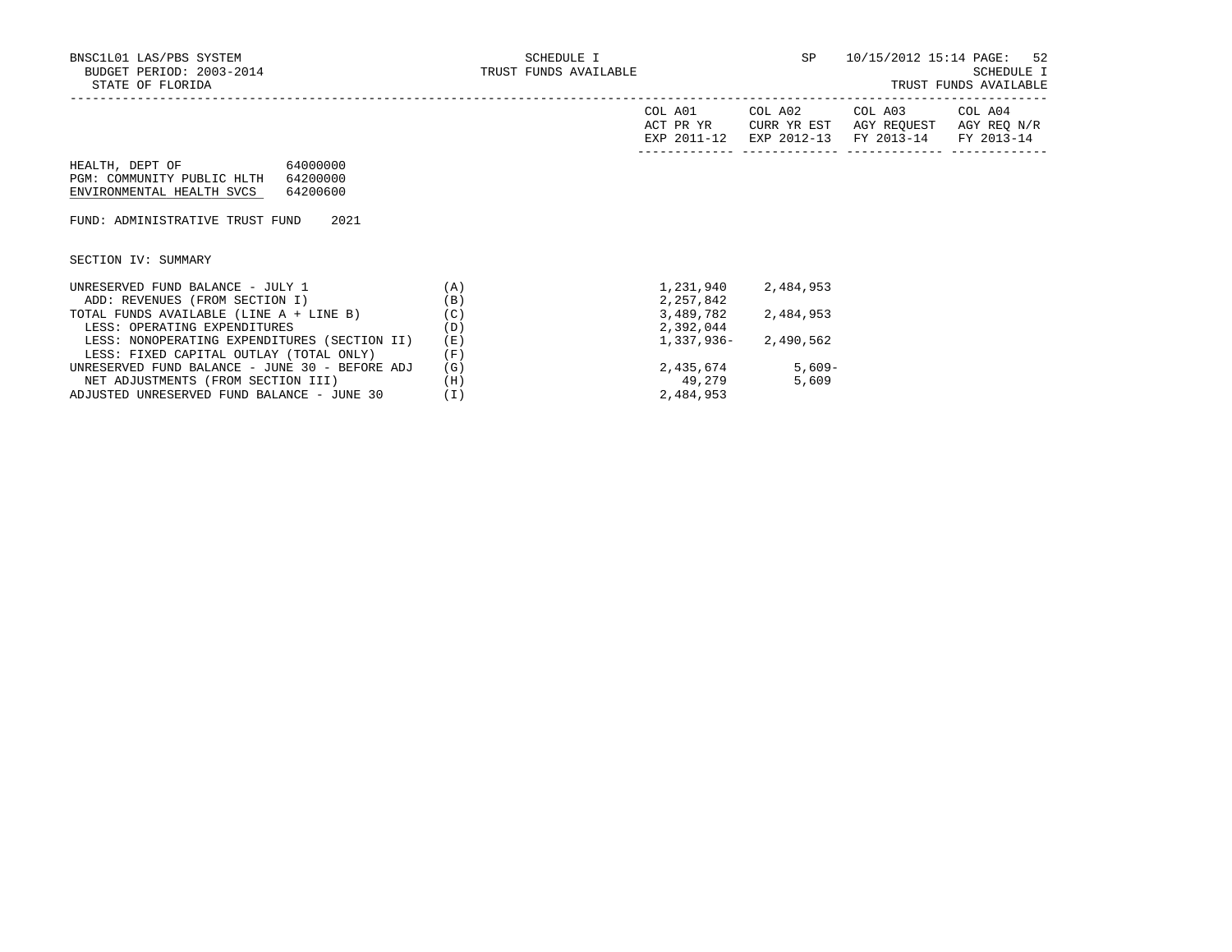BNSC1L01 LAS/PBS SYSTEM
BUDGET PERIOD: 2003-2014
STATE OF FLORIDA

SCHEDULE I
TRUST FUNDS AVAILABLE

SP 10/15/2012 15:14

SCHEDULE I
TRUST FUNDS AVAILABLE

HEALTH, DEPT OF 64000000
PGM: COMMUNITY PUBLIC HLTH 64200000
ENVIRONMENTAL HEALTH SVCS 64200600

FUND: ADMINISTRATIVE TRUST FUND 2021

SECTION IV: SUMMARY

| | | COL A01 ACT PR YR EXP 2011-12 | COL A02 CURR YR EST EXP 2012-13 | COL A03 AGY REQUEST FY 2013-14 | COL A04 AGY REQ N/R FY 2013-14 |
|---|---|---|---|---|---|
| UNRESERVED FUND BALANCE - JULY 1 | (A) | 1,231,940 | 2,484,953 | | |
| ADD: REVENUES (FROM SECTION I) | (B) | 2,257,842 | | | |
| TOTAL FUNDS AVAILABLE (LINE A + LINE B) | (C) | 3,489,782 | 2,484,953 | | |
| LESS: OPERATING EXPENDITURES | (D) | 2,392,044 | | | |
| LESS: NONOPERATING EXPENDITURES (SECTION II) | (E) | 1,337,936- | 2,490,562 | | |
| LESS: FIXED CAPITAL OUTLAY (TOTAL ONLY) | (F) | | | | |
| UNRESERVED FUND BALANCE - JUNE 30 - BEFORE ADJ | (G) | 2,435,674 | 5,609- | | |
| NET ADJUSTMENTS (FROM SECTION III) | (H) | 49,279 | 5,609 | | |
| ADJUSTED UNRESERVED FUND BALANCE - JUNE 30 | (I) | 2,484,953 | | | |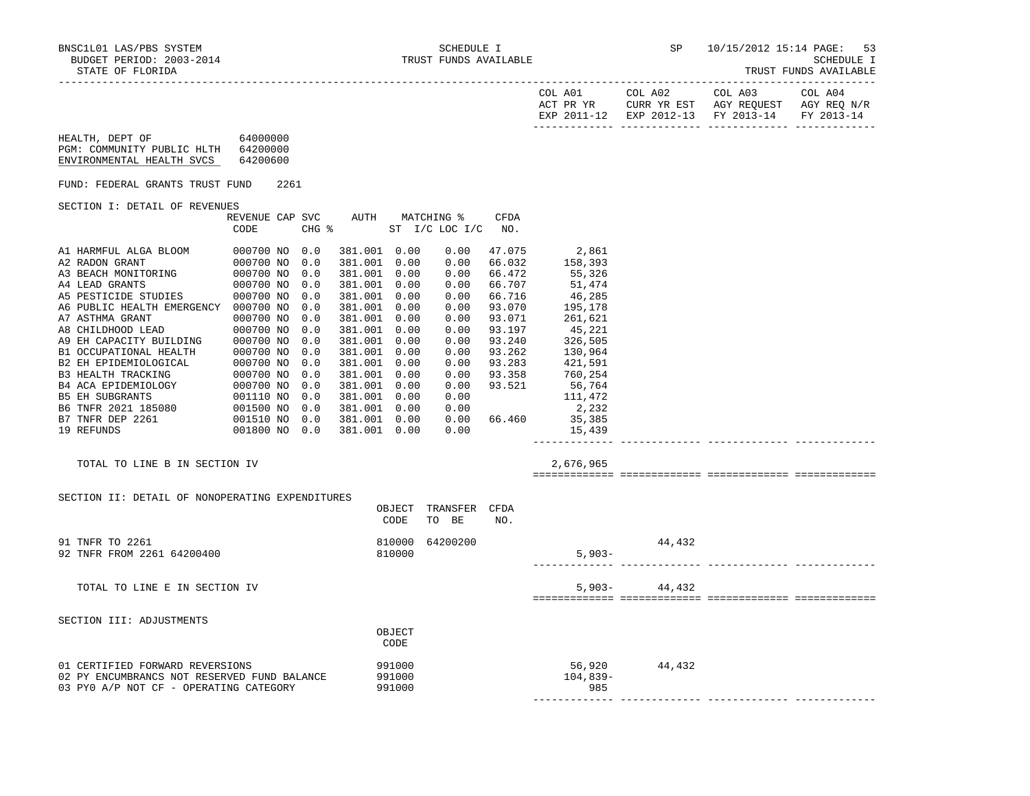SCHEDULE I
TRUST FUNDS AVAILABLE

BNSC1L01 LAS/PBS SYSTEM
BUDGET PERIOD: 2003-2014
STATE OF FLORIDA

SP 10/15/2012 15:14

| | | COL A01 ACT PR YR EXP 2011-12 | COL A02 CURR YR EST EXP 2012-13 | COL A03 AGY REQUEST FY 2013-14 | COL A04 AGY REQ N/R FY 2013-14 |
|---|---|---|---|---|---|

HEALTH, DEPT OF 64000000
PGM: COMMUNITY PUBLIC HLTH 64200000
ENVIRONMENTAL HEALTH SVCS 64200600

FUND: FEDERAL GRANTS TRUST FUND 2261

SECTION I: DETAIL OF REVENUES

| | REVENUE CODE | CAP | SVC CHG % | AUTH ST | MATCHING % I/C | LOC I/C | CFDA NO. | COL A01 | COL A02 | COL A03 | COL A04 |
|---|---|---|---|---|---|---|---|---|---|---|---|
| A1 HARMFUL ALGA BLOOM | 000700 | NO | 0.0 | 381.001 | 0.00 | 0.00 | 47.075 | 2,861 | | | |
| A2 RADON GRANT | 000700 | NO | 0.0 | 381.001 | 0.00 | 0.00 | 66.032 | 158,393 | | | |
| A3 BEACH MONITORING | 000700 | NO | 0.0 | 381.001 | 0.00 | 0.00 | 66.472 | 55,326 | | | |
| A4 LEAD GRANTS | 000700 | NO | 0.0 | 381.001 | 0.00 | 0.00 | 66.707 | 51,474 | | | |
| A5 PESTICIDE STUDIES | 000700 | NO | 0.0 | 381.001 | 0.00 | 0.00 | 66.716 | 46,285 | | | |
| A6 PUBLIC HEALTH EMERGENCY | 000700 | NO | 0.0 | 381.001 | 0.00 | 0.00 | 93.070 | 195,178 | | | |
| A7 ASTHMA GRANT | 000700 | NO | 0.0 | 381.001 | 0.00 | 0.00 | 93.071 | 261,621 | | | |
| A8 CHILDHOOD LEAD | 000700 | NO | 0.0 | 381.001 | 0.00 | 0.00 | 93.197 | 45,221 | | | |
| A9 EH CAPACITY BUILDING | 000700 | NO | 0.0 | 381.001 | 0.00 | 0.00 | 93.240 | 326,505 | | | |
| B1 OCCUPATIONAL HEALTH | 000700 | NO | 0.0 | 381.001 | 0.00 | 0.00 | 93.262 | 130,964 | | | |
| B2 EH EPIDEMIOLOGICAL | 000700 | NO | 0.0 | 381.001 | 0.00 | 0.00 | 93.283 | 421,591 | | | |
| B3 HEALTH TRACKING | 000700 | NO | 0.0 | 381.001 | 0.00 | 0.00 | 93.358 | 760,254 | | | |
| B4 ACA EPIDEMIOLOGY | 000700 | NO | 0.0 | 381.001 | 0.00 | 0.00 | 93.521 | 56,764 | | | |
| B5 EH SUBGRANTS | 001110 | NO | 0.0 | 381.001 | 0.00 | 0.00 | | 111,472 | | | |
| B6 TNFR 2021 185080 | 001500 | NO | 0.0 | 381.001 | 0.00 | 0.00 | | 2,232 | | | |
| B7 TNFR DEP 2261 | 001510 | NO | 0.0 | 381.001 | 0.00 | 0.00 | 66.460 | 35,385 | | | |
| 19 REFUNDS | 001800 | NO | 0.0 | 381.001 | 0.00 | 0.00 | | 15,439 | | | |
| TOTAL TO LINE B IN SECTION IV | | | | | | | | 2,676,965 | | | |

SECTION II: DETAIL OF NONOPERATING EXPENDITURES

| | OBJECT CODE | TRANSFER TO BE | CFDA NO. | COL A01 | COL A02 | COL A03 | COL A04 |
|---|---|---|---|---|---|---|---|
| 91 TNFR TO 2261 | 810000 | 64200200 | | | 44,432 | | |
| 92 TNFR FROM 2261 64200400 | 810000 | | | 5,903- | | | |
| TOTAL TO LINE E IN SECTION IV | | | | 5,903- | 44,432 | | |

SECTION III: ADJUSTMENTS

| | OBJECT CODE | COL A01 | COL A02 | COL A03 | COL A04 |
|---|---|---|---|---|---|
| 01 CERTIFIED FORWARD REVERSIONS | 991000 | 56,920 | 44,432 | | |
| 02 PY ENCUMBRANCS NOT RESERVED FUND BALANCE | 991000 | 104,839- | | | |
| 03 PY0 A/P NOT CF - OPERATING CATEGORY | 991000 | 985 | | | |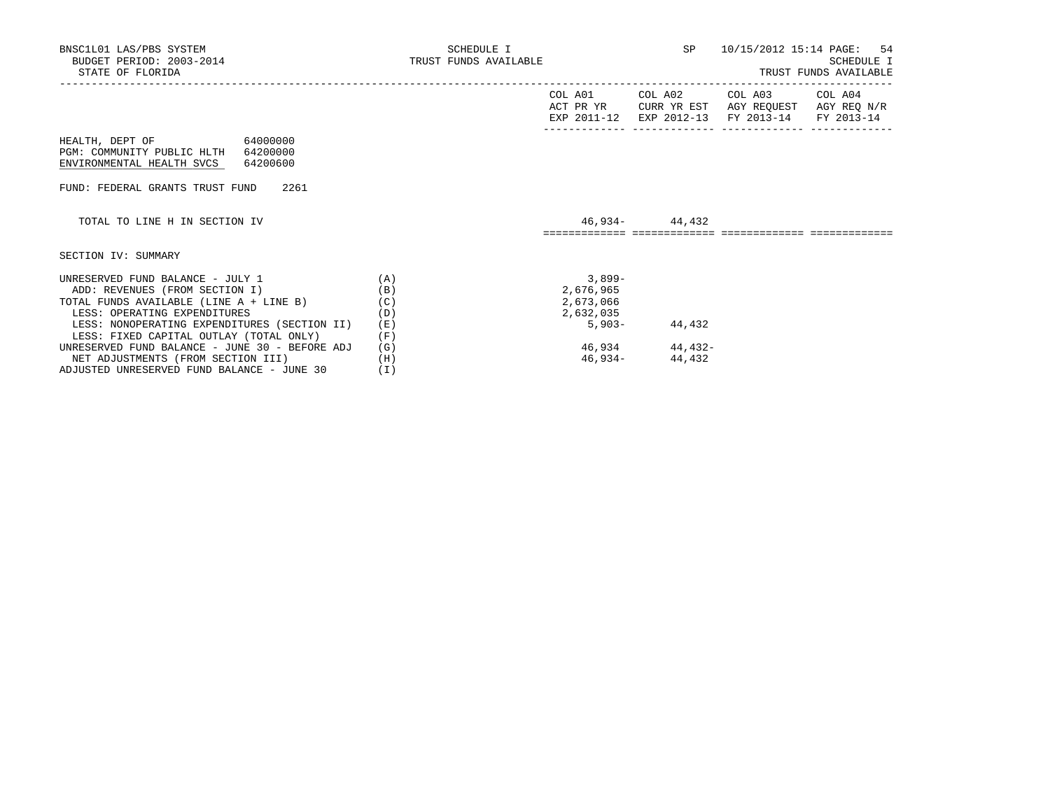| | | COL A01 ACT PR YR EXP 2011-12 | COL A02 CURR YR EST EXP 2012-13 | COL A03 AGY REQUEST FY 2013-14 | COL A04 AGY REQ N/R FY 2013-14 |
|---|---|---|---|---|---|

HEALTH, DEPT OF 64000000
PGM: COMMUNITY PUBLIC HLTH 64200000
ENVIRONMENTAL HEALTH SVCS 64200600

FUND: FEDERAL GRANTS TRUST FUND 2261

| | | COL A01 | COL A02 | COL A03 | COL A04 |
|---|---|---|---|---|---|
| TOTAL TO LINE H IN SECTION IV | | 46,934- | 44,432 | | |

SECTION IV: SUMMARY

| | | COL A01 | COL A02 | COL A03 | COL A04 |
|---|---|---|---|---|---|
| UNRESERVED FUND BALANCE - JULY 1 | (A) | 3,899- | | | |
| ADD: REVENUES (FROM SECTION I) | (B) | 2,676,965 | | | |
| TOTAL FUNDS AVAILABLE (LINE A + LINE B) | (C) | 2,673,066 | | | |
| LESS: OPERATING EXPENDITURES | (D) | 2,632,035 | | | |
| LESS: NONOPERATING EXPENDITURES (SECTION II) | (E) | 5,903- | 44,432 | | |
| LESS: FIXED CAPITAL OUTLAY (TOTAL ONLY) | (F) | | | | |
| UNRESERVED FUND BALANCE - JUNE 30 - BEFORE ADJ | (G) | 46,934 | 44,432- | | |
| NET ADJUSTMENTS (FROM SECTION III) | (H) | 46,934- | 44,432 | | |
| ADJUSTED UNRESERVED FUND BALANCE - JUNE 30 | (I) | | | | |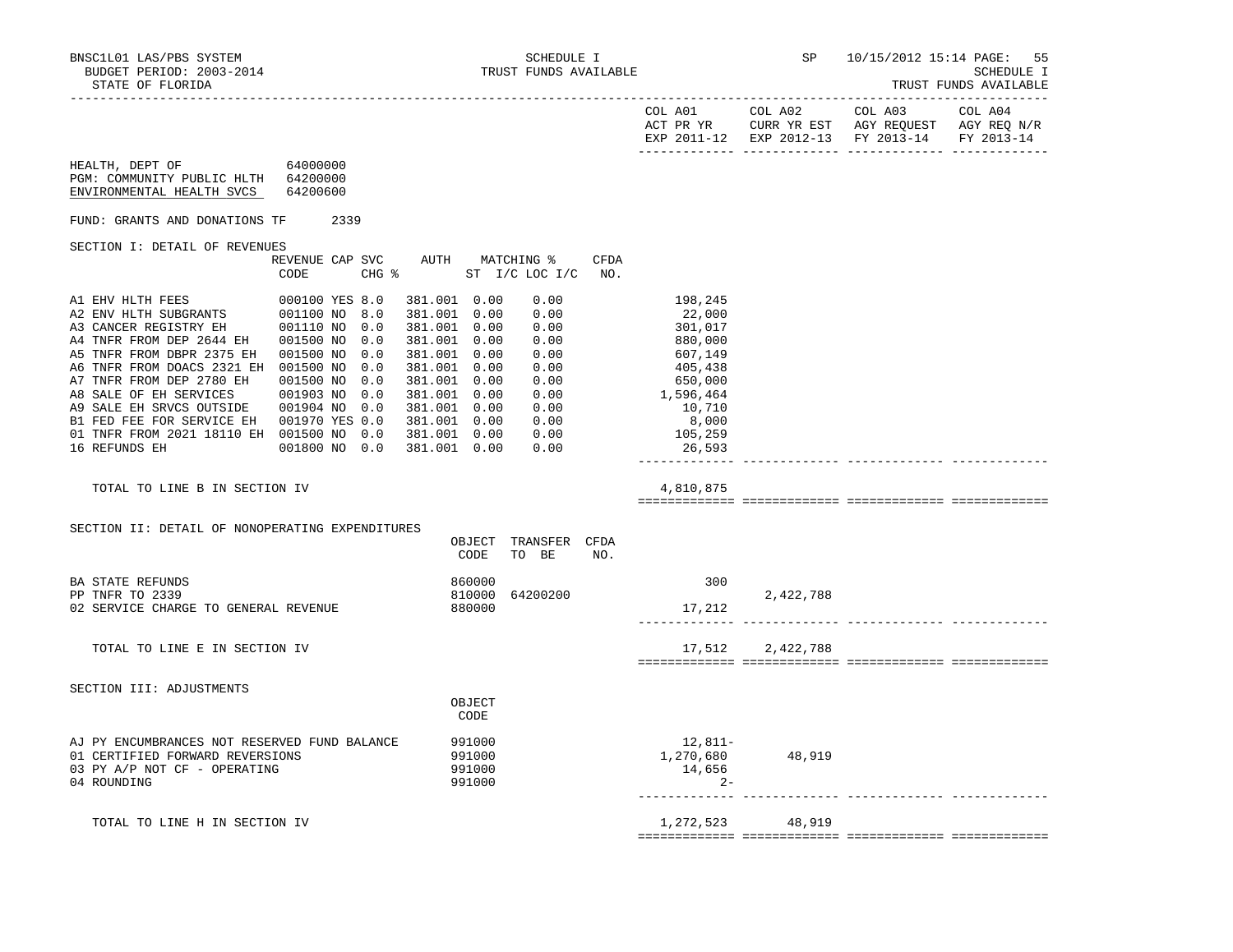BNSC1L01 LAS/PBS SYSTEM
BUDGET PERIOD: 2003-2014
STATE OF FLORIDA

SCHEDULE I
TRUST FUNDS AVAILABLE

SP 10/15/2012 15:14

SCHEDULE I
TRUST FUNDS AVAILABLE

HEALTH, DEPT OF 64000000
PGM: COMMUNITY PUBLIC HLTH 64200000
ENVIRONMENTAL HEALTH SVCS 64200600

FUND: GRANTS AND DONATIONS TF 2339

## SECTION I: DETAIL OF REVENUES

| | REVENUE CODE | CAP | SVC CHG % | AUTH | MATCHING % ST I/C | LOC I/C | CFDA NO. | COL A01 ACT PR YR EXP 2011-12 | COL A02 CURR YR EST EXP 2012-13 | COL A03 AGY REQUEST FY 2013-14 | COL A04 AGY REQ N/R FY 2013-14 |
|---|---|---|---|---|---|---|---|---|---|---|---|
| A1 EHV HLTH FEES | 000100 | YES | 8.0 | 381.001 | 0.00 | 0.00 | | 198,245 | | | |
| A2 ENV HLTH SUBGRANTS | 001100 | NO | 8.0 | 381.001 | 0.00 | 0.00 | | 22,000 | | | |
| A3 CANCER REGISTRY EH | 001110 | NO | 0.0 | 381.001 | 0.00 | 0.00 | | 301,017 | | | |
| A4 TNFR FROM DEP 2644 EH | 001500 | NO | 0.0 | 381.001 | 0.00 | 0.00 | | 880,000 | | | |
| A5 TNFR FROM DBPR 2375 EH | 001500 | NO | 0.0 | 381.001 | 0.00 | 0.00 | | 607,149 | | | |
| A6 TNFR FROM DOACS 2321 EH | 001500 | NO | 0.0 | 381.001 | 0.00 | 0.00 | | 405,438 | | | |
| A7 TNFR FROM DEP 2780 EH | 001500 | NO | 0.0 | 381.001 | 0.00 | 0.00 | | 650,000 | | | |
| A8 SALE OF EH SERVICES | 001903 | NO | 0.0 | 381.001 | 0.00 | 0.00 | | 1,596,464 | | | |
| A9 SALE EH SRVCS OUTSIDE | 001904 | NO | 0.0 | 381.001 | 0.00 | 0.00 | | 10,710 | | | |
| B1 FED FEE FOR SERVICE EH | 001970 | YES | 0.0 | 381.001 | 0.00 | 0.00 | | 8,000 | | | |
| 01 TNFR FROM 2021 18110 EH | 001500 | NO | 0.0 | 381.001 | 0.00 | 0.00 | | 105,259 | | | |
| 16 REFUNDS EH | 001800 | NO | 0.0 | 381.001 | 0.00 | 0.00 | | 26,593 | | | |
| TOTAL TO LINE B IN SECTION IV | | | | | | | | 4,810,875 | | | |

## SECTION II: DETAIL OF NONOPERATING EXPENDITURES

| | OBJECT CODE | TRANSFER TO BE | CFDA NO. | COL A01 | COL A02 | COL A03 | COL A04 |
|---|---|---|---|---|---|---|---|
| BA STATE REFUNDS | 860000 | | | 300 | | | |
| PP TNFR TO 2339 | 810000 | 64200200 | | | 2,422,788 | | |
| 02 SERVICE CHARGE TO GENERAL REVENUE | 880000 | | | 17,212 | | | |
| TOTAL TO LINE E IN SECTION IV | | | | 17,512 | 2,422,788 | | |

## SECTION III: ADJUSTMENTS

| | OBJECT CODE | COL A01 | COL A02 | COL A03 | COL A04 |
|---|---|---|---|---|---|
| AJ PY ENCUMBRANCES NOT RESERVED FUND BALANCE | 991000 | 12,811- | | | |
| 01 CERTIFIED FORWARD REVERSIONS | 991000 | 1,270,680 | 48,919 | | |
| 03 PY A/P NOT CF - OPERATING | 991000 | 14,656 | | | |
| 04 ROUNDING | 991000 | 2- | | | |
| TOTAL TO LINE H IN SECTION IV | | 1,272,523 | 48,919 | | |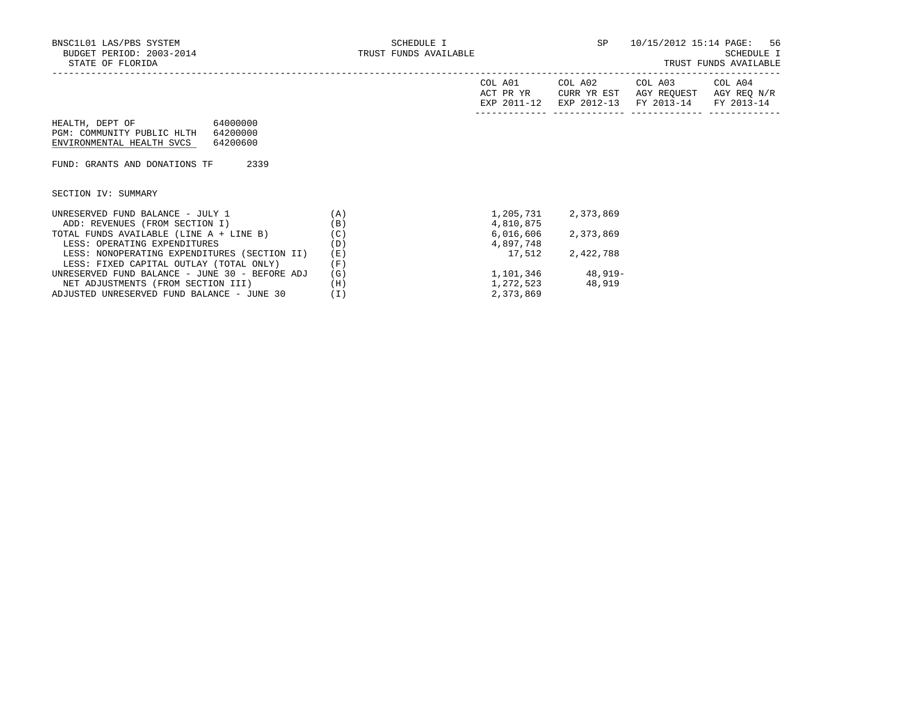HEALTH, DEPT OF 64000000
PGM: COMMUNITY PUBLIC HLTH 64200000
ENVIRONMENTAL HEALTH SVCS 64200600

FUND: GRANTS AND DONATIONS TF 2339

SECTION IV: SUMMARY

| | | COL A01 ACT PR YR EXP 2011-12 | COL A02 CURR YR EST EXP 2012-13 | COL A03 AGY REQUEST FY 2013-14 | COL A04 AGY REQ N/R FY 2013-14 |
|---|---|---|---|---|---|
| UNRESERVED FUND BALANCE - JULY 1 | (A) | 1,205,731 | 2,373,869 | | |
| ADD: REVENUES (FROM SECTION I) | (B) | 4,810,875 | | | |
| TOTAL FUNDS AVAILABLE (LINE A + LINE B) | (C) | 6,016,606 | 2,373,869 | | |
| LESS: OPERATING EXPENDITURES | (D) | 4,897,748 | | | |
| LESS: NONOPERATING EXPENDITURES (SECTION II) | (E) | 17,512 | 2,422,788 | | |
| LESS: FIXED CAPITAL OUTLAY (TOTAL ONLY) | (F) | | | | |
| UNRESERVED FUND BALANCE - JUNE 30 - BEFORE ADJ | (G) | 1,101,346 | 48,919- | | |
| NET ADJUSTMENTS (FROM SECTION III) | (H) | 1,272,523 | 48,919 | | |
| ADJUSTED UNRESERVED FUND BALANCE - JUNE 30 | (I) | 2,373,869 | | | |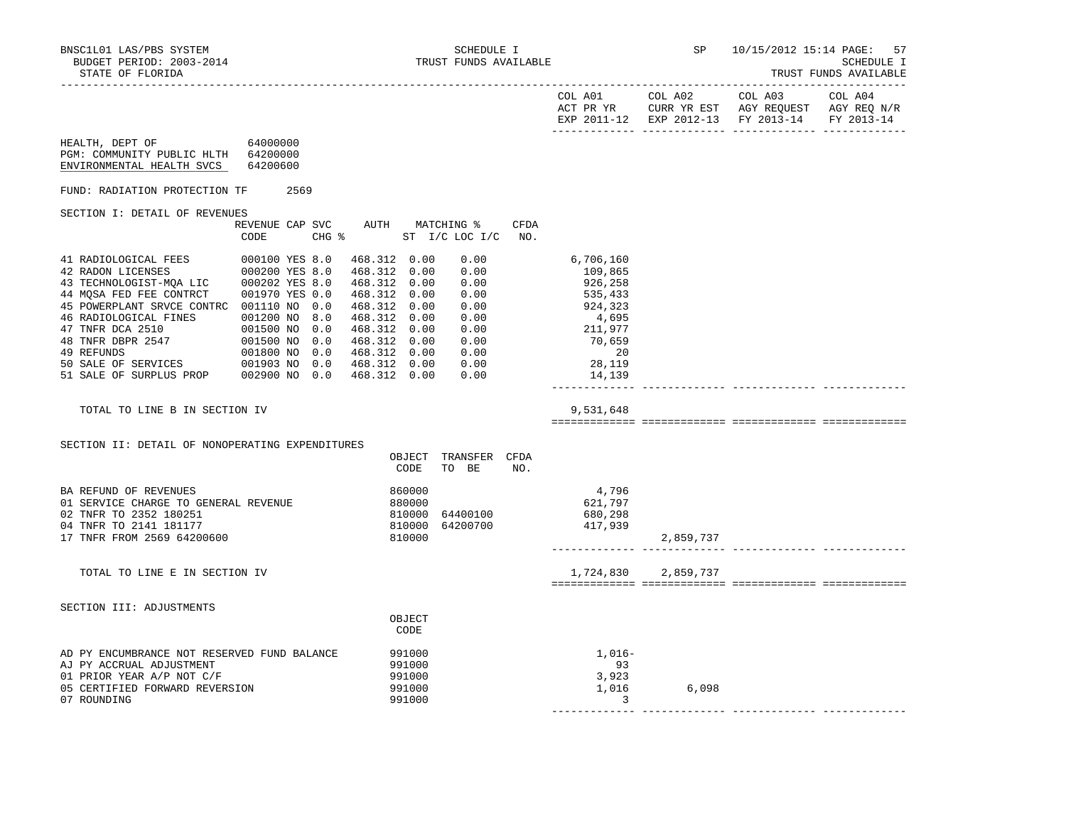BNSC1L01 LAS/PBS SYSTEM — SCHEDULE I — TRUST FUNDS AVAILABLE — SP 10/15/2012 15:14

BUDGET PERIOD: 2003-2014

STATE OF FLORIDA

| | COL A01 ACT PR YR EXP 2011-12 | COL A02 CURR YR EST EXP 2012-13 | COL A03 AGY REQUEST FY 2013-14 | COL A04 AGY REQ N/R FY 2013-14 |
|---|---|---|---|---|

HEALTH, DEPT OF 64000000
PGM: COMMUNITY PUBLIC HLTH 64200000
ENVIRONMENTAL HEALTH SVCS 64200600

FUND: RADIATION PROTECTION TF 2569

SECTION I: DETAIL OF REVENUES

| | REVENUE CODE | CAP | SVC CHG % | AUTH ST | MATCHING % I/C | LOC I/C | CFDA NO. | COL A01 | COL A02 | COL A03 | COL A04 |
|---|---|---|---|---|---|---|---|---|---|---|---|
| 41 RADIOLOGICAL FEES | 000100 | YES | 8.0 | 468.312 | 0.00 | 0.00 | | 6,706,160 | | | |
| 42 RADON LICENSES | 000200 | YES | 8.0 | 468.312 | 0.00 | 0.00 | | 109,865 | | | |
| 43 TECHNOLOGIST-MQA LIC | 000202 | YES | 8.0 | 468.312 | 0.00 | 0.00 | | 926,258 | | | |
| 44 MQSA FED FEE CONTRCT | 001970 | YES | 0.0 | 468.312 | 0.00 | 0.00 | | 535,433 | | | |
| 45 POWERPLANT SRVCE CONTRC | 001110 | NO | 0.0 | 468.312 | 0.00 | 0.00 | | 924,323 | | | |
| 46 RADIOLOGICAL FINES | 001200 | NO | 8.0 | 468.312 | 0.00 | 0.00 | | 4,695 | | | |
| 47 TNFR DCA 2510 | 001500 | NO | 0.0 | 468.312 | 0.00 | 0.00 | | 211,977 | | | |
| 48 TNFR DBPR 2547 | 001500 | NO | 0.0 | 468.312 | 0.00 | 0.00 | | 70,659 | | | |
| 49 REFUNDS | 001800 | NO | 0.0 | 468.312 | 0.00 | 0.00 | | 20 | | | |
| 50 SALE OF SERVICES | 001903 | NO | 0.0 | 468.312 | 0.00 | 0.00 | | 28,119 | | | |
| 51 SALE OF SURPLUS PROP | 002900 | NO | 0.0 | 468.312 | 0.00 | 0.00 | | 14,139 | | | |
| TOTAL TO LINE B IN SECTION IV | | | | | | | | 9,531,648 | | | |

SECTION II: DETAIL OF NONOPERATING EXPENDITURES

| | OBJECT CODE | TRANSFER TO BE | CFDA NO. | COL A01 | COL A02 | COL A03 | COL A04 |
|---|---|---|---|---|---|---|---|
| BA REFUND OF REVENUES | 860000 | | | 4,796 | | | |
| 01 SERVICE CHARGE TO GENERAL REVENUE | 880000 | | | 621,797 | | | |
| 02 TNFR TO 2352 180251 | 810000 | 64400100 | | 680,298 | | | |
| 04 TNFR TO 2141 181177 | 810000 | 64200700 | | 417,939 | | | |
| 17 TNFR FROM 2569 64200600 | 810000 | | | | 2,859,737 | | |
| TOTAL TO LINE E IN SECTION IV | | | | 1,724,830 | 2,859,737 | | |

SECTION III: ADJUSTMENTS

| | OBJECT CODE | COL A01 | COL A02 | COL A03 | COL A04 |
|---|---|---|---|---|---|
| AD PY ENCUMBRANCE NOT RESERVED FUND BALANCE | 991000 | 1,016- | | | |
| AJ PY ACCRUAL ADJUSTMENT | 991000 | 93 | | | |
| 01 PRIOR YEAR A/P NOT C/F | 991000 | 3,923 | | | |
| 05 CERTIFIED FORWARD REVERSION | 991000 | 1,016 | 6,098 | | |
| 07 ROUNDING | 991000 | 3 | | | |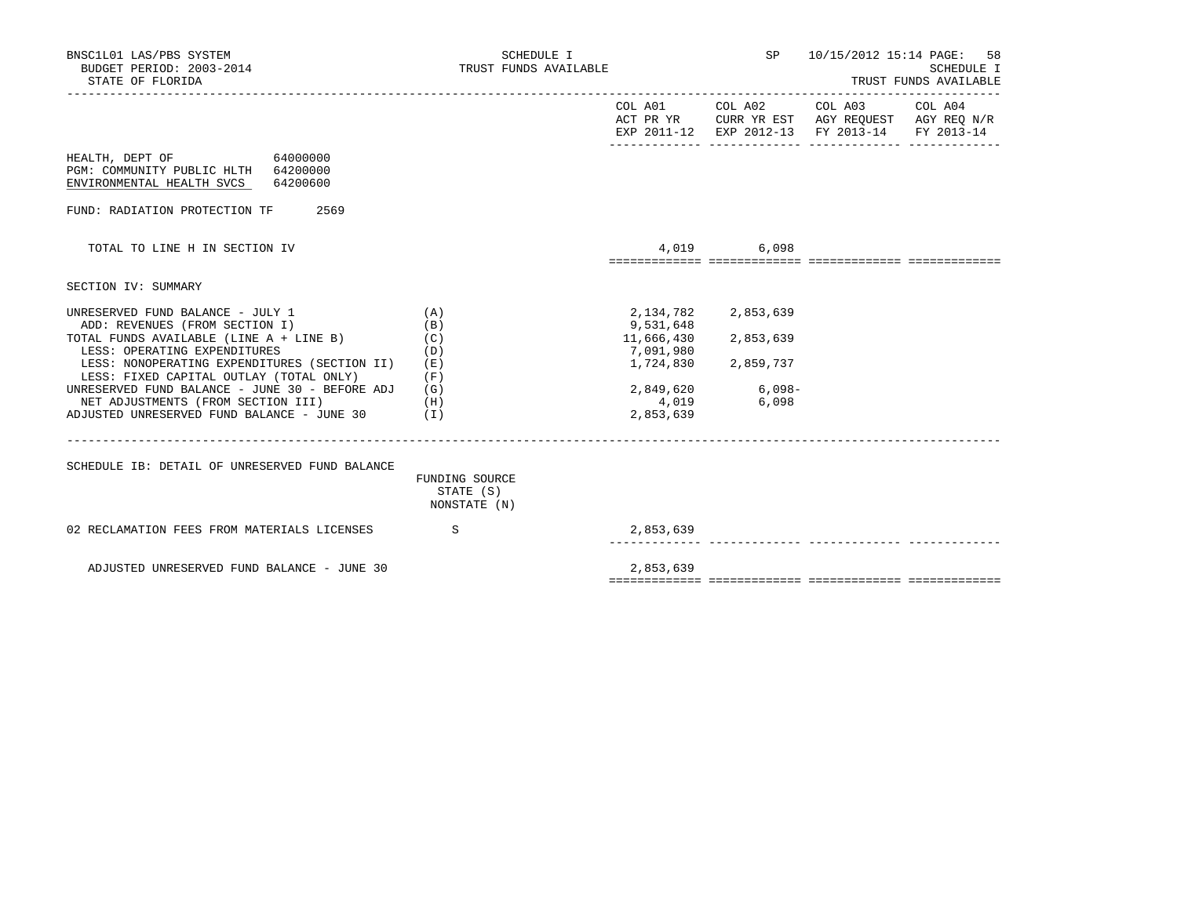SCHEDULE I
TRUST FUNDS AVAILABLE

BUDGET PERIOD: 2003-2014
STATE OF FLORIDA

HEALTH, DEPT OF 64000000
PGM: COMMUNITY PUBLIC HLTH 64200000
ENVIRONMENTAL HEALTH SVCS 64200600

FUND: RADIATION PROTECTION TF 2569

| | | COL A01 ACT PR YR EXP 2011-12 | COL A02 CURR YR EST EXP 2012-13 | COL A03 AGY REQUEST FY 2013-14 | COL A04 AGY REQ N/R FY 2013-14 |
|---|---|---|---|---|---|
| TOTAL TO LINE H IN SECTION IV | | 4,019 | 6,098 | | |

SECTION IV: SUMMARY

| | | COL A01 | COL A02 | COL A03 | COL A04 |
|---|---|---|---|---|---|
| UNRESERVED FUND BALANCE - JULY 1 | (A) | 2,134,782 | 2,853,639 | | |
| ADD: REVENUES (FROM SECTION I) | (B) | 9,531,648 | | | |
| TOTAL FUNDS AVAILABLE (LINE A + LINE B) | (C) | 11,666,430 | 2,853,639 | | |
| LESS: OPERATING EXPENDITURES | (D) | 7,091,980 | | | |
| LESS: NONOPERATING EXPENDITURES (SECTION II) | (E) | 1,724,830 | 2,859,737 | | |
| LESS: FIXED CAPITAL OUTLAY (TOTAL ONLY) | (F) | | | | |
| UNRESERVED FUND BALANCE - JUNE 30 - BEFORE ADJ | (G) | 2,849,620 | 6,098- | | |
| NET ADJUSTMENTS (FROM SECTION III) | (H) | 4,019 | 6,098 | | |
| ADJUSTED UNRESERVED FUND BALANCE - JUNE 30 | (I) | 2,853,639 | | | |

SCHEDULE IB: DETAIL OF UNRESERVED FUND BALANCE

| | FUNDING SOURCE STATE (S) NONSTATE (N) | COL A01 | COL A02 | COL A03 | COL A04 |
|---|---|---|---|---|---|
| 02 RECLAMATION FEES FROM MATERIALS LICENSES | S | 2,853,639 | | | |
| ADJUSTED UNRESERVED FUND BALANCE - JUNE 30 | | 2,853,639 | | | |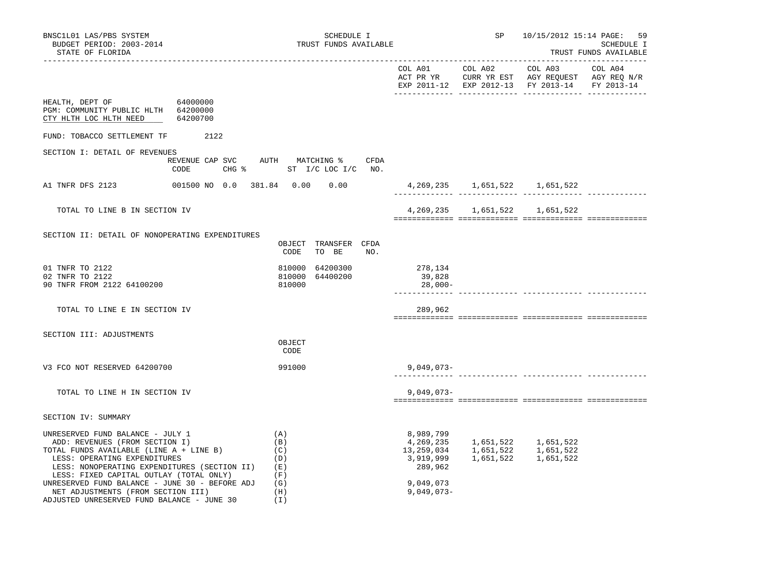BNSC1L01 LAS/PBS SYSTEM
BUDGET PERIOD: 2003-2014
STATE OF FLORIDA

SCHEDULE I
TRUST FUNDS AVAILABLE

SP 10/15/2012 15:14

SCHEDULE I
TRUST FUNDS AVAILABLE

| | COL A01 ACT PR YR EXP 2011-12 | COL A02 CURR YR EST EXP 2012-13 | COL A03 AGY REQUEST FY 2013-14 | COL A04 AGY REQ N/R FY 2013-14 |
|---|---|---|---|---|

HEALTH, DEPT OF 64000000
PGM: COMMUNITY PUBLIC HLTH 64200000
CTY HLTH LOC HLTH NEED 64200700

FUND: TOBACCO SETTLEMENT TF 2122

SECTION I: DETAIL OF REVENUES

| | REVENUE CODE | CAP | SVC CHG % | AUTH ST | MATCHING % I/C | LOC I/C | CFDA NO. | COL A01 | COL A02 | COL A03 | COL A04 |
|---|---|---|---|---|---|---|---|---|---|---|---|
| A1 TNFR DFS 2123 | 001500 | NO | 0.0 | 381.84 | 0.00 | 0.00 | | 4,269,235 | 1,651,522 | 1,651,522 | |
| TOTAL TO LINE B IN SECTION IV | | | | | | | | 4,269,235 | 1,651,522 | 1,651,522 | |

SECTION II: DETAIL OF NONOPERATING EXPENDITURES

| | OBJECT CODE | TRANSFER TO BE | CFDA NO. | COL A01 | COL A02 | COL A03 | COL A04 |
|---|---|---|---|---|---|---|---|
| 01 TNFR TO 2122 | 810000 | 64200300 | | 278,134 | | | |
| 02 TNFR TO 2122 | 810000 | 64400200 | | 39,828 | | | |
| 90 TNFR FROM 2122 64100200 | 810000 | | | 28,000- | | | |
| TOTAL TO LINE E IN SECTION IV | | | | 289,962 | | | |

SECTION III: ADJUSTMENTS

| | OBJECT CODE | COL A01 | COL A02 | COL A03 | COL A04 |
|---|---|---|---|---|---|
| V3 FCO NOT RESERVED 64200700 | 991000 | 9,049,073- | | | |
| TOTAL TO LINE H IN SECTION IV | | 9,049,073- | | | |

SECTION IV: SUMMARY

| | | COL A01 | COL A02 | COL A03 | COL A04 |
|---|---|---|---|---|---|
| UNRESERVED FUND BALANCE - JULY 1 | (A) | 8,989,799 | | | |
| ADD: REVENUES (FROM SECTION I) | (B) | 4,269,235 | 1,651,522 | 1,651,522 | |
| TOTAL FUNDS AVAILABLE (LINE A + LINE B) | (C) | 13,259,034 | 1,651,522 | 1,651,522 | |
| LESS: OPERATING EXPENDITURES | (D) | 3,919,999 | 1,651,522 | 1,651,522 | |
| LESS: NONOPERATING EXPENDITURES (SECTION II) | (E) | 289,962 | | | |
| LESS: FIXED CAPITAL OUTLAY (TOTAL ONLY) | (F) | | | | |
| UNRESERVED FUND BALANCE - JUNE 30 - BEFORE ADJ | (G) | 9,049,073 | | | |
| NET ADJUSTMENTS (FROM SECTION III) | (H) | 9,049,073- | | | |
| ADJUSTED UNRESERVED FUND BALANCE - JUNE 30 | (I) | | | | |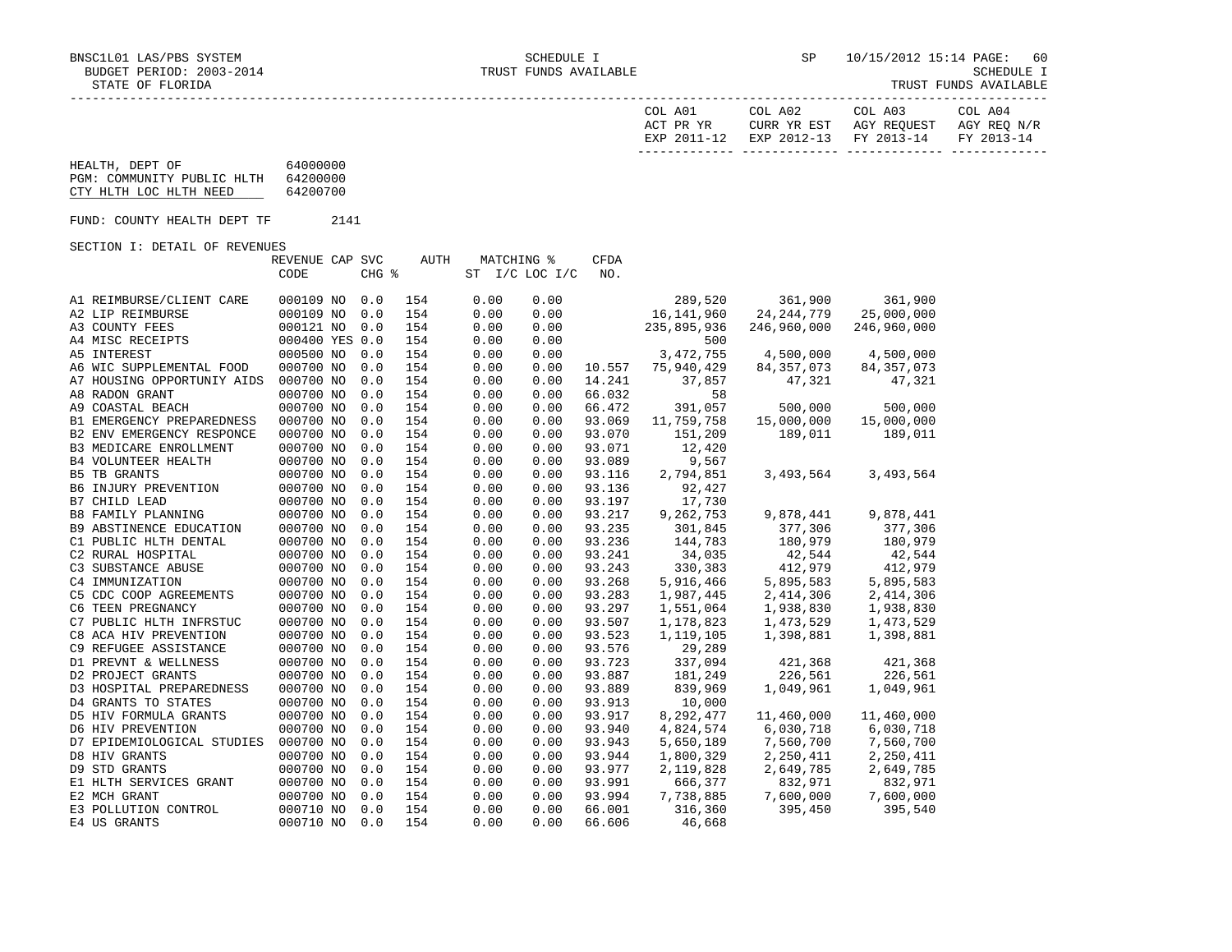BNSC1L01 LAS/PBS SYSTEM — SCHEDULE I — TRUST FUNDS AVAILABLE

BUDGET PERIOD: 2003-2014

STATE OF FLORIDA

HEALTH, DEPT OF 64000000
PGM: COMMUNITY PUBLIC HLTH 64200000
CTY HLTH LOC HLTH NEED 64200700

FUND: COUNTY HEALTH DEPT TF 2141

SECTION I: DETAIL OF REVENUES

| | REVENUE CODE | CAP CHG | SVC % | AUTH ST | MATCHING % I/C | LOC I/C | CFDA NO. | COL A01 ACT PR YR EXP 2011-12 | COL A02 CURR YR EST EXP 2012-13 | COL A03 AGY REQUEST FY 2013-14 | COL A04 AGY REQ N/R FY 2013-14 |
|---|---|---|---|---|---|---|---|---|---|---|---|
| A1 REIMBURSE/CLIENT CARE | 000109 | NO | 0.0 | 154 | 0.00 | 0.00 | | 289,520 | 361,900 | 361,900 | |
| A2 LIP REIMBURSE | 000109 | NO | 0.0 | 154 | 0.00 | 0.00 | | 16,141,960 | 24,244,779 | 25,000,000 | |
| A3 COUNTY FEES | 000121 | NO | 0.0 | 154 | 0.00 | 0.00 | | 235,895,936 | 246,960,000 | 246,960,000 | |
| A4 MISC RECEIPTS | 000400 | YES | 0.0 | 154 | 0.00 | 0.00 | | 500 | | | |
| A5 INTEREST | 000500 | NO | 0.0 | 154 | 0.00 | 0.00 | | 3,472,755 | 4,500,000 | 4,500,000 | |
| A6 WIC SUPPLEMENTAL FOOD | 000700 | NO | 0.0 | 154 | 0.00 | 0.00 | 10.557 | 75,940,429 | 84,357,073 | 84,357,073 | |
| A7 HOUSING OPPORTUNIY AIDS | 000700 | NO | 0.0 | 154 | 0.00 | 0.00 | 14.241 | 37,857 | 47,321 | 47,321 | |
| A8 RADON GRANT | 000700 | NO | 0.0 | 154 | 0.00 | 0.00 | 66.032 | 58 | | | |
| A9 COASTAL BEACH | 000700 | NO | 0.0 | 154 | 0.00 | 0.00 | 66.472 | 391,057 | 500,000 | 500,000 | |
| B1 EMERGENCY PREPAREDNESS | 000700 | NO | 0.0 | 154 | 0.00 | 0.00 | 93.069 | 11,759,758 | 15,000,000 | 15,000,000 | |
| B2 ENV EMERGENCY RESPONCE | 000700 | NO | 0.0 | 154 | 0.00 | 0.00 | 93.070 | 151,209 | 189,011 | 189,011 | |
| B3 MEDICARE ENROLLMENT | 000700 | NO | 0.0 | 154 | 0.00 | 0.00 | 93.071 | 12,420 | | | |
| B4 VOLUNTEER HEALTH | 000700 | NO | 0.0 | 154 | 0.00 | 0.00 | 93.089 | 9,567 | | | |
| B5 TB GRANTS | 000700 | NO | 0.0 | 154 | 0.00 | 0.00 | 93.116 | 2,794,851 | 3,493,564 | 3,493,564 | |
| B6 INJURY PREVENTION | 000700 | NO | 0.0 | 154 | 0.00 | 0.00 | 93.136 | 92,427 | | | |
| B7 CHILD LEAD | 000700 | NO | 0.0 | 154 | 0.00 | 0.00 | 93.197 | 17,730 | | | |
| B8 FAMILY PLANNING | 000700 | NO | 0.0 | 154 | 0.00 | 0.00 | 93.217 | 9,262,753 | 9,878,441 | 9,878,441 | |
| B9 ABSTINENCE EDUCATION | 000700 | NO | 0.0 | 154 | 0.00 | 0.00 | 93.235 | 301,845 | 377,306 | 377,306 | |
| C1 PUBLIC HLTH DENTAL | 000700 | NO | 0.0 | 154 | 0.00 | 0.00 | 93.236 | 144,783 | 180,979 | 180,979 | |
| C2 RURAL HOSPITAL | 000700 | NO | 0.0 | 154 | 0.00 | 0.00 | 93.241 | 34,035 | 42,544 | 42,544 | |
| C3 SUBSTANCE ABUSE | 000700 | NO | 0.0 | 154 | 0.00 | 0.00 | 93.243 | 330,383 | 412,979 | 412,979 | |
| C4 IMMUNIZATION | 000700 | NO | 0.0 | 154 | 0.00 | 0.00 | 93.268 | 5,916,466 | 5,895,583 | 5,895,583 | |
| C5 CDC COOP AGREEMENTS | 000700 | NO | 0.0 | 154 | 0.00 | 0.00 | 93.283 | 1,987,445 | 2,414,306 | 2,414,306 | |
| C6 TEEN PREGNANCY | 000700 | NO | 0.0 | 154 | 0.00 | 0.00 | 93.297 | 1,551,064 | 1,938,830 | 1,938,830 | |
| C7 PUBLIC HLTH INFRSTUC | 000700 | NO | 0.0 | 154 | 0.00 | 0.00 | 93.507 | 1,178,823 | 1,473,529 | 1,473,529 | |
| C8 ACA HIV PREVENTION | 000700 | NO | 0.0 | 154 | 0.00 | 0.00 | 93.523 | 1,119,105 | 1,398,881 | 1,398,881 | |
| C9 REFUGEE ASSISTANCE | 000700 | NO | 0.0 | 154 | 0.00 | 0.00 | 93.576 | 29,289 | | | |
| D1 PREVNT & WELLNESS | 000700 | NO | 0.0 | 154 | 0.00 | 0.00 | 93.723 | 337,094 | 421,368 | 421,368 | |
| D2 PROJECT GRANTS | 000700 | NO | 0.0 | 154 | 0.00 | 0.00 | 93.887 | 181,249 | 226,561 | 226,561 | |
| D3 HOSPITAL PREPAREDNESS | 000700 | NO | 0.0 | 154 | 0.00 | 0.00 | 93.889 | 839,969 | 1,049,961 | 1,049,961 | |
| D4 GRANTS TO STATES | 000700 | NO | 0.0 | 154 | 0.00 | 0.00 | 93.913 | 10,000 | | | |
| D5 HIV FORMULA GRANTS | 000700 | NO | 0.0 | 154 | 0.00 | 0.00 | 93.917 | 8,292,477 | 11,460,000 | 11,460,000 | |
| D6 HIV PREVENTION | 000700 | NO | 0.0 | 154 | 0.00 | 0.00 | 93.940 | 4,824,574 | 6,030,718 | 6,030,718 | |
| D7 EPIDEMIOLOGICAL STUDIES | 000700 | NO | 0.0 | 154 | 0.00 | 0.00 | 93.943 | 5,650,189 | 7,560,700 | 7,560,700 | |
| D8 HIV GRANTS | 000700 | NO | 0.0 | 154 | 0.00 | 0.00 | 93.944 | 1,800,329 | 2,250,411 | 2,250,411 | |
| D9 STD GRANTS | 000700 | NO | 0.0 | 154 | 0.00 | 0.00 | 93.977 | 2,119,828 | 2,649,785 | 2,649,785 | |
| E1 HLTH SERVICES GRANT | 000700 | NO | 0.0 | 154 | 0.00 | 0.00 | 93.991 | 666,377 | 832,971 | 832,971 | |
| E2 MCH GRANT | 000700 | NO | 0.0 | 154 | 0.00 | 0.00 | 93.994 | 7,738,885 | 7,600,000 | 7,600,000 | |
| E3 POLLUTION CONTROL | 000710 | NO | 0.0 | 154 | 0.00 | 0.00 | 66.001 | 316,360 | 395,450 | 395,540 | |
| E4 US GRANTS | 000710 | NO | 0.0 | 154 | 0.00 | 0.00 | 66.606 | 46,668 | | | |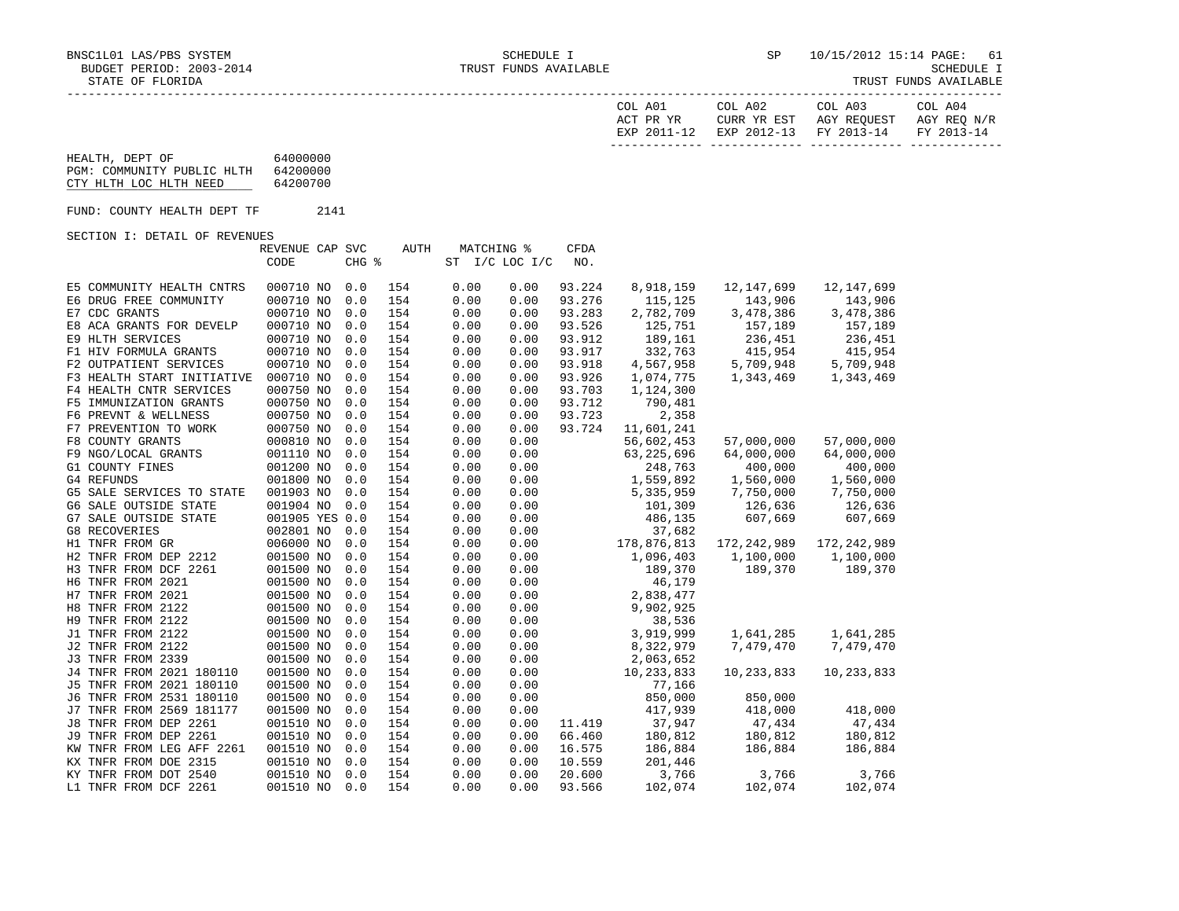BNSC1L01 LAS/PBS SYSTEM — SCHEDULE I — SP 10/15/2012 15:14

BUDGET PERIOD: 2003-2014 — TRUST FUNDS AVAILABLE — SCHEDULE I

STATE OF FLORIDA — TRUST FUNDS AVAILABLE

| | COL A01 ACT PR YR EXP 2011-12 | COL A02 CURR YR EST EXP 2012-13 | COL A03 AGY REQUEST FY 2013-14 | COL A04 AGY REQ N/R FY 2013-14 |
|---|---|---|---|---|

HEALTH, DEPT OF 64000000
PGM: COMMUNITY PUBLIC HLTH 64200000
CTY HLTH LOC HLTH NEED 64200700

FUND: COUNTY HEALTH DEPT TF 2141

SECTION I: DETAIL OF REVENUES

| | REVENUE CODE | CAP SVC CHG | % | AUTH | MATCHING % ST | I/C LOC I/C | CFDA NO. | COL A01 | COL A02 | COL A03 | COL A04 |
|---|---|---|---|---|---|---|---|---|---|---|---|
| E5 COMMUNITY HEALTH CNTRS | 000710 | NO | 0.0 | 154 | 0.00 | 0.00 | 93.224 | 8,918,159 | 12,147,699 | 12,147,699 | |
| E6 DRUG FREE COMMUNITY | 000710 | NO | 0.0 | 154 | 0.00 | 0.00 | 93.276 | 115,125 | 143,906 | 143,906 | |
| E7 CDC GRANTS | 000710 | NO | 0.0 | 154 | 0.00 | 0.00 | 93.283 | 2,782,709 | 3,478,386 | 3,478,386 | |
| E8 ACA GRANTS FOR DEVELP | 000710 | NO | 0.0 | 154 | 0.00 | 0.00 | 93.526 | 125,751 | 157,189 | 157,189 | |
| E9 HLTH SERVICES | 000710 | NO | 0.0 | 154 | 0.00 | 0.00 | 93.912 | 189,161 | 236,451 | 236,451 | |
| F1 HIV FORMULA GRANTS | 000710 | NO | 0.0 | 154 | 0.00 | 0.00 | 93.917 | 332,763 | 415,954 | 415,954 | |
| F2 OUTPATIENT SERVICES | 000710 | NO | 0.0 | 154 | 0.00 | 0.00 | 93.918 | 4,567,958 | 5,709,948 | 5,709,948 | |
| F3 HEALTH START INITIATIVE | 000710 | NO | 0.0 | 154 | 0.00 | 0.00 | 93.926 | 1,074,775 | 1,343,469 | 1,343,469 | |
| F4 HEALTH CNTR SERVICES | 000750 | NO | 0.0 | 154 | 0.00 | 0.00 | 93.703 | 1,124,300 | | | |
| F5 IMMUNIZATION GRANTS | 000750 | NO | 0.0 | 154 | 0.00 | 0.00 | 93.712 | 790,481 | | | |
| F6 PREVNT & WELLNESS | 000750 | NO | 0.0 | 154 | 0.00 | 0.00 | 93.723 | 2,358 | | | |
| F7 PREVENTION TO WORK | 000750 | NO | 0.0 | 154 | 0.00 | 0.00 | 93.724 | 11,601,241 | | | |
| F8 COUNTY GRANTS | 000810 | NO | 0.0 | 154 | 0.00 | 0.00 | | 56,602,453 | 57,000,000 | 57,000,000 | |
| F9 NGO/LOCAL GRANTS | 001110 | NO | 0.0 | 154 | 0.00 | 0.00 | | 63,225,696 | 64,000,000 | 64,000,000 | |
| G1 COUNTY FINES | 001200 | NO | 0.0 | 154 | 0.00 | 0.00 | | 248,763 | 400,000 | 400,000 | |
| G4 REFUNDS | 001800 | NO | 0.0 | 154 | 0.00 | 0.00 | | 1,559,892 | 1,560,000 | 1,560,000 | |
| G5 SALE SERVICES TO STATE | 001903 | NO | 0.0 | 154 | 0.00 | 0.00 | | 5,335,959 | 7,750,000 | 7,750,000 | |
| G6 SALE OUTSIDE STATE | 001904 | NO | 0.0 | 154 | 0.00 | 0.00 | | 101,309 | 126,636 | 126,636 | |
| G7 SALE OUTSIDE STATE | 001905 | YES | 0.0 | 154 | 0.00 | 0.00 | | 486,135 | 607,669 | 607,669 | |
| G8 RECOVERIES | 002801 | NO | 0.0 | 154 | 0.00 | 0.00 | | 37,682 | | | |
| H1 TNFR FROM GR | 006000 | NO | 0.0 | 154 | 0.00 | 0.00 | | 178,876,813 | 172,242,989 | 172,242,989 | |
| H2 TNFR FROM DEP 2212 | 001500 | NO | 0.0 | 154 | 0.00 | 0.00 | | 1,096,403 | 1,100,000 | 1,100,000 | |
| H3 TNFR FROM DCF 2261 | 001500 | NO | 0.0 | 154 | 0.00 | 0.00 | | 189,370 | 189,370 | 189,370 | |
| H6 TNFR FROM 2021 | 001500 | NO | 0.0 | 154 | 0.00 | 0.00 | | 46,179 | | | |
| H7 TNFR FROM 2021 | 001500 | NO | 0.0 | 154 | 0.00 | 0.00 | | 2,838,477 | | | |
| H8 TNFR FROM 2122 | 001500 | NO | 0.0 | 154 | 0.00 | 0.00 | | 9,902,925 | | | |
| H9 TNFR FROM 2122 | 001500 | NO | 0.0 | 154 | 0.00 | 0.00 | | 38,536 | | | |
| J1 TNFR FROM 2122 | 001500 | NO | 0.0 | 154 | 0.00 | 0.00 | | 3,919,999 | 1,641,285 | 1,641,285 | |
| J2 TNFR FROM 2122 | 001500 | NO | 0.0 | 154 | 0.00 | 0.00 | | 8,322,979 | 7,479,470 | 7,479,470 | |
| J3 TNFR FROM 2339 | 001500 | NO | 0.0 | 154 | 0.00 | 0.00 | | 2,063,652 | | | |
| J4 TNFR FROM 2021 180110 | 001500 | NO | 0.0 | 154 | 0.00 | 0.00 | | 10,233,833 | 10,233,833 | 10,233,833 | |
| J5 TNFR FROM 2021 180110 | 001500 | NO | 0.0 | 154 | 0.00 | 0.00 | | 77,166 | | | |
| J6 TNFR FROM 2531 180110 | 001500 | NO | 0.0 | 154 | 0.00 | 0.00 | | 850,000 | 850,000 | | |
| J7 TNFR FROM 2569 181177 | 001500 | NO | 0.0 | 154 | 0.00 | 0.00 | | 417,939 | 418,000 | 418,000 | |
| J8 TNFR FROM DEP 2261 | 001510 | NO | 0.0 | 154 | 0.00 | 0.00 | 11.419 | 37,947 | 47,434 | 47,434 | |
| J9 TNFR FROM DEP 2261 | 001510 | NO | 0.0 | 154 | 0.00 | 0.00 | 66.460 | 180,812 | 180,812 | 180,812 | |
| KW TNFR FROM LEG AFF 2261 | 001510 | NO | 0.0 | 154 | 0.00 | 0.00 | 16.575 | 186,884 | 186,884 | 186,884 | |
| KX TNFR FROM DOE 2315 | 001510 | NO | 0.0 | 154 | 0.00 | 0.00 | 10.559 | 201,446 | | | |
| KY TNFR FROM DOT 2540 | 001510 | NO | 0.0 | 154 | 0.00 | 0.00 | 20.600 | 3,766 | 3,766 | 3,766 | |
| L1 TNFR FROM DCF 2261 | 001510 | NO | 0.0 | 154 | 0.00 | 0.00 | 93.566 | 102,074 | 102,074 | 102,074 | |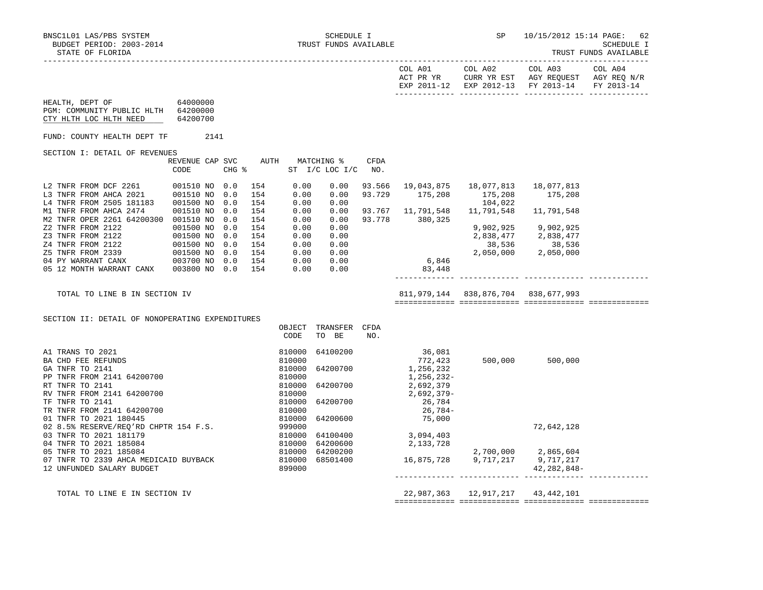BNSC1L01 LAS/PBS SYSTEM — SCHEDULE I — SP 10/15/2012 15:14
BUDGET PERIOD: 2003-2014 — TRUST FUNDS AVAILABLE — SCHEDULE I
STATE OF FLORIDA — TRUST FUNDS AVAILABLE

| | COL A01 ACT PR YR EXP 2011-12 | COL A02 CURR YR EST EXP 2012-13 | COL A03 AGY REQUEST FY 2013-14 | COL A04 AGY REQ N/R FY 2013-14 |
|---|---|---|---|---|

HEALTH, DEPT OF 64000000
PGM: COMMUNITY PUBLIC HLTH 64200000
CTY HLTH LOC HLTH NEED 64200700

FUND: COUNTY HEALTH DEPT TF 2141

## SECTION I: DETAIL OF REVENUES

| | REVENUE CODE | CAP | SVC CHG % | AUTH | MATCHING % ST | MATCHING % I/C LOC I/C | CFDA NO. | COL A01 | COL A02 | COL A03 | COL A04 |
|---|---|---|---|---|---|---|---|---|---|---|---|
| L2 TNFR FROM DCF 2261 | 001510 | NO | 0.0 | 154 | 0.00 | 0.00 | 93.566 | 19,043,875 | 18,077,813 | 18,077,813 | |
| L3 TNFR FROM AHCA 2021 | 001510 | NO | 0.0 | 154 | 0.00 | 0.00 | 93.729 | 175,208 | 175,208 | 175,208 | |
| L4 TNFR FROM 2505 181183 | 001500 | NO | 0.0 | 154 | 0.00 | 0.00 | | | 104,022 | | |
| M1 TNFR FROM AHCA 2474 | 001510 | NO | 0.0 | 154 | 0.00 | 0.00 | 93.767 | 11,791,548 | 11,791,548 | 11,791,548 | |
| M2 TNFR OPER 2261 64200300 | 001510 | NO | 0.0 | 154 | 0.00 | 0.00 | 93.778 | 380,325 | | | |
| Z2 TNFR FROM 2122 | 001500 | NO | 0.0 | 154 | 0.00 | 0.00 | | | 9,902,925 | 9,902,925 | |
| Z3 TNFR FROM 2122 | 001500 | NO | 0.0 | 154 | 0.00 | 0.00 | | | 2,838,477 | 2,838,477 | |
| Z4 TNFR FROM 2122 | 001500 | NO | 0.0 | 154 | 0.00 | 0.00 | | | 38,536 | 38,536 | |
| Z5 TNFR FROM 2339 | 001500 | NO | 0.0 | 154 | 0.00 | 0.00 | | | 2,050,000 | 2,050,000 | |
| 04 PY WARRANT CANX | 003700 | NO | 0.0 | 154 | 0.00 | 0.00 | | 6,846 | | | |
| 05 12 MONTH WARRANT CANX | 003800 | NO | 0.0 | 154 | 0.00 | 0.00 | | 83,448 | | | |
| TOTAL TO LINE B IN SECTION IV | | | | | | | | 811,979,144 | 838,876,704 | 838,677,993 | |

## SECTION II: DETAIL OF NONOPERATING EXPENDITURES

| | OBJECT CODE | TRANSFER TO BE | CFDA NO. | COL A01 | COL A02 | COL A03 | COL A04 |
|---|---|---|---|---|---|---|---|
| A1 TRANS TO 2021 | 810000 | 64100200 | | 36,081 | | | |
| BA CHD FEE REFUNDS | 810000 | | | 772,423 | 500,000 | 500,000 | |
| GA TNFR TO 2141 | 810000 | 64200700 | | 1,256,232 | | | |
| PP TNFR FROM 2141 64200700 | 810000 | | | 1,256,232- | | | |
| RT TNFR TO 2141 | 810000 | 64200700 | | 2,692,379 | | | |
| RV TNFR FROM 2141 64200700 | 810000 | | | 2,692,379- | | | |
| TF TNFR TO 2141 | 810000 | 64200700 | | 26,784 | | | |
| TR TNFR FROM 2141 64200700 | 810000 | | | 26,784- | | | |
| 01 TNFR TO 2021 180445 | 810000 | 64200600 | | 75,000 | | | |
| 02 8.5% RESERVE/REQ'RD CHPTR 154 F.S. | 999000 | | | | | 72,642,128 | |
| 03 TNFR TO 2021 181179 | 810000 | 64100400 | | 3,094,403 | | | |
| 04 TNFR TO 2021 185084 | 810000 | 64200600 | | 2,133,728 | | | |
| 05 TNFR TO 2021 185084 | 810000 | 64200200 | | | 2,700,000 | 2,865,604 | |
| 07 TNFR TO 2339 AHCA MEDICAID BUYBACK | 810000 | 68501400 | | 16,875,728 | 9,717,217 | 9,717,217 | |
| 12 UNFUNDED SALARY BUDGET | 899000 | | | | | 42,282,848- | |
| TOTAL TO LINE E IN SECTION IV | | | | 22,987,363 | 12,917,217 | 43,442,101 | |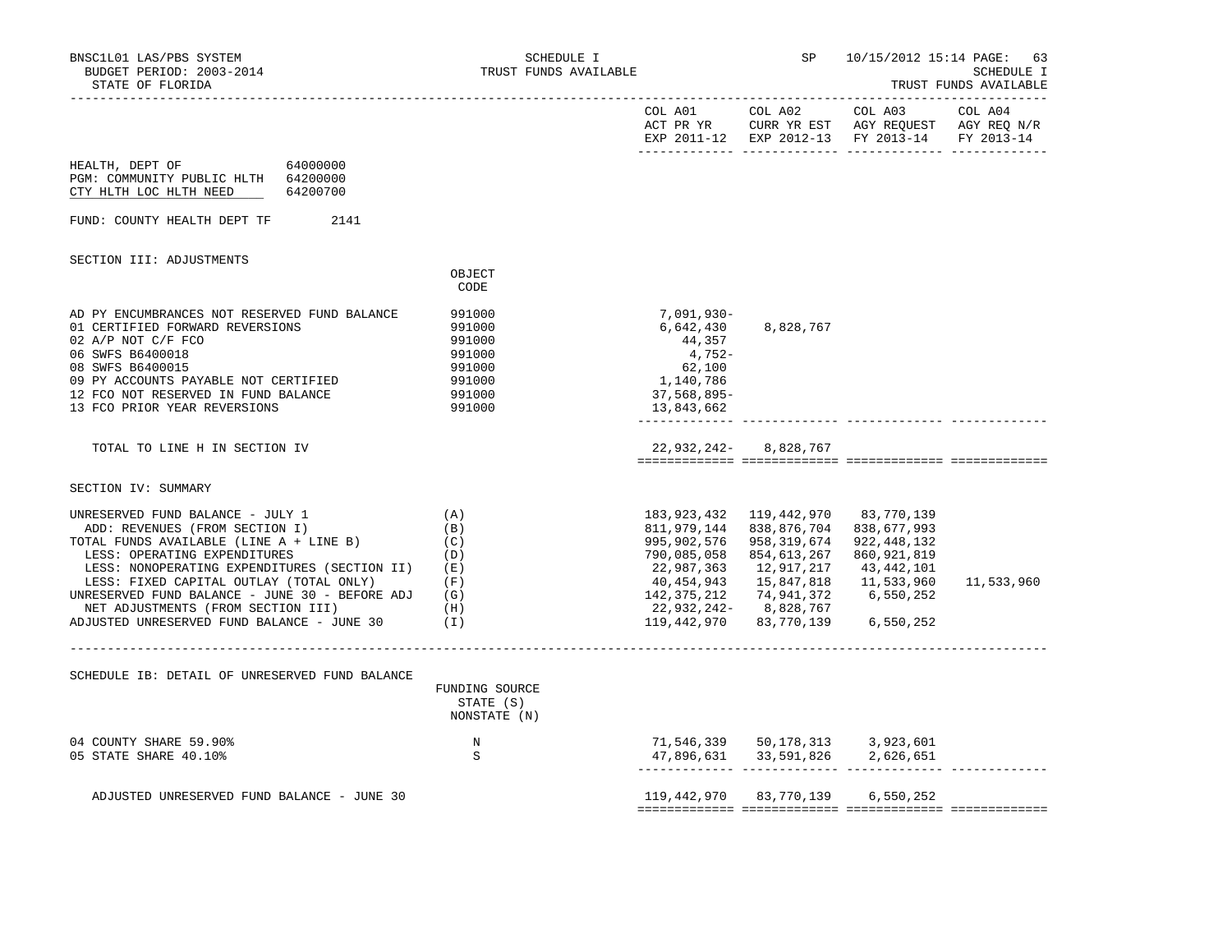BNSC1L01 LAS/PBS SYSTEM — SCHEDULE I — TRUST FUNDS AVAILABLE — SP 10/15/2012 15:14
BUDGET PERIOD: 2003-2014
STATE OF FLORIDA

| | | COL A01 ACT PR YR EXP 2011-12 | COL A02 CURR YR EST EXP 2012-13 | COL A03 AGY REQUEST FY 2013-14 | COL A04 AGY REQ N/R FY 2013-14 |
|---|---|---|---|---|---|

HEALTH, DEPT OF 64000000
PGM: COMMUNITY PUBLIC HLTH 64200000
CTY HLTH LOC HLTH NEED 64200700

FUND: COUNTY HEALTH DEPT TF 2141

SECTION III: ADJUSTMENTS

| | OBJECT CODE | COL A01 | COL A02 | COL A03 | COL A04 |
|---|---|---|---|---|---|
| AD PY ENCUMBRANCES NOT RESERVED FUND BALANCE | 991000 | 7,091,930- | | | |
| 01 CERTIFIED FORWARD REVERSIONS | 991000 | 6,642,430 | 8,828,767 | | |
| 02 A/P NOT C/F FCO | 991000 | 44,357 | | | |
| 06 SWFS B6400018 | 991000 | 4,752- | | | |
| 08 SWFS B6400015 | 991000 | 62,100 | | | |
| 09 PY ACCOUNTS PAYABLE NOT CERTIFIED | 991000 | 1,140,786 | | | |
| 12 FCO NOT RESERVED IN FUND BALANCE | 991000 | 37,568,895- | | | |
| 13 FCO PRIOR YEAR REVERSIONS | 991000 | 13,843,662 | | | |
| TOTAL TO LINE H IN SECTION IV | | 22,932,242- | 8,828,767 | | |

SECTION IV: SUMMARY

| | | COL A01 | COL A02 | COL A03 | COL A04 |
|---|---|---|---|---|---|
| UNRESERVED FUND BALANCE - JULY 1 | (A) | 183,923,432 | 119,442,970 | 83,770,139 | |
| ADD: REVENUES (FROM SECTION I) | (B) | 811,979,144 | 838,876,704 | 838,677,993 | |
| TOTAL FUNDS AVAILABLE (LINE A + LINE B) | (C) | 995,902,576 | 958,319,674 | 922,448,132 | |
| LESS: OPERATING EXPENDITURES | (D) | 790,085,058 | 854,613,267 | 860,921,819 | |
| LESS: NONOPERATING EXPENDITURES (SECTION II) | (E) | 22,987,363 | 12,917,217 | 43,442,101 | |
| LESS: FIXED CAPITAL OUTLAY (TOTAL ONLY) | (F) | 40,454,943 | 15,847,818 | 11,533,960 | 11,533,960 |
| UNRESERVED FUND BALANCE - JUNE 30 - BEFORE ADJ | (G) | 142,375,212 | 74,941,372 | 6,550,252 | |
| NET ADJUSTMENTS (FROM SECTION III) | (H) | 22,932,242- | 8,828,767 | | |
| ADJUSTED UNRESERVED FUND BALANCE - JUNE 30 | (I) | 119,442,970 | 83,770,139 | 6,550,252 | |

SCHEDULE IB: DETAIL OF UNRESERVED FUND BALANCE

| | FUNDING SOURCE STATE (S) NONSTATE (N) | COL A01 | COL A02 | COL A03 | COL A04 |
|---|---|---|---|---|---|
| 04 COUNTY SHARE 59.90% | N | 71,546,339 | 50,178,313 | 3,923,601 | |
| 05 STATE SHARE 40.10% | S | 47,896,631 | 33,591,826 | 2,626,651 | |
| ADJUSTED UNRESERVED FUND BALANCE - JUNE 30 | | 119,442,970 | 83,770,139 | 6,550,252 | |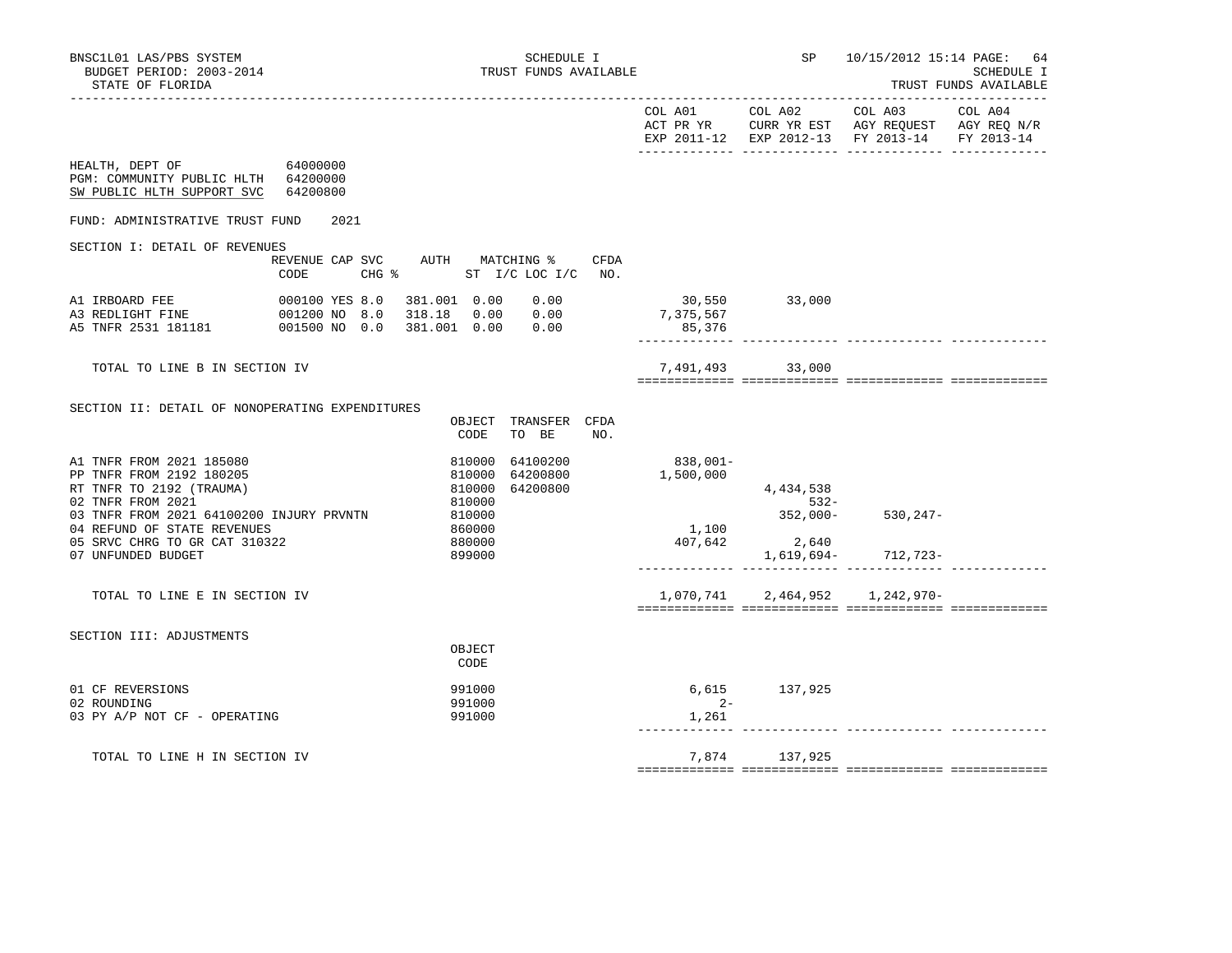BNSC1L01 LAS/PBS SYSTEM — SCHEDULE I — TRUST FUNDS AVAILABLE — SP 10/15/2012 15:14
BUDGET PERIOD: 2003-2014
STATE OF FLORIDA

HEALTH, DEPT OF 64000000
PGM: COMMUNITY PUBLIC HLTH 64200000
SW PUBLIC HLTH SUPPORT SVC 64200800

FUND: ADMINISTRATIVE TRUST FUND 2021

## SECTION I: DETAIL OF REVENUES

| | REVENUE CODE | CAP | SVC CHG % | AUTH | MATCHING % ST I/C | LOC I/C | CFDA NO. | COL A01 ACT PR YR EXP 2011-12 | COL A02 CURR YR EST EXP 2012-13 | COL A03 AGY REQUEST FY 2013-14 | COL A04 AGY REQ N/R FY 2013-14 |
|---|---|---|---|---|---|---|---|---|---|---|---|
| A1 IRBOARD FEE | 000100 | YES | 8.0 | 381.001 | 0.00 | 0.00 | | 30,550 | 33,000 | | |
| A3 REDLIGHT FINE | 001200 | NO | 8.0 | 318.18 | 0.00 | 0.00 | | 7,375,567 | | | |
| A5 TNFR 2531 181181 | 001500 | NO | 0.0 | 381.001 | 0.00 | 0.00 | | 85,376 | | | |
| TOTAL TO LINE B IN SECTION IV | | | | | | | | 7,491,493 | 33,000 | | |

## SECTION II: DETAIL OF NONOPERATING EXPENDITURES

| | OBJECT CODE | TRANSFER TO BE | CFDA NO. | COL A01 ACT PR YR EXP 2011-12 | COL A02 CURR YR EST EXP 2012-13 | COL A03 AGY REQUEST FY 2013-14 | COL A04 AGY REQ N/R FY 2013-14 |
|---|---|---|---|---|---|---|---|
| A1 TNFR FROM 2021 185080 | 810000 | 64100200 | | 838,001- | | | |
| PP TNFR FROM 2192 180205 | 810000 | 64200800 | | 1,500,000 | | | |
| RT TNFR TO 2192 (TRAUMA) | 810000 | 64200800 | | | 4,434,538 | | |
| 02 TNFR FROM 2021 | 810000 | | | | 532- | | |
| 03 TNFR FROM 2021 64100200 INJURY PRVNTN | 810000 | | | | 352,000- | 530,247- | |
| 04 REFUND OF STATE REVENUES | 860000 | | | 1,100 | | | |
| 05 SRVC CHRG TO GR CAT 310322 | 880000 | | | 407,642 | 2,640 | | |
| 07 UNFUNDED BUDGET | 899000 | | | | 1,619,694- | 712,723- | |
| TOTAL TO LINE E IN SECTION IV | | | | 1,070,741 | 2,464,952 | 1,242,970- | |

## SECTION III: ADJUSTMENTS

| | OBJECT CODE | COL A01 ACT PR YR EXP 2011-12 | COL A02 CURR YR EST EXP 2012-13 | COL A03 AGY REQUEST FY 2013-14 | COL A04 AGY REQ N/R FY 2013-14 |
|---|---|---|---|---|---|
| 01 CF REVERSIONS | 991000 | 6,615 | 137,925 | | |
| 02 ROUNDING | 991000 | 2- | | | |
| 03 PY A/P NOT CF - OPERATING | 991000 | 1,261 | | | |
| TOTAL TO LINE H IN SECTION IV | | 7,874 | 137,925 | | |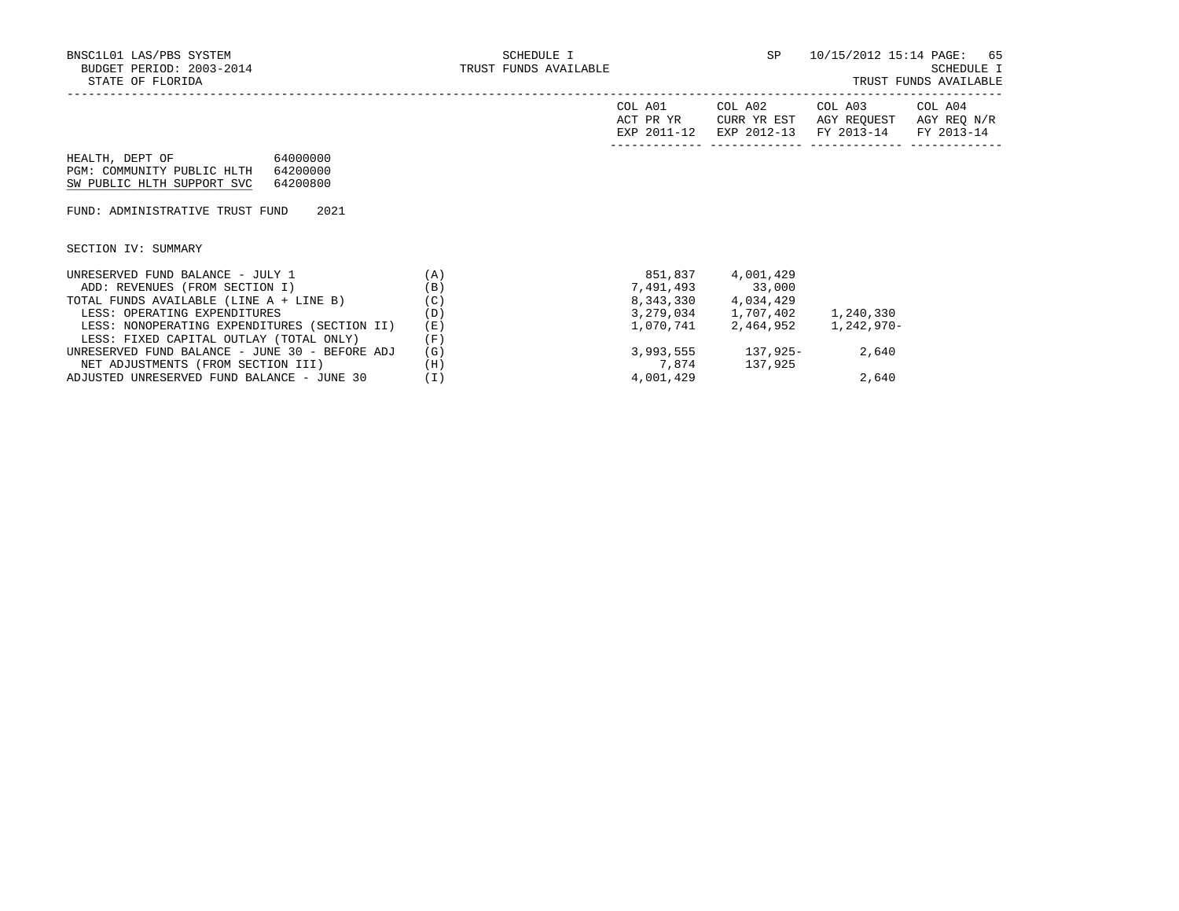BNSC1L01 LAS/PBS SYSTEM
BUDGET PERIOD: 2003-2014
STATE OF FLORIDA

SCHEDULE I
TRUST FUNDS AVAILABLE

SP 10/15/2012 15:14

SCHEDULE I
TRUST FUNDS AVAILABLE

HEALTH, DEPT OF 64000000
PGM: COMMUNITY PUBLIC HLTH 64200000
SW PUBLIC HLTH SUPPORT SVC 64200800

FUND: ADMINISTRATIVE TRUST FUND 2021

SECTION IV: SUMMARY

| | | COL A01 ACT PR YR EXP 2011-12 | COL A02 CURR YR EST EXP 2012-13 | COL A03 AGY REQUEST FY 2013-14 | COL A04 AGY REQ N/R FY 2013-14 |
|---|---|---|---|---|---|
| UNRESERVED FUND BALANCE - JULY 1 | (A) | 851,837 | 4,001,429 | | |
| ADD: REVENUES (FROM SECTION I) | (B) | 7,491,493 | 33,000 | | |
| TOTAL FUNDS AVAILABLE (LINE A + LINE B) | (C) | 8,343,330 | 4,034,429 | | |
| LESS: OPERATING EXPENDITURES | (D) | 3,279,034 | 1,707,402 | 1,240,330 | |
| LESS: NONOPERATING EXPENDITURES (SECTION II) | (E) | 1,070,741 | 2,464,952 | 1,242,970- | |
| LESS: FIXED CAPITAL OUTLAY (TOTAL ONLY) | (F) | | | | |
| UNRESERVED FUND BALANCE - JUNE 30 - BEFORE ADJ | (G) | 3,993,555 | 137,925- | 2,640 | |
| NET ADJUSTMENTS (FROM SECTION III) | (H) | 7,874 | 137,925 | | |
| ADJUSTED UNRESERVED FUND BALANCE - JUNE 30 | (I) | 4,001,429 | | 2,640 | |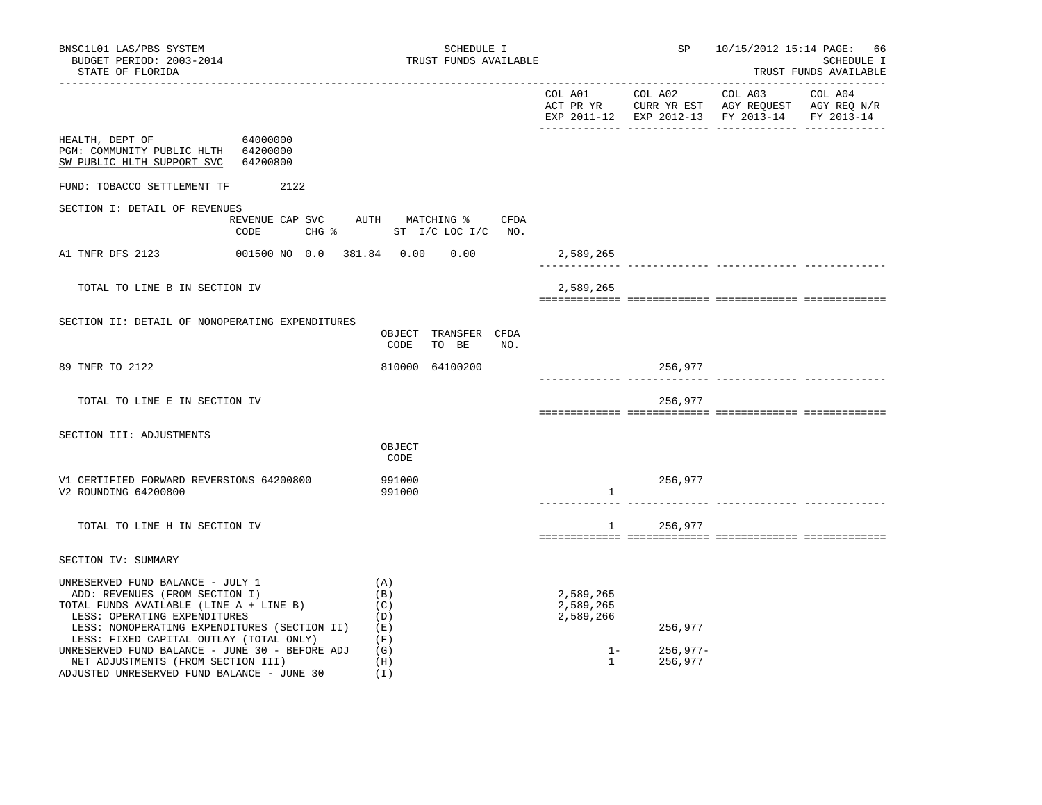BNSC1L01 LAS/PBS SYSTEM — SCHEDULE I — SP 10/15/2012 15:14
BUDGET PERIOD: 2003-2014 — TRUST FUNDS AVAILABLE — SCHEDULE I
STATE OF FLORIDA — TRUST FUNDS AVAILABLE

HEALTH, DEPT OF 64000000
PGM: COMMUNITY PUBLIC HLTH 64200000
SW PUBLIC HLTH SUPPORT SVC 64200800

FUND: TOBACCO SETTLEMENT TF 2122

## SECTION I: DETAIL OF REVENUES

| | REVENUE CODE | CAP | SVC CHG % | AUTH ST | MATCHING % I/C | LOC I/C | CFDA NO. | COL A01 ACT PR YR EXP 2011-12 | COL A02 CURR YR EST EXP 2012-13 | COL A03 AGY REQUEST FY 2013-14 | COL A04 AGY REQ N/R FY 2013-14 |
|---|---|---|---|---|---|---|---|---|---|---|---|
| A1 TNFR DFS 2123 | 001500 | NO | 0.0 | 381.84 | 0.00 | 0.00 | | 2,589,265 | | | |
| TOTAL TO LINE B IN SECTION IV | | | | | | | | 2,589,265 | | | |

## SECTION II: DETAIL OF NONOPERATING EXPENDITURES

| | OBJECT CODE | TRANSFER TO BE | CFDA NO. | COL A01 | COL A02 | COL A03 | COL A04 |
|---|---|---|---|---|---|---|---|
| 89 TNFR TO 2122 | 810000 | 64100200 | | | 256,977 | | |
| TOTAL TO LINE E IN SECTION IV | | | | | 256,977 | | |

## SECTION III: ADJUSTMENTS

| | OBJECT CODE | COL A01 | COL A02 | COL A03 | COL A04 |
|---|---|---|---|---|---|
| V1 CERTIFIED FORWARD REVERSIONS 64200800 | 991000 | | 256,977 | | |
| V2 ROUNDING 64200800 | 991000 | 1 | | | |
| TOTAL TO LINE H IN SECTION IV | | 1 | 256,977 | | |

## SECTION IV: SUMMARY

| | | COL A01 | COL A02 | COL A03 | COL A04 |
|---|---|---|---|---|---|
| UNRESERVED FUND BALANCE - JULY 1 | (A) | | | | |
| ADD: REVENUES (FROM SECTION I) | (B) | 2,589,265 | | | |
| TOTAL FUNDS AVAILABLE (LINE A + LINE B) | (C) | 2,589,265 | | | |
| LESS: OPERATING EXPENDITURES | (D) | 2,589,266 | | | |
| LESS: NONOPERATING EXPENDITURES (SECTION II) | (E) | | 256,977 | | |
| LESS: FIXED CAPITAL OUTLAY (TOTAL ONLY) | (F) | | | | |
| UNRESERVED FUND BALANCE - JUNE 30 - BEFORE ADJ | (G) | 1- | 256,977- | | |
| NET ADJUSTMENTS (FROM SECTION III) | (H) | 1 | 256,977 | | |
| ADJUSTED UNRESERVED FUND BALANCE - JUNE 30 | (I) | | | | |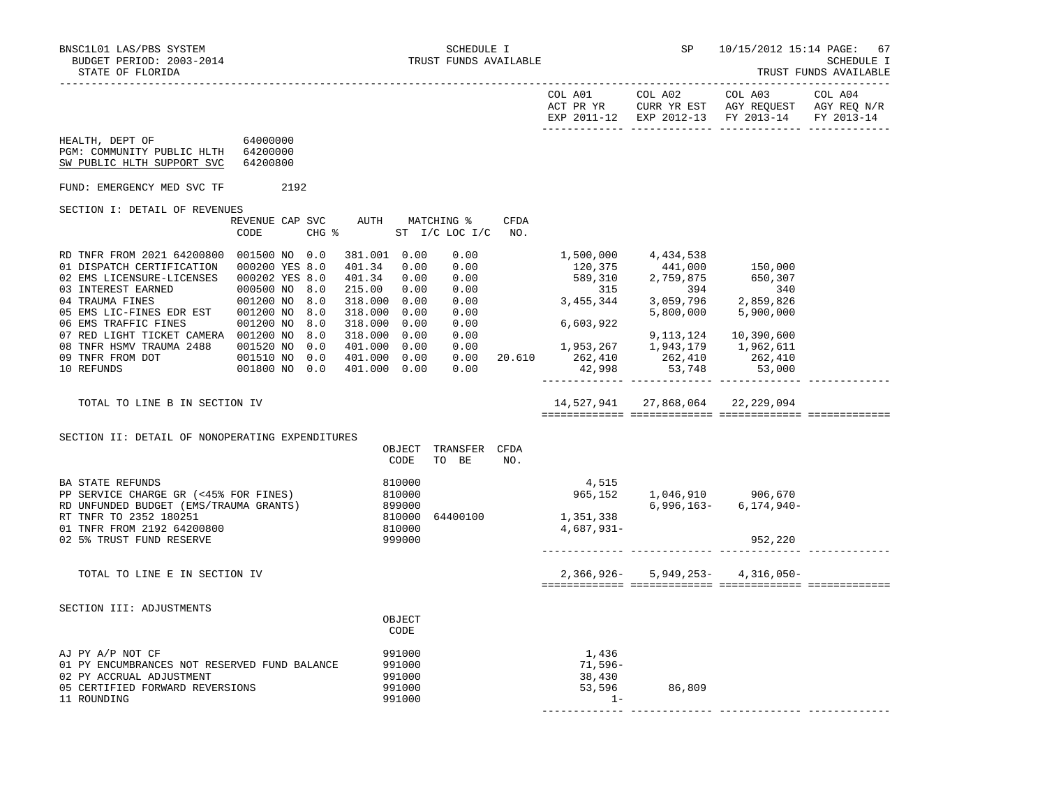BNSC1L01 LAS/PBS SYSTEM — SCHEDULE I — SP 10/15/2012 15:14

BUDGET PERIOD: 2003-2014 — TRUST FUNDS AVAILABLE — SCHEDULE I

STATE OF FLORIDA — TRUST FUNDS AVAILABLE

HEALTH, DEPT OF 64000000
PGM: COMMUNITY PUBLIC HLTH 64200000
SW PUBLIC HLTH SUPPORT SVC 64200800

FUND: EMERGENCY MED SVC TF 2192

SECTION I: DETAIL OF REVENUES

| | REVENUE CODE | CAP | SVC CHG % | AUTH ST | MATCHING % I/C | LOC I/C | CFDA NO. | COL A01 ACT PR YR EXP 2011-12 | COL A02 CURR YR EST EXP 2012-13 | COL A03 AGY REQUEST FY 2013-14 | COL A04 AGY REQ N/R FY 2013-14 |
|---|---|---|---|---|---|---|---|---|---|---|---|
| RD TNFR FROM 2021 64200800 | 001500 | NO | 0.0 | 381.001 | 0.00 | 0.00 | | 1,500,000 | 4,434,538 | | |
| 01 DISPATCH CERTIFICATION | 000200 | YES | 8.0 | 401.34 | 0.00 | 0.00 | | 120,375 | 441,000 | 150,000 | |
| 02 EMS LICENSURE-LICENSES | 000202 | YES | 8.0 | 401.34 | 0.00 | 0.00 | | 589,310 | 2,759,875 | 650,307 | |
| 03 INTEREST EARNED | 000500 | NO | 8.0 | 215.00 | 0.00 | 0.00 | | 315 | 394 | 340 | |
| 04 TRAUMA FINES | 001200 | NO | 8.0 | 318.000 | 0.00 | 0.00 | | 3,455,344 | 3,059,796 | 2,859,826 | |
| 05 EMS LIC-FINES EDR EST | 001200 | NO | 8.0 | 318.000 | 0.00 | 0.00 | | | 5,800,000 | 5,900,000 | |
| 06 EMS TRAFFIC FINES | 001200 | NO | 8.0 | 318.000 | 0.00 | 0.00 | | 6,603,922 | | | |
| 07 RED LIGHT TICKET CAMERA | 001200 | NO | 8.0 | 318.000 | 0.00 | 0.00 | | | 9,113,124 | 10,390,600 | |
| 08 TNFR HSMV TRAUMA 2488 | 001520 | NO | 0.0 | 401.000 | 0.00 | 0.00 | | 1,953,267 | 1,943,179 | 1,962,611 | |
| 09 TNFR FROM DOT | 001510 | NO | 0.0 | 401.000 | 0.00 | 0.00 | 20.610 | 262,410 | 262,410 | 262,410 | |
| 10 REFUNDS | 001800 | NO | 0.0 | 401.000 | 0.00 | 0.00 | | 42,998 | 53,748 | 53,000 | |
| TOTAL TO LINE B IN SECTION IV | | | | | | | | 14,527,941 | 27,868,064 | 22,229,094 | |

SECTION II: DETAIL OF NONOPERATING EXPENDITURES

| | OBJECT CODE | TRANSFER TO BE | CFDA NO. | COL A01 | COL A02 | COL A03 | COL A04 |
|---|---|---|---|---|---|---|---|
| BA STATE REFUNDS | 810000 | | | 4,515 | | | |
| PP SERVICE CHARGE GR (<45% FOR FINES) | 810000 | | | 965,152 | 1,046,910 | 906,670 | |
| RD UNFUNDED BUDGET (EMS/TRAUMA GRANTS) | 899000 | | | | 6,996,163- | 6,174,940- | |
| RT TNFR TO 2352 180251 | 810000 | 64400100 | | 1,351,338 | | | |
| 01 TNFR FROM 2192 64200800 | 810000 | | | 4,687,931- | | | |
| 02 5% TRUST FUND RESERVE | 999000 | | | | | 952,220 | |
| TOTAL TO LINE E IN SECTION IV | | | | 2,366,926- | 5,949,253- | 4,316,050- | |

SECTION III: ADJUSTMENTS

| | OBJECT CODE | COL A01 | COL A02 | COL A03 | COL A04 |
|---|---|---|---|---|---|
| AJ PY A/P NOT CF | 991000 | 1,436 | | | |
| 01 PY ENCUMBRANCES NOT RESERVED FUND BALANCE | 991000 | 71,596- | | | |
| 02 PY ACCRUAL ADJUSTMENT | 991000 | 38,430 | | | |
| 05 CERTIFIED FORWARD REVERSIONS | 991000 | 53,596 | 86,809 | | |
| 11 ROUNDING | 991000 | 1- | | | |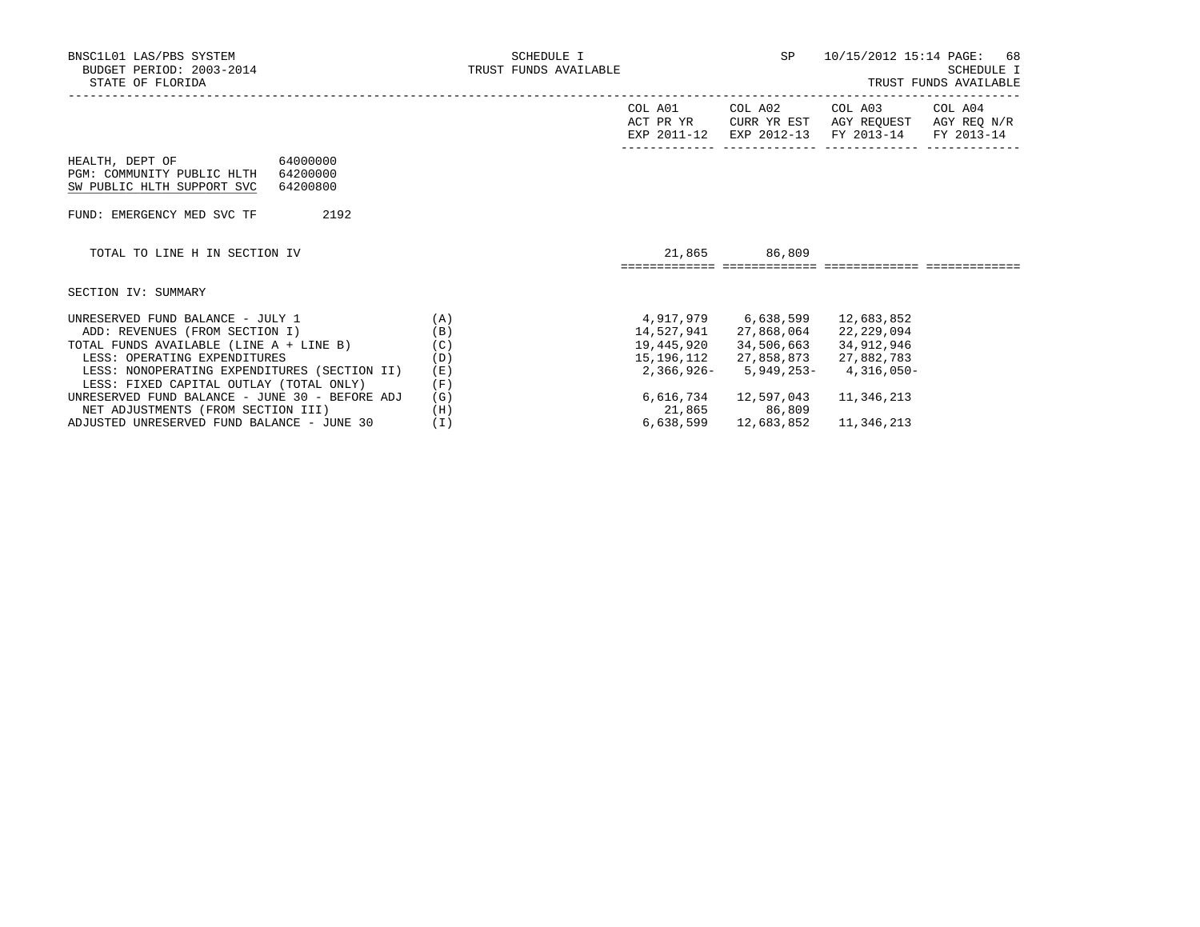BNSC1L01 LAS/PBS SYSTEM
BUDGET PERIOD: 2003-2014
STATE OF FLORIDA

SCHEDULE I
TRUST FUNDS AVAILABLE

SP 10/15/2012 15:14

SCHEDULE I
TRUST FUNDS AVAILABLE

| | | COL A01 ACT PR YR EXP 2011-12 | COL A02 CURR YR EST EXP 2012-13 | COL A03 AGY REQUEST FY 2013-14 | COL A04 AGY REQ N/R FY 2013-14 |
|---|---|---|---|---|---|
| HEALTH, DEPT OF 64000000 | | | | | |
| PGM: COMMUNITY PUBLIC HLTH 64200000 | | | | | |
| SW PUBLIC HLTH SUPPORT SVC 64200800 | | | | | |
| FUND: EMERGENCY MED SVC TF 2192 | | | | | |
| TOTAL TO LINE H IN SECTION IV | | 21,865 | 86,809 | | |
| SECTION IV: SUMMARY | | | | | |
| UNRESERVED FUND BALANCE - JULY 1 | (A) | 4,917,979 | 6,638,599 | 12,683,852 | |
| ADD: REVENUES (FROM SECTION I) | (B) | 14,527,941 | 27,868,064 | 22,229,094 | |
| TOTAL FUNDS AVAILABLE (LINE A + LINE B) | (C) | 19,445,920 | 34,506,663 | 34,912,946 | |
| LESS: OPERATING EXPENDITURES | (D) | 15,196,112 | 27,858,873 | 27,882,783 | |
| LESS: NONOPERATING EXPENDITURES (SECTION II) | (E) | 2,366,926- | 5,949,253- | 4,316,050- | |
| LESS: FIXED CAPITAL OUTLAY (TOTAL ONLY) | (F) | | | | |
| UNRESERVED FUND BALANCE - JUNE 30 - BEFORE ADJ | (G) | 6,616,734 | 12,597,043 | 11,346,213 | |
| NET ADJUSTMENTS (FROM SECTION III) | (H) | 21,865 | 86,809 | | |
| ADJUSTED UNRESERVED FUND BALANCE - JUNE 30 | (I) | 6,638,599 | 12,683,852 | 11,346,213 | |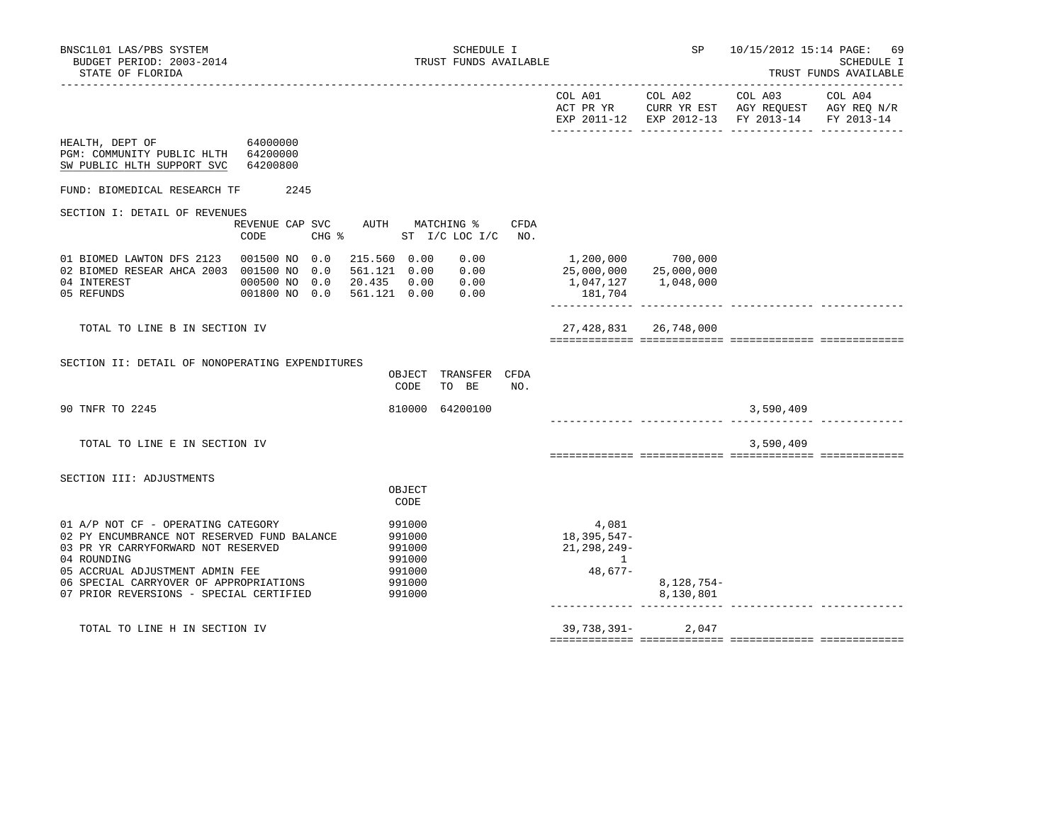BNSC1L01 LAS/PBS SYSTEM
BUDGET PERIOD: 2003-2014
STATE OF FLORIDA

SCHEDULE I
TRUST FUNDS AVAILABLE

SP 10/15/2012 15:14

SCHEDULE I
TRUST FUNDS AVAILABLE

| | COL A01 ACT PR YR EXP 2011-12 | COL A02 CURR YR EST EXP 2012-13 | COL A03 AGY REQUEST FY 2013-14 | COL A04 AGY REQ N/R FY 2013-14 |
|---|---|---|---|---|

HEALTH, DEPT OF 64000000
PGM: COMMUNITY PUBLIC HLTH 64200000
SW PUBLIC HLTH SUPPORT SVC 64200800

FUND: BIOMEDICAL RESEARCH TF 2245

## SECTION I: DETAIL OF REVENUES

| | REVENUE CODE | CAP SVC CHG % | AUTH ST | MATCHING % I/C | LOC I/C | CFDA NO. | COL A01 | COL A02 | COL A03 | COL A04 |
|---|---|---|---|---|---|---|---|---|---|---|
| 01 BIOMED LAWTON DFS 2123 | 001500 | NO 0.0 | 215.560 | 0.00 | 0.00 | | 1,200,000 | 700,000 | | |
| 02 BIOMED RESEAR AHCA 2003 | 001500 | NO 0.0 | 561.121 | 0.00 | 0.00 | | 25,000,000 | 25,000,000 | | |
| 04 INTEREST | 000500 | NO 0.0 | 20.435 | 0.00 | 0.00 | | 1,047,127 | 1,048,000 | | |
| 05 REFUNDS | 001800 | NO 0.0 | 561.121 | 0.00 | 0.00 | | 181,704 | | | |
| TOTAL TO LINE B IN SECTION IV | | | | | | | 27,428,831 | 26,748,000 | | |

## SECTION II: DETAIL OF NONOPERATING EXPENDITURES

| | OBJECT CODE | TRANSFER TO BE | CFDA NO. | COL A01 | COL A02 | COL A03 | COL A04 |
|---|---|---|---|---|---|---|---|
| 90 TNFR TO 2245 | 810000 | 64200100 | | | | 3,590,409 | |
| TOTAL TO LINE E IN SECTION IV | | | | | | 3,590,409 | |

## SECTION III: ADJUSTMENTS

| | OBJECT CODE | COL A01 | COL A02 | COL A03 | COL A04 |
|---|---|---|---|---|---|
| 01 A/P NOT CF - OPERATING CATEGORY | 991000 | 4,081 | | | |
| 02 PY ENCUMBRANCE NOT RESERVED FUND BALANCE | 991000 | 18,395,547- | | | |
| 03 PR YR CARRYFORWARD NOT RESERVED | 991000 | 21,298,249- | | | |
| 04 ROUNDING | 991000 | 1 | | | |
| 05 ACCRUAL ADJUSTMENT ADMIN FEE | 991000 | 48,677- | | | |
| 06 SPECIAL CARRYOVER OF APPROPRIATIONS | 991000 | | 8,128,754- | | |
| 07 PRIOR REVERSIONS - SPECIAL CERTIFIED | 991000 | | 8,130,801 | | |
| TOTAL TO LINE H IN SECTION IV | | 39,738,391- | 2,047 | | |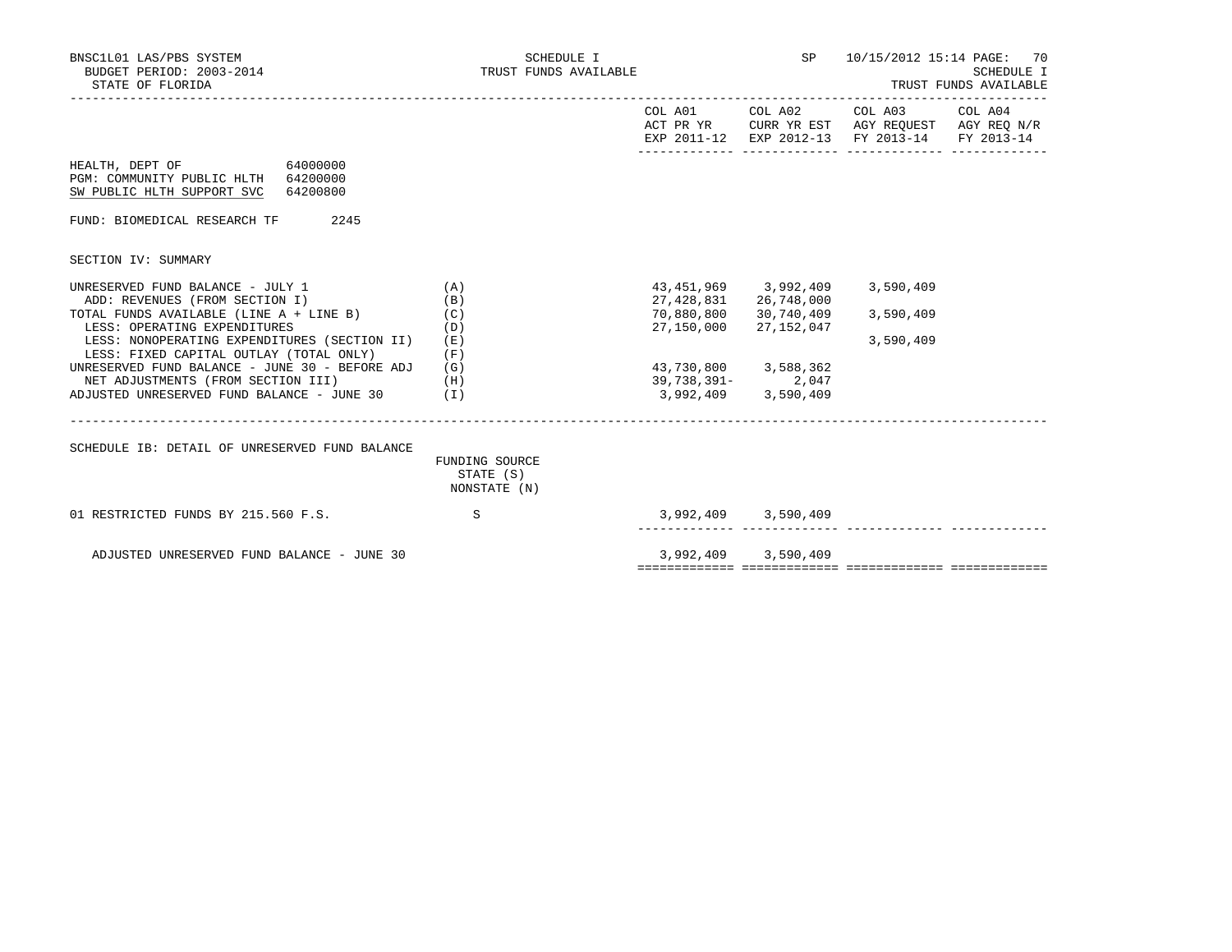BNSC1L01 LAS/PBS SYSTEM
BUDGET PERIOD: 2003-2014
STATE OF FLORIDA

SCHEDULE I
TRUST FUNDS AVAILABLE

SP 10/15/2012 15:14
SCHEDULE I
TRUST FUNDS AVAILABLE

HEALTH, DEPT OF 64000000
PGM: COMMUNITY PUBLIC HLTH 64200000
SW PUBLIC HLTH SUPPORT SVC 64200800

FUND: BIOMEDICAL RESEARCH TF 2245

SECTION IV: SUMMARY

| | | COL A01 ACT PR YR EXP 2011-12 | COL A02 CURR YR EST EXP 2012-13 | COL A03 AGY REQUEST FY 2013-14 | COL A04 AGY REQ N/R FY 2013-14 |
|---|---|---|---|---|---|
| UNRESERVED FUND BALANCE - JULY 1 | (A) | 43,451,969 | 3,992,409 | 3,590,409 | |
| ADD: REVENUES (FROM SECTION I) | (B) | 27,428,831 | 26,748,000 | | |
| TOTAL FUNDS AVAILABLE (LINE A + LINE B) | (C) | 70,880,800 | 30,740,409 | 3,590,409 | |
| LESS: OPERATING EXPENDITURES | (D) | 27,150,000 | 27,152,047 | | |
| LESS: NONOPERATING EXPENDITURES (SECTION II) | (E) | | | 3,590,409 | |
| LESS: FIXED CAPITAL OUTLAY (TOTAL ONLY) | (F) | | | | |
| UNRESERVED FUND BALANCE - JUNE 30 - BEFORE ADJ | (G) | 43,730,800 | 3,588,362 | | |
| NET ADJUSTMENTS (FROM SECTION III) | (H) | 39,738,391- | 2,047 | | |
| ADJUSTED UNRESERVED FUND BALANCE - JUNE 30 | (I) | 3,992,409 | 3,590,409 | | |

SCHEDULE IB: DETAIL OF UNRESERVED FUND BALANCE

| | FUNDING SOURCE STATE (S) NONSTATE (N) | COL A01 | COL A02 | COL A03 | COL A04 |
|---|---|---|---|---|---|
| 01 RESTRICTED FUNDS BY 215.560 F.S. | S | 3,992,409 | 3,590,409 | | |
| ADJUSTED UNRESERVED FUND BALANCE - JUNE 30 | | 3,992,409 | 3,590,409 | | |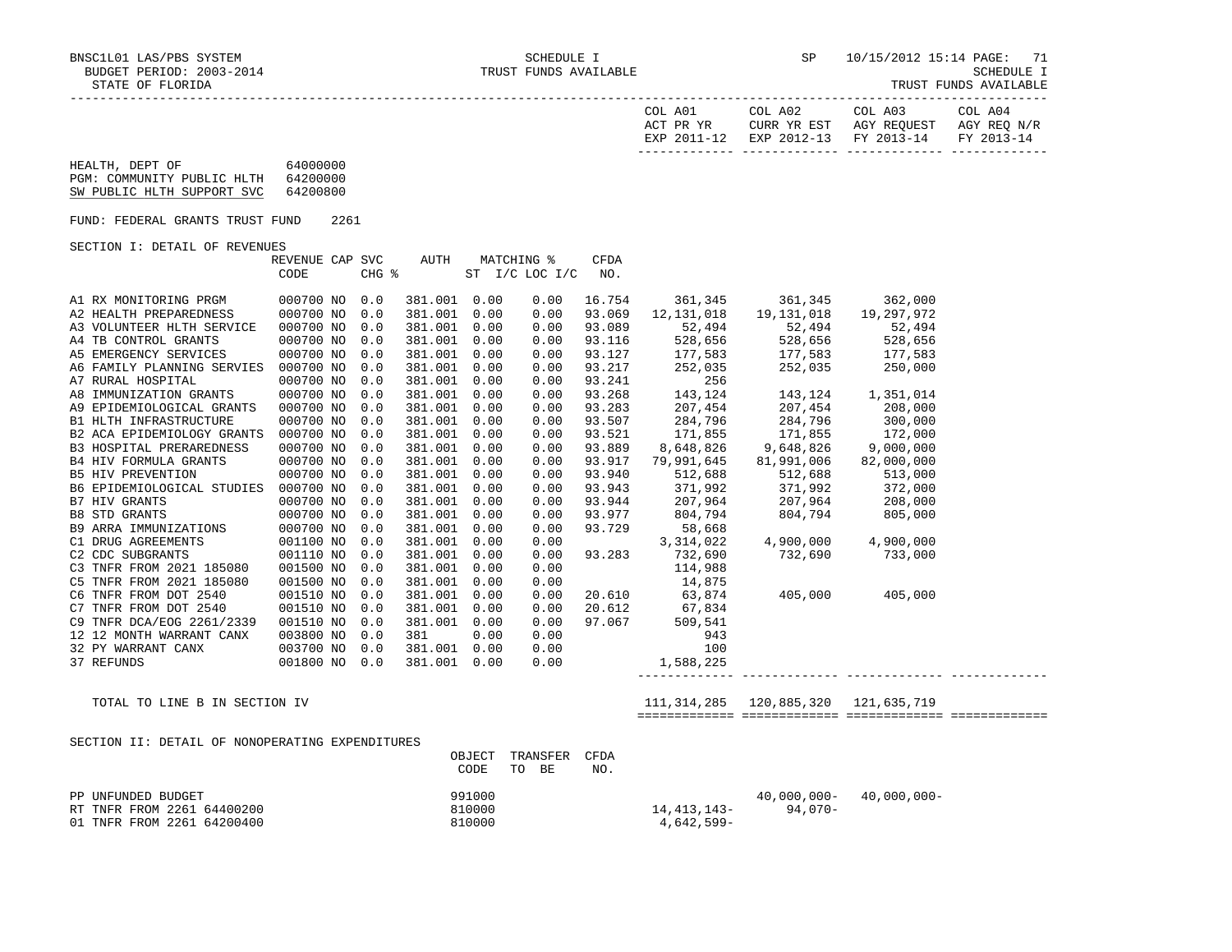BNSC1L01 LAS/PBS SYSTEM — SCHEDULE I — SP 10/15/2012 15:14

BUDGET PERIOD: 2003-2014 — TRUST FUNDS AVAILABLE — SCHEDULE I

STATE OF FLORIDA — TRUST FUNDS AVAILABLE

HEALTH, DEPT OF 64000000
PGM: COMMUNITY PUBLIC HLTH 64200000
SW PUBLIC HLTH SUPPORT SVC 64200800

FUND: FEDERAL GRANTS TRUST FUND 2261

SECTION I: DETAIL OF REVENUES

| | REVENUE CODE | CAP CHG | SVC % | AUTH ST | MATCHING % I/C | LOC I/C | CFDA NO. | COL A01 ACT PR YR EXP 2011-12 | COL A02 CURR YR EST EXP 2012-13 | COL A03 AGY REQUEST FY 2013-14 | COL A04 AGY REQ N/R FY 2013-14 |
|---|---|---|---|---|---|---|---|---|---|---|---|
| A1 RX MONITORING PRGM | 000700 | NO | 0.0 | 381.001 | 0.00 | 0.00 | 16.754 | 361,345 | 361,345 | 362,000 | |
| A2 HEALTH PREPAREDNESS | 000700 | NO | 0.0 | 381.001 | 0.00 | 0.00 | 93.069 | 12,131,018 | 19,131,018 | 19,297,972 | |
| A3 VOLUNTEER HLTH SERVICE | 000700 | NO | 0.0 | 381.001 | 0.00 | 0.00 | 93.089 | 52,494 | 52,494 | 52,494 | |
| A4 TB CONTROL GRANTS | 000700 | NO | 0.0 | 381.001 | 0.00 | 0.00 | 93.116 | 528,656 | 528,656 | 528,656 | |
| A5 EMERGENCY SERVICES | 000700 | NO | 0.0 | 381.001 | 0.00 | 0.00 | 93.127 | 177,583 | 177,583 | 177,583 | |
| A6 FAMILY PLANNING SERVIES | 000700 | NO | 0.0 | 381.001 | 0.00 | 0.00 | 93.217 | 252,035 | 252,035 | 250,000 | |
| A7 RURAL HOSPITAL | 000700 | NO | 0.0 | 381.001 | 0.00 | 0.00 | 93.241 | 256 | | | |
| A8 IMMUNIZATION GRANTS | 000700 | NO | 0.0 | 381.001 | 0.00 | 0.00 | 93.268 | 143,124 | 143,124 | 1,351,014 | |
| A9 EPIDEMIOLOGICAL GRANTS | 000700 | NO | 0.0 | 381.001 | 0.00 | 0.00 | 93.283 | 207,454 | 207,454 | 208,000 | |
| B1 HLTH INFRASTRUCTURE | 000700 | NO | 0.0 | 381.001 | 0.00 | 0.00 | 93.507 | 284,796 | 284,796 | 300,000 | |
| B2 ACA EPIDEMIOLOGY GRANTS | 000700 | NO | 0.0 | 381.001 | 0.00 | 0.00 | 93.521 | 171,855 | 171,855 | 172,000 | |
| B3 HOSPITAL PRERAREDNESS | 000700 | NO | 0.0 | 381.001 | 0.00 | 0.00 | 93.889 | 8,648,826 | 9,648,826 | 9,000,000 | |
| B4 HIV FORMULA GRANTS | 000700 | NO | 0.0 | 381.001 | 0.00 | 0.00 | 93.917 | 79,991,645 | 81,991,006 | 82,000,000 | |
| B5 HIV PREVENTION | 000700 | NO | 0.0 | 381.001 | 0.00 | 0.00 | 93.940 | 512,688 | 512,688 | 513,000 | |
| B6 EPIDEMIOLOGICAL STUDIES | 000700 | NO | 0.0 | 381.001 | 0.00 | 0.00 | 93.943 | 371,992 | 371,992 | 372,000 | |
| B7 HIV GRANTS | 000700 | NO | 0.0 | 381.001 | 0.00 | 0.00 | 93.944 | 207,964 | 207,964 | 208,000 | |
| B8 STD GRANTS | 000700 | NO | 0.0 | 381.001 | 0.00 | 0.00 | 93.977 | 804,794 | 804,794 | 805,000 | |
| B9 ARRA IMMUNIZATIONS | 000700 | NO | 0.0 | 381.001 | 0.00 | 0.00 | 93.729 | 58,668 | | | |
| C1 DRUG AGREEMENTS | 001100 | NO | 0.0 | 381.001 | 0.00 | 0.00 | | 3,314,022 | 4,900,000 | 4,900,000 | |
| C2 CDC SUBGRANTS | 001110 | NO | 0.0 | 381.001 | 0.00 | 0.00 | 93.283 | 732,690 | 732,690 | 733,000 | |
| C3 TNFR FROM 2021 185080 | 001500 | NO | 0.0 | 381.001 | 0.00 | 0.00 | | 114,988 | | | |
| C5 TNFR FROM 2021 185080 | 001500 | NO | 0.0 | 381.001 | 0.00 | 0.00 | | 14,875 | | | |
| C6 TNFR FROM DOT 2540 | 001510 | NO | 0.0 | 381.001 | 0.00 | 0.00 | 20.610 | 63,874 | 405,000 | 405,000 | |
| C7 TNFR FROM DOT 2540 | 001510 | NO | 0.0 | 381.001 | 0.00 | 0.00 | 20.612 | 67,834 | | | |
| C9 TNFR DCA/EOG 2261/2339 | 001510 | NO | 0.0 | 381.001 | 0.00 | 0.00 | 97.067 | 509,541 | | | |
| 12 12 MONTH WARRANT CANX | 003800 | NO | 0.0 | 381 | 0.00 | 0.00 | | 943 | | | |
| 32 PY WARRANT CANX | 003700 | NO | 0.0 | 381.001 | 0.00 | 0.00 | | 100 | | | |
| 37 REFUNDS | 001800 | NO | 0.0 | 381.001 | 0.00 | 0.00 | | 1,588,225 | | | |
| TOTAL TO LINE B IN SECTION IV | | | | | | | | 111,314,285 | 120,885,320 | 121,635,719 | |

SECTION II: DETAIL OF NONOPERATING EXPENDITURES

| | OBJECT CODE | TRANSFER TO BE | CFDA NO. | COL A01 | COL A02 | COL A03 | COL A04 |
|---|---|---|---|---|---|---|---|
| PP UNFUNDED BUDGET | 991000 | | | | 40,000,000- | 40,000,000- | |
| RT TNFR FROM 2261 64400200 | 810000 | | | 14,413,143- | 94,070- | | |
| 01 TNFR FROM 2261 64200400 | 810000 | | | 4,642,599- | | | |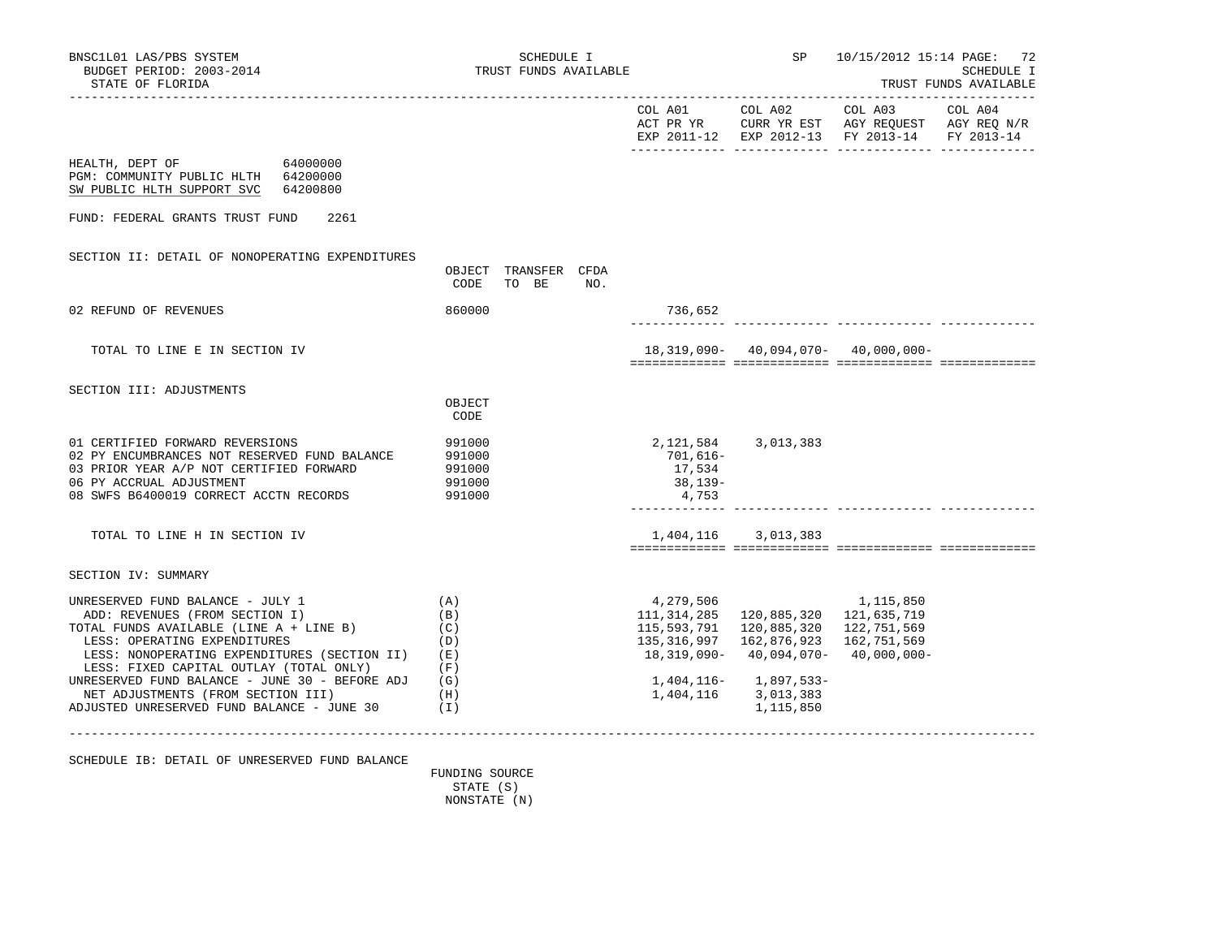HEALTH, DEPT OF 64000000
PGM: COMMUNITY PUBLIC HLTH 64200000
SW PUBLIC HLTH SUPPORT SVC 64200800

FUND: FEDERAL GRANTS TRUST FUND 2261

## SECTION II: DETAIL OF NONOPERATING EXPENDITURES

| | OBJECT CODE | TRANSFER TO BE | CFDA NO. | COL A01 ACT PR YR EXP 2011-12 | COL A02 CURR YR EST EXP 2012-13 | COL A03 AGY REQUEST FY 2013-14 | COL A04 AGY REQ N/R FY 2013-14 |
|---|---|---|---|---|---|---|---|
| 02 REFUND OF REVENUES | 860000 | | | 736,652 | | | |
| TOTAL TO LINE E IN SECTION IV | | | | 18,319,090- | 40,094,070- | 40,000,000- | |

## SECTION III: ADJUSTMENTS

| | OBJECT CODE | COL A01 ACT PR YR EXP 2011-12 | COL A02 CURR YR EST EXP 2012-13 | COL A03 AGY REQUEST FY 2013-14 | COL A04 AGY REQ N/R FY 2013-14 |
|---|---|---|---|---|---|
| 01 CERTIFIED FORWARD REVERSIONS | 991000 | 2,121,584 | 3,013,383 | | |
| 02 PY ENCUMBRANCES NOT RESERVED FUND BALANCE | 991000 | 701,616- | | | |
| 03 PRIOR YEAR A/P NOT CERTIFIED FORWARD | 991000 | 17,534 | | | |
| 06 PY ACCRUAL ADJUSTMENT | 991000 | 38,139- | | | |
| 08 SWFS B6400019 CORRECT ACCTN RECORDS | 991000 | 4,753 | | | |
| TOTAL TO LINE H IN SECTION IV | | 1,404,116 | 3,013,383 | | |

## SECTION IV: SUMMARY

| | | COL A01 ACT PR YR EXP 2011-12 | COL A02 CURR YR EST EXP 2012-13 | COL A03 AGY REQUEST FY 2013-14 | COL A04 AGY REQ N/R FY 2013-14 |
|---|---|---|---|---|---|
| UNRESERVED FUND BALANCE - JULY 1 | (A) | 4,279,506 | | 1,115,850 | |
| ADD: REVENUES (FROM SECTION I) | (B) | 111,314,285 | 120,885,320 | 121,635,719 | |
| TOTAL FUNDS AVAILABLE (LINE A + LINE B) | (C) | 115,593,791 | 120,885,320 | 122,751,569 | |
| LESS: OPERATING EXPENDITURES | (D) | 135,316,997 | 162,876,923 | 162,751,569 | |
| LESS: NONOPERATING EXPENDITURES (SECTION II) | (E) | 18,319,090- | 40,094,070- | 40,000,000- | |
| LESS: FIXED CAPITAL OUTLAY (TOTAL ONLY) | (F) | | | | |
| UNRESERVED FUND BALANCE - JUNE 30 - BEFORE ADJ | (G) | 1,404,116- | 1,897,533- | | |
| NET ADJUSTMENTS (FROM SECTION III) | (H) | 1,404,116 | 3,013,383 | | |
| ADJUSTED UNRESERVED FUND BALANCE - JUNE 30 | (I) | | 1,115,850 | | |

## SCHEDULE IB: DETAIL OF UNRESERVED FUND BALANCE

FUNDING SOURCE
STATE (S)
NONSTATE (N)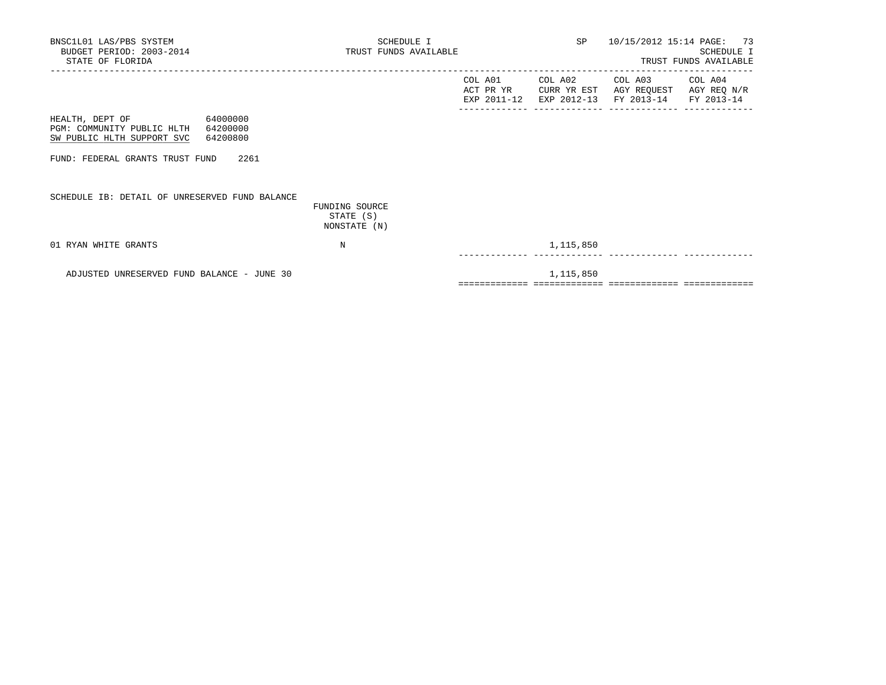BNSC1L01 LAS/PBS SYSTEM
BUDGET PERIOD: 2003-2014
STATE OF FLORIDA

SCHEDULE I
TRUST FUNDS AVAILABLE

SP 10/15/2012 15:14

SCHEDULE I
TRUST FUNDS AVAILABLE

HEALTH, DEPT OF 64000000
PGM: COMMUNITY PUBLIC HLTH 64200000
SW PUBLIC HLTH SUPPORT SVC 64200800

FUND: FEDERAL GRANTS TRUST FUND 2261

SCHEDULE IB: DETAIL OF UNRESERVED FUND BALANCE

| | FUNDING SOURCE STATE (S) NONSTATE (N) | COL A01 ACT PR YR EXP 2011-12 | COL A02 CURR YR EST EXP 2012-13 | COL A03 AGY REQUEST FY 2013-14 | COL A04 AGY REQ N/R FY 2013-14 |
|---|---|---|---|---|---|
| 01 RYAN WHITE GRANTS | N | | 1,115,850 | | |
| ADJUSTED UNRESERVED FUND BALANCE - JUNE 30 | | | 1,115,850 | | |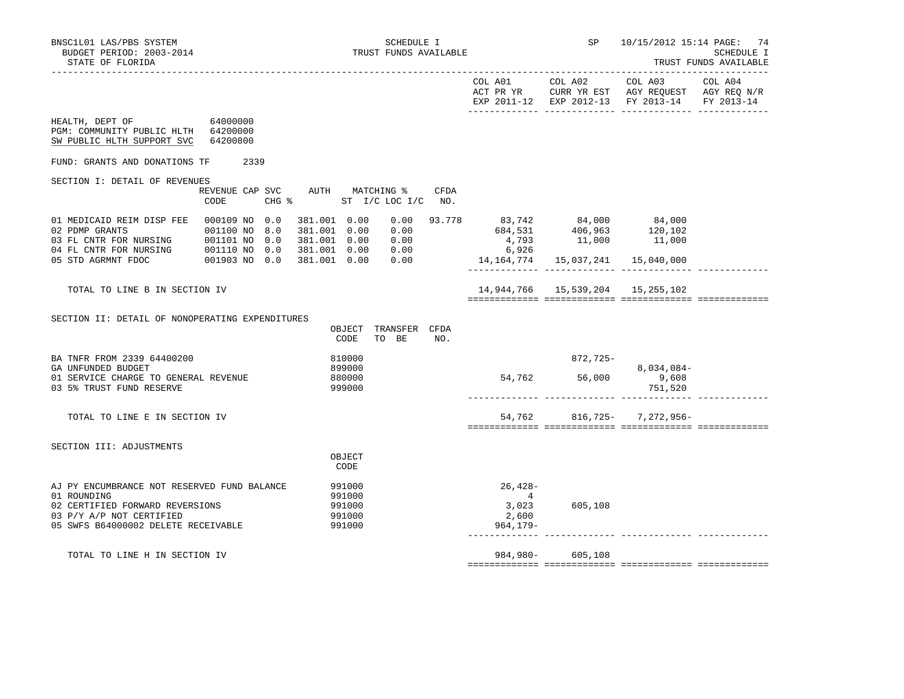BNSC1L01 LAS/PBS SYSTEM — SCHEDULE I — SP 10/15/2012 15:14

BUDGET PERIOD: 2003-2014 — TRUST FUNDS AVAILABLE — SCHEDULE I

STATE OF FLORIDA — TRUST FUNDS AVAILABLE

HEALTH, DEPT OF 64000000

PGM: COMMUNITY PUBLIC HLTH 64200000

SW PUBLIC HLTH SUPPORT SVC 64200800

FUND: GRANTS AND DONATIONS TF 2339

## SECTION I: DETAIL OF REVENUES

| | REVENUE CODE | CAP | SVC CHG % | AUTH ST | MATCHING % I/C | LOC I/C | CFDA NO. | COL A01 ACT PR YR EXP 2011-12 | COL A02 CURR YR EST EXP 2012-13 | COL A03 AGY REQUEST FY 2013-14 | COL A04 AGY REQ N/R FY 2013-14 |
|---|---|---|---|---|---|---|---|---|---|---|---|
| 01 MEDICAID REIM DISP FEE | 000109 | NO | 0.0 | 381.001 | 0.00 | 0.00 | 93.778 | 83,742 | 84,000 | 84,000 | |
| 02 PDMP GRANTS | 001100 | NO | 8.0 | 381.001 | 0.00 | 0.00 | | 684,531 | 406,963 | 120,102 | |
| 03 FL CNTR FOR NURSING | 001101 | NO | 0.0 | 381.001 | 0.00 | 0.00 | | 4,793 | 11,000 | 11,000 | |
| 04 FL CNTR FOR NURSING | 001110 | NO | 0.0 | 381.001 | 0.00 | 0.00 | | 6,926 | | | |
| 05 STD AGRMNT FDOC | 001903 | NO | 0.0 | 381.001 | 0.00 | 0.00 | | 14,164,774 | 15,037,241 | 15,040,000 | |
| TOTAL TO LINE B IN SECTION IV | | | | | | | | 14,944,766 | 15,539,204 | 15,255,102 | |

## SECTION II: DETAIL OF NONOPERATING EXPENDITURES

| | OBJECT CODE | TRANSFER TO BE | CFDA NO. | COL A01 | COL A02 | COL A03 | COL A04 |
|---|---|---|---|---|---|---|---|
| BA TNFR FROM 2339 64400200 | 810000 | | | | 872,725- | | |
| GA UNFUNDED BUDGET | 899000 | | | | | 8,034,084- | |
| 01 SERVICE CHARGE TO GENERAL REVENUE | 880000 | | | 54,762 | 56,000 | 9,608 | |
| 03 5% TRUST FUND RESERVE | 999000 | | | | | 751,520 | |
| TOTAL TO LINE E IN SECTION IV | | | | 54,762 | 816,725- | 7,272,956- | |

## SECTION III: ADJUSTMENTS

| | OBJECT CODE | COL A01 | COL A02 | COL A03 | COL A04 |
|---|---|---|---|---|---|
| AJ PY ENCUMBRANCE NOT RESERVED FUND BALANCE | 991000 | 26,428- | | | |
| 01 ROUNDING | 991000 | 4 | | | |
| 02 CERTIFIED FORWARD REVERSIONS | 991000 | 3,023 | 605,108 | | |
| 03 P/Y A/P NOT CERTIFIED | 991000 | 2,600 | | | |
| 05 SWFS B64000002 DELETE RECEIVABLE | 991000 | 964,179- | | | |
| TOTAL TO LINE H IN SECTION IV | | 984,980- | 605,108 | | |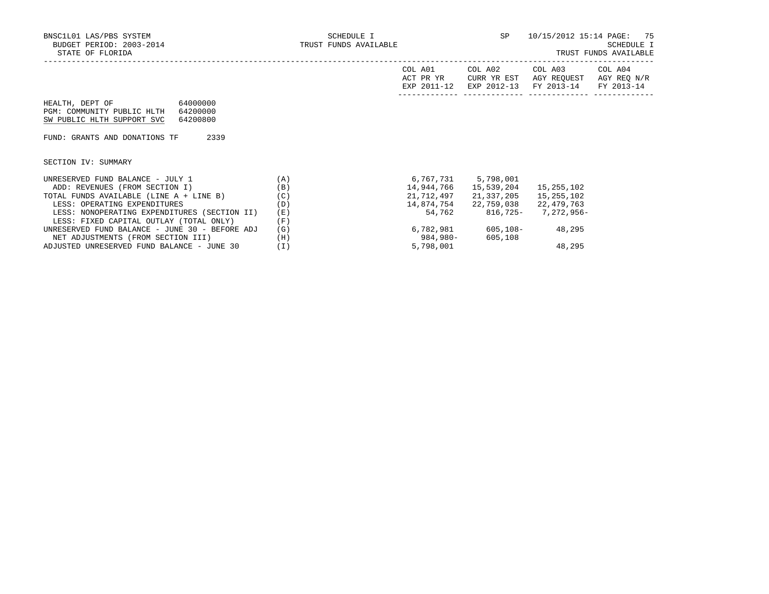BNSC1L01 LAS/PBS SYSTEM
BUDGET PERIOD: 2003-2014
STATE OF FLORIDA

SCHEDULE I
TRUST FUNDS AVAILABLE

SP 10/15/2012 15:14

SCHEDULE I
TRUST FUNDS AVAILABLE

HEALTH, DEPT OF 64000000
PGM: COMMUNITY PUBLIC HLTH 64200000
SW PUBLIC HLTH SUPPORT SVC 64200800

FUND: GRANTS AND DONATIONS TF 2339

SECTION IV: SUMMARY

| | | COL A01 ACT PR YR EXP 2011-12 | COL A02 CURR YR EST EXP 2012-13 | COL A03 AGY REQUEST FY 2013-14 | COL A04 AGY REQ N/R FY 2013-14 |
|---|---|---|---|---|---|
| UNRESERVED FUND BALANCE - JULY 1 | (A) | 6,767,731 | 5,798,001 | | |
| ADD: REVENUES (FROM SECTION I) | (B) | 14,944,766 | 15,539,204 | 15,255,102 | |
| TOTAL FUNDS AVAILABLE (LINE A + LINE B) | (C) | 21,712,497 | 21,337,205 | 15,255,102 | |
| LESS: OPERATING EXPENDITURES | (D) | 14,874,754 | 22,759,038 | 22,479,763 | |
| LESS: NONOPERATING EXPENDITURES (SECTION II) | (E) | 54,762 | 816,725- | 7,272,956- | |
| LESS: FIXED CAPITAL OUTLAY (TOTAL ONLY) | (F) | | | | |
| UNRESERVED FUND BALANCE - JUNE 30 - BEFORE ADJ | (G) | 6,782,981 | 605,108- | 48,295 | |
| NET ADJUSTMENTS (FROM SECTION III) | (H) | 984,980- | 605,108 | | |
| ADJUSTED UNRESERVED FUND BALANCE - JUNE 30 | (I) | 5,798,001 | | 48,295 | |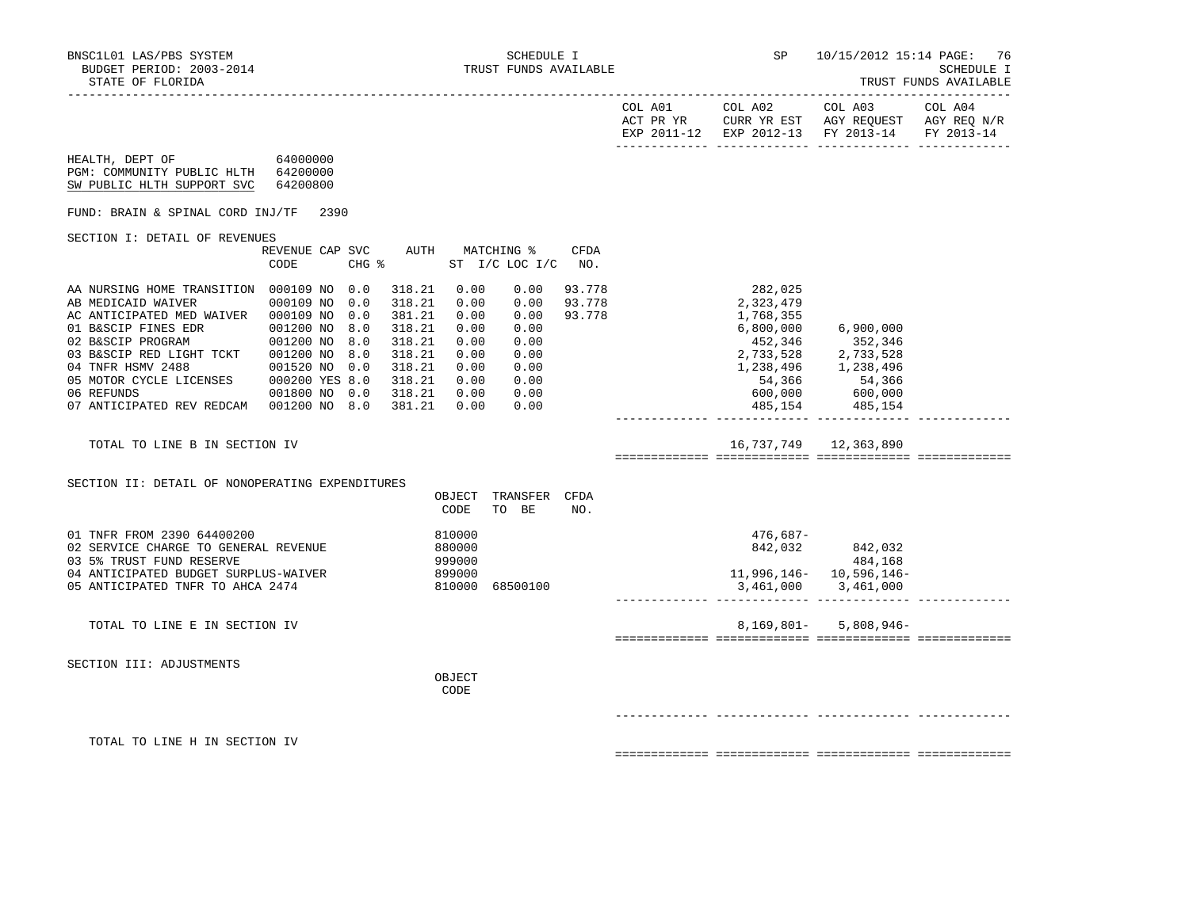BNSC1L01 LAS/PBS SYSTEM — SCHEDULE I — TRUST FUNDS AVAILABLE
BUDGET PERIOD: 2003-2014
STATE OF FLORIDA
SP 10/15/2012 15:14

| | COL A01 ACT PR YR EXP 2011-12 | COL A02 CURR YR EST EXP 2012-13 | COL A03 AGY REQUEST FY 2013-14 | COL A04 AGY REQ N/R FY 2013-14 |
|---|---|---|---|---|

HEALTH, DEPT OF 64000000
PGM: COMMUNITY PUBLIC HLTH 64200000
SW PUBLIC HLTH SUPPORT SVC 64200800

FUND: BRAIN & SPINAL CORD INJ/TF 2390

## SECTION I: DETAIL OF REVENUES

| | REVENUE CODE | CAP | SVC CHG % | AUTH ST | MATCHING % I/C | LOC I/C | CFDA NO. | COL A01 | COL A02 | COL A03 | COL A04 |
|---|---|---|---|---|---|---|---|---|---|---|---|
| AA NURSING HOME TRANSITION | 000109 | NO | 0.0 | 318.21 | 0.00 | 0.00 | 93.778 | | 282,025 | | |
| AB MEDICAID WAIVER | 000109 | NO | 0.0 | 318.21 | 0.00 | 0.00 | 93.778 | | 2,323,479 | | |
| AC ANTICIPATED MED WAIVER | 000109 | NO | 0.0 | 381.21 | 0.00 | 0.00 | 93.778 | | 1,768,355 | | |
| 01 B&SCIP FINES EDR | 001200 | NO | 8.0 | 318.21 | 0.00 | 0.00 | | | 6,800,000 | 6,900,000 | |
| 02 B&SCIP PROGRAM | 001200 | NO | 8.0 | 318.21 | 0.00 | 0.00 | | | 452,346 | 352,346 | |
| 03 B&SCIP RED LIGHT TCKT | 001200 | NO | 8.0 | 318.21 | 0.00 | 0.00 | | | 2,733,528 | 2,733,528 | |
| 04 TNFR HSMV 2488 | 001520 | NO | 0.0 | 318.21 | 0.00 | 0.00 | | | 1,238,496 | 1,238,496 | |
| 05 MOTOR CYCLE LICENSES | 000200 | YES | 8.0 | 318.21 | 0.00 | 0.00 | | | 54,366 | 54,366 | |
| 06 REFUNDS | 001800 | NO | 0.0 | 318.21 | 0.00 | 0.00 | | | 600,000 | 600,000 | |
| 07 ANTICIPATED REV REDCAM | 001200 | NO | 8.0 | 381.21 | 0.00 | 0.00 | | | 485,154 | 485,154 | |
| TOTAL TO LINE B IN SECTION IV | | | | | | | | | 16,737,749 | 12,363,890 | |

## SECTION II: DETAIL OF NONOPERATING EXPENDITURES

| | OBJECT CODE | TRANSFER TO BE | CFDA NO. | COL A01 | COL A02 | COL A03 | COL A04 |
|---|---|---|---|---|---|---|---|
| 01 TNFR FROM 2390 64400200 | 810000 | | | | 476,687- | | |
| 02 SERVICE CHARGE TO GENERAL REVENUE | 880000 | | | | 842,032 | 842,032 | |
| 03 5% TRUST FUND RESERVE | 999000 | | | | | 484,168 | |
| 04 ANTICIPATED BUDGET SURPLUS-WAIVER | 899000 | | | | 11,996,146- | 10,596,146- | |
| 05 ANTICIPATED TNFR TO AHCA 2474 | 810000 | 68500100 | | | 3,461,000 | 3,461,000 | |
| TOTAL TO LINE E IN SECTION IV | | | | | 8,169,801- | 5,808,946- | |

## SECTION III: ADJUSTMENTS

| | OBJECT CODE | COL A01 | COL A02 | COL A03 | COL A04 |
|---|---|---|---|---|---|
| TOTAL TO LINE H IN SECTION IV | | | | | |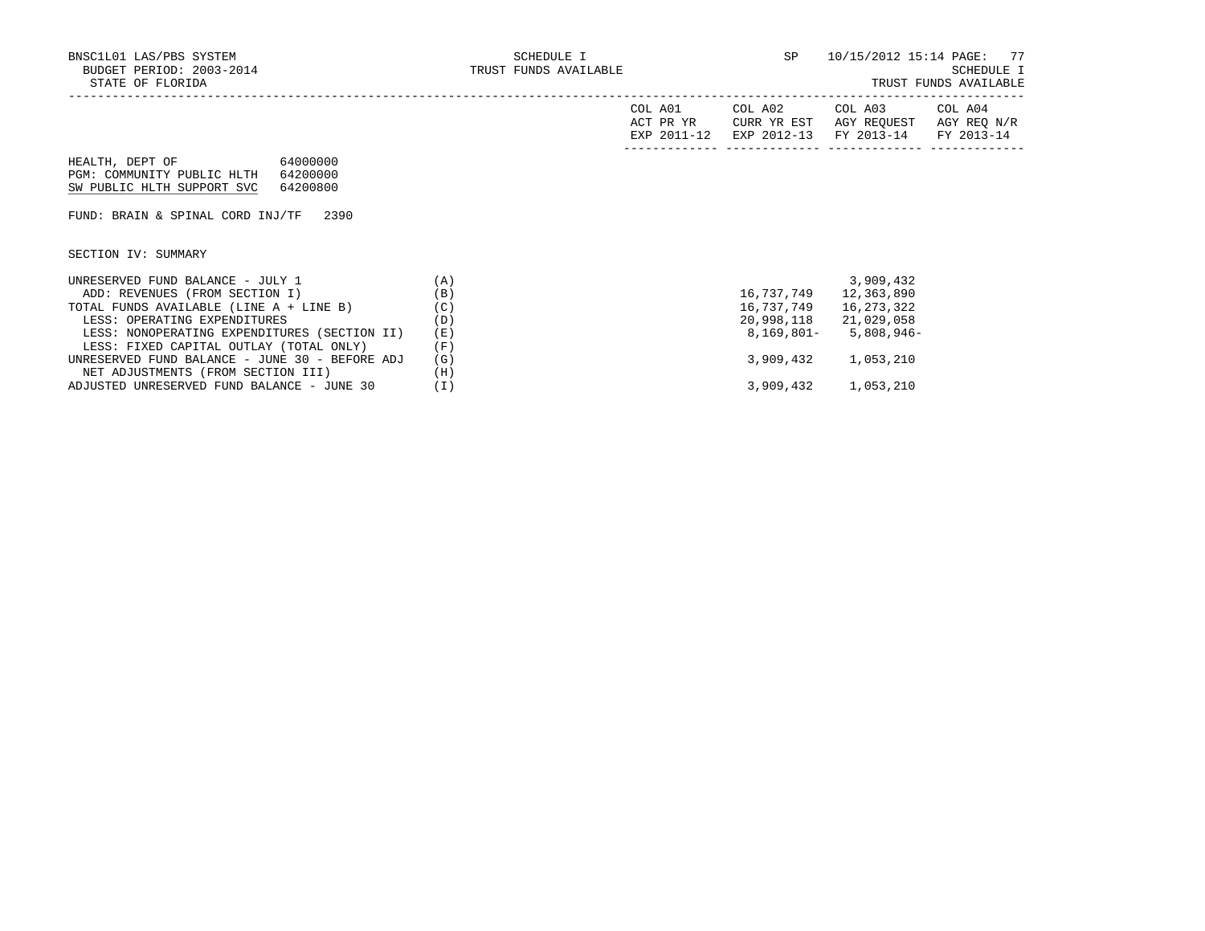BNSC1L01 LAS/PBS SYSTEM
BUDGET PERIOD: 2003-2014
STATE OF FLORIDA

SCHEDULE I
TRUST FUNDS AVAILABLE

SP 10/15/2012 15:14

SCHEDULE I
TRUST FUNDS AVAILABLE

HEALTH, DEPT OF 64000000
PGM: COMMUNITY PUBLIC HLTH 64200000
SW PUBLIC HLTH SUPPORT SVC 64200800

FUND: BRAIN & SPINAL CORD INJ/TF 2390

SECTION IV: SUMMARY

| | | COL A01 ACT PR YR EXP 2011-12 | COL A02 CURR YR EST EXP 2012-13 | COL A03 AGY REQUEST FY 2013-14 | COL A04 AGY REQ N/R FY 2013-14 |
|---|---|---|---|---|---|
| UNRESERVED FUND BALANCE - JULY 1 | (A) | | | 3,909,432 | |
| ADD: REVENUES (FROM SECTION I) | (B) | | 16,737,749 | 12,363,890 | |
| TOTAL FUNDS AVAILABLE (LINE A + LINE B) | (C) | | 16,737,749 | 16,273,322 | |
| LESS: OPERATING EXPENDITURES | (D) | | 20,998,118 | 21,029,058 | |
| LESS: NONOPERATING EXPENDITURES (SECTION II) | (E) | | 8,169,801- | 5,808,946- | |
| LESS: FIXED CAPITAL OUTLAY (TOTAL ONLY) | (F) | | | | |
| UNRESERVED FUND BALANCE - JUNE 30 - BEFORE ADJ | (G) | | 3,909,432 | 1,053,210 | |
| NET ADJUSTMENTS (FROM SECTION III) | (H) | | | | |
| ADJUSTED UNRESERVED FUND BALANCE - JUNE 30 | (I) | | 3,909,432 | 1,053,210 | |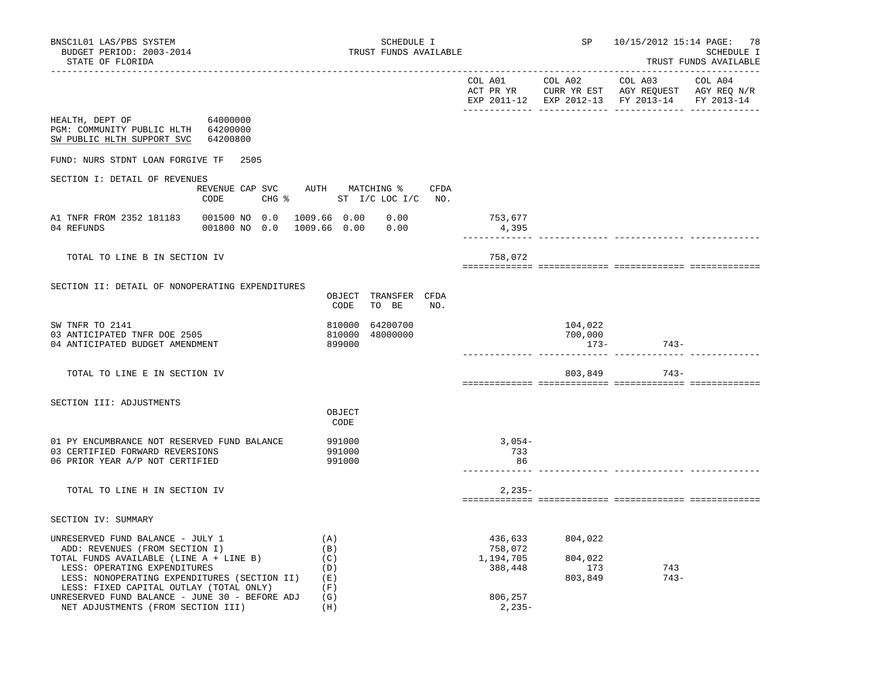BNSC1L01 LAS/PBS SYSTEM
BUDGET PERIOD: 2003-2014
STATE OF FLORIDA

SCHEDULE I
TRUST FUNDS AVAILABLE

SP 10/15/2012 15:14

SCHEDULE I
TRUST FUNDS AVAILABLE

| | COL A01 ACT PR YR EXP 2011-12 | COL A02 CURR YR EST EXP 2012-13 | COL A03 AGY REQUEST FY 2013-14 | COL A04 AGY REQ N/R FY 2013-14 |
|---|---|---|---|---|

HEALTH, DEPT OF 64000000
PGM: COMMUNITY PUBLIC HLTH 64200000
SW PUBLIC HLTH SUPPORT SVC 64200800

FUND: NURS STDNT LOAN FORGIVE TF 2505

SECTION I: DETAIL OF REVENUES

| | REVENUE CODE | CAP SVC CHG % | AUTH | MATCHING % ST | I/C LOC I/C | CFDA NO. | COL A01 | COL A02 | COL A03 | COL A04 |
|---|---|---|---|---|---|---|---|---|---|---|
| A1 TNFR FROM 2352 181183 | 001500 | NO 0.0 | 1009.66 | 0.00 | 0.00 | | 753,677 | | | |
| 04 REFUNDS | 001800 | NO 0.0 | 1009.66 | 0.00 | 0.00 | | 4,395 | | | |
| TOTAL TO LINE B IN SECTION IV | | | | | | | 758,072 | | | |

SECTION II: DETAIL OF NONOPERATING EXPENDITURES

| | OBJECT CODE | TRANSFER TO BE | CFDA NO. | COL A01 | COL A02 | COL A03 | COL A04 |
|---|---|---|---|---|---|---|---|
| SW TNFR TO 2141 | 810000 | 64200700 | | | 104,022 | | |
| 03 ANTICIPATED TNFR DOE 2505 | 810000 | 48000000 | | | 700,000 | | |
| 04 ANTICIPATED BUDGET AMENDMENT | 899000 | | | | 173- | 743- | |
| TOTAL TO LINE E IN SECTION IV | | | | | 803,849 | 743- | |

SECTION III: ADJUSTMENTS

| | OBJECT CODE | COL A01 | COL A02 | COL A03 | COL A04 |
|---|---|---|---|---|---|
| 01 PY ENCUMBRANCE NOT RESERVED FUND BALANCE | 991000 | 3,054- | | | |
| 03 CERTIFIED FORWARD REVERSIONS | 991000 | 733 | | | |
| 06 PRIOR YEAR A/P NOT CERTIFIED | 991000 | 86 | | | |
| TOTAL TO LINE H IN SECTION IV | | 2,235- | | | |

SECTION IV: SUMMARY

| | | COL A01 | COL A02 | COL A03 | COL A04 |
|---|---|---|---|---|---|
| UNRESERVED FUND BALANCE - JULY 1 | (A) | 436,633 | 804,022 | | |
| ADD: REVENUES (FROM SECTION I) | (B) | 758,072 | | | |
| TOTAL FUNDS AVAILABLE (LINE A + LINE B) | (C) | 1,194,705 | 804,022 | | |
| LESS: OPERATING EXPENDITURES | (D) | 388,448 | 173 | 743 | |
| LESS: NONOPERATING EXPENDITURES (SECTION II) | (E) | | 803,849 | 743- | |
| LESS: FIXED CAPITAL OUTLAY (TOTAL ONLY) | (F) | | | | |
| UNRESERVED FUND BALANCE - JUNE 30 - BEFORE ADJ | (G) | 806,257 | | | |
| NET ADJUSTMENTS (FROM SECTION III) | (H) | 2,235- | | | |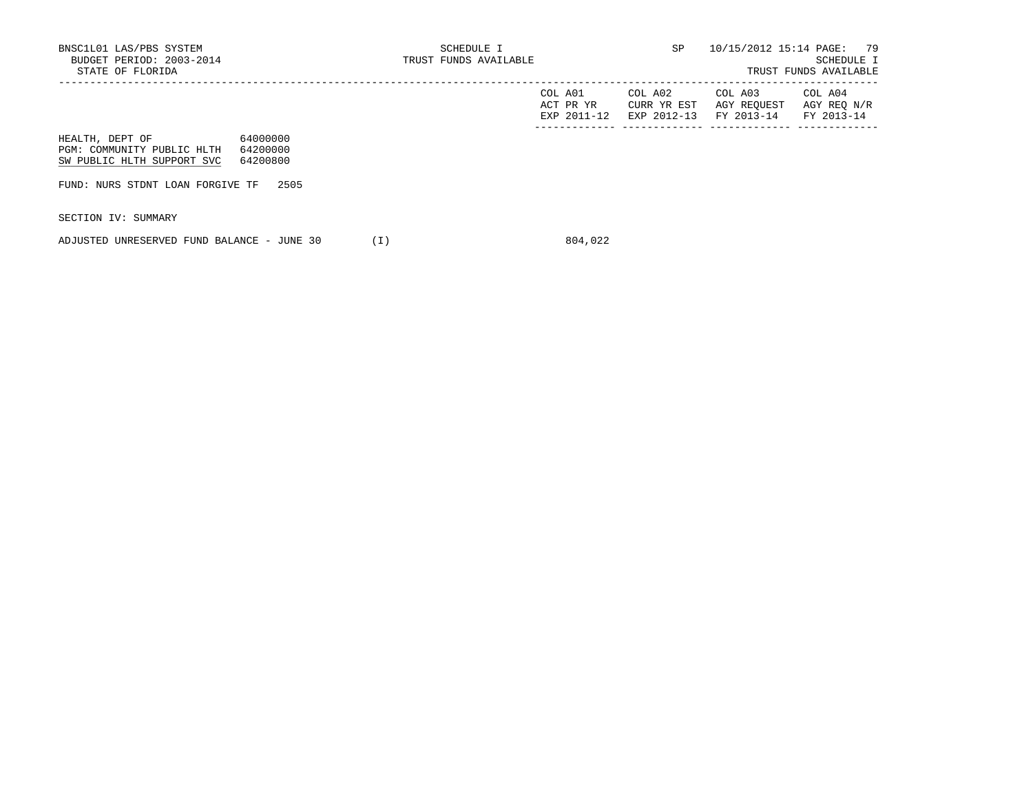| | | COL A01 ACT PR YR EXP 2011-12 | COL A02 CURR YR EST EXP 2012-13 | COL A03 AGY REQUEST FY 2013-14 | COL A04 AGY REQ N/R FY 2013-14 |
|---|---|---|---|---|---|
| HEALTH, DEPT OF | 64000000 | | | | |
| PGM: COMMUNITY PUBLIC HLTH | 64200000 | | | | |
| SW PUBLIC HLTH SUPPORT SVC | 64200800 | | | | |

FUND: NURS STDNT LOAN FORGIVE TF 2505

SECTION IV: SUMMARY

| | | COL A01 | COL A02 | COL A03 | COL A04 |
|---|---|---|---|---|---|
| ADJUSTED UNRESERVED FUND BALANCE - JUNE 30 | (I) | 804,022 | | | |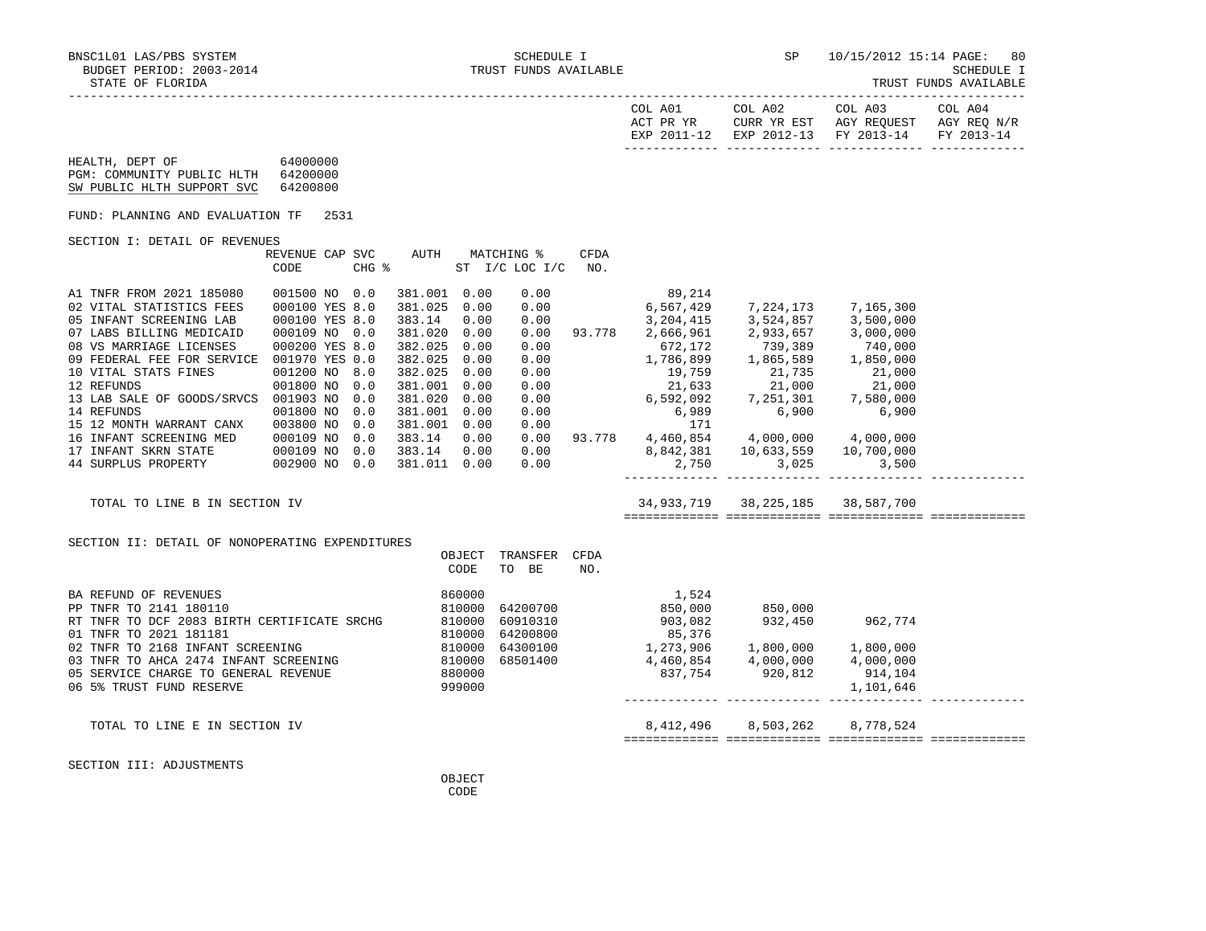BNSC1L01 LAS/PBS SYSTEM — SCHEDULE I — TRUST FUNDS AVAILABLE — SP 10/15/2012 15:14

BUDGET PERIOD: 2003-2014 — SCHEDULE I

STATE OF FLORIDA — TRUST FUNDS AVAILABLE

| | COL A01 ACT PR YR EXP 2011-12 | COL A02 CURR YR EST EXP 2012-13 | COL A03 AGY REQUEST FY 2013-14 | COL A04 AGY REQ N/R FY 2013-14 |
|---|---|---|---|---|

HEALTH, DEPT OF 64000000
PGM: COMMUNITY PUBLIC HLTH 64200000
SW PUBLIC HLTH SUPPORT SVC 64200800

FUND: PLANNING AND EVALUATION TF 2531

## SECTION I: DETAIL OF REVENUES

| | REVENUE CODE | CAP | SVC CHG % | AUTH ST | MATCHING % I/C | MATCHING % LOC I/C | CFDA NO. | COL A01 | COL A02 | COL A03 | COL A04 |
|---|---|---|---|---|---|---|---|---|---|---|---|
| A1 TNFR FROM 2021 185080 | 001500 | NO | 0.0 | 381.001 | 0.00 | 0.00 | | 89,214 | | | |
| 02 VITAL STATISTICS FEES | 000100 | YES | 8.0 | 381.025 | 0.00 | 0.00 | | 6,567,429 | 7,224,173 | 7,165,300 | |
| 05 INFANT SCREENING LAB | 000100 | YES | 8.0 | 383.14 | 0.00 | 0.00 | | 3,204,415 | 3,524,857 | 3,500,000 | |
| 07 LABS BILLING MEDICAID | 000109 | NO | 0.0 | 381.020 | 0.00 | 0.00 | 93.778 | 2,666,961 | 2,933,657 | 3,000,000 | |
| 08 VS MARRIAGE LICENSES | 000200 | YES | 8.0 | 382.025 | 0.00 | 0.00 | | 672,172 | 739,389 | 740,000 | |
| 09 FEDERAL FEE FOR SERVICE | 001970 | YES | 0.0 | 382.025 | 0.00 | 0.00 | | 1,786,899 | 1,865,589 | 1,850,000 | |
| 10 VITAL STATS FINES | 001200 | NO | 8.0 | 382.025 | 0.00 | 0.00 | | 19,759 | 21,735 | 21,000 | |
| 12 REFUNDS | 001800 | NO | 0.0 | 381.001 | 0.00 | 0.00 | | 21,633 | 21,000 | 21,000 | |
| 13 LAB SALE OF GOODS/SRVCS | 001903 | NO | 0.0 | 381.020 | 0.00 | 0.00 | | 6,592,092 | 7,251,301 | 7,580,000 | |
| 14 REFUNDS | 001800 | NO | 0.0 | 381.001 | 0.00 | 0.00 | | 6,989 | 6,900 | 6,900 | |
| 15 12 MONTH WARRANT CANX | 003800 | NO | 0.0 | 381.001 | 0.00 | 0.00 | | 171 | | | |
| 16 INFANT SCREENING MED | 000109 | NO | 0.0 | 383.14 | 0.00 | 0.00 | 93.778 | 4,460,854 | 4,000,000 | 4,000,000 | |
| 17 INFANT SKRN STATE | 000109 | NO | 0.0 | 383.14 | 0.00 | 0.00 | | 8,842,381 | 10,633,559 | 10,700,000 | |
| 44 SURPLUS PROPERTY | 002900 | NO | 0.0 | 381.011 | 0.00 | 0.00 | | 2,750 | 3,025 | 3,500 | |
| TOTAL TO LINE B IN SECTION IV | | | | | | | | 34,933,719 | 38,225,185 | 38,587,700 | |

## SECTION II: DETAIL OF NONOPERATING EXPENDITURES

| | OBJECT CODE | TRANSFER TO BE | CFDA NO. | COL A01 | COL A02 | COL A03 | COL A04 |
|---|---|---|---|---|---|---|---|
| BA REFUND OF REVENUES | 860000 | | | 1,524 | | | |
| PP TNFR TO 2141 180110 | 810000 | 64200700 | | 850,000 | 850,000 | | |
| RT TNFR TO DCF 2083 BIRTH CERTIFICATE SRCHG | 810000 | 60910310 | | 903,082 | 932,450 | 962,774 | |
| 01 TNFR TO 2021 181181 | 810000 | 64200800 | | 85,376 | | | |
| 02 TNFR TO 2168 INFANT SCREENING | 810000 | 64300100 | | 1,273,906 | 1,800,000 | 1,800,000 | |
| 03 TNFR TO AHCA 2474 INFANT SCREENING | 810000 | 68501400 | | 4,460,854 | 4,000,000 | 4,000,000 | |
| 05 SERVICE CHARGE TO GENERAL REVENUE | 880000 | | | 837,754 | 920,812 | 914,104 | |
| 06 5% TRUST FUND RESERVE | 999000 | | | | | 1,101,646 | |
| TOTAL TO LINE E IN SECTION IV | | | | 8,412,496 | 8,503,262 | 8,778,524 | |

## SECTION III: ADJUSTMENTS

OBJECT CODE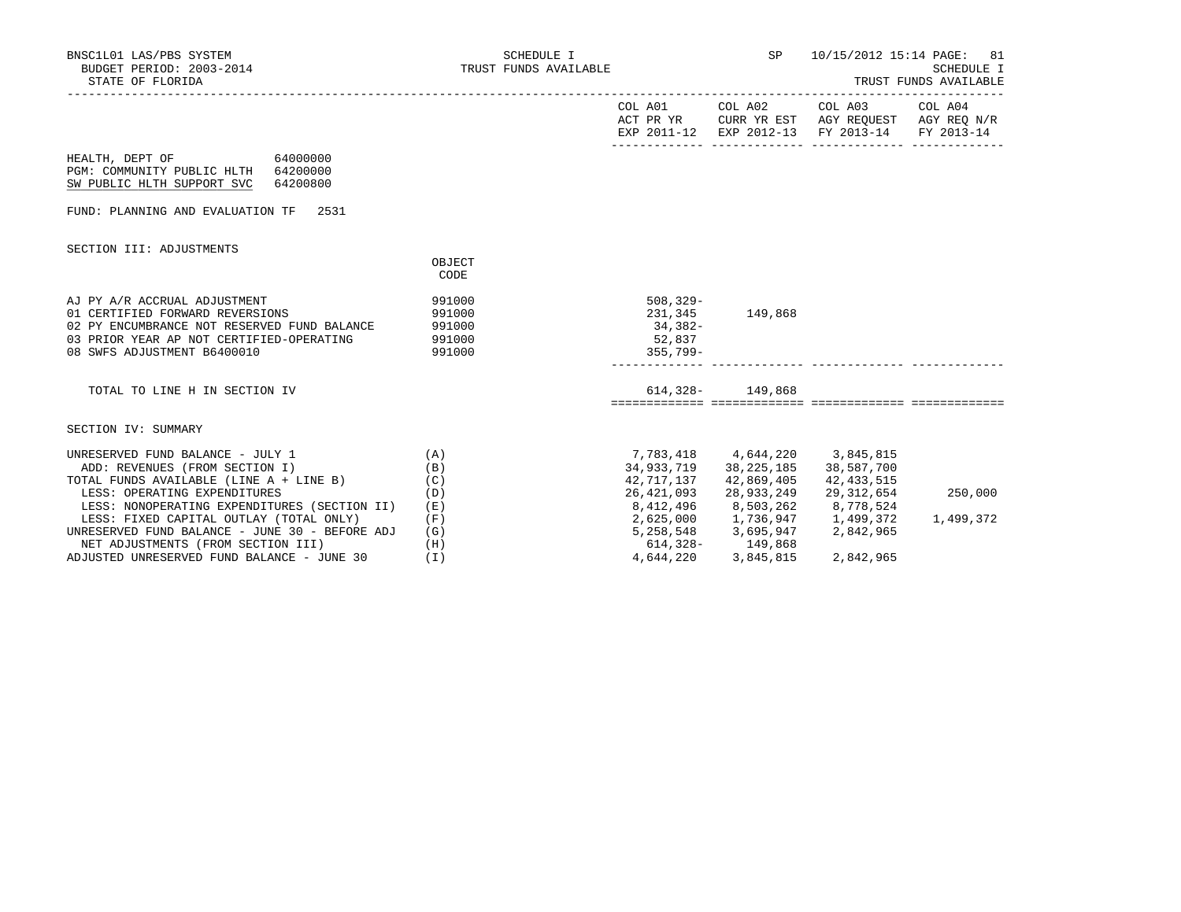BNSC1L01 LAS/PBS SYSTEM
BUDGET PERIOD: 2003-2014
STATE OF FLORIDA

SCHEDULE I
TRUST FUNDS AVAILABLE

SP 10/15/2012 15:14

SCHEDULE I
TRUST FUNDS AVAILABLE

HEALTH, DEPT OF 64000000
PGM: COMMUNITY PUBLIC HLTH 64200000
SW PUBLIC HLTH SUPPORT SVC 64200800

FUND: PLANNING AND EVALUATION TF 2531

## SECTION III: ADJUSTMENTS

| | OBJECT CODE | COL A01 ACT PR YR EXP 2011-12 | COL A02 CURR YR EST EXP 2012-13 | COL A03 AGY REQUEST FY 2013-14 | COL A04 AGY REQ N/R FY 2013-14 |
|---|---|---|---|---|---|
| AJ PY A/R ACCRUAL ADJUSTMENT | 991000 | 508,329- | | | |
| 01 CERTIFIED FORWARD REVERSIONS | 991000 | 231,345 | 149,868 | | |
| 02 PY ENCUMBRANCE NOT RESERVED FUND BALANCE | 991000 | 34,382- | | | |
| 03 PRIOR YEAR AP NOT CERTIFIED-OPERATING | 991000 | 52,837 | | | |
| 08 SWFS ADJUSTMENT B6400010 | 991000 | 355,799- | | | |
| TOTAL TO LINE H IN SECTION IV | | 614,328- | 149,868 | | |

## SECTION IV: SUMMARY

| | | COL A01 ACT PR YR EXP 2011-12 | COL A02 CURR YR EST EXP 2012-13 | COL A03 AGY REQUEST FY 2013-14 | COL A04 AGY REQ N/R FY 2013-14 |
|---|---|---|---|---|---|
| UNRESERVED FUND BALANCE - JULY 1 | (A) | 7,783,418 | 4,644,220 | 3,845,815 | |
| ADD: REVENUES (FROM SECTION I) | (B) | 34,933,719 | 38,225,185 | 38,587,700 | |
| TOTAL FUNDS AVAILABLE (LINE A + LINE B) | (C) | 42,717,137 | 42,869,405 | 42,433,515 | |
| LESS: OPERATING EXPENDITURES | (D) | 26,421,093 | 28,933,249 | 29,312,654 | 250,000 |
| LESS: NONOPERATING EXPENDITURES (SECTION II) | (E) | 8,412,496 | 8,503,262 | 8,778,524 | |
| LESS: FIXED CAPITAL OUTLAY (TOTAL ONLY) | (F) | 2,625,000 | 1,736,947 | 1,499,372 | 1,499,372 |
| UNRESERVED FUND BALANCE - JUNE 30 - BEFORE ADJ | (G) | 5,258,548 | 3,695,947 | 2,842,965 | |
| NET ADJUSTMENTS (FROM SECTION III) | (H) | 614,328- | 149,868 | | |
| ADJUSTED UNRESERVED FUND BALANCE - JUNE 30 | (I) | 4,644,220 | 3,845,815 | 2,842,965 | |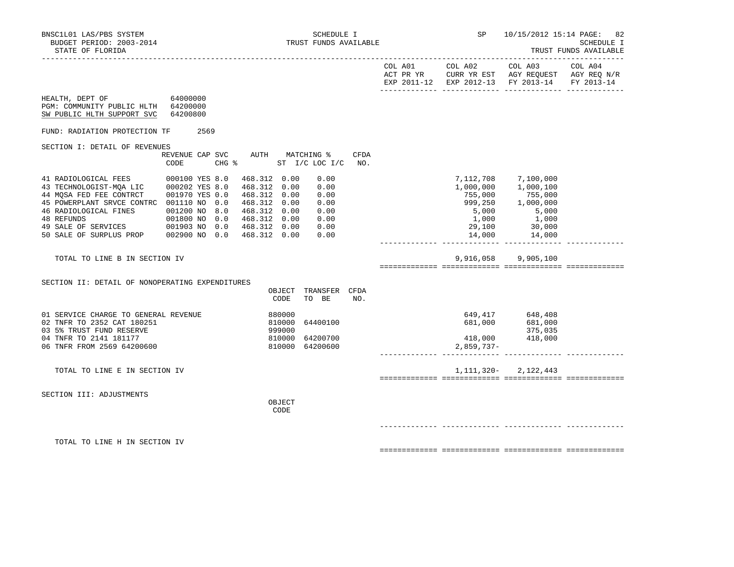BNSC1L01 LAS/PBS SYSTEM
BUDGET PERIOD: 2003-2014
STATE OF FLORIDA

SCHEDULE I
TRUST FUNDS AVAILABLE

SP 10/15/2012 15:14

SCHEDULE I
TRUST FUNDS AVAILABLE

HEALTH, DEPT OF 64000000
PGM: COMMUNITY PUBLIC HLTH 64200000
SW PUBLIC HLTH SUPPORT SVC 64200800

FUND: RADIATION PROTECTION TF 2569

## SECTION I: DETAIL OF REVENUES

| | REVENUE CODE | CAP | SVC CHG % | AUTH | MATCHING % ST I/C | LOC I/C | CFDA NO. | COL A01 ACT PR YR EXP 2011-12 | COL A02 CURR YR EST EXP 2012-13 | COL A03 AGY REQUEST FY 2013-14 | COL A04 AGY REQ N/R FY 2013-14 |
|---|---|---|---|---|---|---|---|---|---|---|---|
| 41 RADIOLOGICAL FEES | 000100 | YES | 8.0 | 468.312 | 0.00 | 0.00 | | | 7,112,708 | 7,100,000 | |
| 43 TECHNOLOGIST-MQA LIC | 000202 | YES | 8.0 | 468.312 | 0.00 | 0.00 | | | 1,000,000 | 1,000,100 | |
| 44 MQSA FED FEE CONTRCT | 001970 | YES | 0.0 | 468.312 | 0.00 | 0.00 | | | 755,000 | 755,000 | |
| 45 POWERPLANT SRVCE CONTRC | 001110 | NO | 0.0 | 468.312 | 0.00 | 0.00 | | | 999,250 | 1,000,000 | |
| 46 RADIOLOGICAL FINES | 001200 | NO | 8.0 | 468.312 | 0.00 | 0.00 | | | 5,000 | 5,000 | |
| 48 REFUNDS | 001800 | NO | 0.0 | 468.312 | 0.00 | 0.00 | | | 1,000 | 1,000 | |
| 49 SALE OF SERVICES | 001903 | NO | 0.0 | 468.312 | 0.00 | 0.00 | | | 29,100 | 30,000 | |
| 50 SALE OF SURPLUS PROP | 002900 | NO | 0.0 | 468.312 | 0.00 | 0.00 | | | 14,000 | 14,000 | |
| TOTAL TO LINE B IN SECTION IV | | | | | | | | | 9,916,058 | 9,905,100 | |

## SECTION II: DETAIL OF NONOPERATING EXPENDITURES

| | OBJECT CODE | TRANSFER TO BE | CFDA NO. | COL A01 | COL A02 | COL A03 | COL A04 |
|---|---|---|---|---|---|---|---|
| 01 SERVICE CHARGE TO GENERAL REVENUE | 880000 | | | | 649,417 | 648,408 | |
| 02 TNFR TO 2352 CAT 180251 | 810000 | 64400100 | | | 681,000 | 681,000 | |
| 03 5% TRUST FUND RESERVE | 999000 | | | | | 375,035 | |
| 04 TNFR TO 2141 181177 | 810000 | 64200700 | | | 418,000 | 418,000 | |
| 06 TNFR FROM 2569 64200600 | 810000 | 64200600 | | | 2,859,737- | | |
| TOTAL TO LINE E IN SECTION IV | | | | | 1,111,320- | 2,122,443 | |

## SECTION III: ADJUSTMENTS

| | OBJECT CODE | COL A01 | COL A02 | COL A03 | COL A04 |
|---|---|---|---|---|---|
| TOTAL TO LINE H IN SECTION IV | | | | | |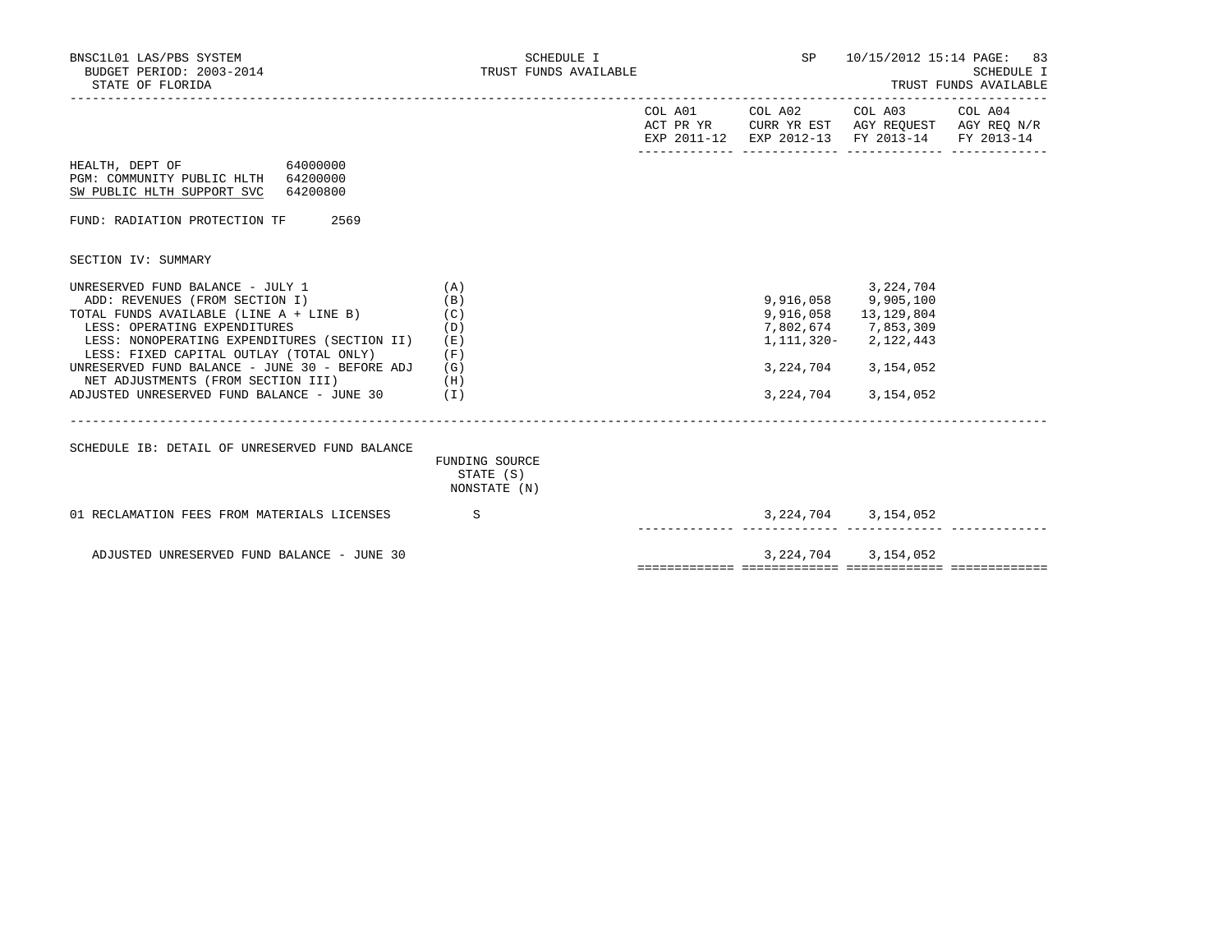BNSC1L01 LAS/PBS SYSTEM
BUDGET PERIOD: 2003-2014
STATE OF FLORIDA

SCHEDULE I
TRUST FUNDS AVAILABLE

SP 10/15/2012 15:14 PAGE: 83
SCHEDULE I
TRUST FUNDS AVAILABLE

HEALTH, DEPT OF 64000000
PGM: COMMUNITY PUBLIC HLTH 64200000
SW PUBLIC HLTH SUPPORT SVC 64200800

FUND: RADIATION PROTECTION TF 2569

SECTION IV: SUMMARY

| | | COL A01 ACT PR YR EXP 2011-12 | COL A02 CURR YR EST EXP 2012-13 | COL A03 AGY REQUEST FY 2013-14 | COL A04 AGY REQ N/R FY 2013-14 |
|---|---|---|---|---|---|
| UNRESERVED FUND BALANCE - JULY 1 | (A) | | | 3,224,704 | |
| ADD: REVENUES (FROM SECTION I) | (B) | | 9,916,058 | 9,905,100 | |
| TOTAL FUNDS AVAILABLE (LINE A + LINE B) | (C) | | 9,916,058 | 13,129,804 | |
| LESS: OPERATING EXPENDITURES | (D) | | 7,802,674 | 7,853,309 | |
| LESS: NONOPERATING EXPENDITURES (SECTION II) | (E) | | 1,111,320- | 2,122,443 | |
| LESS: FIXED CAPITAL OUTLAY (TOTAL ONLY) | (F) | | | | |
| UNRESERVED FUND BALANCE - JUNE 30 - BEFORE ADJ | (G) | | 3,224,704 | 3,154,052 | |
| NET ADJUSTMENTS (FROM SECTION III) | (H) | | | | |
| ADJUSTED UNRESERVED FUND BALANCE - JUNE 30 | (I) | | 3,224,704 | 3,154,052 | |

SCHEDULE IB: DETAIL OF UNRESERVED FUND BALANCE

| | FUNDING SOURCE STATE (S) NONSTATE (N) | COL A01 | COL A02 | COL A03 | COL A04 |
|---|---|---|---|---|---|
| 01 RECLAMATION FEES FROM MATERIALS LICENSES | S | | 3,224,704 | 3,154,052 | |
| ADJUSTED UNRESERVED FUND BALANCE - JUNE 30 | | | 3,224,704 | 3,154,052 | |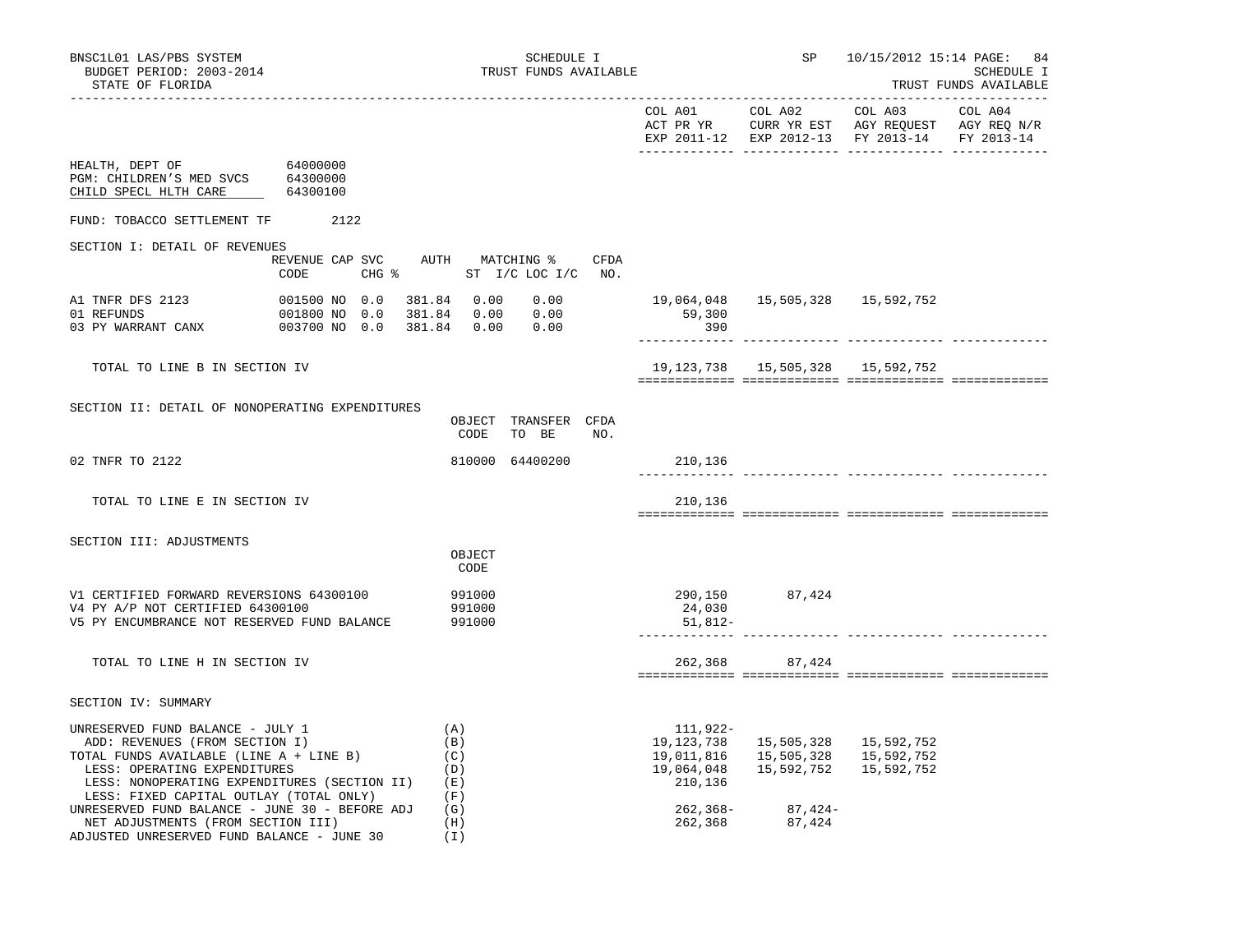BNSC1L01 LAS/PBS SYSTEM — SCHEDULE I — TRUST FUNDS AVAILABLE — SP 10/15/2012 15:14

BUDGET PERIOD: 2003-2014

STATE OF FLORIDA

| | COL A01 ACT PR YR EXP 2011-12 | COL A02 CURR YR EST EXP 2012-13 | COL A03 AGY REQUEST FY 2013-14 | COL A04 AGY REQ N/R FY 2013-14 |
|---|---|---|---|---|

HEALTH, DEPT OF 64000000
PGM: CHILDREN'S MED SVCS 64300000
CHILD SPECL HLTH CARE 64300100

FUND: TOBACCO SETTLEMENT TF 2122

## SECTION I: DETAIL OF REVENUES

| | REVENUE CODE | CAP SVC CHG % | AUTH | MATCHING % ST I/C | LOC I/C | CFDA NO. | COL A01 | COL A02 | COL A03 | COL A04 |
|---|---|---|---|---|---|---|---|---|---|---|
| A1 TNFR DFS 2123 | 001500 NO | 0.0 | 381.84 | 0.00 | 0.00 | | 19,064,048 | 15,505,328 | 15,592,752 | |
| 01 REFUNDS | 001800 NO | 0.0 | 381.84 | 0.00 | 0.00 | | 59,300 | | | |
| 03 PY WARRANT CANX | 003700 NO | 0.0 | 381.84 | 0.00 | 0.00 | | 390 | | | |
| TOTAL TO LINE B IN SECTION IV | | | | | | | 19,123,738 | 15,505,328 | 15,592,752 | |

## SECTION II: DETAIL OF NONOPERATING EXPENDITURES

| | OBJECT CODE | TRANSFER TO BE | CFDA NO. | COL A01 | COL A02 | COL A03 | COL A04 |
|---|---|---|---|---|---|---|---|
| 02 TNFR TO 2122 | 810000 | 64400200 | | 210,136 | | | |
| TOTAL TO LINE E IN SECTION IV | | | | 210,136 | | | |

## SECTION III: ADJUSTMENTS

| | OBJECT CODE | COL A01 | COL A02 | COL A03 | COL A04 |
|---|---|---|---|---|---|
| V1 CERTIFIED FORWARD REVERSIONS 64300100 | 991000 | 290,150 | 87,424 | | |
| V4 PY A/P NOT CERTIFIED 64300100 | 991000 | 24,030 | | | |
| V5 PY ENCUMBRANCE NOT RESERVED FUND BALANCE | 991000 | 51,812- | | | |
| TOTAL TO LINE H IN SECTION IV | | 262,368 | 87,424 | | |

## SECTION IV: SUMMARY

| | | COL A01 | COL A02 | COL A03 | COL A04 |
|---|---|---|---|---|---|
| UNRESERVED FUND BALANCE - JULY 1 | (A) | 111,922- | | | |
| ADD: REVENUES (FROM SECTION I) | (B) | 19,123,738 | 15,505,328 | 15,592,752 | |
| TOTAL FUNDS AVAILABLE (LINE A + LINE B) | (C) | 19,011,816 | 15,505,328 | 15,592,752 | |
| LESS: OPERATING EXPENDITURES | (D) | 19,064,048 | 15,592,752 | 15,592,752 | |
| LESS: NONOPERATING EXPENDITURES (SECTION II) | (E) | 210,136 | | | |
| LESS: FIXED CAPITAL OUTLAY (TOTAL ONLY) | (F) | | | | |
| UNRESERVED FUND BALANCE - JUNE 30 - BEFORE ADJ | (G) | 262,368- | 87,424- | | |
| NET ADJUSTMENTS (FROM SECTION III) | (H) | 262,368 | 87,424 | | |
| ADJUSTED UNRESERVED FUND BALANCE - JUNE 30 | (I) | | | | |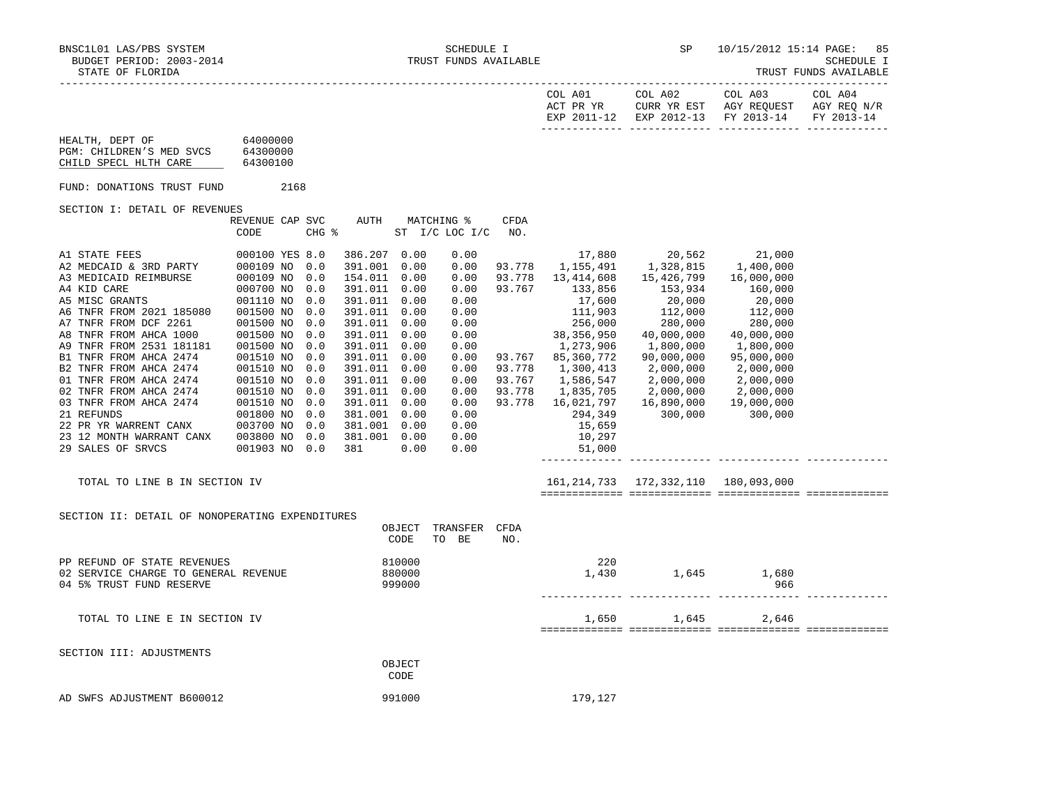SCHEDULE I
TRUST FUNDS AVAILABLE

STATE OF FLORIDA

| | | | |
|---|---|---|---|
| HEALTH, DEPT OF | 64000000 | | |
| PGM: CHILDREN'S MED SVCS | 64300000 | | |
| CHILD SPECL HLTH CARE | 64300100 | | |

FUND: DONATIONS TRUST FUND 2168

SECTION I: DETAIL OF REVENUES

| | REVENUE CODE | CAP | SVC CHG % | AUTH ST | MATCHING % I/C | LOC I/C | CFDA NO. | COL A01 ACT PR YR EXP 2011-12 | COL A02 CURR YR EST EXP 2012-13 | COL A03 AGY REQUEST FY 2013-14 | COL A04 AGY REQ N/R FY 2013-14 |
|---|---|---|---|---|---|---|---|---|---|---|---|
| A1 STATE FEES | 000100 | YES | 8.0 | 386.207 | 0.00 | 0.00 | | 17,880 | 20,562 | 21,000 | |
| A2 MEDCAID & 3RD PARTY | 000109 | NO | 0.0 | 391.001 | 0.00 | 0.00 | 93.778 | 1,155,491 | 1,328,815 | 1,400,000 | |
| A3 MEDICAID REIMBURSE | 000109 | NO | 0.0 | 154.011 | 0.00 | 0.00 | 93.778 | 13,414,608 | 15,426,799 | 16,000,000 | |
| A4 KID CARE | 000700 | NO | 0.0 | 391.011 | 0.00 | 0.00 | 93.767 | 133,856 | 153,934 | 160,000 | |
| A5 MISC GRANTS | 001110 | NO | 0.0 | 391.011 | 0.00 | 0.00 | | 17,600 | 20,000 | 20,000 | |
| A6 TNFR FROM 2021 185080 | 001500 | NO | 0.0 | 391.011 | 0.00 | 0.00 | | 111,903 | 112,000 | 112,000 | |
| A7 TNFR FROM DCF 2261 | 001500 | NO | 0.0 | 391.011 | 0.00 | 0.00 | | 256,000 | 280,000 | 280,000 | |
| A8 TNFR FROM AHCA 1000 | 001500 | NO | 0.0 | 391.011 | 0.00 | 0.00 | | 38,356,950 | 40,000,000 | 40,000,000 | |
| A9 TNFR FROM 2531 181181 | 001500 | NO | 0.0 | 391.011 | 0.00 | 0.00 | | 1,273,906 | 1,800,000 | 1,800,000 | |
| B1 TNFR FROM AHCA 2474 | 001510 | NO | 0.0 | 391.011 | 0.00 | 0.00 | 93.767 | 85,360,772 | 90,000,000 | 95,000,000 | |
| B2 TNFR FROM AHCA 2474 | 001510 | NO | 0.0 | 391.011 | 0.00 | 0.00 | 93.778 | 1,300,413 | 2,000,000 | 2,000,000 | |
| 01 TNFR FROM AHCA 2474 | 001510 | NO | 0.0 | 391.011 | 0.00 | 0.00 | 93.767 | 1,586,547 | 2,000,000 | 2,000,000 | |
| 02 TNFR FROM AHCA 2474 | 001510 | NO | 0.0 | 391.011 | 0.00 | 0.00 | 93.778 | 1,835,705 | 2,000,000 | 2,000,000 | |
| 03 TNFR FROM AHCA 2474 | 001510 | NO | 0.0 | 391.011 | 0.00 | 0.00 | 93.778 | 16,021,797 | 16,890,000 | 19,000,000 | |
| 21 REFUNDS | 001800 | NO | 0.0 | 381.001 | 0.00 | 0.00 | | 294,349 | 300,000 | 300,000 | |
| 22 PR YR WARRENT CANX | 003700 | NO | 0.0 | 381.001 | 0.00 | 0.00 | | 15,659 | | | |
| 23 12 MONTH WARRANT CANX | 003800 | NO | 0.0 | 381.001 | 0.00 | 0.00 | | 10,297 | | | |
| 29 SALES OF SRVCS | 001903 | NO | 0.0 | 381 | 0.00 | 0.00 | | 51,000 | | | |
| TOTAL TO LINE B IN SECTION IV | | | | | | | | 161,214,733 | 172,332,110 | 180,093,000 | |

SECTION II: DETAIL OF NONOPERATING EXPENDITURES

| | OBJECT CODE | TRANSFER TO BE | CFDA NO. | COL A01 | COL A02 | COL A03 | COL A04 |
|---|---|---|---|---|---|---|---|
| PP REFUND OF STATE REVENUES | 810000 | | | 220 | | | |
| 02 SERVICE CHARGE TO GENERAL REVENUE | 880000 | | | 1,430 | 1,645 | 1,680 | |
| 04 5% TRUST FUND RESERVE | 999000 | | | | | 966 | |
| TOTAL TO LINE E IN SECTION IV | | | | 1,650 | 1,645 | 2,646 | |

SECTION III: ADJUSTMENTS

| | OBJECT CODE | COL A01 | COL A02 | COL A03 | COL A04 |
|---|---|---|---|---|---|
| AD SWFS ADJUSTMENT B600012 | 991000 | 179,127 | | | |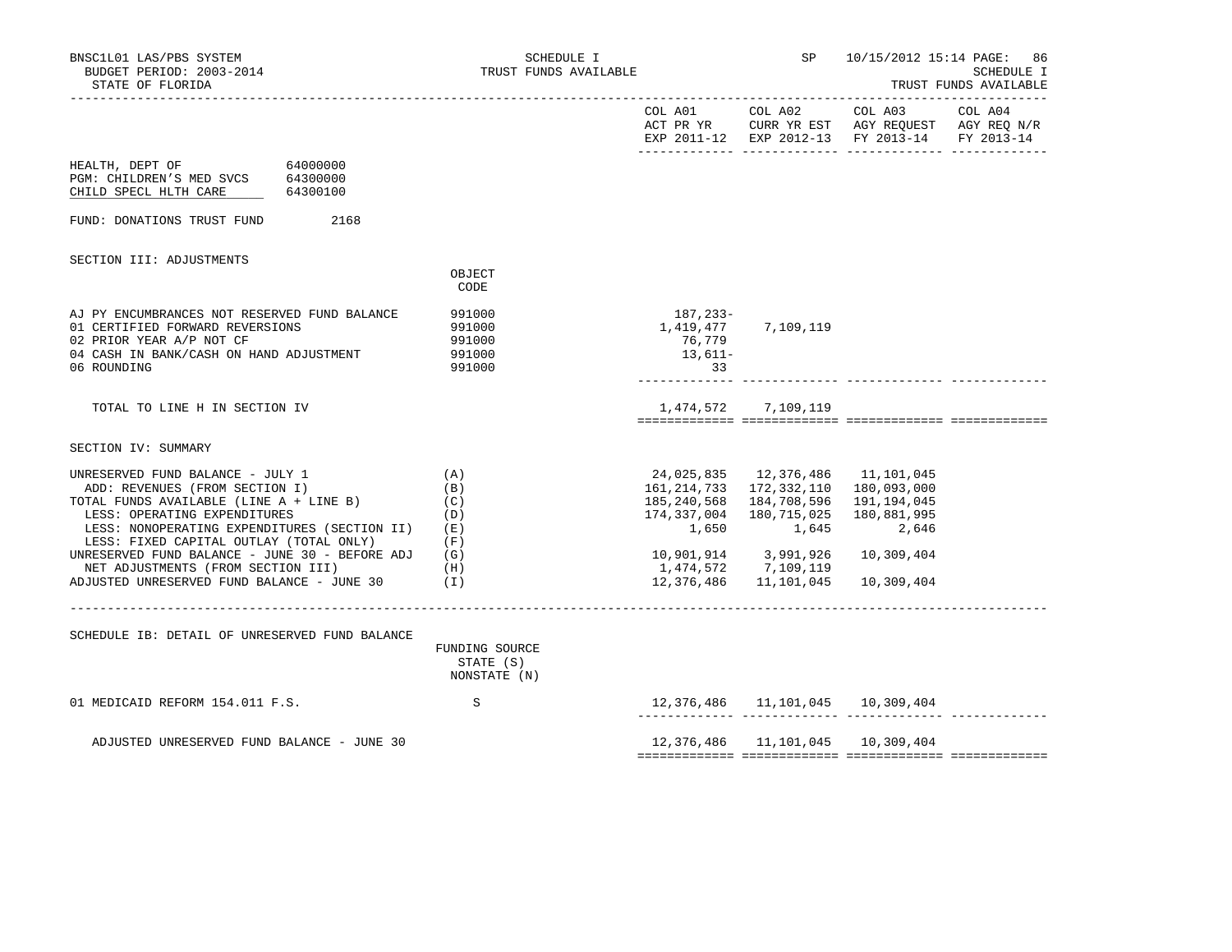BNSC1L01 LAS/PBS SYSTEM — SCHEDULE I — TRUST FUNDS AVAILABLE — SP 10/15/2012 15:14
BUDGET PERIOD: 2003-2014
STATE OF FLORIDA

HEALTH, DEPT OF 64000000
PGM: CHILDREN'S MED SVCS 64300000
CHILD SPECL HLTH CARE 64300100

FUND: DONATIONS TRUST FUND 2168

## SECTION III: ADJUSTMENTS

| | OBJECT CODE | COL A01 ACT PR YR EXP 2011-12 | COL A02 CURR YR EST EXP 2012-13 | COL A03 AGY REQUEST FY 2013-14 | COL A04 AGY REQ N/R FY 2013-14 |
|---|---|---|---|---|---|
| AJ PY ENCUMBRANCES NOT RESERVED FUND BALANCE | 991000 | 187,233- | | | |
| 01 CERTIFIED FORWARD REVERSIONS | 991000 | 1,419,477 | 7,109,119 | | |
| 02 PRIOR YEAR A/P NOT CF | 991000 | 76,779 | | | |
| 04 CASH IN BANK/CASH ON HAND ADJUSTMENT | 991000 | 13,611- | | | |
| 06 ROUNDING | 991000 | 33 | | | |
| TOTAL TO LINE H IN SECTION IV | | 1,474,572 | 7,109,119 | | |

## SECTION IV: SUMMARY

| | | COL A01 | COL A02 | COL A03 | COL A04 |
|---|---|---|---|---|---|
| UNRESERVED FUND BALANCE - JULY 1 | (A) | 24,025,835 | 12,376,486 | 11,101,045 | |
| ADD: REVENUES (FROM SECTION I) | (B) | 161,214,733 | 172,332,110 | 180,093,000 | |
| TOTAL FUNDS AVAILABLE (LINE A + LINE B) | (C) | 185,240,568 | 184,708,596 | 191,194,045 | |
| LESS: OPERATING EXPENDITURES | (D) | 174,337,004 | 180,715,025 | 180,881,995 | |
| LESS: NONOPERATING EXPENDITURES (SECTION II) | (E) | 1,650 | 1,645 | 2,646 | |
| LESS: FIXED CAPITAL OUTLAY (TOTAL ONLY) | (F) | | | | |
| UNRESERVED FUND BALANCE - JUNE 30 - BEFORE ADJ | (G) | 10,901,914 | 3,991,926 | 10,309,404 | |
| NET ADJUSTMENTS (FROM SECTION III) | (H) | 1,474,572 | 7,109,119 | | |
| ADJUSTED UNRESERVED FUND BALANCE - JUNE 30 | (I) | 12,376,486 | 11,101,045 | 10,309,404 | |

## SCHEDULE IB: DETAIL OF UNRESERVED FUND BALANCE

| | FUNDING SOURCE STATE (S) NONSTATE (N) | COL A01 | COL A02 | COL A03 | COL A04 |
|---|---|---|---|---|---|
| 01 MEDICAID REFORM 154.011 F.S. | S | 12,376,486 | 11,101,045 | 10,309,404 | |
| ADJUSTED UNRESERVED FUND BALANCE - JUNE 30 | | 12,376,486 | 11,101,045 | 10,309,404 | |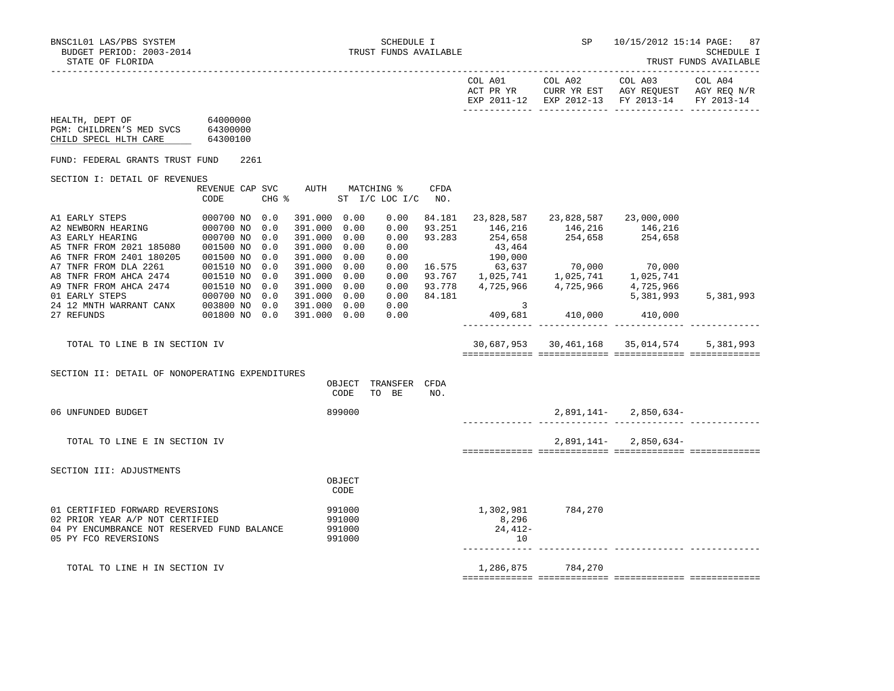BNSC1L01 LAS/PBS SYSTEM — SCHEDULE I — TRUST FUNDS AVAILABLE
BUDGET PERIOD: 2003-2014
STATE OF FLORIDA
SP 10/15/2012 15:14

| | COL A01 ACT PR YR EXP 2011-12 | COL A02 CURR YR EST EXP 2012-13 | COL A03 AGY REQUEST FY 2013-14 | COL A04 AGY REQ N/R FY 2013-14 |
|---|---|---|---|---|

HEALTH, DEPT OF 64000000
PGM: CHILDREN'S MED SVCS 64300000
CHILD SPECL HLTH CARE 64300100

FUND: FEDERAL GRANTS TRUST FUND 2261

## SECTION I: DETAIL OF REVENUES

| | REVENUE CODE | CAP | SVC CHG % | AUTH | MATCHING % ST I/C | LOC I/C | CFDA NO. | COL A01 | COL A02 | COL A03 | COL A04 |
|---|---|---|---|---|---|---|---|---|---|---|---|
| A1 EARLY STEPS | 000700 | NO | 0.0 | 391.000 | 0.00 | 0.00 | 84.181 | 23,828,587 | 23,828,587 | 23,000,000 | |
| A2 NEWBORN HEARING | 000700 | NO | 0.0 | 391.000 | 0.00 | 0.00 | 93.251 | 146,216 | 146,216 | 146,216 | |
| A3 EARLY HEARING | 000700 | NO | 0.0 | 391.000 | 0.00 | 0.00 | 93.283 | 254,658 | 254,658 | 254,658 | |
| A5 TNFR FROM 2021 185080 | 001500 | NO | 0.0 | 391.000 | 0.00 | 0.00 | | 43,464 | | | |
| A6 TNFR FROM 2401 180205 | 001500 | NO | 0.0 | 391.000 | 0.00 | 0.00 | | 190,000 | | | |
| A7 TNFR FROM DLA 2261 | 001510 | NO | 0.0 | 391.000 | 0.00 | 0.00 | 16.575 | 63,637 | 70,000 | 70,000 | |
| A8 TNFR FROM AHCA 2474 | 001510 | NO | 0.0 | 391.000 | 0.00 | 0.00 | 93.767 | 1,025,741 | 1,025,741 | 1,025,741 | |
| A9 TNFR FROM AHCA 2474 | 001510 | NO | 0.0 | 391.000 | 0.00 | 0.00 | 93.778 | 4,725,966 | 4,725,966 | 4,725,966 | |
| 01 EARLY STEPS | 000700 | NO | 0.0 | 391.000 | 0.00 | 0.00 | 84.181 | | | 5,381,993 | 5,381,993 |
| 24 12 MNTH WARRANT CANX | 003800 | NO | 0.0 | 391.000 | 0.00 | 0.00 | | 3 | | | |
| 27 REFUNDS | 001800 | NO | 0.0 | 391.000 | 0.00 | 0.00 | | 409,681 | 410,000 | 410,000 | |
| TOTAL TO LINE B IN SECTION IV | | | | | | | | 30,687,953 | 30,461,168 | 35,014,574 | 5,381,993 |

## SECTION II: DETAIL OF NONOPERATING EXPENDITURES

| | OBJECT CODE | TRANSFER TO BE | CFDA NO. | COL A01 | COL A02 | COL A03 | COL A04 |
|---|---|---|---|---|---|---|---|
| 06 UNFUNDED BUDGET | 899000 | | | | 2,891,141- | 2,850,634- | |
| TOTAL TO LINE E IN SECTION IV | | | | | 2,891,141- | 2,850,634- | |

## SECTION III: ADJUSTMENTS

| | OBJECT CODE | COL A01 | COL A02 | COL A03 | COL A04 |
|---|---|---|---|---|---|
| 01 CERTIFIED FORWARD REVERSIONS | 991000 | 1,302,981 | 784,270 | | |
| 02 PRIOR YEAR A/P NOT CERTIFIED | 991000 | 8,296 | | | |
| 04 PY ENCUMBRANCE NOT RESERVED FUND BALANCE | 991000 | 24,412- | | | |
| 05 PY FCO REVERSIONS | 991000 | 10 | | | |
| TOTAL TO LINE H IN SECTION IV | | 1,286,875 | 784,270 | | |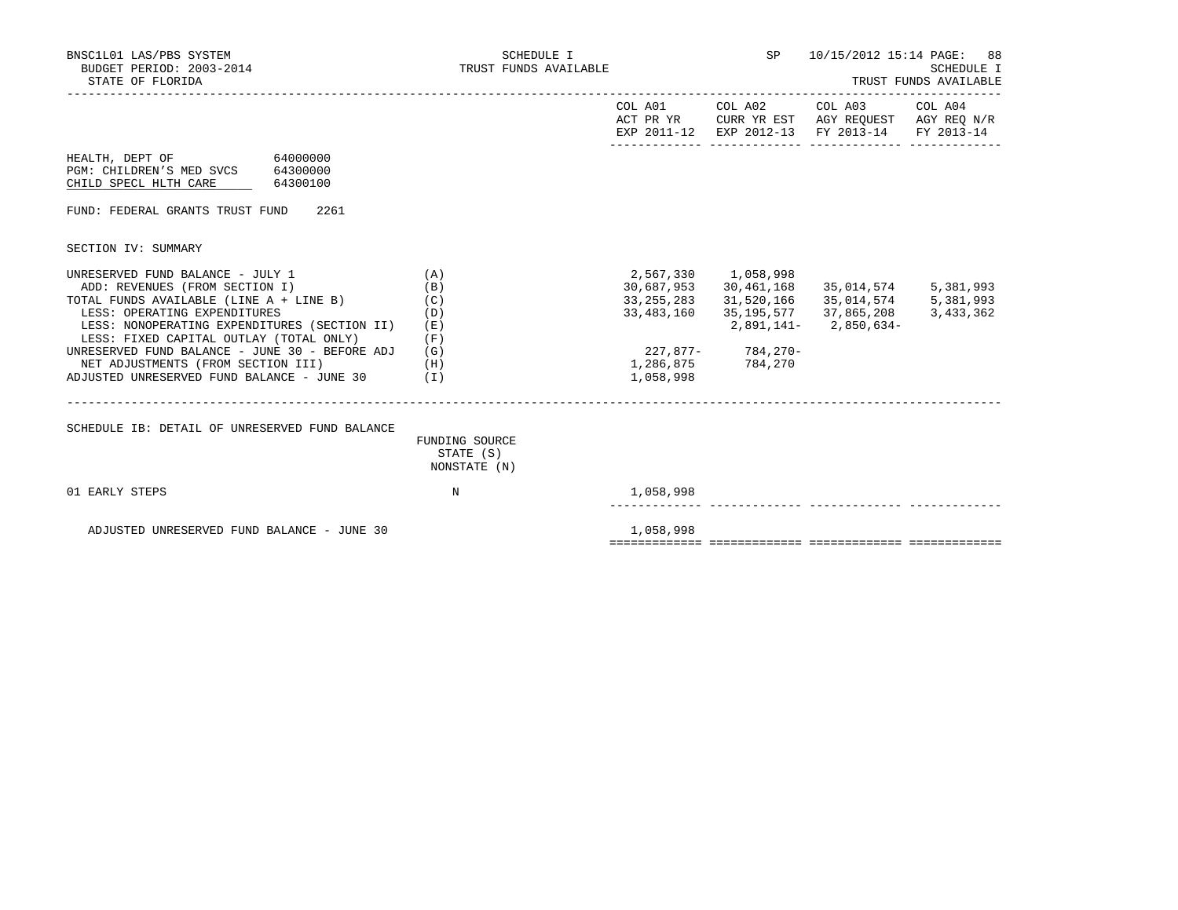BNSC1L01 LAS/PBS SYSTEM — SCHEDULE I — TRUST FUNDS AVAILABLE — SP 10/15/2012 15:14

BUDGET PERIOD: 2003-2014

STATE OF FLORIDA

SCHEDULE I — TRUST FUNDS AVAILABLE

HEALTH, DEPT OF 64000000
PGM: CHILDREN'S MED SVCS 64300000
CHILD SPECL HLTH CARE 64300100

FUND: FEDERAL GRANTS TRUST FUND 2261

SECTION IV: SUMMARY

| | | COL A01 ACT PR YR EXP 2011-12 | COL A02 CURR YR EST EXP 2012-13 | COL A03 AGY REQUEST FY 2013-14 | COL A04 AGY REQ N/R FY 2013-14 |
|---|---|---|---|---|---|
| UNRESERVED FUND BALANCE - JULY 1 | (A) | 2,567,330 | 1,058,998 | | |
| ADD: REVENUES (FROM SECTION I) | (B) | 30,687,953 | 30,461,168 | 35,014,574 | 5,381,993 |
| TOTAL FUNDS AVAILABLE (LINE A + LINE B) | (C) | 33,255,283 | 31,520,166 | 35,014,574 | 5,381,993 |
| LESS: OPERATING EXPENDITURES | (D) | 33,483,160 | 35,195,577 | 37,865,208 | 3,433,362 |
| LESS: NONOPERATING EXPENDITURES (SECTION II) | (E) | | 2,891,141- | 2,850,634- | |
| LESS: FIXED CAPITAL OUTLAY (TOTAL ONLY) | (F) | | | | |
| UNRESERVED FUND BALANCE - JUNE 30 - BEFORE ADJ | (G) | 227,877- | 784,270- | | |
| NET ADJUSTMENTS (FROM SECTION III) | (H) | 1,286,875 | 784,270 | | |
| ADJUSTED UNRESERVED FUND BALANCE - JUNE 30 | (I) | 1,058,998 | | | |

SCHEDULE IB: DETAIL OF UNRESERVED FUND BALANCE

| | FUNDING SOURCE STATE (S) NONSTATE (N) | COL A01 | COL A02 | COL A03 | COL A04 |
|---|---|---|---|---|---|
| 01 EARLY STEPS | N | 1,058,998 | | | |
| ADJUSTED UNRESERVED FUND BALANCE - JUNE 30 | | 1,058,998 | | | |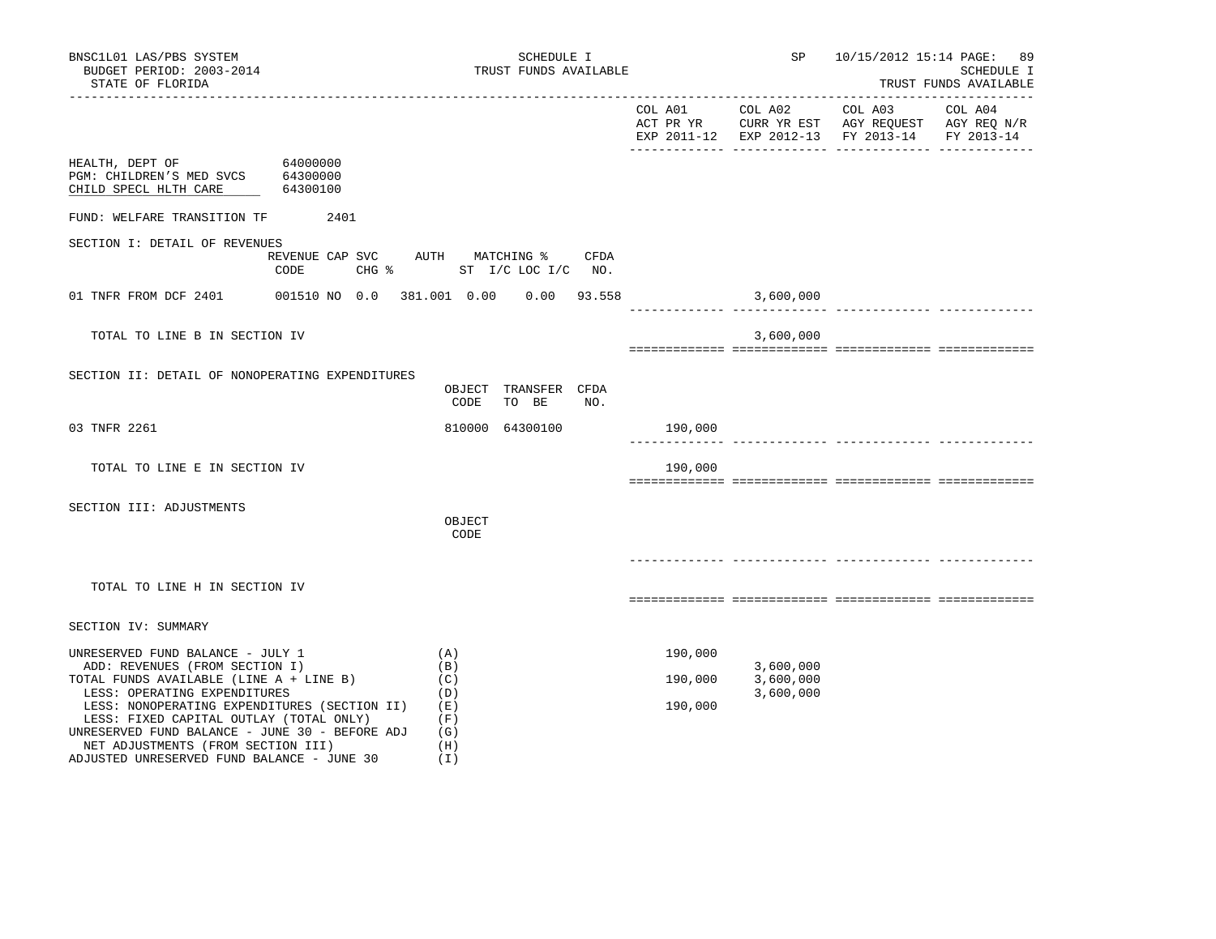BNSC1L01 LAS/PBS SYSTEM
BUDGET PERIOD: 2003-2014
STATE OF FLORIDA

SCHEDULE I
TRUST FUNDS AVAILABLE

SP 10/15/2012 15:14

SCHEDULE I
TRUST FUNDS AVAILABLE

| | COL A01 ACT PR YR EXP 2011-12 | COL A02 CURR YR EST EXP 2012-13 | COL A03 AGY REQUEST FY 2013-14 | COL A04 AGY REQ N/R FY 2013-14 |
|---|---|---|---|---|

HEALTH, DEPT OF 64000000
PGM: CHILDREN'S MED SVCS 64300000
CHILD SPECL HLTH CARE 64300100

FUND: WELFARE TRANSITION TF 2401

## SECTION I: DETAIL OF REVENUES

| | REVENUE CODE | CAP | SVC CHG % | AUTH ST | MATCHING % I/C | LOC I/C | CFDA NO. | COL A01 | COL A02 | COL A03 | COL A04 |
|---|---|---|---|---|---|---|---|---|---|---|---|
| 01 TNFR FROM DCF 2401 | 001510 | NO | 0.0 | 381.001 | 0.00 | 0.00 | 93.558 | | 3,600,000 | | |
| TOTAL TO LINE B IN SECTION IV | | | | | | | | | 3,600,000 | | |

## SECTION II: DETAIL OF NONOPERATING EXPENDITURES

| | OBJECT CODE | TRANSFER TO BE | CFDA NO. | COL A01 | COL A02 | COL A03 | COL A04 |
|---|---|---|---|---|---|---|---|
| 03 TNFR 2261 | 810000 | 64300100 | | 190,000 | | | |
| TOTAL TO LINE E IN SECTION IV | | | | 190,000 | | | |

## SECTION III: ADJUSTMENTS

| | OBJECT CODE | COL A01 | COL A02 | COL A03 | COL A04 |
|---|---|---|---|---|---|
| TOTAL TO LINE H IN SECTION IV | | | | | |

## SECTION IV: SUMMARY

| | | COL A01 | COL A02 | COL A03 | COL A04 |
|---|---|---|---|---|---|
| UNRESERVED FUND BALANCE - JULY 1 | (A) | 190,000 | | | |
| ADD: REVENUES (FROM SECTION I) | (B) | | 3,600,000 | | |
| TOTAL FUNDS AVAILABLE (LINE A + LINE B) | (C) | 190,000 | 3,600,000 | | |
| LESS: OPERATING EXPENDITURES | (D) | | 3,600,000 | | |
| LESS: NONOPERATING EXPENDITURES (SECTION II) | (E) | 190,000 | | | |
| LESS: FIXED CAPITAL OUTLAY (TOTAL ONLY) | (F) | | | | |
| UNRESERVED FUND BALANCE - JUNE 30 - BEFORE ADJ | (G) | | | | |
| NET ADJUSTMENTS (FROM SECTION III) | (H) | | | | |
| ADJUSTED UNRESERVED FUND BALANCE - JUNE 30 | (I) | | | | |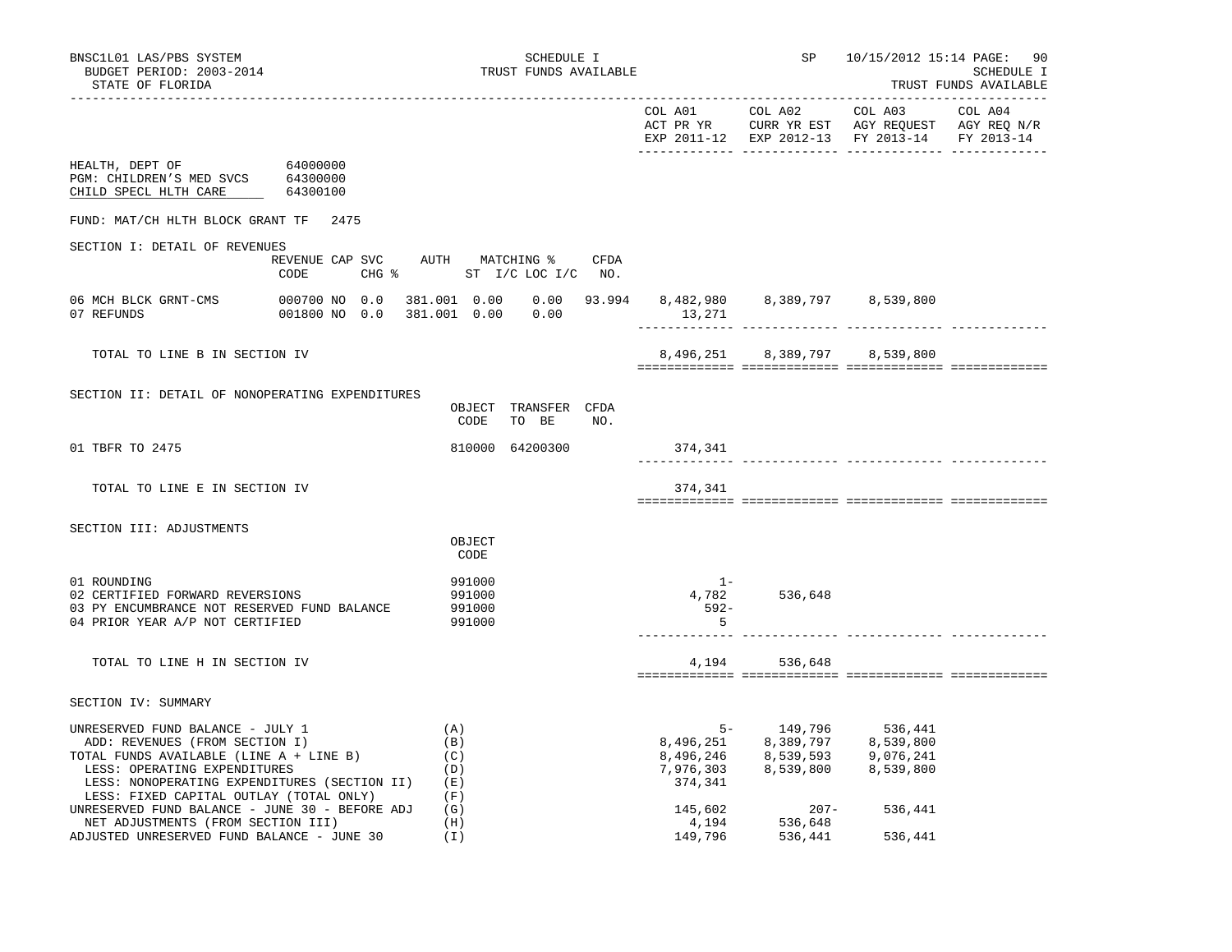BNSC1L01 LAS/PBS SYSTEM
BUDGET PERIOD: 2003-2014
STATE OF FLORIDA

SCHEDULE I
TRUST FUNDS AVAILABLE

SP 10/15/2012 15:14

SCHEDULE I
TRUST FUNDS AVAILABLE

| | COL A01 ACT PR YR EXP 2011-12 | COL A02 CURR YR EST EXP 2012-13 | COL A03 AGY REQUEST FY 2013-14 | COL A04 AGY REQ N/R FY 2013-14 |
|---|---|---|---|---|

HEALTH, DEPT OF 64000000
PGM: CHILDREN'S MED SVCS 64300000
CHILD SPECL HLTH CARE 64300100

FUND: MAT/CH HLTH BLOCK GRANT TF 2475

## SECTION I: DETAIL OF REVENUES

| | REVENUE CODE | CAP | SVC CHG % | AUTH ST | MATCHING % I/C | LOC I/C | CFDA NO. | COL A01 | COL A02 | COL A03 | COL A04 |
|---|---|---|---|---|---|---|---|---|---|---|---|
| 06 MCH BLCK GRNT-CMS | 000700 | NO | 0.0 | 381.001 | 0.00 | 0.00 | 93.994 | 8,482,980 | 8,389,797 | 8,539,800 | |
| 07 REFUNDS | 001800 | NO | 0.0 | 381.001 | 0.00 | 0.00 | | 13,271 | | | |
| TOTAL TO LINE B IN SECTION IV | | | | | | | | 8,496,251 | 8,389,797 | 8,539,800 | |

## SECTION II: DETAIL OF NONOPERATING EXPENDITURES

| | OBJECT CODE | TRANSFER TO BE | CFDA NO. | COL A01 | COL A02 | COL A03 | COL A04 |
|---|---|---|---|---|---|---|---|
| 01 TBFR TO 2475 | 810000 | 64200300 | | 374,341 | | | |
| TOTAL TO LINE E IN SECTION IV | | | | 374,341 | | | |

## SECTION III: ADJUSTMENTS

| | OBJECT CODE | COL A01 | COL A02 | COL A03 | COL A04 |
|---|---|---|---|---|---|
| 01 ROUNDING | 991000 | 1- | | | |
| 02 CERTIFIED FORWARD REVERSIONS | 991000 | 4,782 | 536,648 | | |
| 03 PY ENCUMBRANCE NOT RESERVED FUND BALANCE | 991000 | 592- | | | |
| 04 PRIOR YEAR A/P NOT CERTIFIED | 991000 | 5 | | | |
| TOTAL TO LINE H IN SECTION IV | | 4,194 | 536,648 | | |

## SECTION IV: SUMMARY

| | | COL A01 | COL A02 | COL A03 | COL A04 |
|---|---|---|---|---|---|
| UNRESERVED FUND BALANCE - JULY 1 | (A) | 5- | 149,796 | 536,441 | |
| ADD: REVENUES (FROM SECTION I) | (B) | 8,496,251 | 8,389,797 | 8,539,800 | |
| TOTAL FUNDS AVAILABLE (LINE A + LINE B) | (C) | 8,496,246 | 8,539,593 | 9,076,241 | |
| LESS: OPERATING EXPENDITURES | (D) | 7,976,303 | 8,539,800 | 8,539,800 | |
| LESS: NONOPERATING EXPENDITURES (SECTION II) | (E) | 374,341 | | | |
| LESS: FIXED CAPITAL OUTLAY (TOTAL ONLY) | (F) | | | | |
| UNRESERVED FUND BALANCE - JUNE 30 - BEFORE ADJ | (G) | 145,602 | 207- | 536,441 | |
| NET ADJUSTMENTS (FROM SECTION III) | (H) | 4,194 | 536,648 | | |
| ADJUSTED UNRESERVED FUND BALANCE - JUNE 30 | (I) | 149,796 | 536,441 | 536,441 | |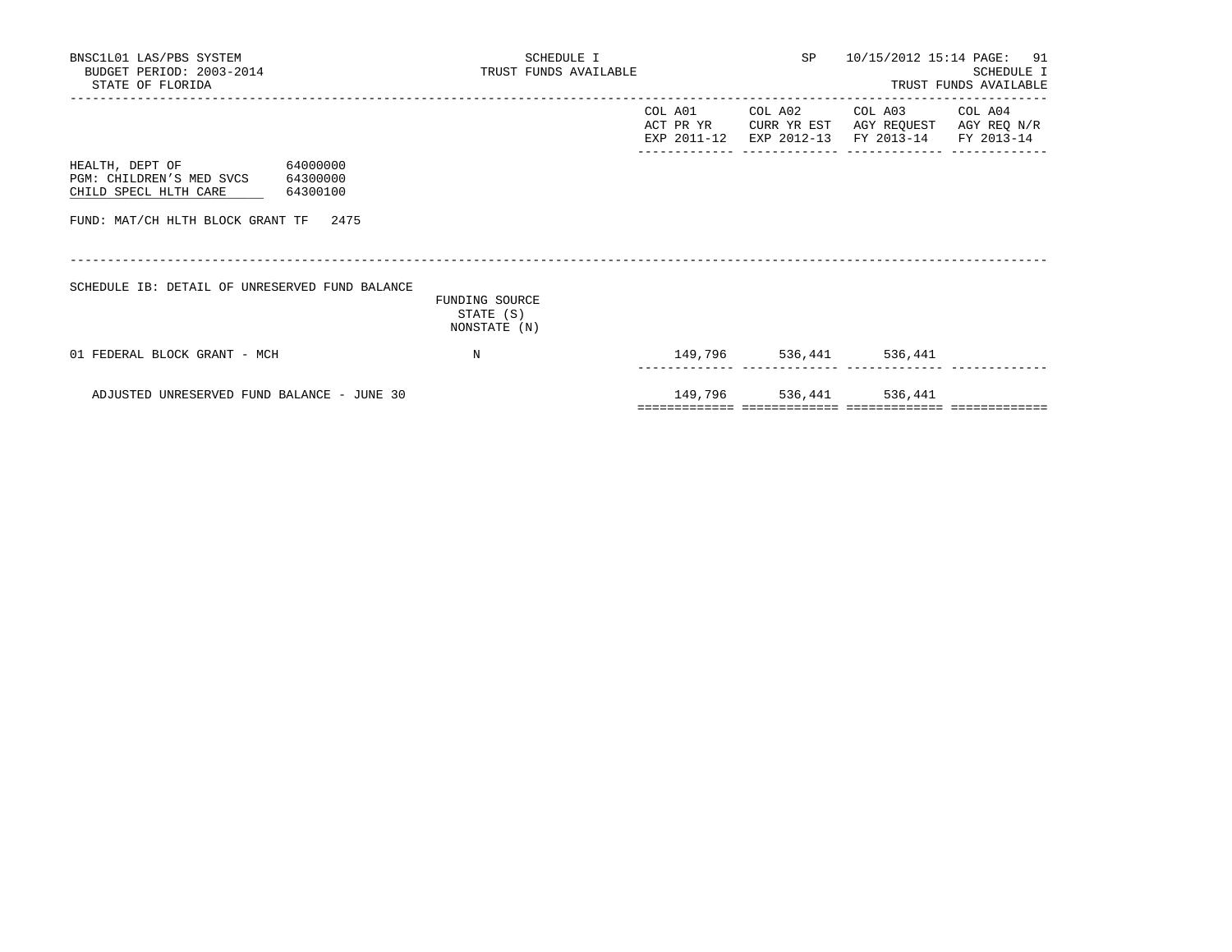BNSC1L01 LAS/PBS SYSTEM
BUDGET PERIOD: 2003-2014
STATE OF FLORIDA

SCHEDULE I
TRUST FUNDS AVAILABLE

SP 10/15/2012 15:14

SCHEDULE I
TRUST FUNDS AVAILABLE

HEALTH, DEPT OF 64000000
PGM: CHILDREN'S MED SVCS 64300000
CHILD SPECL HLTH CARE 64300100

FUND: MAT/CH HLTH BLOCK GRANT TF 2475

SCHEDULE IB: DETAIL OF UNRESERVED FUND BALANCE

| | FUNDING SOURCE STATE (S) NONSTATE (N) | COL A01 ACT PR YR EXP 2011-12 | COL A02 CURR YR EST EXP 2012-13 | COL A03 AGY REQUEST FY 2013-14 | COL A04 AGY REQ N/R FY 2013-14 |
|---|---|---|---|---|---|
| 01 FEDERAL BLOCK GRANT - MCH | N | 149,796 | 536,441 | 536,441 | |
| ADJUSTED UNRESERVED FUND BALANCE - JUNE 30 | | 149,796 | 536,441 | 536,441 | |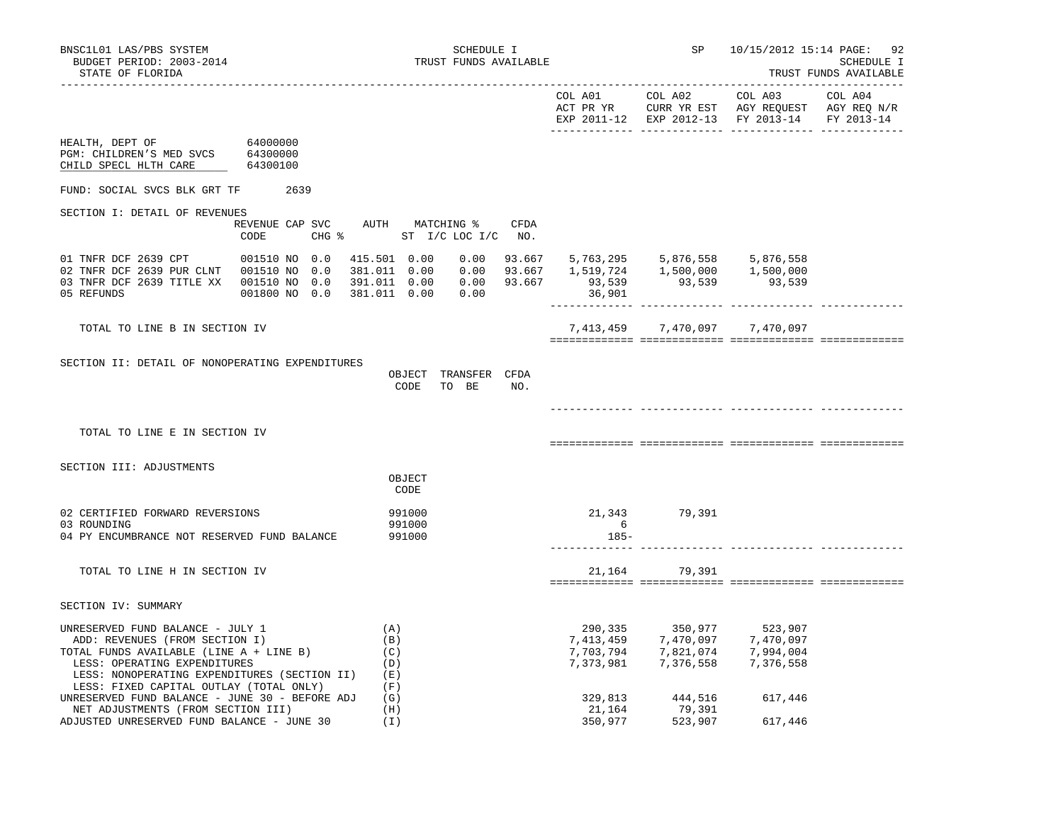BNSC1L01 LAS/PBS SYSTEM
BUDGET PERIOD: 2003-2014
STATE OF FLORIDA

SCHEDULE I
TRUST FUNDS AVAILABLE

SP 10/15/2012 15:14
SCHEDULE I
TRUST FUNDS AVAILABLE

| | COL A01 ACT PR YR EXP 2011-12 | COL A02 CURR YR EST EXP 2012-13 | COL A03 AGY REQUEST FY 2013-14 | COL A04 AGY REQ N/R FY 2013-14 |
|---|---|---|---|---|

HEALTH, DEPT OF 64000000
PGM: CHILDREN'S MED SVCS 64300000
CHILD SPECL HLTH CARE 64300100

FUND: SOCIAL SVCS BLK GRT TF 2639

SECTION I: DETAIL OF REVENUES

| | REVENUE CODE | CAP SVC CHG % | AUTH ST | MATCHING % I/C | LOC I/C | CFDA NO. | COL A01 | COL A02 | COL A03 | COL A04 |
|---|---|---|---|---|---|---|---|---|---|---|
| 01 TNFR DCF 2639 CPT | 001510 NO | 0.0 | 415.501 | 0.00 | 0.00 | 93.667 | 5,763,295 | 5,876,558 | 5,876,558 | |
| 02 TNFR DCF 2639 PUR CLNT | 001510 NO | 0.0 | 381.011 | 0.00 | 0.00 | 93.667 | 1,519,724 | 1,500,000 | 1,500,000 | |
| 03 TNFR DCF 2639 TITLE XX | 001510 NO | 0.0 | 391.011 | 0.00 | 0.00 | 93.667 | 93,539 | 93,539 | 93,539 | |
| 05 REFUNDS | 001800 NO | 0.0 | 381.011 | 0.00 | 0.00 | | 36,901 | | | |
| TOTAL TO LINE B IN SECTION IV | | | | | | | 7,413,459 | 7,470,097 | 7,470,097 | |

SECTION II: DETAIL OF NONOPERATING EXPENDITURES

| | OBJECT CODE | TRANSFER TO BE | CFDA NO. | COL A01 | COL A02 | COL A03 | COL A04 |
|---|---|---|---|---|---|---|---|
| TOTAL TO LINE E IN SECTION IV | | | | | | | |

SECTION III: ADJUSTMENTS

| | OBJECT CODE | COL A01 | COL A02 | COL A03 | COL A04 |
|---|---|---|---|---|---|
| 02 CERTIFIED FORWARD REVERSIONS | 991000 | 21,343 | 79,391 | | |
| 03 ROUNDING | 991000 | 6 | | | |
| 04 PY ENCUMBRANCE NOT RESERVED FUND BALANCE | 991000 | 185- | | | |
| TOTAL TO LINE H IN SECTION IV | | 21,164 | 79,391 | | |

SECTION IV: SUMMARY

| | | COL A01 | COL A02 | COL A03 | COL A04 |
|---|---|---|---|---|---|
| UNRESERVED FUND BALANCE - JULY 1 | (A) | 290,335 | 350,977 | 523,907 | |
| ADD: REVENUES (FROM SECTION I) | (B) | 7,413,459 | 7,470,097 | 7,470,097 | |
| TOTAL FUNDS AVAILABLE (LINE A + LINE B) | (C) | 7,703,794 | 7,821,074 | 7,994,004 | |
| LESS: OPERATING EXPENDITURES | (D) | 7,373,981 | 7,376,558 | 7,376,558 | |
| LESS: NONOPERATING EXPENDITURES (SECTION II) | (E) | | | | |
| LESS: FIXED CAPITAL OUTLAY (TOTAL ONLY) | (F) | | | | |
| UNRESERVED FUND BALANCE - JUNE 30 - BEFORE ADJ | (G) | 329,813 | 444,516 | 617,446 | |
| NET ADJUSTMENTS (FROM SECTION III) | (H) | 21,164 | 79,391 | | |
| ADJUSTED UNRESERVED FUND BALANCE - JUNE 30 | (I) | 350,977 | 523,907 | 617,446 | |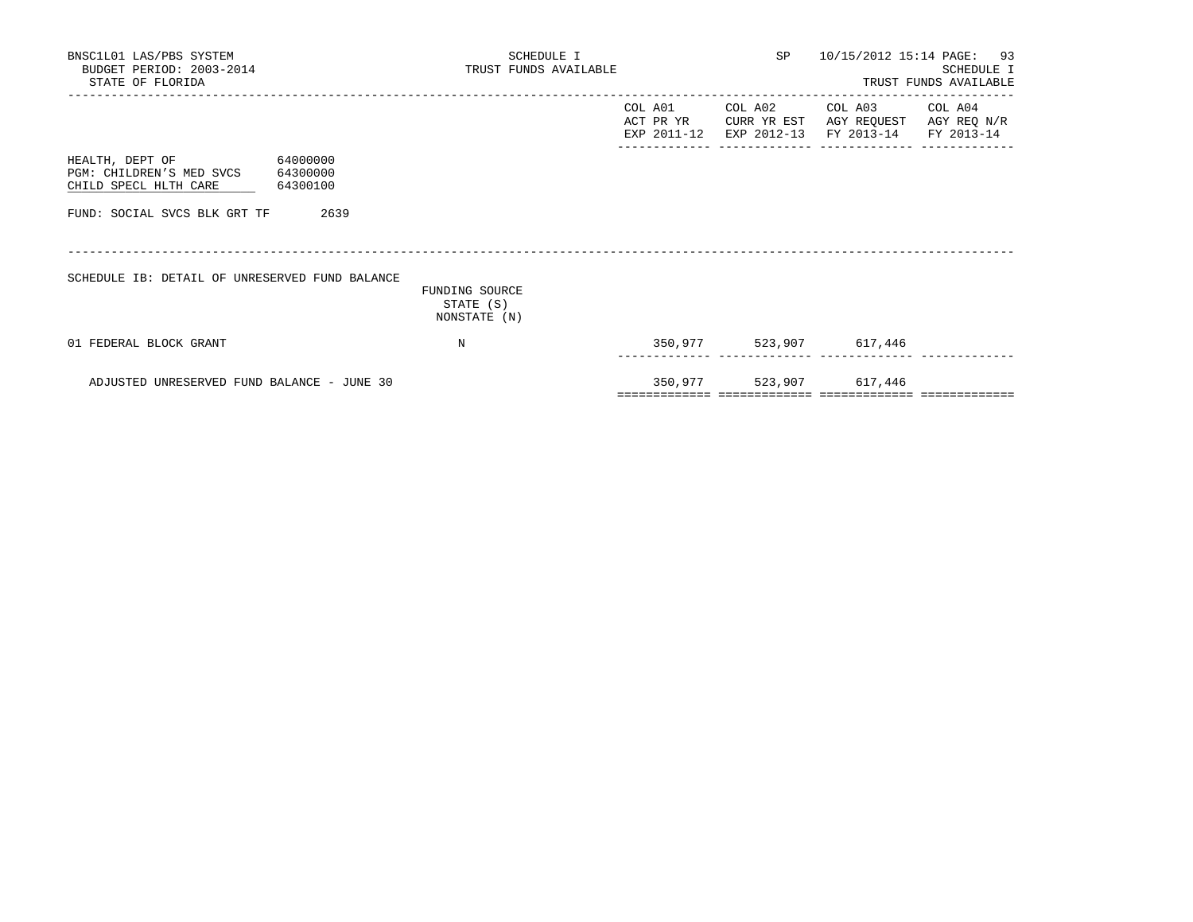BNSC1L01 LAS/PBS SYSTEM
BUDGET PERIOD: 2003-2014
STATE OF FLORIDA

SCHEDULE I
TRUST FUNDS AVAILABLE

SP 10/15/2012 15:14

SCHEDULE I
TRUST FUNDS AVAILABLE

| | | | | |
|---|---|---|---|---|
| HEALTH, DEPT OF 64000000 | | | | |
| PGM: CHILDREN'S MED SVCS 64300000 | | | | |
| CHILD SPECL HLTH CARE 64300100 | | | | |
| FUND: SOCIAL SVCS BLK GRT TF 2639 | | | | |

## SCHEDULE IB: DETAIL OF UNRESERVED FUND BALANCE

| | FUNDING SOURCE STATE (S) NONSTATE (N) | COL A01 ACT PR YR EXP 2011-12 | COL A02 CURR YR EST EXP 2012-13 | COL A03 AGY REQUEST FY 2013-14 | COL A04 AGY REQ N/R FY 2013-14 |
|---|---|---|---|---|---|
| 01 FEDERAL BLOCK GRANT | N | 350,977 | 523,907 | 617,446 | |
| ADJUSTED UNRESERVED FUND BALANCE - JUNE 30 | | 350,977 | 523,907 | 617,446 | |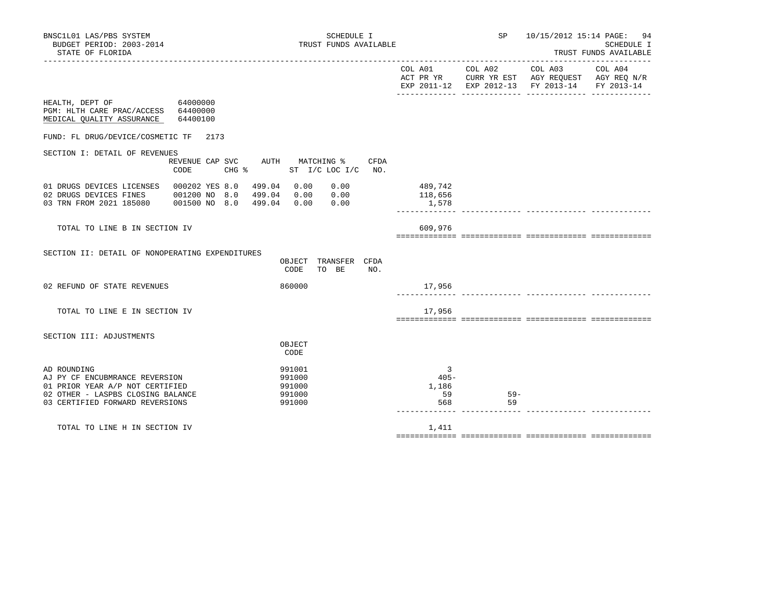BNSC1L01 LAS/PBS SYSTEM
BUDGET PERIOD: 2003-2014
STATE OF FLORIDA

SCHEDULE I
TRUST FUNDS AVAILABLE

SP 10/15/2012 15:14

SCHEDULE I
TRUST FUNDS AVAILABLE

| | COL A01 ACT PR YR EXP 2011-12 | COL A02 CURR YR EST EXP 2012-13 | COL A03 AGY REQUEST FY 2013-14 | COL A04 AGY REQ N/R FY 2013-14 |
|---|---|---|---|---|

HEALTH, DEPT OF 64000000
PGM: HLTH CARE PRAC/ACCESS 64400000
MEDICAL QUALITY ASSURANCE 64400100

FUND: FL DRUG/DEVICE/COSMETIC TF 2173

SECTION I: DETAIL OF REVENUES

| | REVENUE CODE | CAP | SVC CHG % | AUTH | MATCHING % ST I/C | LOC I/C | CFDA NO. | COL A01 | COL A02 | COL A03 | COL A04 |
|---|---|---|---|---|---|---|---|---|---|---|---|
| 01 DRUGS DEVICES LICENSES | 000202 | YES | 8.0 | 499.04 | 0.00 | 0.00 | | 489,742 | | | |
| 02 DRUGS DEVICES FINES | 001200 | NO | 8.0 | 499.04 | 0.00 | 0.00 | | 118,656 | | | |
| 03 TRN FROM 2021 185080 | 001500 | NO | 8.0 | 499.04 | 0.00 | 0.00 | | 1,578 | | | |
| TOTAL TO LINE B IN SECTION IV | | | | | | | | 609,976 | | | |

SECTION II: DETAIL OF NONOPERATING EXPENDITURES

| | OBJECT CODE | TRANSFER TO BE | CFDA NO. | COL A01 | COL A02 | COL A03 | COL A04 |
|---|---|---|---|---|---|---|---|
| 02 REFUND OF STATE REVENUES | 860000 | | | 17,956 | | | |
| TOTAL TO LINE E IN SECTION IV | | | | 17,956 | | | |

SECTION III: ADJUSTMENTS

| | OBJECT CODE | COL A01 | COL A02 | COL A03 | COL A04 |
|---|---|---|---|---|---|
| AD ROUNDING | 991001 | 3 | | | |
| AJ PY CF ENCUBMRANCE REVERSION | 991000 | 405- | | | |
| 01 PRIOR YEAR A/P NOT CERTIFIED | 991000 | 1,186 | | | |
| 02 OTHER - LASPBS CLOSING BALANCE | 991000 | 59 | 59- | | |
| 03 CERTIFIED FORWARD REVERSIONS | 991000 | 568 | 59 | | |
| TOTAL TO LINE H IN SECTION IV | | 1,411 | | | |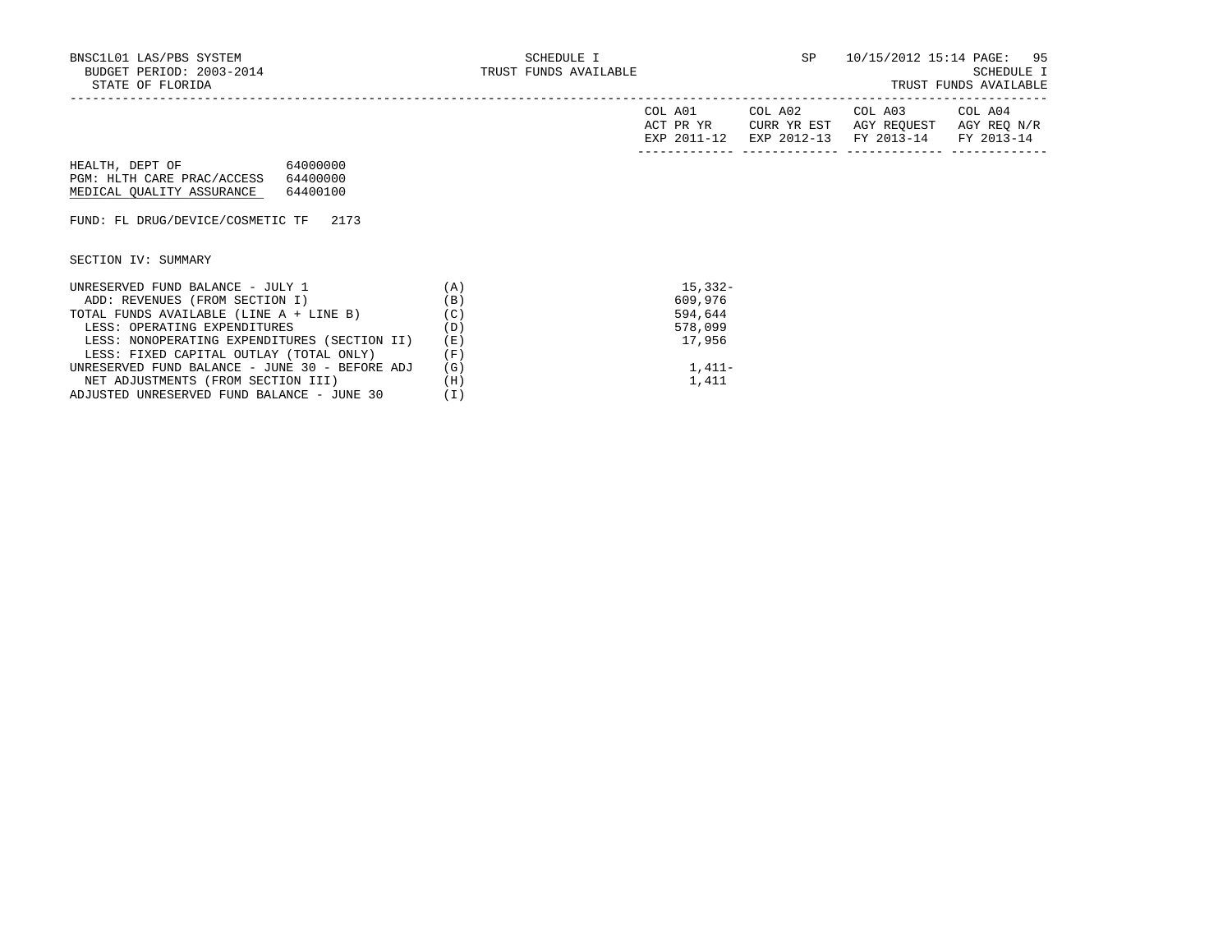BNSC1L01 LAS/PBS SYSTEM
BUDGET PERIOD: 2003-2014
STATE OF FLORIDA

SCHEDULE I
TRUST FUNDS AVAILABLE

SP 10/15/2012 15:14

SCHEDULE I
TRUST FUNDS AVAILABLE

HEALTH, DEPT OF 64000000
PGM: HLTH CARE PRAC/ACCESS 64400000
MEDICAL QUALITY ASSURANCE 64400100

FUND: FL DRUG/DEVICE/COSMETIC TF 2173

SECTION IV: SUMMARY

| | | COL A01 ACT PR YR EXP 2011-12 | COL A02 CURR YR EST EXP 2012-13 | COL A03 AGY REQUEST FY 2013-14 | COL A04 AGY REQ N/R FY 2013-14 |
|---|---|---|---|---|---|
| UNRESERVED FUND BALANCE - JULY 1 | (A) | 15,332- | | | |
| ADD: REVENUES (FROM SECTION I) | (B) | 609,976 | | | |
| TOTAL FUNDS AVAILABLE (LINE A + LINE B) | (C) | 594,644 | | | |
| LESS: OPERATING EXPENDITURES | (D) | 578,099 | | | |
| LESS: NONOPERATING EXPENDITURES (SECTION II) | (E) | 17,956 | | | |
| LESS: FIXED CAPITAL OUTLAY (TOTAL ONLY) | (F) | | | | |
| UNRESERVED FUND BALANCE - JUNE 30 - BEFORE ADJ | (G) | 1,411- | | | |
| NET ADJUSTMENTS (FROM SECTION III) | (H) | 1,411 | | | |
| ADJUSTED UNRESERVED FUND BALANCE - JUNE 30 | (I) | | | | |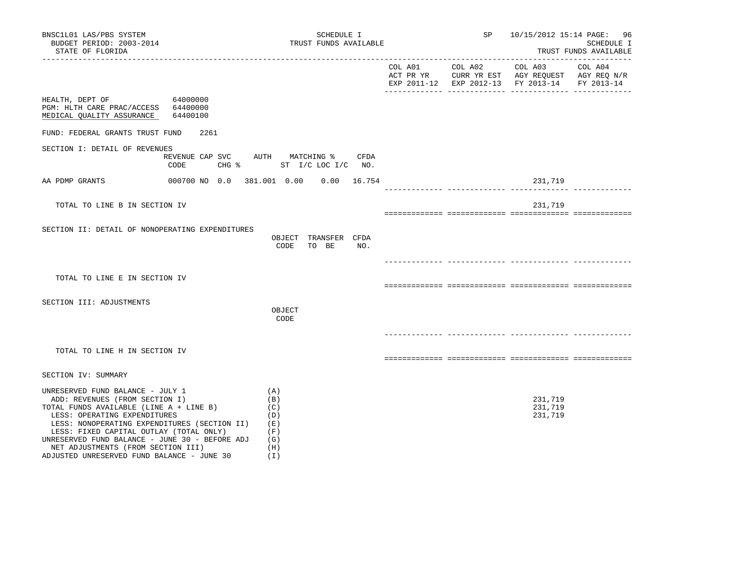BNSC1L01 LAS/PBS SYSTEM
BUDGET PERIOD: 2003-2014
STATE OF FLORIDA

SCHEDULE I
TRUST FUNDS AVAILABLE

SP 10/15/2012 15:14

SCHEDULE I
TRUST FUNDS AVAILABLE

| | COL A01 ACT PR YR EXP 2011-12 | COL A02 CURR YR EST EXP 2012-13 | COL A03 AGY REQUEST FY 2013-14 | COL A04 AGY REQ N/R FY 2013-14 |
|---|---|---|---|---|

HEALTH, DEPT OF 64000000
PGM: HLTH CARE PRAC/ACCESS 64400000
MEDICAL QUALITY ASSURANCE 64400100

FUND: FEDERAL GRANTS TRUST FUND 2261

SECTION I: DETAIL OF REVENUES

| | REVENUE CODE | CAP | SVC CHG % | AUTH ST | MATCHING % I/C | LOC I/C | CFDA NO. | COL A01 | COL A02 | COL A03 | COL A04 |
|---|---|---|---|---|---|---|---|---|---|---|---|
| AA PDMP GRANTS | 000700 | NO | 0.0 | 381.001 | 0.00 | 0.00 | 16.754 | | | 231,719 | |
| TOTAL TO LINE B IN SECTION IV | | | | | | | | | | 231,719 | |

SECTION II: DETAIL OF NONOPERATING EXPENDITURES

| | OBJECT CODE | TRANSFER TO BE | CFDA NO. | COL A01 | COL A02 | COL A03 | COL A04 |
|---|---|---|---|---|---|---|---|
| TOTAL TO LINE E IN SECTION IV | | | | | | | |

SECTION III: ADJUSTMENTS

| | OBJECT CODE | COL A01 | COL A02 | COL A03 | COL A04 |
|---|---|---|---|---|---|
| TOTAL TO LINE H IN SECTION IV | | | | | |

SECTION IV: SUMMARY

| | | COL A01 | COL A02 | COL A03 | COL A04 |
|---|---|---|---|---|---|
| UNRESERVED FUND BALANCE - JULY 1 | (A) | | | | |
| ADD: REVENUES (FROM SECTION I) | (B) | | | 231,719 | |
| TOTAL FUNDS AVAILABLE (LINE A + LINE B) | (C) | | | 231,719 | |
| LESS: OPERATING EXPENDITURES | (D) | | | 231,719 | |
| LESS: NONOPERATING EXPENDITURES (SECTION II) | (E) | | | | |
| LESS: FIXED CAPITAL OUTLAY (TOTAL ONLY) | (F) | | | | |
| UNRESERVED FUND BALANCE - JUNE 30 - BEFORE ADJ | (G) | | | | |
| NET ADJUSTMENTS (FROM SECTION III) | (H) | | | | |
| ADJUSTED UNRESERVED FUND BALANCE - JUNE 30 | (I) | | | | |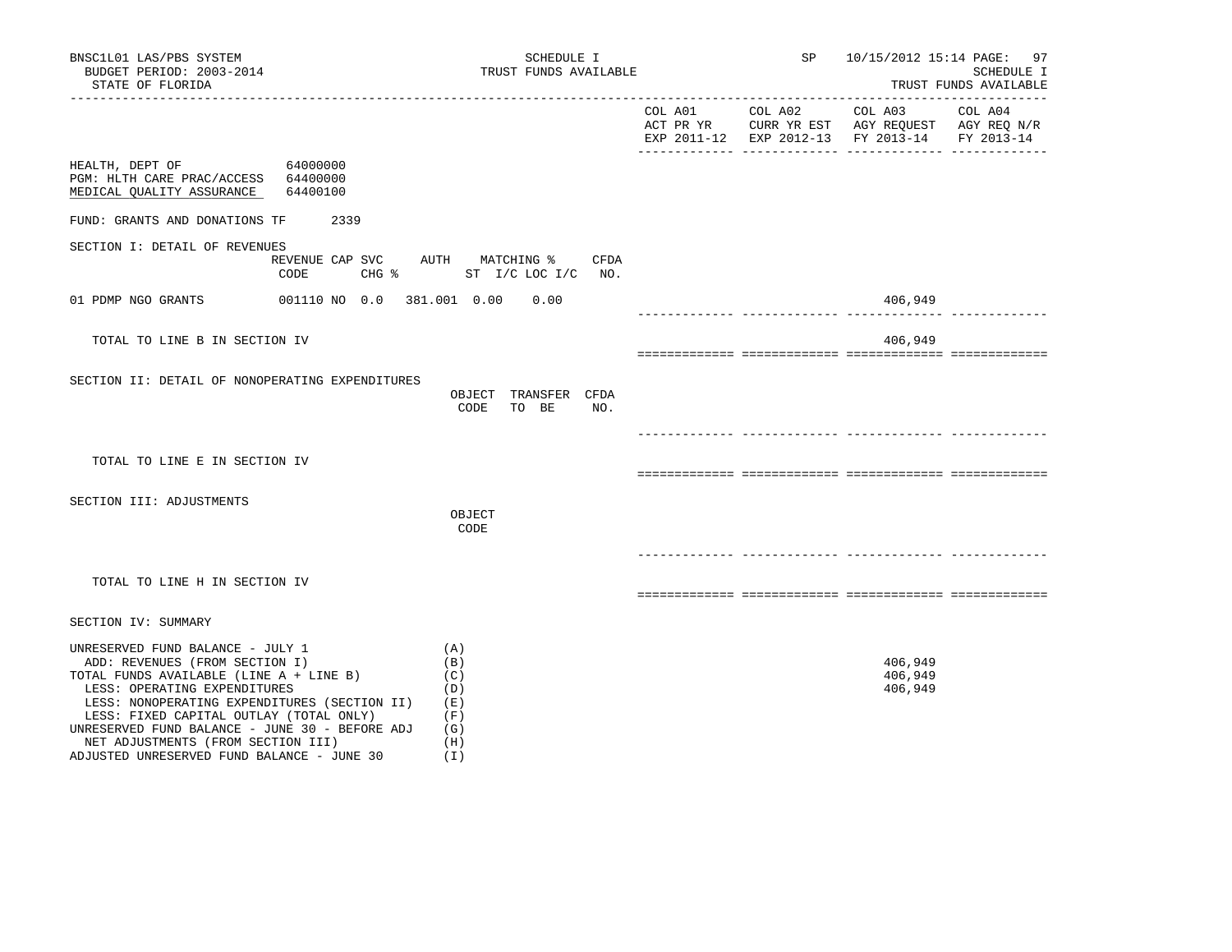BNSC1L01 LAS/PBS SYSTEM — SCHEDULE I — TRUST FUNDS AVAILABLE — SP 10/15/2012 15:14

BUDGET PERIOD: 2003-2014

STATE OF FLORIDA

| | COL A01 ACT PR YR EXP 2011-12 | COL A02 CURR YR EST EXP 2012-13 | COL A03 AGY REQUEST FY 2013-14 | COL A04 AGY REQ N/R FY 2013-14 |
|---|---|---|---|---|

HEALTH, DEPT OF 64000000
PGM: HLTH CARE PRAC/ACCESS 64400000
MEDICAL QUALITY ASSURANCE 64400100

FUND: GRANTS AND DONATIONS TF 2339

## SECTION I: DETAIL OF REVENUES

| | REVENUE CODE | CAP | SVC CHG % | AUTH ST | MATCHING % I/C | LOC I/C | CFDA NO. | COL A01 | COL A02 | COL A03 | COL A04 |
|---|---|---|---|---|---|---|---|---|---|---|---|
| 01 PDMP NGO GRANTS | 001110 | NO | 0.0 | 381.001 | 0.00 | 0.00 | | | | 406,949 | |
| TOTAL TO LINE B IN SECTION IV | | | | | | | | | | 406,949 | |

## SECTION II: DETAIL OF NONOPERATING EXPENDITURES

| | OBJECT CODE | TRANSFER TO BE | CFDA NO. | COL A01 | COL A02 | COL A03 | COL A04 |
|---|---|---|---|---|---|---|---|
| TOTAL TO LINE E IN SECTION IV | | | | | | | |

## SECTION III: ADJUSTMENTS

| | OBJECT CODE | COL A01 | COL A02 | COL A03 | COL A04 |
|---|---|---|---|---|---|
| TOTAL TO LINE H IN SECTION IV | | | | | |

## SECTION IV: SUMMARY

| | | COL A01 | COL A02 | COL A03 | COL A04 |
|---|---|---|---|---|---|
| UNRESERVED FUND BALANCE - JULY 1 | (A) | | | | |
| ADD: REVENUES (FROM SECTION I) | (B) | | | 406,949 | |
| TOTAL FUNDS AVAILABLE (LINE A + LINE B) | (C) | | | 406,949 | |
| LESS: OPERATING EXPENDITURES | (D) | | | 406,949 | |
| LESS: NONOPERATING EXPENDITURES (SECTION II) | (E) | | | | |
| LESS: FIXED CAPITAL OUTLAY (TOTAL ONLY) | (F) | | | | |
| UNRESERVED FUND BALANCE - JUNE 30 - BEFORE ADJ | (G) | | | | |
| NET ADJUSTMENTS (FROM SECTION III) | (H) | | | | |
| ADJUSTED UNRESERVED FUND BALANCE - JUNE 30 | (I) | | | | |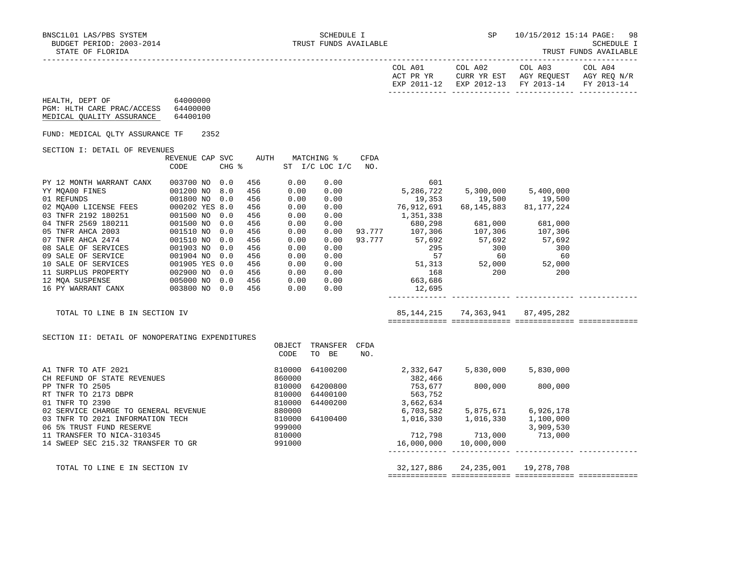BNSC1L01 LAS/PBS SYSTEM — SCHEDULE I — TRUST FUNDS AVAILABLE
BUDGET PERIOD: 2003-2014
STATE OF FLORIDA

HEALTH, DEPT OF 64000000
PGM: HLTH CARE PRAC/ACCESS 64400000
MEDICAL QUALITY ASSURANCE 64400100

FUND: MEDICAL QLTY ASSURANCE TF 2352

## SECTION I: DETAIL OF REVENUES

| | REVENUE CODE | CAP | SVC CHG % | AUTH ST | MATCHING % I/C | LOC I/C | CFDA NO. | COL A01 ACT PR YR EXP 2011-12 | COL A02 CURR YR EST EXP 2012-13 | COL A03 AGY REQUEST FY 2013-14 | COL A04 AGY REQ N/R FY 2013-14 |
|---|---|---|---|---|---|---|---|---|---|---|---|
| PY 12 MONTH WARRANT CANX | 003700 | NO | 0.0 | 456 | 0.00 | 0.00 | | 601 | | | |
| YY MQA00 FINES | 001200 | NO | 8.0 | 456 | 0.00 | 0.00 | | 5,286,722 | 5,300,000 | 5,400,000 | |
| 01 REFUNDS | 001800 | NO | 0.0 | 456 | 0.00 | 0.00 | | 19,353 | 19,500 | 19,500 | |
| 02 MQA00 LICENSE FEES | 000202 | YES | 8.0 | 456 | 0.00 | 0.00 | | 76,912,691 | 68,145,883 | 81,177,224 | |
| 03 TNFR 2192 180251 | 001500 | NO | 0.0 | 456 | 0.00 | 0.00 | | 1,351,338 | | | |
| 04 TNFR 2569 180211 | 001500 | NO | 0.0 | 456 | 0.00 | 0.00 | | 680,298 | 681,000 | 681,000 | |
| 05 TNFR AHCA 2003 | 001510 | NO | 0.0 | 456 | 0.00 | 0.00 | 93.777 | 107,306 | 107,306 | 107,306 | |
| 07 TNFR AHCA 2474 | 001510 | NO | 0.0 | 456 | 0.00 | 0.00 | 93.777 | 57,692 | 57,692 | 57,692 | |
| 08 SALE OF SERVICES | 001903 | NO | 0.0 | 456 | 0.00 | 0.00 | | 295 | 300 | 300 | |
| 09 SALE OF SERVICE | 001904 | NO | 0.0 | 456 | 0.00 | 0.00 | | 57 | 60 | 60 | |
| 10 SALE OF SERVICES | 001905 | YES | 0.0 | 456 | 0.00 | 0.00 | | 51,313 | 52,000 | 52,000 | |
| 11 SURPLUS PROPERTY | 002900 | NO | 0.0 | 456 | 0.00 | 0.00 | | 168 | 200 | 200 | |
| 12 MQA SUSPENSE | 005000 | NO | 0.0 | 456 | 0.00 | 0.00 | | 663,686 | | | |
| 16 PY WARRANT CANX | 003800 | NO | 0.0 | 456 | 0.00 | 0.00 | | 12,695 | | | |
| TOTAL TO LINE B IN SECTION IV | | | | | | | | 85,144,215 | 74,363,941 | 87,495,282 | |

## SECTION II: DETAIL OF NONOPERATING EXPENDITURES

| | OBJECT CODE | TRANSFER TO BE | CFDA NO. | COL A01 ACT PR YR EXP 2011-12 | COL A02 CURR YR EST EXP 2012-13 | COL A03 AGY REQUEST FY 2013-14 | COL A04 AGY REQ N/R FY 2013-14 |
|---|---|---|---|---|---|---|---|
| A1 TNFR TO ATF 2021 | 810000 | 64100200 | | 2,332,647 | 5,830,000 | 5,830,000 | |
| CH REFUND OF STATE REVENUES | 860000 | | | 382,466 | | | |
| PP TNFR TO 2505 | 810000 | 64200800 | | 753,677 | 800,000 | 800,000 | |
| RT TNFR TO 2173 DBPR | 810000 | 64400100 | | 563,752 | | | |
| 01 TNFR TO 2390 | 810000 | 64400200 | | 3,662,634 | | | |
| 02 SERVICE CHARGE TO GENERAL REVENUE | 880000 | | | 6,703,582 | 5,875,671 | 6,926,178 | |
| 03 TNFR TO 2021 INFORMATION TECH | 810000 | 64100400 | | 1,016,330 | 1,016,330 | 1,100,000 | |
| 06 5% TRUST FUND RESERVE | 999000 | | | | | 3,909,530 | |
| 11 TRANSFER TO NICA-310345 | 810000 | | | 712,798 | 713,000 | 713,000 | |
| 14 SWEEP SEC 215.32 TRANSFER TO GR | 991000 | | | 16,000,000 | 10,000,000 | | |
| TOTAL TO LINE E IN SECTION IV | | | | 32,127,886 | 24,235,001 | 19,278,708 | |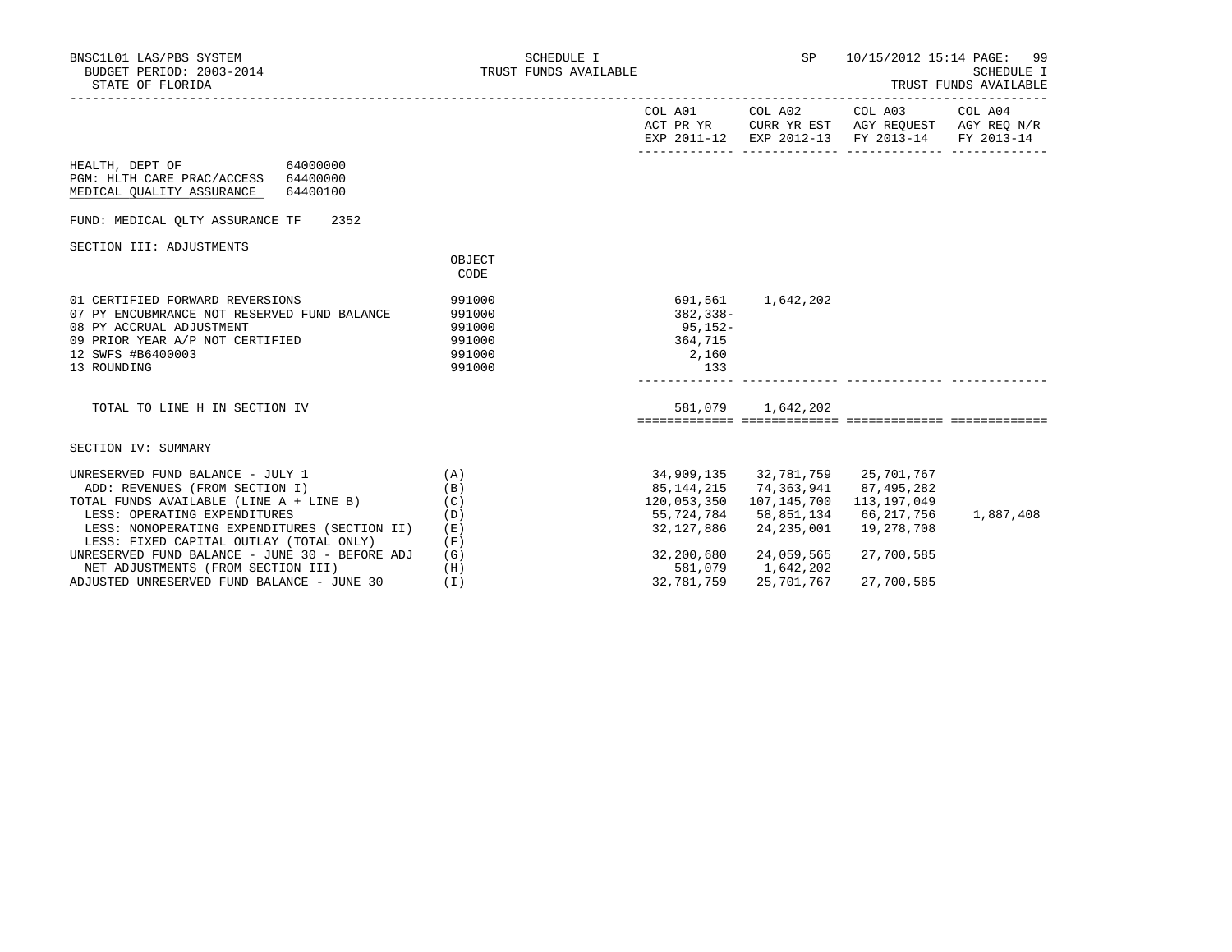BNSC1L01 LAS/PBS SYSTEM — SCHEDULE I — TRUST FUNDS AVAILABLE — SP 10/15/2012 15:14

BUDGET PERIOD: 2003-2014

STATE OF FLORIDA

SCHEDULE I — TRUST FUNDS AVAILABLE

HEALTH, DEPT OF 64000000
PGM: HLTH CARE PRAC/ACCESS 64400000
MEDICAL QUALITY ASSURANCE 64400100

FUND: MEDICAL QLTY ASSURANCE TF 2352

## SECTION III: ADJUSTMENTS

| | OBJECT CODE | COL A01 ACT PR YR EXP 2011-12 | COL A02 CURR YR EST EXP 2012-13 | COL A03 AGY REQUEST FY 2013-14 | COL A04 AGY REQ N/R FY 2013-14 |
|---|---|---|---|---|---|
| 01 CERTIFIED FORWARD REVERSIONS | 991000 | 691,561 | 1,642,202 | | |
| 07 PY ENCUBMRANCE NOT RESERVED FUND BALANCE | 991000 | 382,338- | | | |
| 08 PY ACCRUAL ADJUSTMENT | 991000 | 95,152- | | | |
| 09 PRIOR YEAR A/P NOT CERTIFIED | 991000 | 364,715 | | | |
| 12 SWFS #B6400003 | 991000 | 2,160 | | | |
| 13 ROUNDING | 991000 | 133 | | | |
| TOTAL TO LINE H IN SECTION IV | | 581,079 | 1,642,202 | | |

## SECTION IV: SUMMARY

| | | COL A01 ACT PR YR EXP 2011-12 | COL A02 CURR YR EST EXP 2012-13 | COL A03 AGY REQUEST FY 2013-14 | COL A04 AGY REQ N/R FY 2013-14 |
|---|---|---|---|---|---|
| UNRESERVED FUND BALANCE - JULY 1 | (A) | 34,909,135 | 32,781,759 | 25,701,767 | |
| ADD: REVENUES (FROM SECTION I) | (B) | 85,144,215 | 74,363,941 | 87,495,282 | |
| TOTAL FUNDS AVAILABLE (LINE A + LINE B) | (C) | 120,053,350 | 107,145,700 | 113,197,049 | |
| LESS: OPERATING EXPENDITURES | (D) | 55,724,784 | 58,851,134 | 66,217,756 | 1,887,408 |
| LESS: NONOPERATING EXPENDITURES (SECTION II) | (E) | 32,127,886 | 24,235,001 | 19,278,708 | |
| LESS: FIXED CAPITAL OUTLAY (TOTAL ONLY) | (F) | | | | |
| UNRESERVED FUND BALANCE - JUNE 30 - BEFORE ADJ | (G) | 32,200,680 | 24,059,565 | 27,700,585 | |
| NET ADJUSTMENTS (FROM SECTION III) | (H) | 581,079 | 1,642,202 | | |
| ADJUSTED UNRESERVED FUND BALANCE - JUNE 30 | (I) | 32,781,759 | 25,701,767 | 27,700,585 | |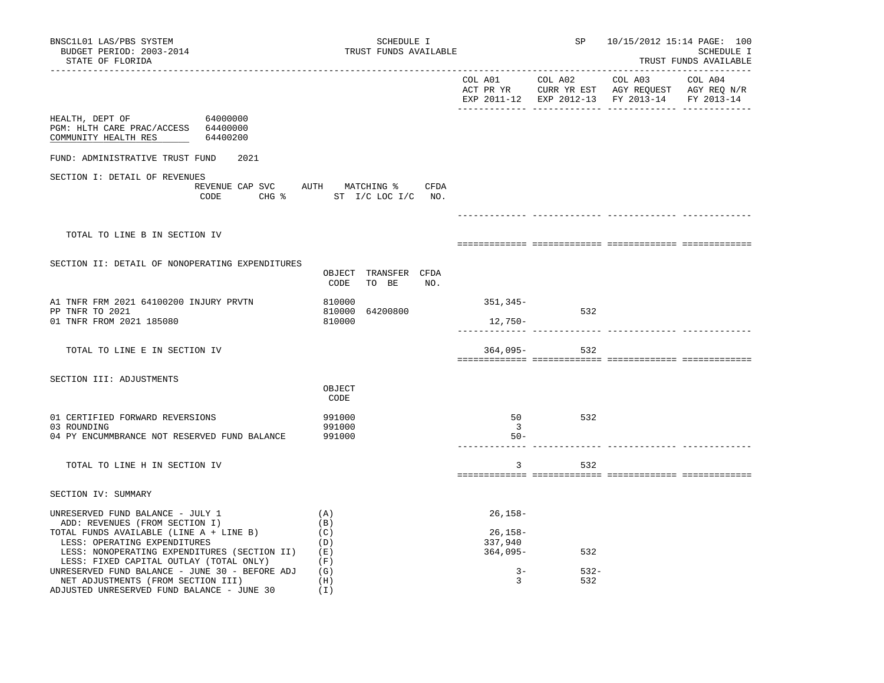BNSC1L01 LAS/PBS SYSTEM
BUDGET PERIOD: 2003-2014
STATE OF FLORIDA

SCHEDULE I
TRUST FUNDS AVAILABLE

SP 10/15/2012 15:14

SCHEDULE I
TRUST FUNDS AVAILABLE

| | COL A01 ACT PR YR EXP 2011-12 | COL A02 CURR YR EST EXP 2012-13 | COL A03 AGY REQUEST FY 2013-14 | COL A04 AGY REQ N/R FY 2013-14 |
|---|---|---|---|---|

HEALTH, DEPT OF 64000000
PGM: HLTH CARE PRAC/ACCESS 64400000
COMMUNITY HEALTH RES 64400200

FUND: ADMINISTRATIVE TRUST FUND 2021

## SECTION I: DETAIL OF REVENUES

| REVENUE CODE | CAP SVC CHG % | AUTH ST | MATCHING % I/C LOC I/C | CFDA NO. | COL A01 | COL A02 | COL A03 | COL A04 |
|---|---|---|---|---|---|---|---|---|
| TOTAL TO LINE B IN SECTION IV | | | | | | | | |

## SECTION II: DETAIL OF NONOPERATING EXPENDITURES

| | OBJECT CODE | TRANSFER TO BE | CFDA NO. | COL A01 | COL A02 | COL A03 | COL A04 |
|---|---|---|---|---|---|---|---|
| A1 TNFR FRM 2021 64100200 INJURY PRVTN | 810000 | | | 351,345- | | | |
| PP TNFR TO 2021 | 810000 | 64200800 | | | 532 | | |
| 01 TNFR FROM 2021 185080 | 810000 | | | 12,750- | | | |
| TOTAL TO LINE E IN SECTION IV | | | | 364,095- | 532 | | |

## SECTION III: ADJUSTMENTS

| | OBJECT CODE | COL A01 | COL A02 | COL A03 | COL A04 |
|---|---|---|---|---|---|
| 01 CERTIFIED FORWARD REVERSIONS | 991000 | 50 | 532 | | |
| 03 ROUNDING | 991000 | 3 | | | |
| 04 PY ENCUMMBRANCE NOT RESERVED FUND BALANCE | 991000 | 50- | | | |
| TOTAL TO LINE H IN SECTION IV | | 3 | 532 | | |

## SECTION IV: SUMMARY

| | | COL A01 | COL A02 | COL A03 | COL A04 |
|---|---|---|---|---|---|
| UNRESERVED FUND BALANCE - JULY 1 | (A) | 26,158- | | | |
| ADD: REVENUES (FROM SECTION I) | (B) | | | | |
| TOTAL FUNDS AVAILABLE (LINE A + LINE B) | (C) | 26,158- | | | |
| LESS: OPERATING EXPENDITURES | (D) | 337,940 | | | |
| LESS: NONOPERATING EXPENDITURES (SECTION II) | (E) | 364,095- | 532 | | |
| LESS: FIXED CAPITAL OUTLAY (TOTAL ONLY) | (F) | | | | |
| UNRESERVED FUND BALANCE - JUNE 30 - BEFORE ADJ | (G) | 3- | 532- | | |
| NET ADJUSTMENTS (FROM SECTION III) | (H) | 3 | 532 | | |
| ADJUSTED UNRESERVED FUND BALANCE - JUNE 30 | (I) | | | | |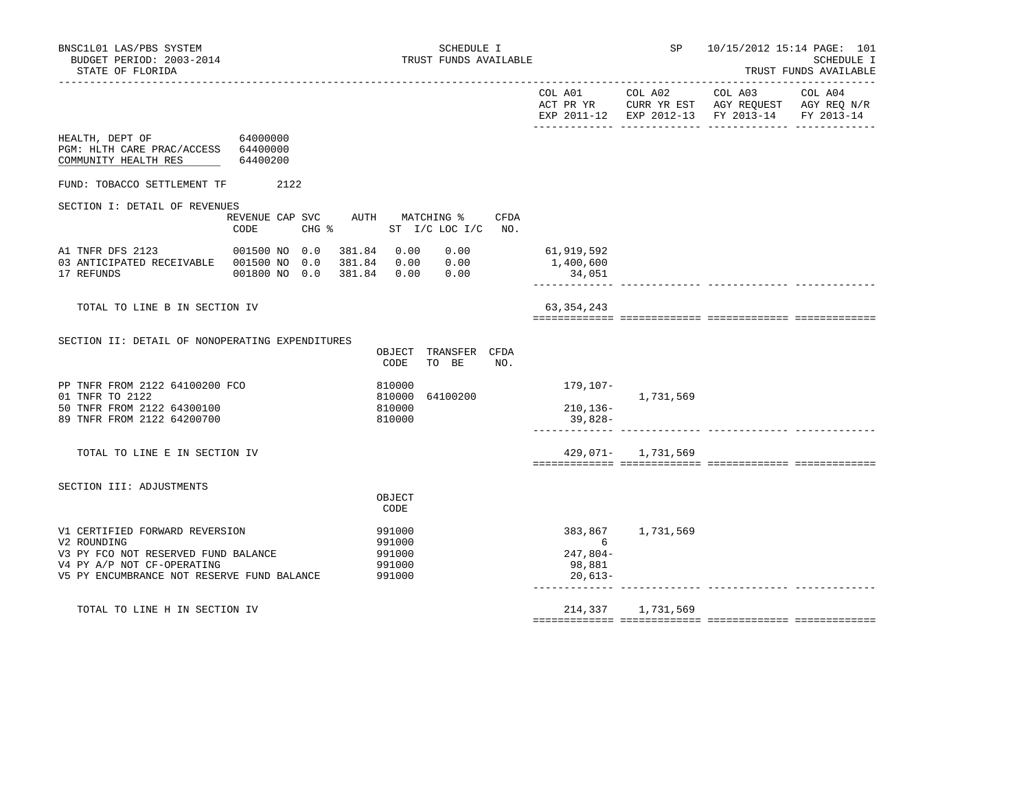BNSC1L01 LAS/PBS SYSTEM
BUDGET PERIOD: 2003-2014
STATE OF FLORIDA

SCHEDULE I
TRUST FUNDS AVAILABLE

SP 10/15/2012 15:14

SCHEDULE I
TRUST FUNDS AVAILABLE

| | COL A01 ACT PR YR EXP 2011-12 | COL A02 CURR YR EST EXP 2012-13 | COL A03 AGY REQUEST FY 2013-14 | COL A04 AGY REQ N/R FY 2013-14 |
|---|---|---|---|---|

HEALTH, DEPT OF 64000000
PGM: HLTH CARE PRAC/ACCESS 64400000
COMMUNITY HEALTH RES 64400200

FUND: TOBACCO SETTLEMENT TF 2122

SECTION I: DETAIL OF REVENUES

| | REVENUE CODE | CAP CHG | SVC % | AUTH ST | MATCHING % I/C | LOC I/C | CFDA NO. | COL A01 | COL A02 | COL A03 | COL A04 |
|---|---|---|---|---|---|---|---|---|---|---|---|
| A1 TNFR DFS 2123 | 001500 | NO | 0.0 | 381.84 | 0.00 | 0.00 | | 61,919,592 | | | |
| 03 ANTICIPATED RECEIVABLE | 001500 | NO | 0.0 | 381.84 | 0.00 | 0.00 | | 1,400,600 | | | |
| 17 REFUNDS | 001800 | NO | 0.0 | 381.84 | 0.00 | 0.00 | | 34,051 | | | |
| TOTAL TO LINE B IN SECTION IV | | | | | | | | 63,354,243 | | | |

SECTION II: DETAIL OF NONOPERATING EXPENDITURES

| | OBJECT CODE | TRANSFER TO BE | CFDA NO. | COL A01 | COL A02 | COL A03 | COL A04 |
|---|---|---|---|---|---|---|---|
| PP TNFR FROM 2122 64100200 FCO | 810000 | | | 179,107- | | | |
| 01 TNFR TO 2122 | 810000 | 64100200 | | | 1,731,569 | | |
| 50 TNFR FROM 2122 64300100 | 810000 | | | 210,136- | | | |
| 89 TNFR FROM 2122 64200700 | 810000 | | | 39,828- | | | |
| TOTAL TO LINE E IN SECTION IV | | | | 429,071- | 1,731,569 | | |

SECTION III: ADJUSTMENTS

| | OBJECT CODE | COL A01 | COL A02 | COL A03 | COL A04 |
|---|---|---|---|---|---|
| V1 CERTIFIED FORWARD REVERSION | 991000 | 383,867 | 1,731,569 | | |
| V2 ROUNDING | 991000 | 6 | | | |
| V3 PY FCO NOT RESERVED FUND BALANCE | 991000 | 247,804- | | | |
| V4 PY A/P NOT CF-OPERATING | 991000 | 98,881 | | | |
| V5 PY ENCUMBRANCE NOT RESERVE FUND BALANCE | 991000 | 20,613- | | | |
| TOTAL TO LINE H IN SECTION IV | | 214,337 | 1,731,569 | | |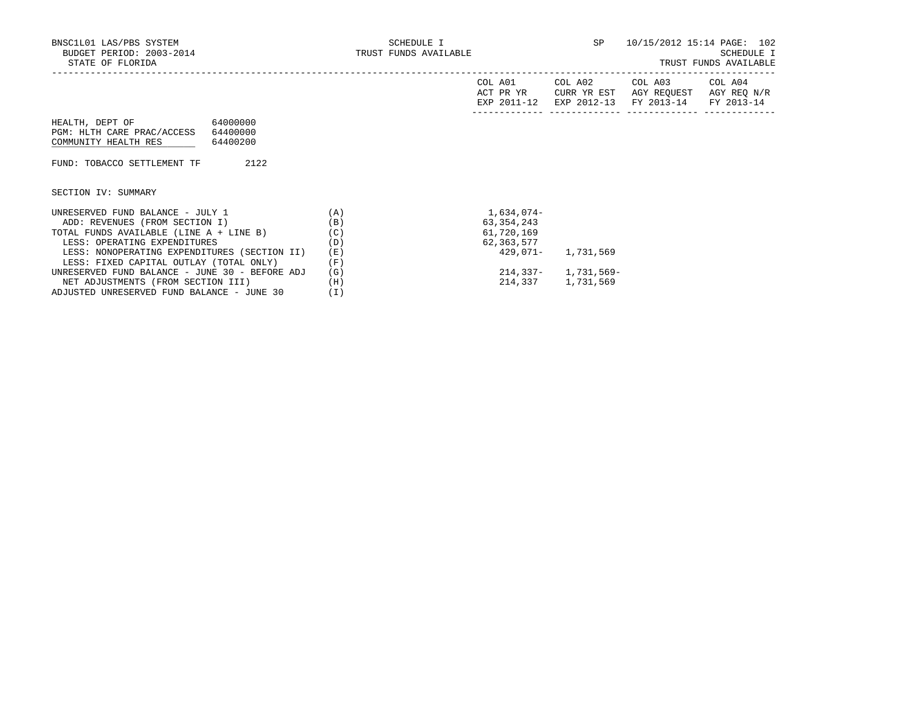BNSC1L01 LAS/PBS SYSTEM
BUDGET PERIOD: 2003-2014
STATE OF FLORIDA

SCHEDULE I
TRUST FUNDS AVAILABLE

SP 10/15/2012 15:14

SCHEDULE I
TRUST FUNDS AVAILABLE

HEALTH, DEPT OF 64000000
PGM: HLTH CARE PRAC/ACCESS 64400000
COMMUNITY HEALTH RES 64400200

FUND: TOBACCO SETTLEMENT TF 2122

SECTION IV: SUMMARY

| | | COL A01 ACT PR YR EXP 2011-12 | COL A02 CURR YR EST EXP 2012-13 | COL A03 AGY REQUEST FY 2013-14 | COL A04 AGY REQ N/R FY 2013-14 |
|---|---|---|---|---|---|
| UNRESERVED FUND BALANCE - JULY 1 | (A) | 1,634,074- | | | |
| ADD: REVENUES (FROM SECTION I) | (B) | 63,354,243 | | | |
| TOTAL FUNDS AVAILABLE (LINE A + LINE B) | (C) | 61,720,169 | | | |
| LESS: OPERATING EXPENDITURES | (D) | 62,363,577 | | | |
| LESS: NONOPERATING EXPENDITURES (SECTION II) | (E) | 429,071- | 1,731,569 | | |
| LESS: FIXED CAPITAL OUTLAY (TOTAL ONLY) | (F) | | | | |
| UNRESERVED FUND BALANCE - JUNE 30 - BEFORE ADJ | (G) | 214,337- | 1,731,569- | | |
| NET ADJUSTMENTS (FROM SECTION III) | (H) | 214,337 | 1,731,569 | | |
| ADJUSTED UNRESERVED FUND BALANCE - JUNE 30 | (I) | | | | |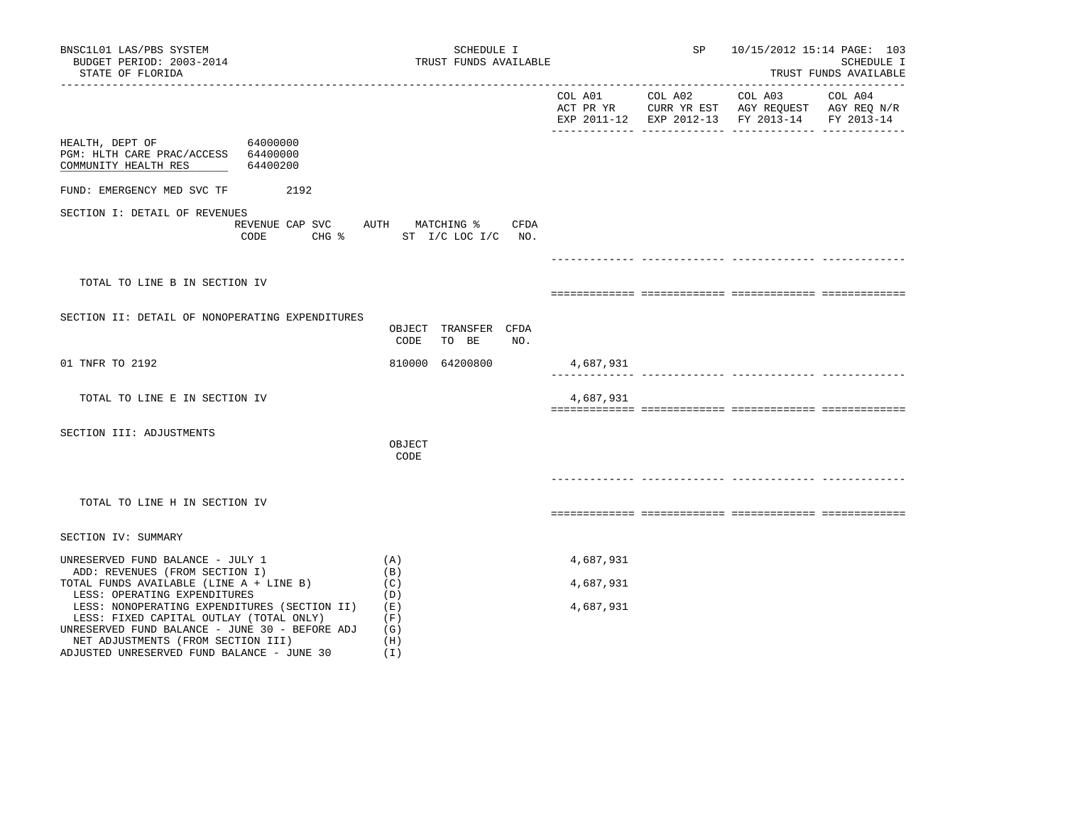BNSC1L01 LAS/PBS SYSTEM
BUDGET PERIOD: 2003-2014
STATE OF FLORIDA

SCHEDULE I
TRUST FUNDS AVAILABLE

SP 10/15/2012 15:14

SCHEDULE I
TRUST FUNDS AVAILABLE

| | COL A01 ACT PR YR EXP 2011-12 | COL A02 CURR YR EST EXP 2012-13 | COL A03 AGY REQUEST FY 2013-14 | COL A04 AGY REQ N/R FY 2013-14 |
|---|---|---|---|---|

HEALTH, DEPT OF 64000000
PGM: HLTH CARE PRAC/ACCESS 64400000
COMMUNITY HEALTH RES 64400200

FUND: EMERGENCY MED SVC TF 2192

## SECTION I: DETAIL OF REVENUES

| REVENUE CODE | CAP SVC CHG % | AUTH ST | MATCHING % I/C LOC I/C | CFDA NO. | COL A01 | COL A02 | COL A03 | COL A04 |
|---|---|---|---|---|---|---|---|---|
| TOTAL TO LINE B IN SECTION IV | | | | | | | | |

## SECTION II: DETAIL OF NONOPERATING EXPENDITURES

| | OBJECT CODE | TRANSFER TO BE | CFDA NO. | COL A01 | COL A02 | COL A03 | COL A04 |
|---|---|---|---|---|---|---|---|
| 01 TNFR TO 2192 | 810000 | 64200800 | | 4,687,931 | | | |
| TOTAL TO LINE E IN SECTION IV | | | | 4,687,931 | | | |

## SECTION III: ADJUSTMENTS

| | OBJECT CODE | COL A01 | COL A02 | COL A03 | COL A04 |
|---|---|---|---|---|---|
| TOTAL TO LINE H IN SECTION IV | | | | | |

## SECTION IV: SUMMARY

| | | COL A01 | COL A02 | COL A03 | COL A04 |
|---|---|---|---|---|---|
| UNRESERVED FUND BALANCE - JULY 1 | (A) | 4,687,931 | | | |
| ADD: REVENUES (FROM SECTION I) | (B) | | | | |
| TOTAL FUNDS AVAILABLE (LINE A + LINE B) | (C) | 4,687,931 | | | |
| LESS: OPERATING EXPENDITURES | (D) | | | | |
| LESS: NONOPERATING EXPENDITURES (SECTION II) | (E) | 4,687,931 | | | |
| LESS: FIXED CAPITAL OUTLAY (TOTAL ONLY) | (F) | | | | |
| UNRESERVED FUND BALANCE - JUNE 30 - BEFORE ADJ | (G) | | | | |
| NET ADJUSTMENTS (FROM SECTION III) | (H) | | | | |
| ADJUSTED UNRESERVED FUND BALANCE - JUNE 30 | (I) | | | | |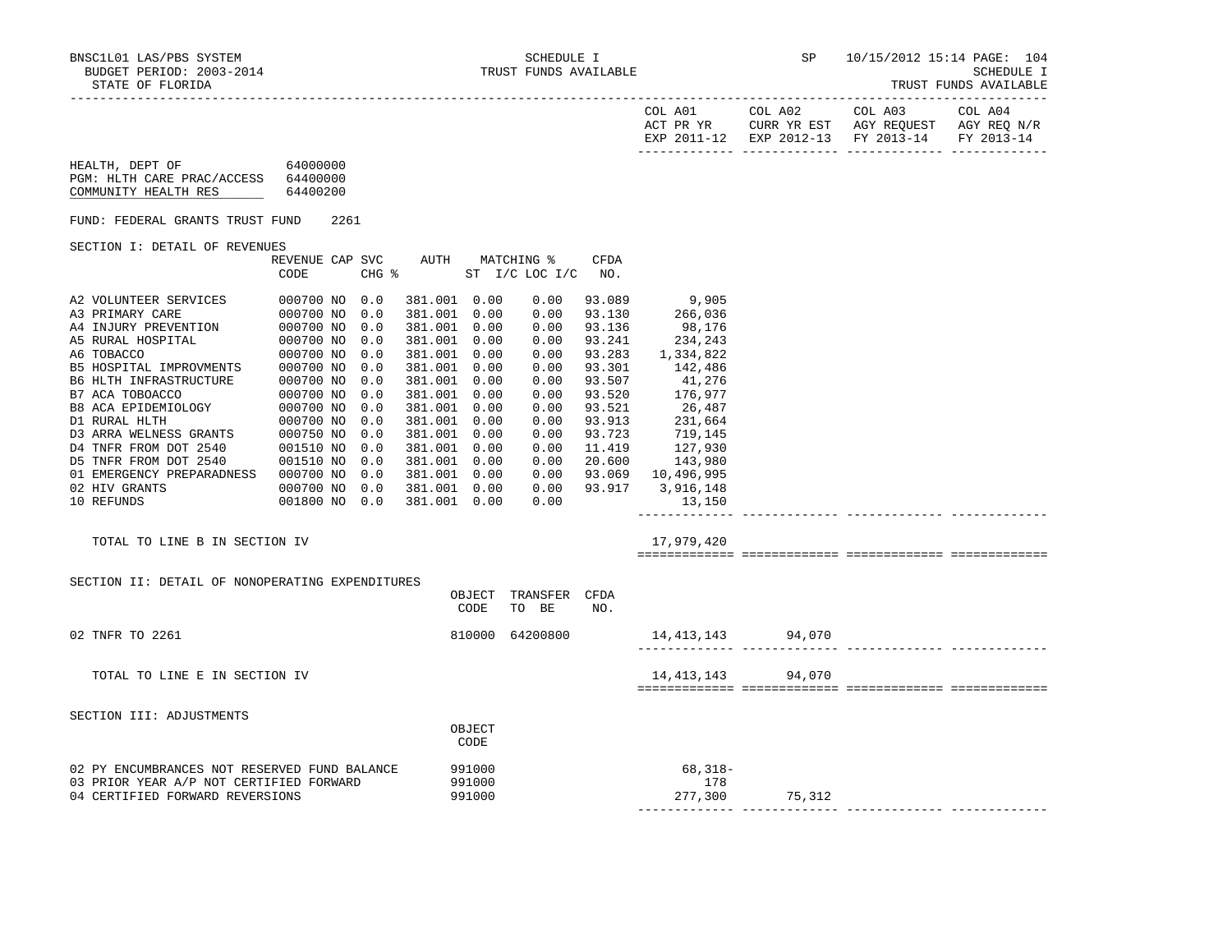BNSC1L01 LAS/PBS SYSTEM — SCHEDULE I — TRUST FUNDS AVAILABLE — SP 10/15/2012 15:14

BUDGET PERIOD: 2003-2014

STATE OF FLORIDA

| | COL A01 ACT PR YR EXP 2011-12 | COL A02 CURR YR EST EXP 2012-13 | COL A03 AGY REQUEST FY 2013-14 | COL A04 AGY REQ N/R FY 2013-14 |
|---|---|---|---|---|

HEALTH, DEPT OF 64000000
PGM: HLTH CARE PRAC/ACCESS 64400000
COMMUNITY HEALTH RES 64400200

FUND: FEDERAL GRANTS TRUST FUND 2261

SECTION I: DETAIL OF REVENUES

| | REVENUE CODE | CAP | SVC CHG % | AUTH | MATCHING % ST | I/C LOC I/C | CFDA NO. | COL A01 | COL A02 | COL A03 | COL A04 |
|---|---|---|---|---|---|---|---|---|---|---|---|
| A2 VOLUNTEER SERVICES | 000700 | NO | 0.0 | 381.001 | 0.00 | 0.00 | 93.089 | 9,905 | | | |
| A3 PRIMARY CARE | 000700 | NO | 0.0 | 381.001 | 0.00 | 0.00 | 93.130 | 266,036 | | | |
| A4 INJURY PREVENTION | 000700 | NO | 0.0 | 381.001 | 0.00 | 0.00 | 93.136 | 98,176 | | | |
| A5 RURAL HOSPITAL | 000700 | NO | 0.0 | 381.001 | 0.00 | 0.00 | 93.241 | 234,243 | | | |
| A6 TOBACCO | 000700 | NO | 0.0 | 381.001 | 0.00 | 0.00 | 93.283 | 1,334,822 | | | |
| B5 HOSPITAL IMPROVMENTS | 000700 | NO | 0.0 | 381.001 | 0.00 | 0.00 | 93.301 | 142,486 | | | |
| B6 HLTH INFRASTRUCTURE | 000700 | NO | 0.0 | 381.001 | 0.00 | 0.00 | 93.507 | 41,276 | | | |
| B7 ACA TOBOACCO | 000700 | NO | 0.0 | 381.001 | 0.00 | 0.00 | 93.520 | 176,977 | | | |
| B8 ACA EPIDEMIOLOGY | 000700 | NO | 0.0 | 381.001 | 0.00 | 0.00 | 93.521 | 26,487 | | | |
| D1 RURAL HLTH | 000700 | NO | 0.0 | 381.001 | 0.00 | 0.00 | 93.913 | 231,664 | | | |
| D3 ARRA WELNESS GRANTS | 000750 | NO | 0.0 | 381.001 | 0.00 | 0.00 | 93.723 | 719,145 | | | |
| D4 TNFR FROM DOT 2540 | 001510 | NO | 0.0 | 381.001 | 0.00 | 0.00 | 11.419 | 127,930 | | | |
| D5 TNFR FROM DOT 2540 | 001510 | NO | 0.0 | 381.001 | 0.00 | 0.00 | 20.600 | 143,980 | | | |
| 01 EMERGENCY PREPARADNESS | 000700 | NO | 0.0 | 381.001 | 0.00 | 0.00 | 93.069 | 10,496,995 | | | |
| 02 HIV GRANTS | 000700 | NO | 0.0 | 381.001 | 0.00 | 0.00 | 93.917 | 3,916,148 | | | |
| 10 REFUNDS | 001800 | NO | 0.0 | 381.001 | 0.00 | 0.00 | | 13,150 | | | |
| TOTAL TO LINE B IN SECTION IV | | | | | | | | 17,979,420 | | | |

SECTION II: DETAIL OF NONOPERATING EXPENDITURES

| | OBJECT CODE | TRANSFER TO BE | CFDA NO. | COL A01 | COL A02 | COL A03 | COL A04 |
|---|---|---|---|---|---|---|---|
| 02 TNFR TO 2261 | 810000 | 64200800 | | 14,413,143 | 94,070 | | |
| TOTAL TO LINE E IN SECTION IV | | | | 14,413,143 | 94,070 | | |

SECTION III: ADJUSTMENTS

| | OBJECT CODE | COL A01 | COL A02 | COL A03 | COL A04 |
|---|---|---|---|---|---|
| 02 PY ENCUMBRANCES NOT RESERVED FUND BALANCE | 991000 | 68,318- | | | |
| 03 PRIOR YEAR A/P NOT CERTIFIED FORWARD | 991000 | 178 | | | |
| 04 CERTIFIED FORWARD REVERSIONS | 991000 | 277,300 | 75,312 | | |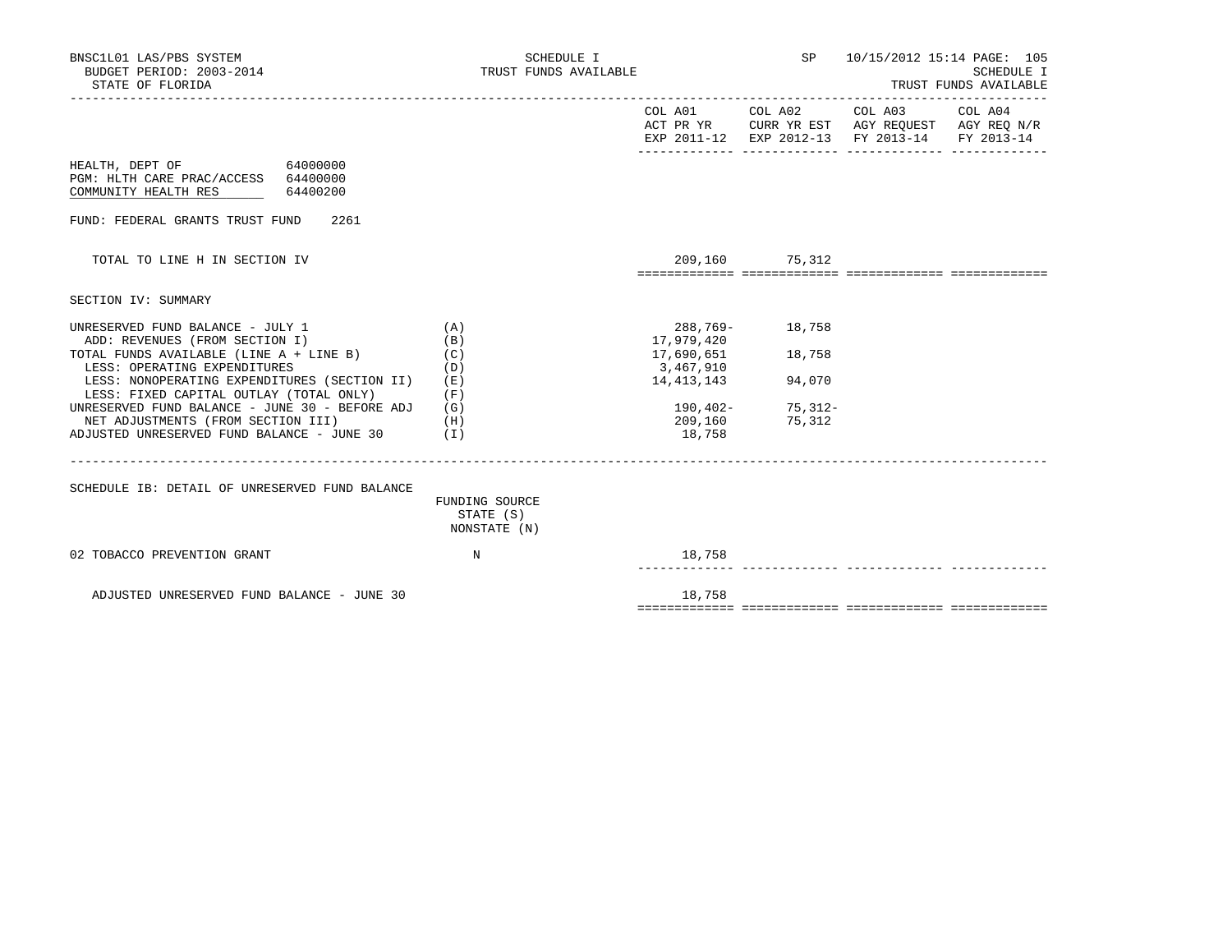BNSC1L01 LAS/PBS SYSTEM
BUDGET PERIOD: 2003-2014
STATE OF FLORIDA

SCHEDULE I
TRUST FUNDS AVAILABLE

SP 10/15/2012 15:14 PAGE: 105
SCHEDULE I
TRUST FUNDS AVAILABLE

| | | COL A01 ACT PR YR EXP 2011-12 | COL A02 CURR YR EST EXP 2012-13 | COL A03 AGY REQUEST FY 2013-14 | COL A04 AGY REQ N/R FY 2013-14 |
|---|---|---|---|---|---|
| HEALTH, DEPT OF 64000000 | | | | | |
| PGM: HLTH CARE PRAC/ACCESS 64400000 | | | | | |
| COMMUNITY HEALTH RES 64400200 | | | | | |
| FUND: FEDERAL GRANTS TRUST FUND 2261 | | | | | |
| TOTAL TO LINE H IN SECTION IV | | 209,160 | 75,312 | | |

SECTION IV: SUMMARY

| | | COL A01 | COL A02 | COL A03 | COL A04 |
|---|---|---|---|---|---|
| UNRESERVED FUND BALANCE - JULY 1 | (A) | 288,769- | 18,758 | | |
| ADD: REVENUES (FROM SECTION I) | (B) | 17,979,420 | | | |
| TOTAL FUNDS AVAILABLE (LINE A + LINE B) | (C) | 17,690,651 | 18,758 | | |
| LESS: OPERATING EXPENDITURES | (D) | 3,467,910 | | | |
| LESS: NONOPERATING EXPENDITURES (SECTION II) | (E) | 14,413,143 | 94,070 | | |
| LESS: FIXED CAPITAL OUTLAY (TOTAL ONLY) | (F) | | | | |
| UNRESERVED FUND BALANCE - JUNE 30 - BEFORE ADJ | (G) | 190,402- | 75,312- | | |
| NET ADJUSTMENTS (FROM SECTION III) | (H) | 209,160 | 75,312 | | |
| ADJUSTED UNRESERVED FUND BALANCE - JUNE 30 | (I) | 18,758 | | | |

SCHEDULE IB: DETAIL OF UNRESERVED FUND BALANCE

| | FUNDING SOURCE STATE (S) NONSTATE (N) | COL A01 | COL A02 | COL A03 | COL A04 |
|---|---|---|---|---|---|
| 02 TOBACCO PREVENTION GRANT | N | 18,758 | | | |
| ADJUSTED UNRESERVED FUND BALANCE - JUNE 30 | | 18,758 | | | |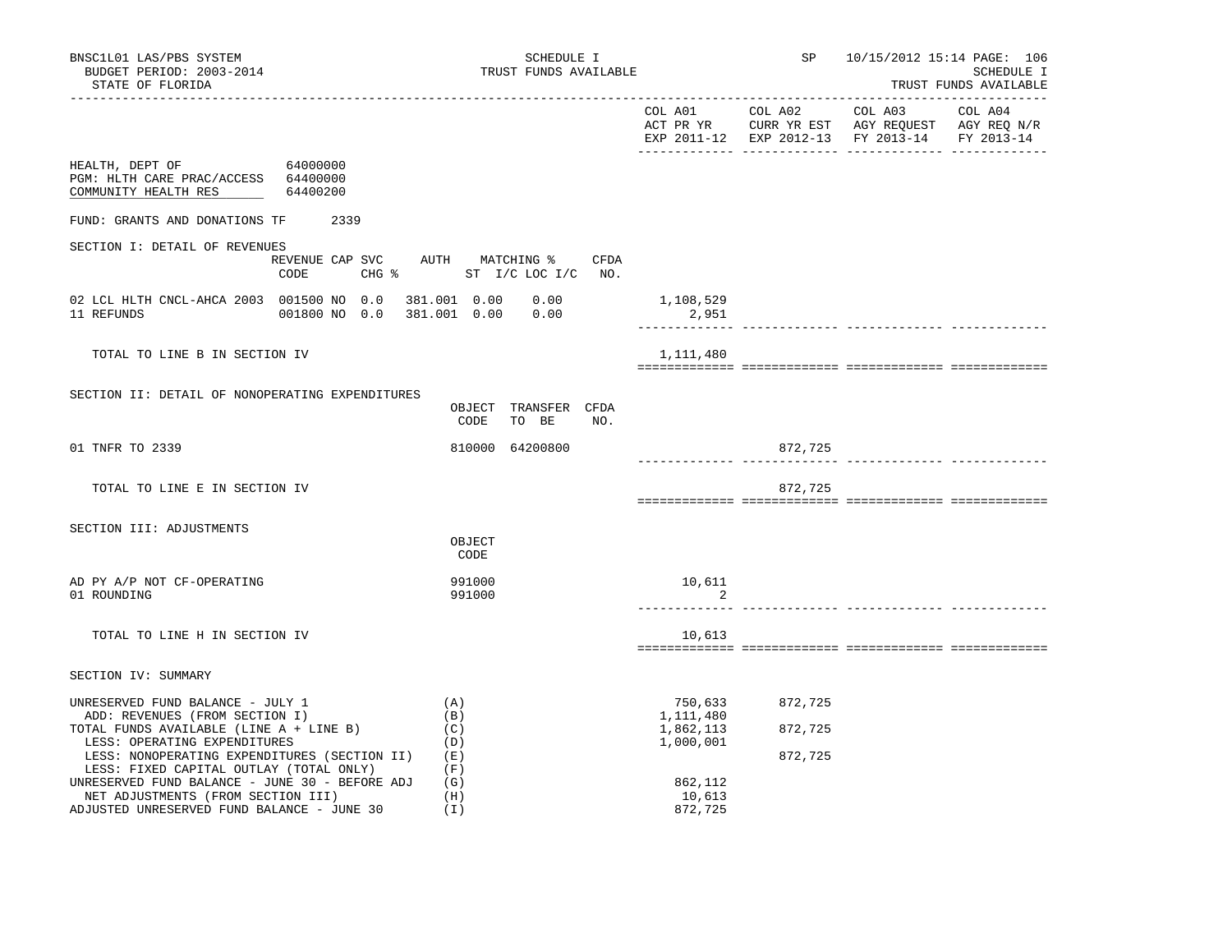BNSC1L01 LAS/PBS SYSTEM
BUDGET PERIOD: 2003-2014
STATE OF FLORIDA

SCHEDULE I
TRUST FUNDS AVAILABLE

SP 10/15/2012 15:14 PAGE: 106
SCHEDULE I
TRUST FUNDS AVAILABLE

| | COL A01 ACT PR YR EXP 2011-12 | COL A02 CURR YR EST EXP 2012-13 | COL A03 AGY REQUEST FY 2013-14 | COL A04 AGY REQ N/R FY 2013-14 |
|---|---|---|---|---|

HEALTH, DEPT OF 64000000
PGM: HLTH CARE PRAC/ACCESS 64400000
COMMUNITY HEALTH RES 64400200

FUND: GRANTS AND DONATIONS TF 2339

SECTION I: DETAIL OF REVENUES

| | REVENUE CODE | CAP | SVC CHG % | AUTH ST | MATCHING % I/C | LOC I/C | CFDA NO. | COL A01 | COL A02 | COL A03 | COL A04 |
|---|---|---|---|---|---|---|---|---|---|---|---|
| 02 LCL HLTH CNCL-AHCA 2003 | 001500 | NO | 0.0 | 381.001 | 0.00 | 0.00 | | 1,108,529 | | | |
| 11 REFUNDS | 001800 | NO | 0.0 | 381.001 | 0.00 | 0.00 | | 2,951 | | | |
| TOTAL TO LINE B IN SECTION IV | | | | | | | | 1,111,480 | | | |

SECTION II: DETAIL OF NONOPERATING EXPENDITURES

| | OBJECT CODE | TRANSFER TO BE | CFDA NO. | COL A01 | COL A02 | COL A03 | COL A04 |
|---|---|---|---|---|---|---|---|
| 01 TNFR TO 2339 | 810000 | 64200800 | | | 872,725 | | |
| TOTAL TO LINE E IN SECTION IV | | | | | 872,725 | | |

SECTION III: ADJUSTMENTS

| | OBJECT CODE | COL A01 | COL A02 | COL A03 | COL A04 |
|---|---|---|---|---|---|
| AD PY A/P NOT CF-OPERATING | 991000 | 10,611 | | | |
| 01 ROUNDING | 991000 | 2 | | | |
| TOTAL TO LINE H IN SECTION IV | | 10,613 | | | |

SECTION IV: SUMMARY

| | | COL A01 | COL A02 | COL A03 | COL A04 |
|---|---|---|---|---|---|
| UNRESERVED FUND BALANCE - JULY 1 | (A) | 750,633 | 872,725 | | |
| ADD: REVENUES (FROM SECTION I) | (B) | 1,111,480 | | | |
| TOTAL FUNDS AVAILABLE (LINE A + LINE B) | (C) | 1,862,113 | 872,725 | | |
| LESS: OPERATING EXPENDITURES | (D) | 1,000,001 | | | |
| LESS: NONOPERATING EXPENDITURES (SECTION II) | (E) | | 872,725 | | |
| LESS: FIXED CAPITAL OUTLAY (TOTAL ONLY) | (F) | | | | |
| UNRESERVED FUND BALANCE - JUNE 30 - BEFORE ADJ | (G) | 862,112 | | | |
| NET ADJUSTMENTS (FROM SECTION III) | (H) | 10,613 | | | |
| ADJUSTED UNRESERVED FUND BALANCE - JUNE 30 | (I) | 872,725 | | | |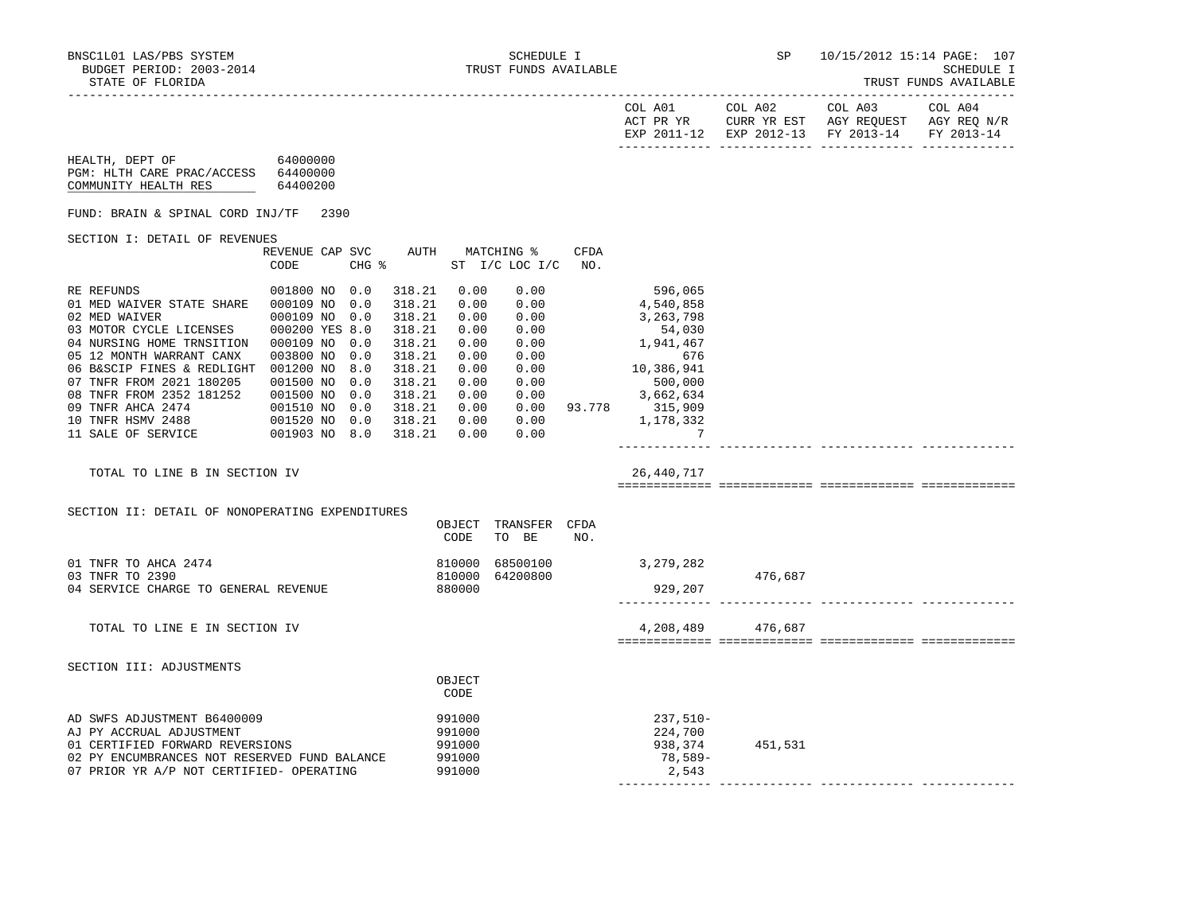BNSC1L01 LAS/PBS SYSTEM — SCHEDULE I — TRUST FUNDS AVAILABLE — SP 10/15/2012 15:14 PAGE: 107

BUDGET PERIOD: 2003-2014

STATE OF FLORIDA — SCHEDULE I TRUST FUNDS AVAILABLE

| | COL A01 ACT PR YR EXP 2011-12 | COL A02 CURR YR EST EXP 2012-13 | COL A03 AGY REQUEST FY 2013-14 | COL A04 AGY REQ N/R FY 2013-14 |
|---|---|---|---|---|

HEALTH, DEPT OF 64000000
PGM: HLTH CARE PRAC/ACCESS 64400000
COMMUNITY HEALTH RES 64400200

FUND: BRAIN & SPINAL CORD INJ/TF 2390

SECTION I: DETAIL OF REVENUES

| | REVENUE CODE | CAP | SVC CHG % | AUTH | MATCHING % ST I/C | LOC I/C | CFDA NO. | COL A01 | COL A02 | COL A03 | COL A04 |
|---|---|---|---|---|---|---|---|---|---|---|---|
| RE REFUNDS | 001800 | NO | 0.0 | 318.21 | 0.00 | 0.00 | | 596,065 | | | |
| 01 MED WAIVER STATE SHARE | 000109 | NO | 0.0 | 318.21 | 0.00 | 0.00 | | 4,540,858 | | | |
| 02 MED WAIVER | 000109 | NO | 0.0 | 318.21 | 0.00 | 0.00 | | 3,263,798 | | | |
| 03 MOTOR CYCLE LICENSES | 000200 | YES | 8.0 | 318.21 | 0.00 | 0.00 | | 54,030 | | | |
| 04 NURSING HOME TRNSITION | 000109 | NO | 0.0 | 318.21 | 0.00 | 0.00 | | 1,941,467 | | | |
| 05 12 MONTH WARRANT CANX | 003800 | NO | 0.0 | 318.21 | 0.00 | 0.00 | | 676 | | | |
| 06 B&SCIP FINES & REDLIGHT | 001200 | NO | 8.0 | 318.21 | 0.00 | 0.00 | | 10,386,941 | | | |
| 07 TNFR FROM 2021 180205 | 001500 | NO | 0.0 | 318.21 | 0.00 | 0.00 | | 500,000 | | | |
| 08 TNFR FROM 2352 181252 | 001500 | NO | 0.0 | 318.21 | 0.00 | 0.00 | | 3,662,634 | | | |
| 09 TNFR AHCA 2474 | 001510 | NO | 0.0 | 318.21 | 0.00 | 0.00 | 93.778 | 315,909 | | | |
| 10 TNFR HSMV 2488 | 001520 | NO | 0.0 | 318.21 | 0.00 | 0.00 | | 1,178,332 | | | |
| 11 SALE OF SERVICE | 001903 | NO | 8.0 | 318.21 | 0.00 | 0.00 | | 7 | | | |
| TOTAL TO LINE B IN SECTION IV | | | | | | | | 26,440,717 | | | |

SECTION II: DETAIL OF NONOPERATING EXPENDITURES

| | OBJECT CODE | TRANSFER TO BE | CFDA NO. | COL A01 | COL A02 | COL A03 | COL A04 |
|---|---|---|---|---|---|---|---|
| 01 TNFR TO AHCA 2474 | 810000 | 68500100 | | 3,279,282 | | | |
| 03 TNFR TO 2390 | 810000 | 64200800 | | | 476,687 | | |
| 04 SERVICE CHARGE TO GENERAL REVENUE | 880000 | | | 929,207 | | | |
| TOTAL TO LINE E IN SECTION IV | | | | 4,208,489 | 476,687 | | |

SECTION III: ADJUSTMENTS

| | OBJECT CODE | COL A01 | COL A02 | COL A03 | COL A04 |
|---|---|---|---|---|---|
| AD SWFS ADJUSTMENT B6400009 | 991000 | 237,510- | | | |
| AJ PY ACCRUAL ADJUSTMENT | 991000 | 224,700 | | | |
| 01 CERTIFIED FORWARD REVERSIONS | 991000 | 938,374 | 451,531 | | |
| 02 PY ENCUMBRANCES NOT RESERVED FUND BALANCE | 991000 | 78,589- | | | |
| 07 PRIOR YR A/P NOT CERTIFIED- OPERATING | 991000 | 2,543 | | | |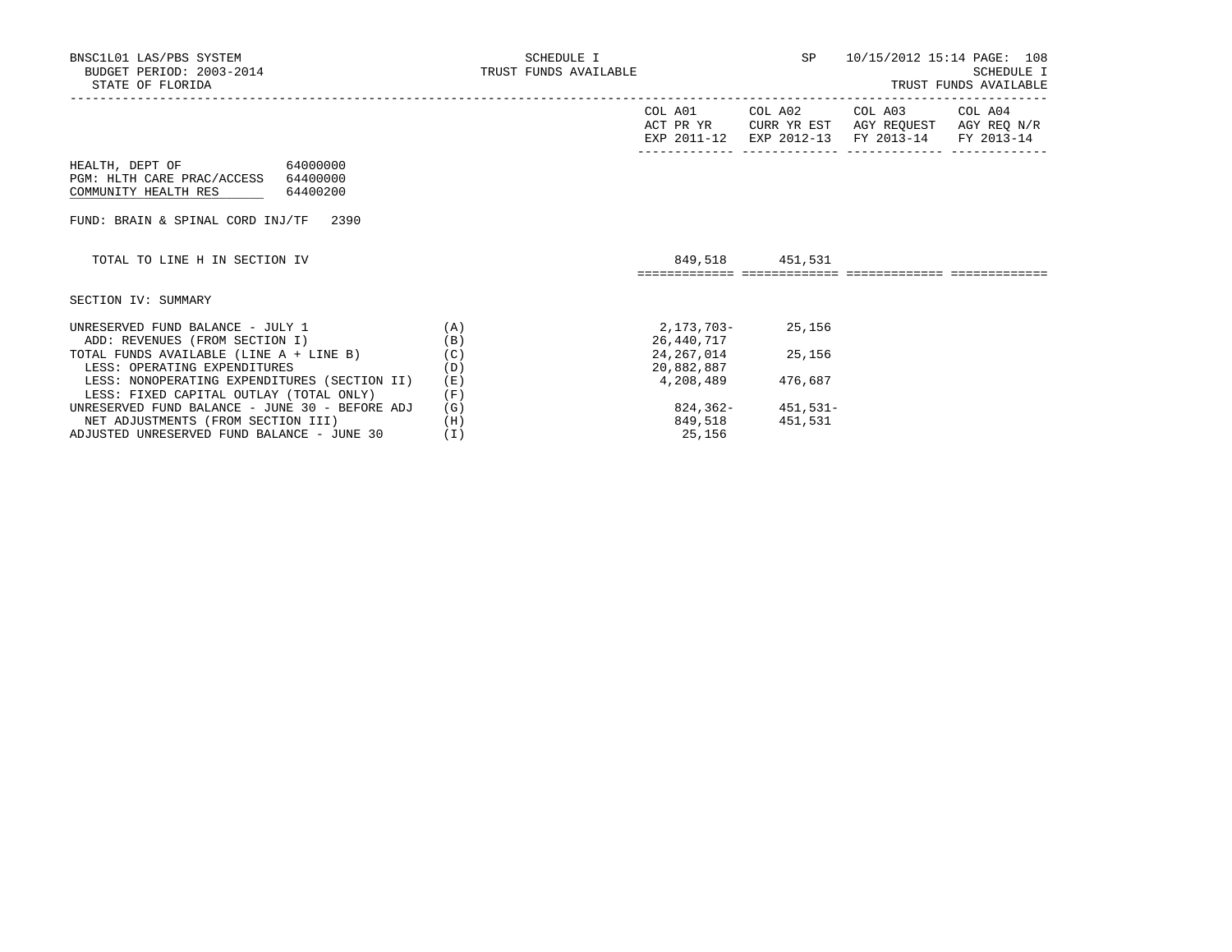SCHEDULE I
TRUST FUNDS AVAILABLE

STATE OF FLORIDA

BUDGET PERIOD: 2003-2014

| | | COL A01 ACT PR YR EXP 2011-12 | COL A02 CURR YR EST EXP 2012-13 | COL A03 AGY REQUEST FY 2013-14 | COL A04 AGY REQ N/R FY 2013-14 |
|---|---|---|---|---|---|

HEALTH, DEPT OF 64000000
PGM: HLTH CARE PRAC/ACCESS 64400000
COMMUNITY HEALTH RES 64400200

FUND: BRAIN & SPINAL CORD INJ/TF 2390

| | | COL A01 | COL A02 | COL A03 | COL A04 |
|---|---|---|---|---|---|
| TOTAL TO LINE H IN SECTION IV | | 849,518 | 451,531 | | |

SECTION IV: SUMMARY

| | | COL A01 | COL A02 | COL A03 | COL A04 |
|---|---|---|---|---|---|
| UNRESERVED FUND BALANCE - JULY 1 | (A) | 2,173,703- | 25,156 | | |
| ADD: REVENUES (FROM SECTION I) | (B) | 26,440,717 | | | |
| TOTAL FUNDS AVAILABLE (LINE A + LINE B) | (C) | 24,267,014 | 25,156 | | |
| LESS: OPERATING EXPENDITURES | (D) | 20,882,887 | | | |
| LESS: NONOPERATING EXPENDITURES (SECTION II) | (E) | 4,208,489 | 476,687 | | |
| LESS: FIXED CAPITAL OUTLAY (TOTAL ONLY) | (F) | | | | |
| UNRESERVED FUND BALANCE - JUNE 30 - BEFORE ADJ | (G) | 824,362- | 451,531- | | |
| NET ADJUSTMENTS (FROM SECTION III) | (H) | 849,518 | 451,531 | | |
| ADJUSTED UNRESERVED FUND BALANCE - JUNE 30 | (I) | 25,156 | | | |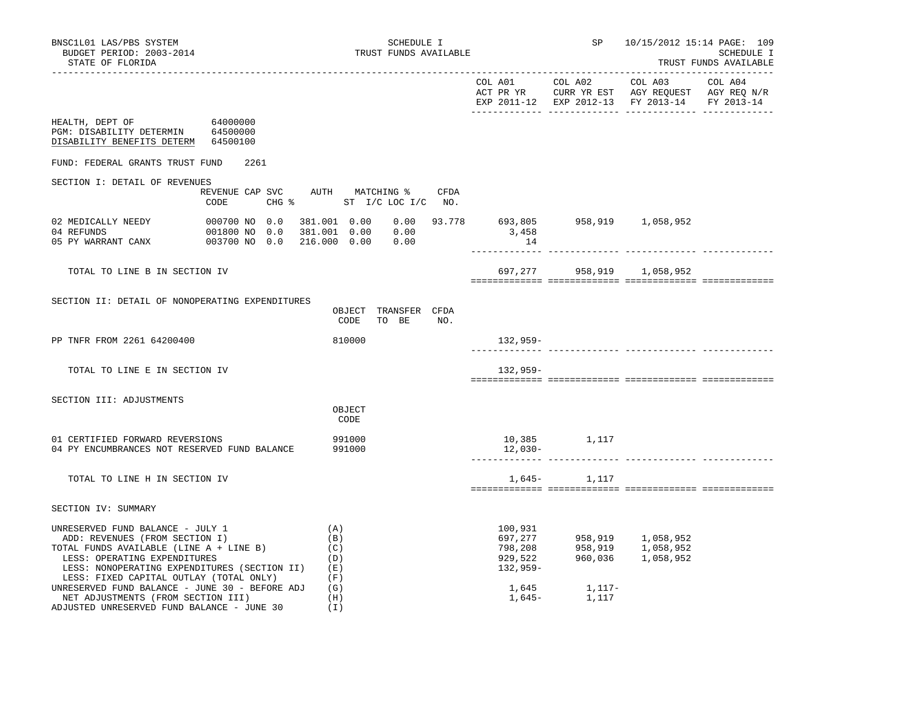BNSC1L01 LAS/PBS SYSTEM
BUDGET PERIOD: 2003-2014
STATE OF FLORIDA

SCHEDULE I
TRUST FUNDS AVAILABLE

SP 10/15/2012 15:14

SCHEDULE I
TRUST FUNDS AVAILABLE

| | COL A01 ACT PR YR EXP 2011-12 | COL A02 CURR YR EST EXP 2012-13 | COL A03 AGY REQUEST FY 2013-14 | COL A04 AGY REQ N/R FY 2013-14 |
|---|---|---|---|---|

HEALTH, DEPT OF 64000000
PGM: DISABILITY DETERMIN 64500000
DISABILITY BENEFITS DETERM 64500100

FUND: FEDERAL GRANTS TRUST FUND 2261

SECTION I: DETAIL OF REVENUES

| | REVENUE CODE | CAP | SVC CHG % | AUTH ST | MATCHING % I/C | MATCHING % LOC I/C | CFDA NO. | COL A01 | COL A02 | COL A03 | COL A04 |
|---|---|---|---|---|---|---|---|---|---|---|---|
| 02 MEDICALLY NEEDY | 000700 | NO | 0.0 | 381.001 | 0.00 | 0.00 | 93.778 | 693,805 | 958,919 | 1,058,952 | |
| 04 REFUNDS | 001800 | NO | 0.0 | 381.001 | 0.00 | 0.00 | | 3,458 | | | |
| 05 PY WARRANT CANX | 003700 | NO | 0.0 | 216.000 | 0.00 | 0.00 | | 14 | | | |
| TOTAL TO LINE B IN SECTION IV | | | | | | | | 697,277 | 958,919 | 1,058,952 | |

SECTION II: DETAIL OF NONOPERATING EXPENDITURES

| | OBJECT CODE | TRANSFER TO BE | CFDA NO. | COL A01 | COL A02 | COL A03 | COL A04 |
|---|---|---|---|---|---|---|---|
| PP TNFR FROM 2261 64200400 | 810000 | | | 132,959- | | | |
| TOTAL TO LINE E IN SECTION IV | | | | 132,959- | | | |

SECTION III: ADJUSTMENTS

| | OBJECT CODE | COL A01 | COL A02 | COL A03 | COL A04 |
|---|---|---|---|---|---|
| 01 CERTIFIED FORWARD REVERSIONS | 991000 | 10,385 | 1,117 | | |
| 04 PY ENCUMBRANCES NOT RESERVED FUND BALANCE | 991000 | 12,030- | | | |
| TOTAL TO LINE H IN SECTION IV | | 1,645- | 1,117 | | |

SECTION IV: SUMMARY

| | | COL A01 | COL A02 | COL A03 | COL A04 |
|---|---|---|---|---|---|
| UNRESERVED FUND BALANCE - JULY 1 | (A) | 100,931 | | | |
| ADD: REVENUES (FROM SECTION I) | (B) | 697,277 | 958,919 | 1,058,952 | |
| TOTAL FUNDS AVAILABLE (LINE A + LINE B) | (C) | 798,208 | 958,919 | 1,058,952 | |
| LESS: OPERATING EXPENDITURES | (D) | 929,522 | 960,036 | 1,058,952 | |
| LESS: NONOPERATING EXPENDITURES (SECTION II) | (E) | 132,959- | | | |
| LESS: FIXED CAPITAL OUTLAY (TOTAL ONLY) | (F) | | | | |
| UNRESERVED FUND BALANCE - JUNE 30 - BEFORE ADJ | (G) | 1,645 | 1,117- | | |
| NET ADJUSTMENTS (FROM SECTION III) | (H) | 1,645- | 1,117 | | |
| ADJUSTED UNRESERVED FUND BALANCE - JUNE 30 | (I) | | | | |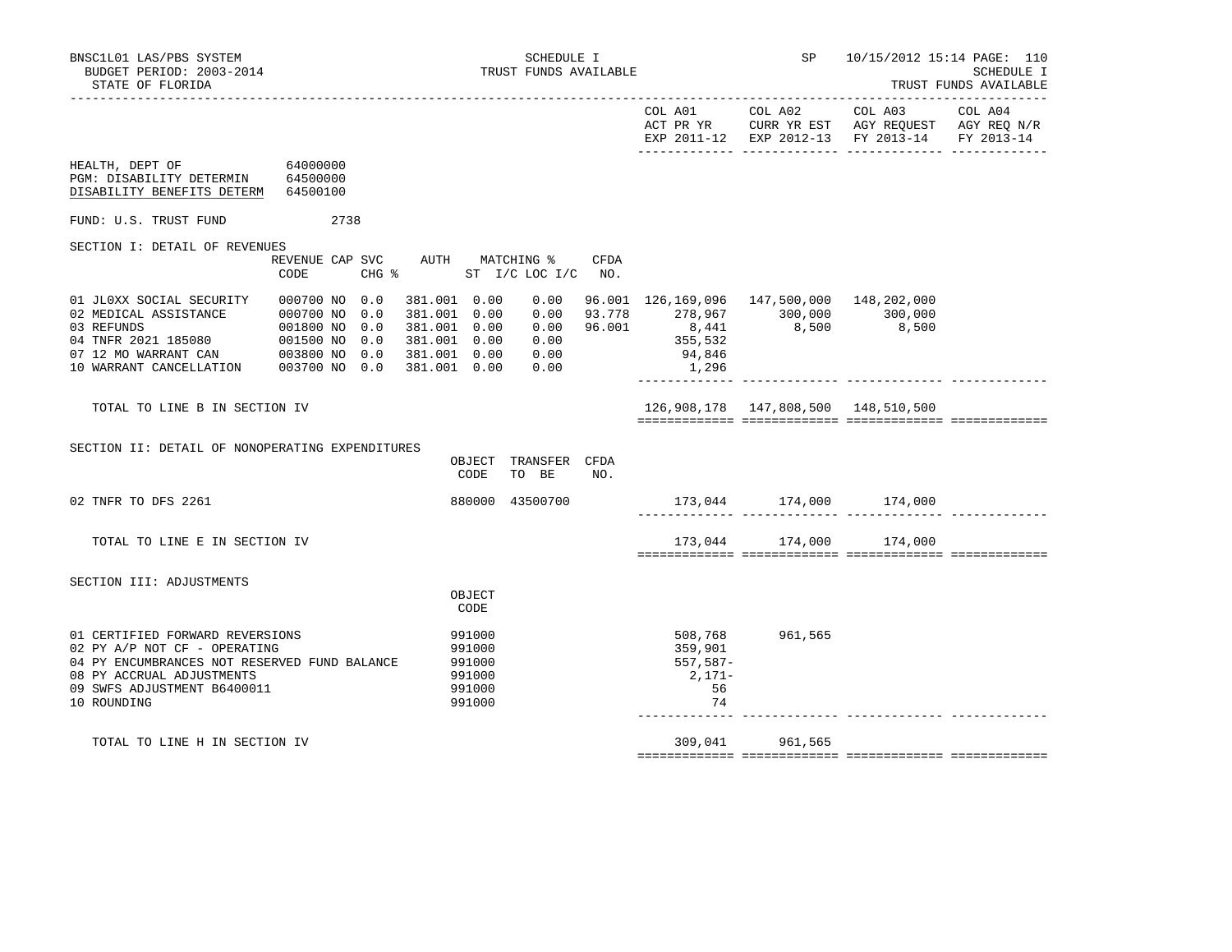BNSC1L01 LAS/PBS SYSTEM
BUDGET PERIOD: 2003-2014
STATE OF FLORIDA

SCHEDULE I
TRUST FUNDS AVAILABLE

SP 10/15/2012 15:14

SCHEDULE I
TRUST FUNDS AVAILABLE

| | COL A01 ACT PR YR EXP 2011-12 | COL A02 CURR YR EST EXP 2012-13 | COL A03 AGY REQUEST FY 2013-14 | COL A04 AGY REQ N/R FY 2013-14 |
|---|---|---|---|---|

HEALTH, DEPT OF 64000000
PGM: DISABILITY DETERMIN 64500000
DISABILITY BENEFITS DETERM 64500100

FUND: U.S. TRUST FUND 2738

## SECTION I: DETAIL OF REVENUES

| | REVENUE CODE | CAP CHG | SVC % | AUTH ST | MATCHING % I/C | LOC I/C | CFDA NO. | COL A01 | COL A02 | COL A03 | COL A04 |
|---|---|---|---|---|---|---|---|---|---|---|---|
| 01 JL0XX SOCIAL SECURITY | 000700 | NO | 0.0 | 381.001 | 0.00 | 0.00 | 96.001 | 126,169,096 | 147,500,000 | 148,202,000 | |
| 02 MEDICAL ASSISTANCE | 000700 | NO | 0.0 | 381.001 | 0.00 | 0.00 | 93.778 | 278,967 | 300,000 | 300,000 | |
| 03 REFUNDS | 001800 | NO | 0.0 | 381.001 | 0.00 | 0.00 | 96.001 | 8,441 | 8,500 | 8,500 | |
| 04 TNFR 2021 185080 | 001500 | NO | 0.0 | 381.001 | 0.00 | 0.00 | | 355,532 | | | |
| 07 12 MO WARRANT CAN | 003800 | NO | 0.0 | 381.001 | 0.00 | 0.00 | | 94,846 | | | |
| 10 WARRANT CANCELLATION | 003700 | NO | 0.0 | 381.001 | 0.00 | 0.00 | | 1,296 | | | |
| TOTAL TO LINE B IN SECTION IV | | | | | | | | 126,908,178 | 147,808,500 | 148,510,500 | |

## SECTION II: DETAIL OF NONOPERATING EXPENDITURES

| | OBJECT CODE | TRANSFER TO BE | CFDA NO. | COL A01 | COL A02 | COL A03 | COL A04 |
|---|---|---|---|---|---|---|---|
| 02 TNFR TO DFS 2261 | 880000 | 43500700 | | 173,044 | 174,000 | 174,000 | |
| TOTAL TO LINE E IN SECTION IV | | | | 173,044 | 174,000 | 174,000 | |

## SECTION III: ADJUSTMENTS

| | OBJECT CODE | COL A01 | COL A02 | COL A03 | COL A04 |
|---|---|---|---|---|---|
| 01 CERTIFIED FORWARD REVERSIONS | 991000 | 508,768 | 961,565 | | |
| 02 PY A/P NOT CF - OPERATING | 991000 | 359,901 | | | |
| 04 PY ENCUMBRANCES NOT RESERVED FUND BALANCE | 991000 | 557,587- | | | |
| 08 PY ACCRUAL ADJUSTMENTS | 991000 | 2,171- | | | |
| 09 SWFS ADJUSTMENT B6400011 | 991000 | 56 | | | |
| 10 ROUNDING | 991000 | 74 | | | |
| TOTAL TO LINE H IN SECTION IV | | 309,041 | 961,565 | | |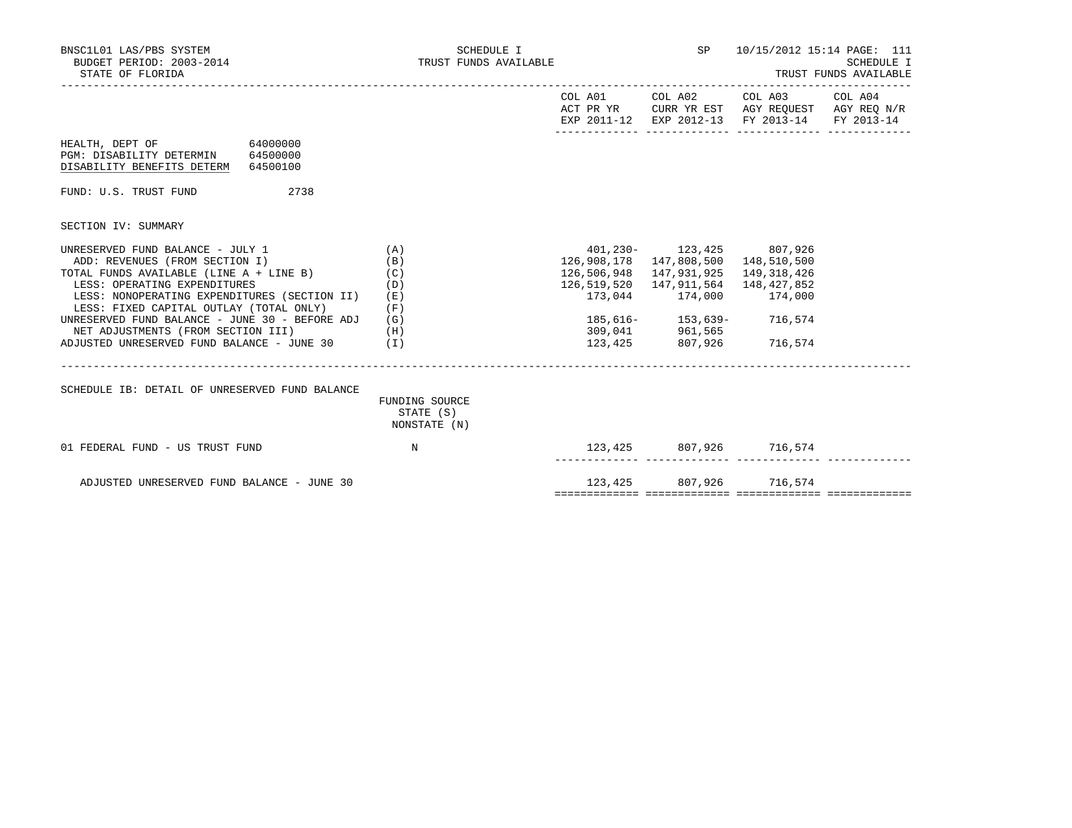BNSC1L01 LAS/PBS SYSTEM
BUDGET PERIOD: 2003-2014
STATE OF FLORIDA

SCHEDULE I
TRUST FUNDS AVAILABLE

SP 10/15/2012 15:14 PAGE: 111
SCHEDULE I
TRUST FUNDS AVAILABLE

| | | COL A01 ACT PR YR EXP 2011-12 | COL A02 CURR YR EST EXP 2012-13 | COL A03 AGY REQUEST FY 2013-14 | COL A04 AGY REQ N/R FY 2013-14 |
|---|---|---|---|---|---|

HEALTH, DEPT OF 64000000
PGM: DISABILITY DETERMIN 64500000
DISABILITY BENEFITS DETERM 64500100

FUND: U.S. TRUST FUND 2738

SECTION IV: SUMMARY

| | | COL A01 | COL A02 | COL A03 | COL A04 |
|---|---|---|---|---|---|
| UNRESERVED FUND BALANCE - JULY 1 | (A) | 401,230- | 123,425 | 807,926 | |
| ADD: REVENUES (FROM SECTION I) | (B) | 126,908,178 | 147,808,500 | 148,510,500 | |
| TOTAL FUNDS AVAILABLE (LINE A + LINE B) | (C) | 126,506,948 | 147,931,925 | 149,318,426 | |
| LESS: OPERATING EXPENDITURES | (D) | 126,519,520 | 147,911,564 | 148,427,852 | |
| LESS: NONOPERATING EXPENDITURES (SECTION II) | (E) | 173,044 | 174,000 | 174,000 | |
| LESS: FIXED CAPITAL OUTLAY (TOTAL ONLY) | (F) | | | | |
| UNRESERVED FUND BALANCE - JUNE 30 - BEFORE ADJ | (G) | 185,616- | 153,639- | 716,574 | |
| NET ADJUSTMENTS (FROM SECTION III) | (H) | 309,041 | 961,565 | | |
| ADJUSTED UNRESERVED FUND BALANCE - JUNE 30 | (I) | 123,425 | 807,926 | 716,574 | |

SCHEDULE IB: DETAIL OF UNRESERVED FUND BALANCE

| | FUNDING SOURCE STATE (S) NONSTATE (N) | COL A01 | COL A02 | COL A03 | COL A04 |
|---|---|---|---|---|---|
| 01 FEDERAL FUND - US TRUST FUND | N | 123,425 | 807,926 | 716,574 | |
| ADJUSTED UNRESERVED FUND BALANCE - JUNE 30 | | 123,425 | 807,926 | 716,574 | |